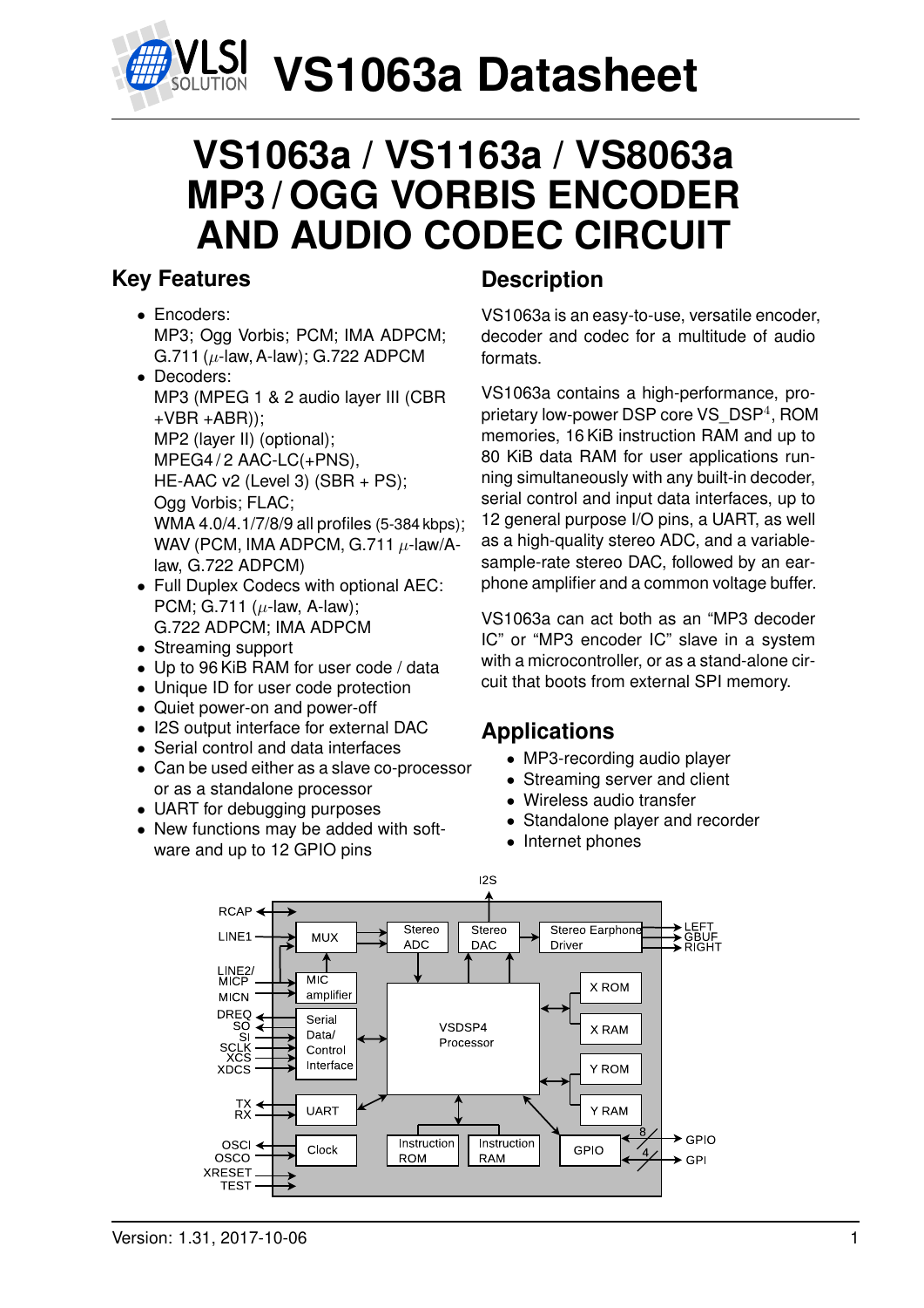# VS1063a Datasheet

# VS1063a / VS1163a / VS8063a MP3 / OGG VORBIS ENCODER AND AUDIO CODEC CIRCUIT

## Key Features

- Encoders:
  MP3; Ogg Vorbis; PCM; IMA ADPCM; G.711 ($\mu$-law, A-law); G.722 ADPCM
- Decoders:
  MP3 (MPEG 1 & 2 audio layer III (CBR +VBR +ABR));
  MP2 (layer II) (optional);
  MPEG4 / 2 AAC-LC(+PNS),
  HE-AAC v2 (Level 3) (SBR + PS);
  Ogg Vorbis; FLAC;
  WMA 4.0/4.1/7/8/9 all profiles (5-384 kbps);
  WAV (PCM, IMA ADPCM, G.711 $\mu$-law/A-law, G.722 ADPCM)
- Full Duplex Codecs with optional AEC:
  PCM; G.711 ($\mu$-law, A-law);
  G.722 ADPCM; IMA ADPCM
- Streaming support
- Up to 96 KiB RAM for user code / data
- Unique ID for user code protection
- Quiet power-on and power-off
- I2S output interface for external DAC
- Serial control and data interfaces
- Can be used either as a slave co-processor or as a standalone processor
- UART for debugging purposes
- New functions may be added with software and up to 12 GPIO pins

## Description

VS1063a is an easy-to-use, versatile encoder, decoder and codec for a multitude of audio formats.

VS1063a contains a high-performance, proprietary low-power DSP core VS_DSP[4], ROM memories, 16 KiB instruction RAM and up to 80 KiB data RAM for user applications running simultaneously with any built-in decoder, serial control and input data interfaces, up to 12 general purpose I/O pins, a UART, as well as a high-quality stereo ADC, and a variable-sample-rate stereo DAC, followed by an earphone amplifier and a common voltage buffer.

VS1063a can act both as an "MP3 decoder IC" or "MP3 encoder IC" slave in a system with a microcontroller, or as a stand-alone circuit that boots from external SPI memory.

## Applications

- MP3-recording audio player
- Streaming server and client
- Wireless audio transfer
- Standalone player and recorder
- Internet phones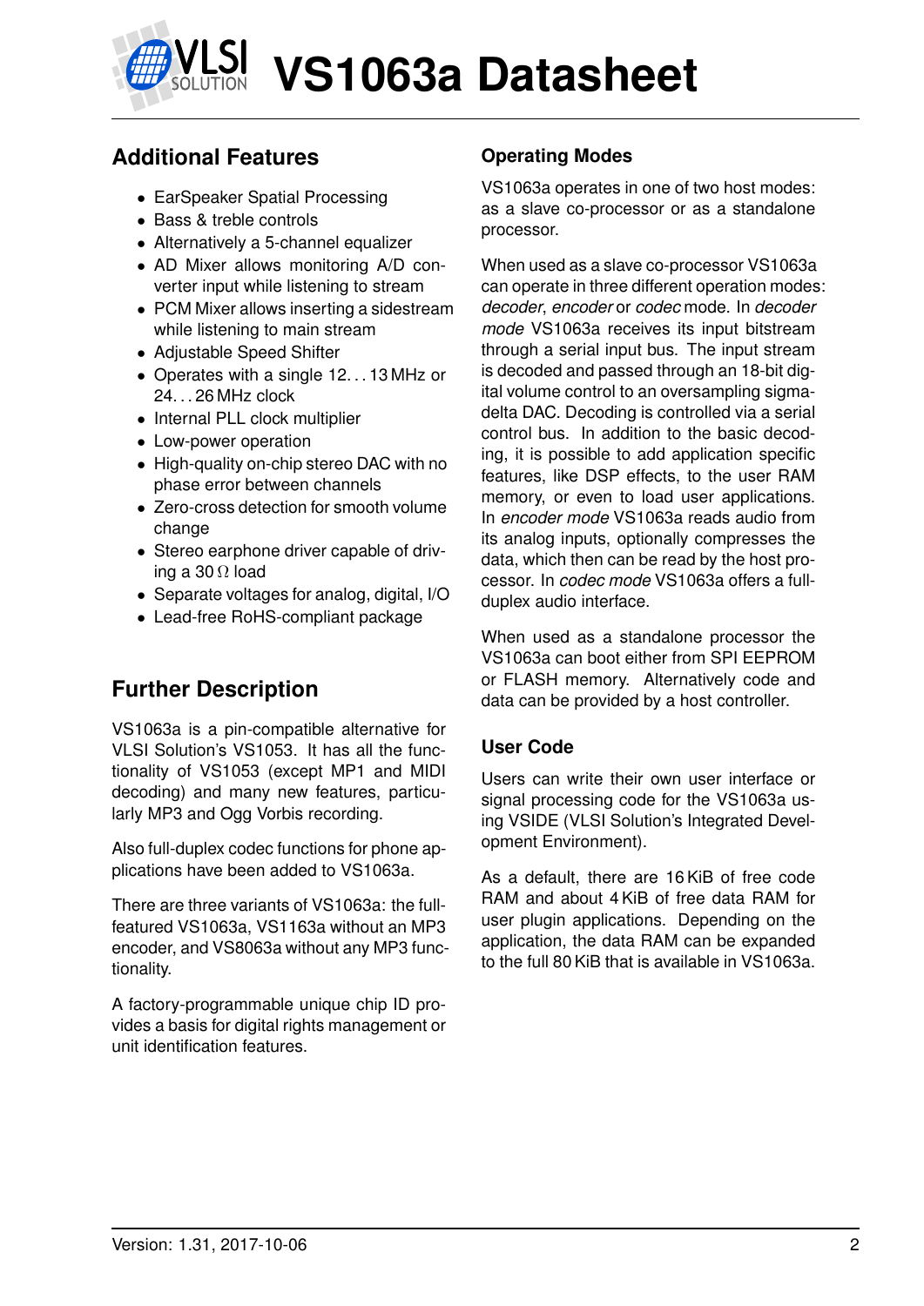## Additional Features

- EarSpeaker Spatial Processing
- Bass & treble controls
- Alternatively a 5-channel equalizer
- AD Mixer allows monitoring A/D converter input while listening to stream
- PCM Mixer allows inserting a sidestream while listening to main stream
- Adjustable Speed Shifter
- Operates with a single 12...13 MHz or 24...26 MHz clock
- Internal PLL clock multiplier
- Low-power operation
- High-quality on-chip stereo DAC with no phase error between channels
- Zero-cross detection for smooth volume change
- Stereo earphone driver capable of driving a 30 Ω load
- Separate voltages for analog, digital, I/O
- Lead-free RoHS-compliant package

## Further Description

VS1063a is a pin-compatible alternative for VLSI Solution's VS1053. It has all the functionality of VS1053 (except MP1 and MIDI decoding) and many new features, particularly MP3 and Ogg Vorbis recording.

Also full-duplex codec functions for phone applications have been added to VS1063a.

There are three variants of VS1063a: the full-featured VS1063a, VS1163a without an MP3 encoder, and VS8063a without any MP3 functionality.

A factory-programmable unique chip ID provides a basis for digital rights management or unit identification features.

### Operating Modes

VS1063a operates in one of two host modes: as a slave co-processor or as a standalone processor.

When used as a slave co-processor VS1063a can operate in three different operation modes: *decoder*, *encoder* or *codec* mode. In *decoder mode* VS1063a receives its input bitstream through a serial input bus. The input stream is decoded and passed through an 18-bit digital volume control to an oversampling sigma-delta DAC. Decoding is controlled via a serial control bus. In addition to the basic decoding, it is possible to add application specific features, like DSP effects, to the user RAM memory, or even to load user applications. In *encoder mode* VS1063a reads audio from its analog inputs, optionally compresses the data, which then can be read by the host processor. In *codec mode* VS1063a offers a full-duplex audio interface.

When used as a standalone processor the VS1063a can boot either from SPI EEPROM or FLASH memory. Alternatively code and data can be provided by a host controller.

### User Code

Users can write their own user interface or signal processing code for the VS1063a using VSIDE (VLSI Solution's Integrated Development Environment).

As a default, there are 16 KiB of free code RAM and about 4 KiB of free data RAM for user plugin applications. Depending on the application, the data RAM can be expanded to the full 80 KiB that is available in VS1063a.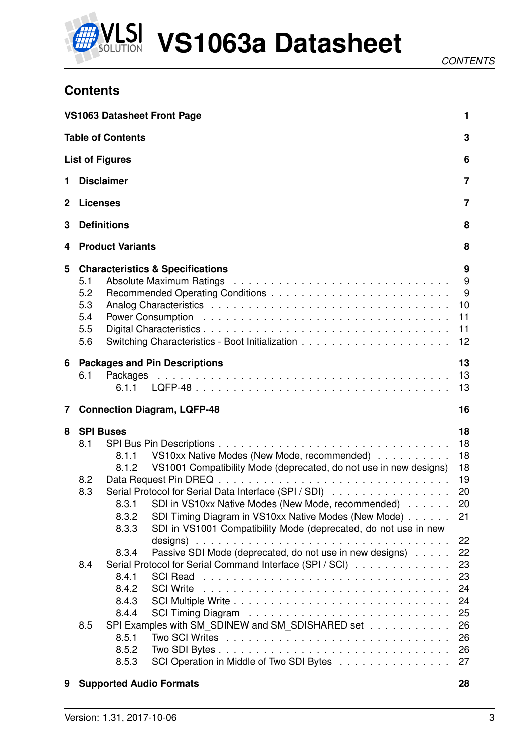## Contents

**VS1063 Datasheet Front Page** 1

**Table of Contents** 3

**List of Figures** 6

**1 Disclaimer** 7

**2 Licenses** 7

**3 Definitions** 8

**4 Product Variants** 8

**5 Characteristics & Specifications** 9
- 5.1 Absolute Maximum Ratings . . . . . 9
- 5.2 Recommended Operating Conditions . . . . . 9
- 5.3 Analog Characteristics . . . . . 10
- 5.4 Power Consumption . . . . . 11
- 5.5 Digital Characteristics . . . . . 11
- 5.6 Switching Characteristics - Boot Initialization . . . . . 12

**6 Packages and Pin Descriptions** 13
- 6.1 Packages . . . . . 13
  - 6.1.1 LQFP-48 . . . . . 13

**7 Connection Diagram, LQFP-48** 16

**8 SPI Buses** 18
- 8.1 SPI Bus Pin Descriptions . . . . . 18
  - 8.1.1 VS10xx Native Modes (New Mode, recommended) . . . . . 18
  - 8.1.2 VS1001 Compatibility Mode (deprecated, do not use in new designs) 18
- 8.2 Data Request Pin DREQ . . . . . 19
- 8.3 Serial Protocol for Serial Data Interface (SPI / SDI) . . . . . 20
  - 8.3.1 SDI in VS10xx Native Modes (New Mode, recommended) . . . . . 20
  - 8.3.2 SDI Timing Diagram in VS10xx Native Modes (New Mode) . . . . . 21
  - 8.3.3 SDI in VS1001 Compatibility Mode (deprecated, do not use in new designs) . . . . . 22
  - 8.3.4 Passive SDI Mode (deprecated, do not use in new designs) . . . . . 22
- 8.4 Serial Protocol for Serial Command Interface (SPI / SCI) . . . . . 23
  - 8.4.1 SCI Read . . . . . 23
  - 8.4.2 SCI Write . . . . . 24
  - 8.4.3 SCI Multiple Write . . . . . 24
  - 8.4.4 SCI Timing Diagram . . . . . 25
- 8.5 SPI Examples with SM_SDINEW and SM_SDISHARED set . . . . . 26
  - 8.5.1 Two SCI Writes . . . . . 26
  - 8.5.2 Two SDI Bytes . . . . . 26
  - 8.5.3 SCI Operation in Middle of Two SDI Bytes . . . . . 27

**9 Supported Audio Formats** 28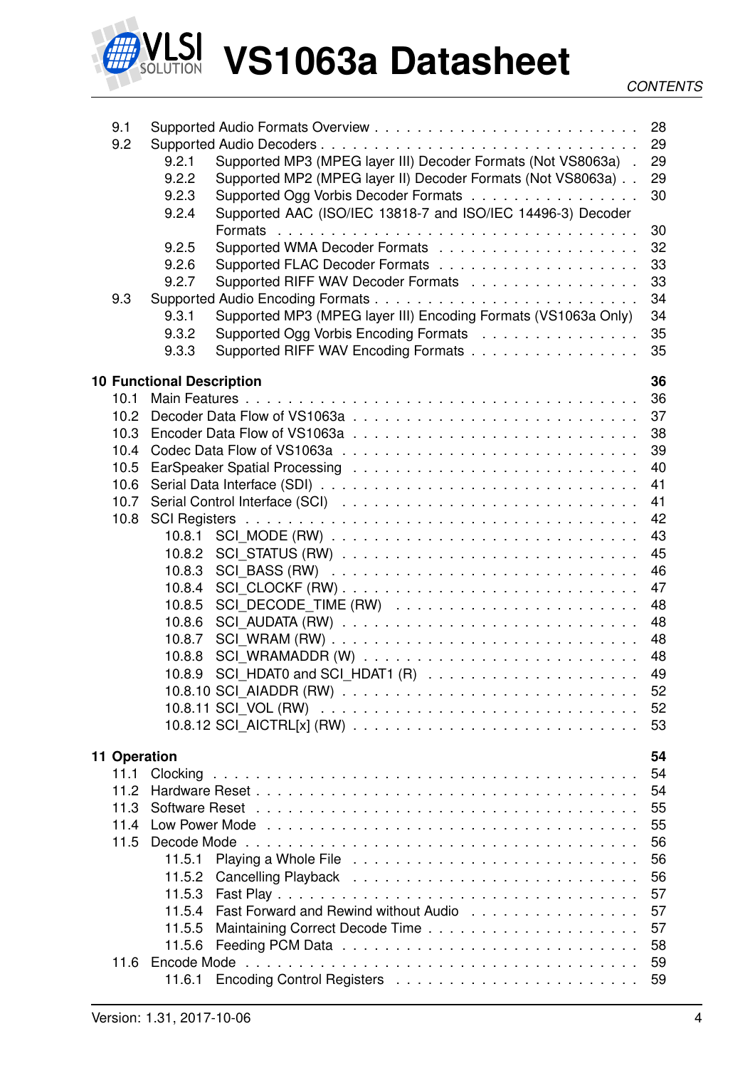9.1 Supported Audio Formats Overview . . . . . . . . . . . . . . . . . . . . . . . 28
9.2 Supported Audio Decoders . . . . . . . . . . . . . . . . . . . . . . . . . . . 29
  9.2.1 Supported MP3 (MPEG layer III) Decoder Formats (Not VS8063a) . 29
  9.2.2 Supported MP2 (MPEG layer II) Decoder Formats (Not VS8063a) . . 29
  9.2.3 Supported Ogg Vorbis Decoder Formats . . . . . . . . . . . . . . . 30
  9.2.4 Supported AAC (ISO/IEC 13818-7 and ISO/IEC 14496-3) Decoder Formats . . . . . . . . . . . . . . . . . . . . . . . . . . . . . . 30
  9.2.5 Supported WMA Decoder Formats . . . . . . . . . . . . . . . . . . 32
  9.2.6 Supported FLAC Decoder Formats . . . . . . . . . . . . . . . . . . 33
  9.2.7 Supported RIFF WAV Decoder Formats . . . . . . . . . . . . . . . 33
9.3 Supported Audio Encoding Formats . . . . . . . . . . . . . . . . . . . . . . 34
  9.3.1 Supported MP3 (MPEG layer III) Encoding Formats (VS1063a Only) 34
  9.3.2 Supported Ogg Vorbis Encoding Formats . . . . . . . . . . . . . . 35
  9.3.3 Supported RIFF WAV Encoding Formats . . . . . . . . . . . . . . . 35

**10 Functional Description** **36**
10.1 Main Features . . . . . . . . . . . . . . . . . . . . . . . . . . . . . . . . 36
10.2 Decoder Data Flow of VS1063a . . . . . . . . . . . . . . . . . . . . . . . 37
10.3 Encoder Data Flow of VS1063a . . . . . . . . . . . . . . . . . . . . . . . 38
10.4 Codec Data Flow of VS1063a . . . . . . . . . . . . . . . . . . . . . . . . 39
10.5 EarSpeaker Spatial Processing . . . . . . . . . . . . . . . . . . . . . . . 40
10.6 Serial Data Interface (SDI) . . . . . . . . . . . . . . . . . . . . . . . . . 41
10.7 Serial Control Interface (SCI) . . . . . . . . . . . . . . . . . . . . . . . . 41
10.8 SCI Registers . . . . . . . . . . . . . . . . . . . . . . . . . . . . . . . . 42
  10.8.1 SCI_MODE (RW) . . . . . . . . . . . . . . . . . . . . . . . . . . . 43
  10.8.2 SCI_STATUS (RW) . . . . . . . . . . . . . . . . . . . . . . . . . . 45
  10.8.3 SCI_BASS (RW) . . . . . . . . . . . . . . . . . . . . . . . . . . . 46
  10.8.4 SCI_CLOCKF (RW) . . . . . . . . . . . . . . . . . . . . . . . . . . 47
  10.8.5 SCI_DECODE_TIME (RW) . . . . . . . . . . . . . . . . . . . . . . 48
  10.8.6 SCI_AUDATA (RW) . . . . . . . . . . . . . . . . . . . . . . . . . . 48
  10.8.7 SCI_WRAM (RW) . . . . . . . . . . . . . . . . . . . . . . . . . . . 48
  10.8.8 SCI_WRAMADDR (W) . . . . . . . . . . . . . . . . . . . . . . . . 48
  10.8.9 SCI_HDAT0 and SCI_HDAT1 (R) . . . . . . . . . . . . . . . . . . . 49
  10.8.10 SCI_AIADDR (RW) . . . . . . . . . . . . . . . . . . . . . . . . . 52
  10.8.11 SCI_VOL (RW) . . . . . . . . . . . . . . . . . . . . . . . . . . . 52
  10.8.12 SCI_AICTRL[x] (RW) . . . . . . . . . . . . . . . . . . . . . . . . 53

**11 Operation** **54**
11.1 Clocking . . . . . . . . . . . . . . . . . . . . . . . . . . . . . . . . . . 54
11.2 Hardware Reset . . . . . . . . . . . . . . . . . . . . . . . . . . . . . . . 54
11.3 Software Reset . . . . . . . . . . . . . . . . . . . . . . . . . . . . . . . 55
11.4 Low Power Mode . . . . . . . . . . . . . . . . . . . . . . . . . . . . . . 55
11.5 Decode Mode . . . . . . . . . . . . . . . . . . . . . . . . . . . . . . . . 56
  11.5.1 Playing a Whole File . . . . . . . . . . . . . . . . . . . . . . . . . 56
  11.5.2 Cancelling Playback . . . . . . . . . . . . . . . . . . . . . . . . . 56
  11.5.3 Fast Play . . . . . . . . . . . . . . . . . . . . . . . . . . . . . . . 57
  11.5.4 Fast Forward and Rewind without Audio . . . . . . . . . . . . . . . 57
  11.5.5 Maintaining Correct Decode Time . . . . . . . . . . . . . . . . . . 57
  11.5.6 Feeding PCM Data . . . . . . . . . . . . . . . . . . . . . . . . . . 58
11.6 Encode Mode . . . . . . . . . . . . . . . . . . . . . . . . . . . . . . . . 59
  11.6.1 Encoding Control Registers . . . . . . . . . . . . . . . . . . . . . 59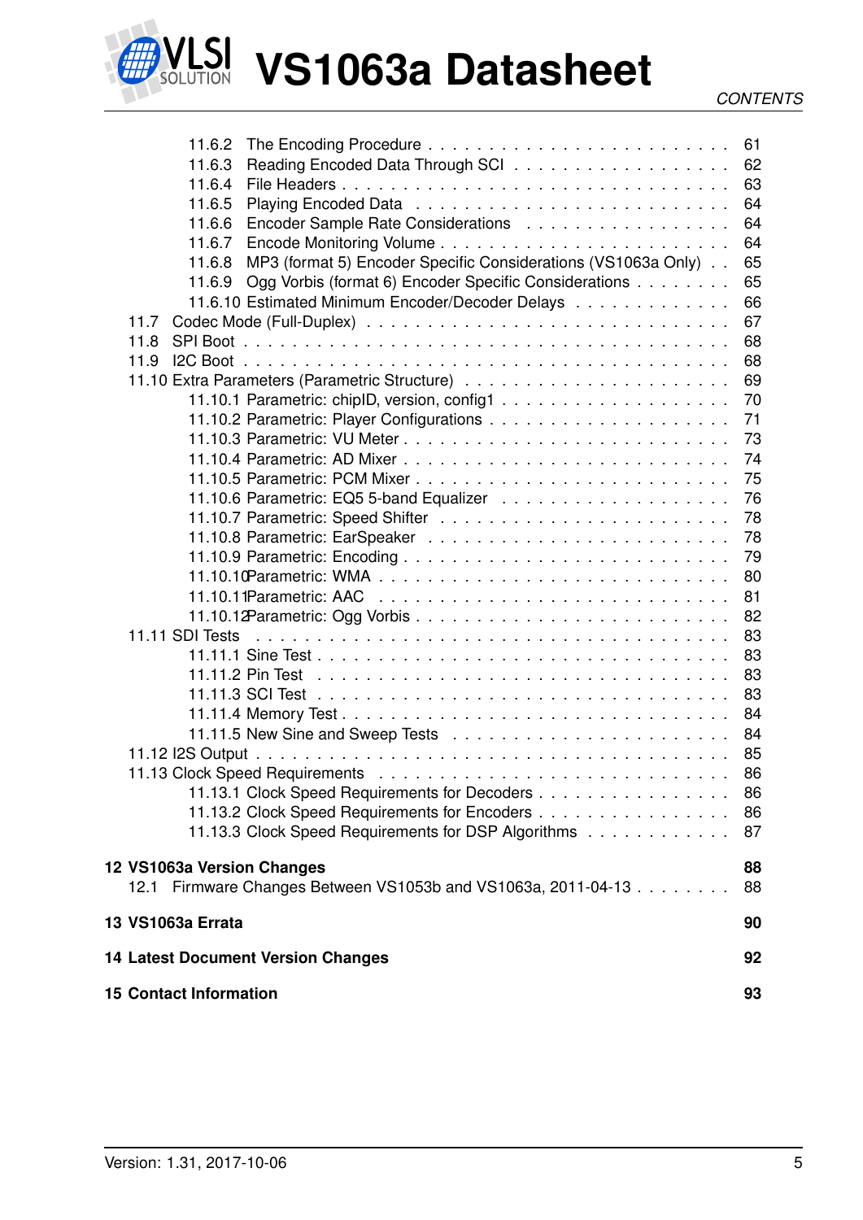11.6.2 The Encoding Procedure . . . . . . . . . . . . . . . . . . . . . . . . 61
11.6.3 Reading Encoded Data Through SCI . . . . . . . . . . . . . . . . . . 62
11.6.4 File Headers . . . . . . . . . . . . . . . . . . . . . . . . . . . . . 63
11.6.5 Playing Encoded Data . . . . . . . . . . . . . . . . . . . . . . . . . 64
11.6.6 Encoder Sample Rate Considerations . . . . . . . . . . . . . . . . . 64
11.6.7 Encode Monitoring Volume . . . . . . . . . . . . . . . . . . . . . . 64
11.6.8 MP3 (format 5) Encoder Specific Considerations (VS1063a Only) . . 65
11.6.9 Ogg Vorbis (format 6) Encoder Specific Considerations . . . . . . . . 65
11.6.10 Estimated Minimum Encoder/Decoder Delays . . . . . . . . . . . . . 66
11.7 Codec Mode (Full-Duplex) . . . . . . . . . . . . . . . . . . . . . . . . . . 67
11.8 SPI Boot . . . . . . . . . . . . . . . . . . . . . . . . . . . . . . . . . . . 68
11.9 I2C Boot . . . . . . . . . . . . . . . . . . . . . . . . . . . . . . . . . . . 68
11.10 Extra Parameters (Parametric Structure) . . . . . . . . . . . . . . . . . . 69
11.10.1 Parametric: chipID, version, config1 . . . . . . . . . . . . . . . . . . 70
11.10.2 Parametric: Player Configurations . . . . . . . . . . . . . . . . . . . 71
11.10.3 Parametric: VU Meter . . . . . . . . . . . . . . . . . . . . . . . . . 73
11.10.4 Parametric: AD Mixer . . . . . . . . . . . . . . . . . . . . . . . . . 74
11.10.5 Parametric: PCM Mixer . . . . . . . . . . . . . . . . . . . . . . . . 75
11.10.6 Parametric: EQ5 5-band Equalizer . . . . . . . . . . . . . . . . . . . 76
11.10.7 Parametric: Speed Shifter . . . . . . . . . . . . . . . . . . . . . . . 78
11.10.8 Parametric: EarSpeaker . . . . . . . . . . . . . . . . . . . . . . . . 78
11.10.9 Parametric: Encoding . . . . . . . . . . . . . . . . . . . . . . . . . 79
11.10.10 Parametric: WMA . . . . . . . . . . . . . . . . . . . . . . . . . . . 80
11.10.11 Parametric: AAC . . . . . . . . . . . . . . . . . . . . . . . . . . . 81
11.10.12 Parametric: Ogg Vorbis . . . . . . . . . . . . . . . . . . . . . . . . 82
11.11 SDI Tests . . . . . . . . . . . . . . . . . . . . . . . . . . . . . . . . . . 83
11.11.1 Sine Test . . . . . . . . . . . . . . . . . . . . . . . . . . . . . . . 83
11.11.2 Pin Test . . . . . . . . . . . . . . . . . . . . . . . . . . . . . . . . 83
11.11.3 SCI Test . . . . . . . . . . . . . . . . . . . . . . . . . . . . . . . . 83
11.11.4 Memory Test . . . . . . . . . . . . . . . . . . . . . . . . . . . . . . 84
11.11.5 New Sine and Sweep Tests . . . . . . . . . . . . . . . . . . . . . . 84
11.12 I2S Output . . . . . . . . . . . . . . . . . . . . . . . . . . . . . . . . . . 85
11.13 Clock Speed Requirements . . . . . . . . . . . . . . . . . . . . . . . . . 86
11.13.1 Clock Speed Requirements for Decoders . . . . . . . . . . . . . . . 86
11.13.2 Clock Speed Requirements for Encoders . . . . . . . . . . . . . . . 86
11.13.3 Clock Speed Requirements for DSP Algorithms . . . . . . . . . . . 87

**12 VS1063a Version Changes** **88**
12.1 Firmware Changes Between VS1053b and VS1063a, 2011-04-13 . . . . . . . . 88

**13 VS1063a Errata** **90**

**14 Latest Document Version Changes** **92**

**15 Contact Information** **93**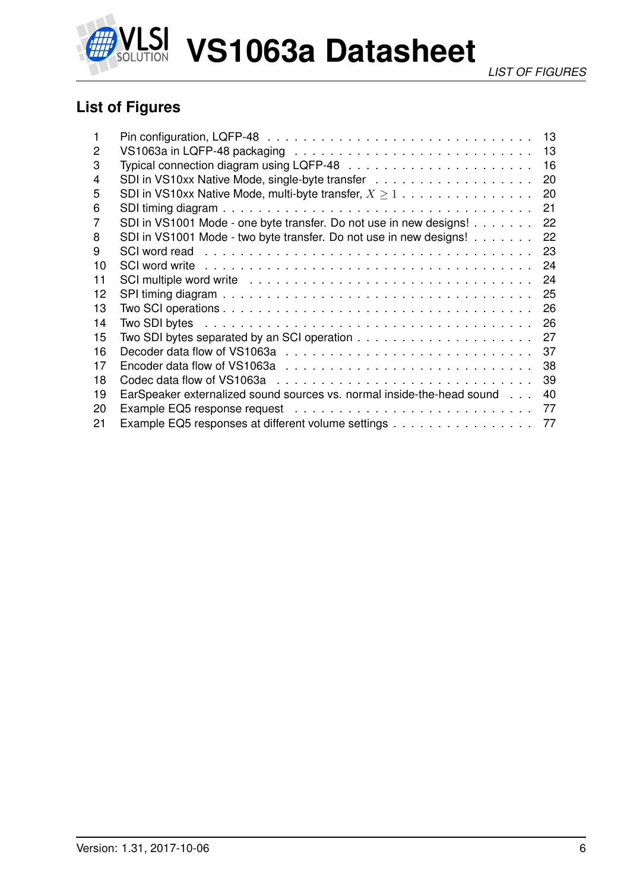## List of Figures

| | | |
|---|---|---|
| 1 | Pin configuration, LQFP-48 | 13 |
| 2 | VS1063a in LQFP-48 packaging | 13 |
| 3 | Typical connection diagram using LQFP-48 | 16 |
| 4 | SDI in VS10xx Native Mode, single-byte transfer | 20 |
| 5 | SDI in VS10xx Native Mode, multi-byte transfer, $X \geq 1$ | 20 |
| 6 | SDI timing diagram | 21 |
| 7 | SDI in VS1001 Mode - one byte transfer. Do not use in new designs! | 22 |
| 8 | SDI in VS1001 Mode - two byte transfer. Do not use in new designs! | 22 |
| 9 | SCI word read | 23 |
| 10 | SCI word write | 24 |
| 11 | SCI multiple word write | 24 |
| 12 | SPI timing diagram | 25 |
| 13 | Two SCI operations | 26 |
| 14 | Two SDI bytes | 26 |
| 15 | Two SDI bytes separated by an SCI operation | 27 |
| 16 | Decoder data flow of VS1063a | 37 |
| 17 | Encoder data flow of VS1063a | 38 |
| 18 | Codec data flow of VS1063a | 39 |
| 19 | EarSpeaker externalized sound sources vs. normal inside-the-head sound | 40 |
| 20 | Example EQ5 response request | 77 |
| 21 | Example EQ5 responses at different volume settings | 77 |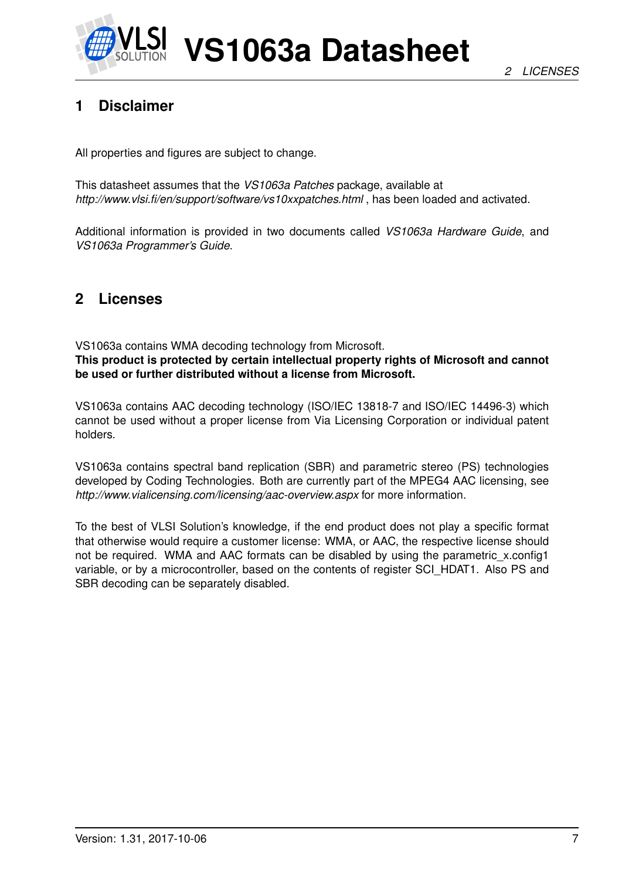# 1 Disclaimer

All properties and figures are subject to change.

This datasheet assumes that the *VS1063a Patches* package, available at *http://www.vlsi.fi/en/support/software/vs10xxpatches.html* , has been loaded and activated.

Additional information is provided in two documents called *VS1063a Hardware Guide*, and *VS1063a Programmer's Guide*.

# 2 Licenses

VS1063a contains WMA decoding technology from Microsoft.
**This product is protected by certain intellectual property rights of Microsoft and cannot be used or further distributed without a license from Microsoft.**

VS1063a contains AAC decoding technology (ISO/IEC 13818-7 and ISO/IEC 14496-3) which cannot be used without a proper license from Via Licensing Corporation or individual patent holders.

VS1063a contains spectral band replication (SBR) and parametric stereo (PS) technologies developed by Coding Technologies. Both are currently part of the MPEG4 AAC licensing, see *http://www.vialicensing.com/licensing/aac-overview.aspx* for more information.

To the best of VLSI Solution's knowledge, if the end product does not play a specific format that otherwise would require a customer license: WMA, or AAC, the respective license should not be required. WMA and AAC formats can be disabled by using the parametric_x.config1 variable, or by a microcontroller, based on the contents of register SCI_HDAT1. Also PS and SBR decoding can be separately disabled.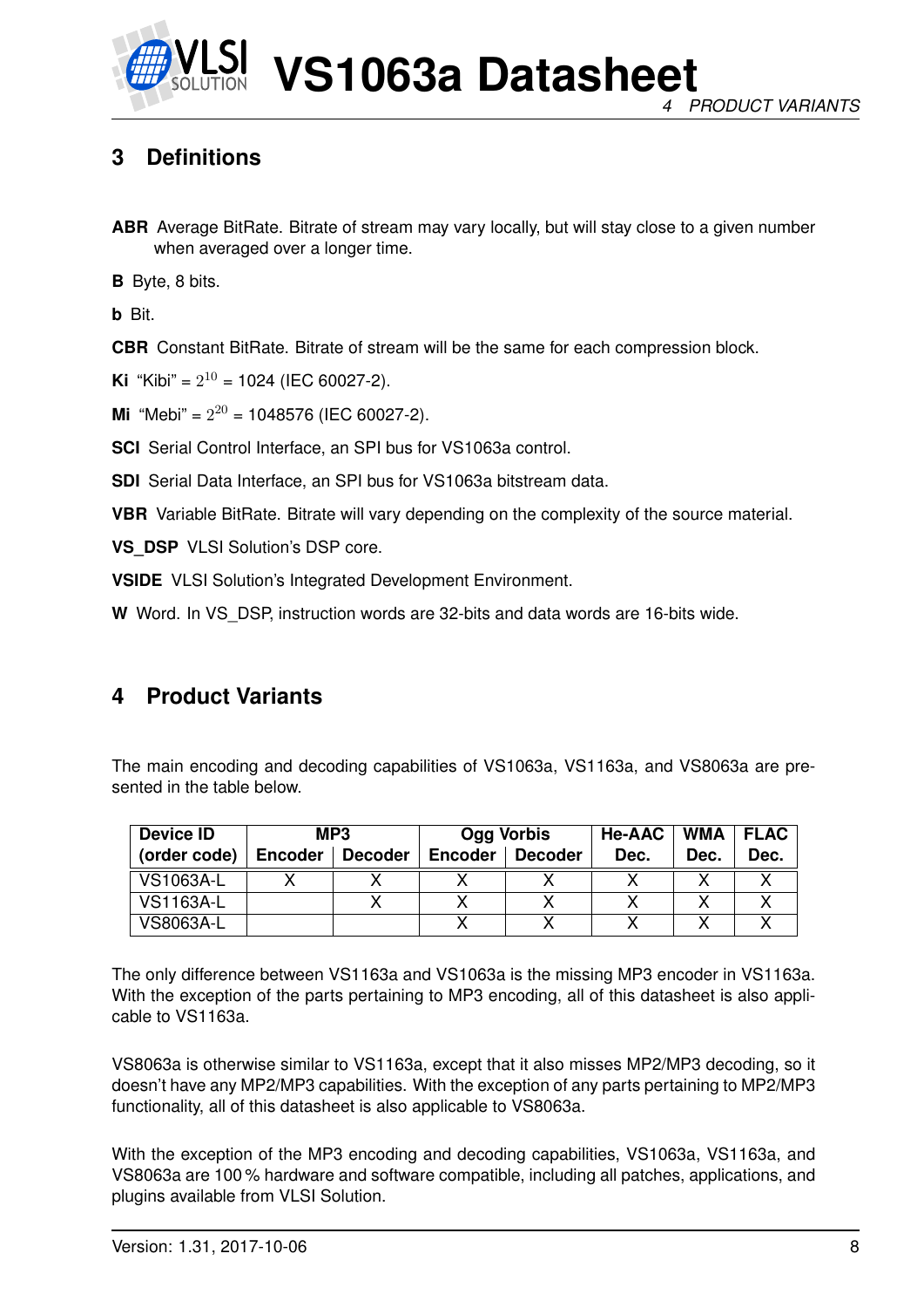## 3 Definitions

**ABR** Average BitRate. Bitrate of stream may vary locally, but will stay close to a given number when averaged over a longer time.

**B** Byte, 8 bits.

**b** Bit.

**CBR** Constant BitRate. Bitrate of stream will be the same for each compression block.

**Ki** "Kibi" = $2^{10}$ = 1024 (IEC 60027-2).

**Mi** "Mebi" = $2^{20}$ = 1048576 (IEC 60027-2).

**SCI** Serial Control Interface, an SPI bus for VS1063a control.

**SDI** Serial Data Interface, an SPI bus for VS1063a bitstream data.

**VBR** Variable BitRate. Bitrate will vary depending on the complexity of the source material.

**VS_DSP** VLSI Solution's DSP core.

**VSIDE** VLSI Solution's Integrated Development Environment.

**W** Word. In VS_DSP, instruction words are 32-bits and data words are 16-bits wide.

## 4 Product Variants

The main encoding and decoding capabilities of VS1063a, VS1163a, and VS8063a are presented in the table below.

| Device ID (order code) | MP3 | | Ogg Vorbis | | He-AAC | WMA | FLAC |
|---|---|---|---|---|---|---|---|
| | Encoder | Decoder | Encoder | Decoder | Dec. | Dec. | Dec. |
| VS1063A-L | X | X | X | X | X | X | X |
| VS1163A-L | | X | X | X | X | X | X |
| VS8063A-L | | | X | X | X | X | X |

The only difference between VS1163a and VS1063a is the missing MP3 encoder in VS1163a. With the exception of the parts pertaining to MP3 encoding, all of this datasheet is also applicable to VS1163a.

VS8063a is otherwise similar to VS1163a, except that it also misses MP2/MP3 decoding, so it doesn't have any MP2/MP3 capabilities. With the exception of any parts pertaining to MP2/MP3 functionality, all of this datasheet is also applicable to VS8063a.

With the exception of the MP3 encoding and decoding capabilities, VS1063a, VS1163a, and VS8063a are 100 % hardware and software compatible, including all patches, applications, and plugins available from VLSI Solution.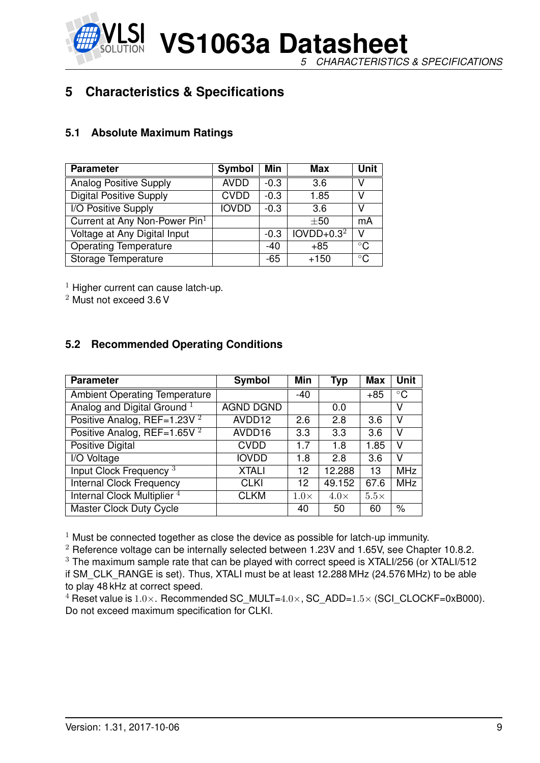# 5 Characteristics & Specifications

## 5.1 Absolute Maximum Ratings

| Parameter | Symbol | Min | Max | Unit |
|---|---|---|---|---|
| Analog Positive Supply | AVDD | -0.3 | 3.6 | V |
| Digital Positive Supply | CVDD | -0.3 | 1.85 | V |
| I/O Positive Supply | IOVDD | -0.3 | 3.6 | V |
| Current at Any Non-Power Pin[1] | | | ±50 | mA |
| Voltage at Any Digital Input | | -0.3 | IOVDD+0.3[2] | V |
| Operating Temperature | | -40 | +85 | °C |
| Storage Temperature | | -65 | +150 | °C |

[1] Higher current can cause latch-up.
[2] Must not exceed 3.6 V

## 5.2 Recommended Operating Conditions

| Parameter | Symbol | Min | Typ | Max | Unit |
|---|---|---|---|---|---|
| Ambient Operating Temperature | | -40 | | +85 | °C |
| Analog and Digital Ground [1] | AGND DGND | | 0.0 | | V |
| Positive Analog, REF=1.23V [2] | AVDD12 | 2.6 | 2.8 | 3.6 | V |
| Positive Analog, REF=1.65V [2] | AVDD16 | 3.3 | 3.3 | 3.6 | V |
| Positive Digital | CVDD | 1.7 | 1.8 | 1.85 | V |
| I/O Voltage | IOVDD | 1.8 | 2.8 | 3.6 | V |
| Input Clock Frequency [3] | XTALI | 12 | 12.288 | 13 | MHz |
| Internal Clock Frequency | CLKI | 12 | 49.152 | 67.6 | MHz |
| Internal Clock Multiplier [4] | CLKM | $1.0\times$ | $4.0\times$ | $5.5\times$ | |
| Master Clock Duty Cycle | | 40 | 50 | 60 | % |

[1] Must be connected together as close the device as possible for latch-up immunity.
[2] Reference voltage can be internally selected between 1.23V and 1.65V, see Chapter 10.8.2.
[3] The maximum sample rate that can be played with correct speed is XTALI/256 (or XTALI/512 if SM_CLK_RANGE is set). Thus, XTALI must be at least 12.288 MHz (24.576 MHz) to be able to play 48 kHz at correct speed.
[4] Reset value is $1.0\times$. Recommended SC_MULT=$4.0\times$, SC_ADD=$1.5\times$ (SCI_CLOCKF=0xB000). Do not exceed maximum specification for CLKI.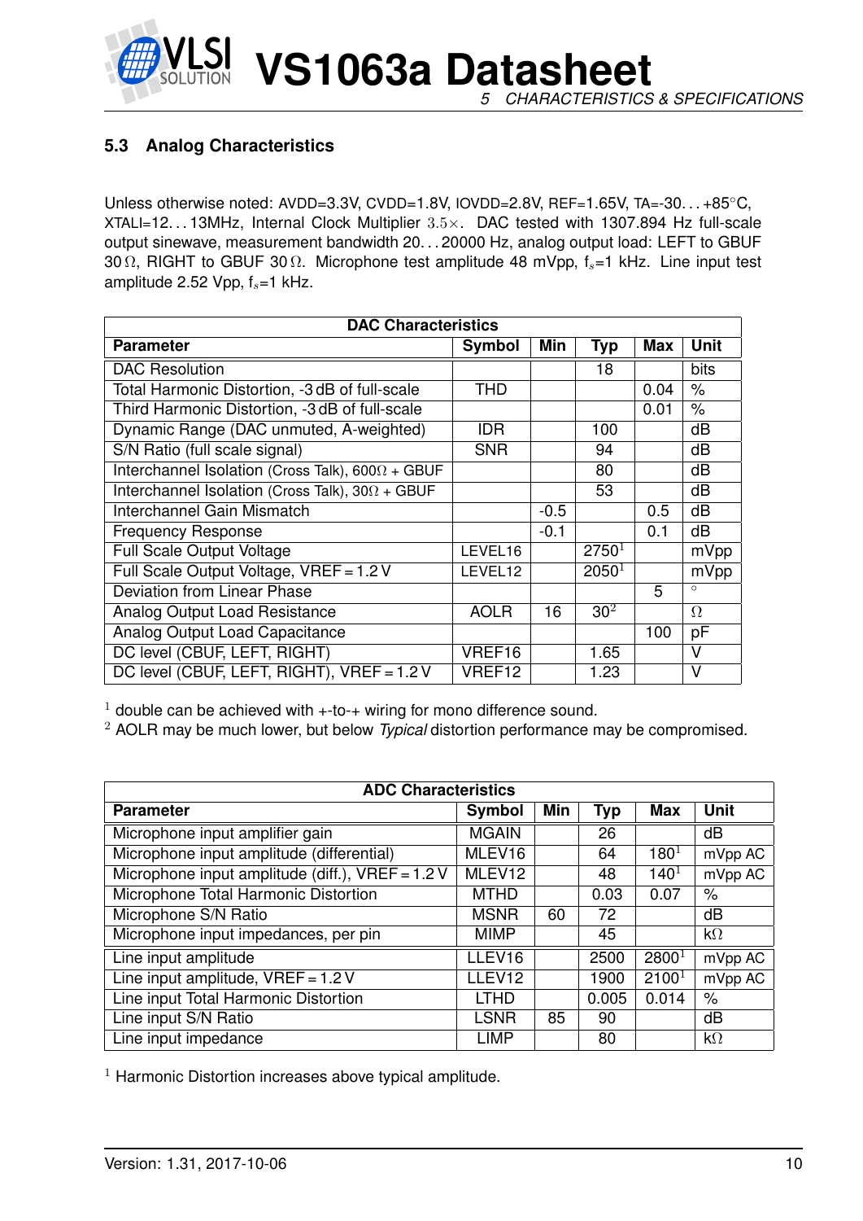## 5.3 Analog Characteristics

Unless otherwise noted: AVDD=3.3V, CVDD=1.8V, IOVDD=2.8V, REF=1.65V, TA=-30...+85°C, XTALI=12...13MHz, Internal Clock Multiplier $3.5\times$. DAC tested with 1307.894 Hz full-scale output sinewave, measurement bandwidth 20...20000 Hz, analog output load: LEFT to GBUF 30 Ω, RIGHT to GBUF 30 Ω. Microphone test amplitude 48 mVpp, $f_s$=1 kHz. Line input test amplitude 2.52 Vpp, $f_s$=1 kHz.

| DAC Characteristics | | | | | |
|---|---|---|---|---|---|
| **Parameter** | **Symbol** | **Min** | **Typ** | **Max** | **Unit** |
| DAC Resolution | | | 18 | | bits |
| Total Harmonic Distortion, -3 dB of full-scale | THD | | | 0.04 | % |
| Third Harmonic Distortion, -3 dB of full-scale | | | | 0.01 | % |
| Dynamic Range (DAC unmuted, A-weighted) | IDR | | 100 | | dB |
| S/N Ratio (full scale signal) | SNR | | 94 | | dB |
| Interchannel Isolation (Cross Talk), 600Ω + GBUF | | | 80 | | dB |
| Interchannel Isolation (Cross Talk), 30Ω + GBUF | | | 53 | | dB |
| Interchannel Gain Mismatch | | -0.5 | | 0.5 | dB |
| Frequency Response | | -0.1 | | 0.1 | dB |
| Full Scale Output Voltage | LEVEL16 | | 2750[1] | | mVpp |
| Full Scale Output Voltage, VREF = 1.2 V | LEVEL12 | | 2050[1] | | mVpp |
| Deviation from Linear Phase | | | | 5 | ° |
| Analog Output Load Resistance | AOLR | 16 | 30[2] | | Ω |
| Analog Output Load Capacitance | | | | 100 | pF |
| DC level (CBUF, LEFT, RIGHT) | VREF16 | | 1.65 | | V |
| DC level (CBUF, LEFT, RIGHT), VREF = 1.2 V | VREF12 | | 1.23 | | V |

[1] double can be achieved with +-to-+ wiring for mono difference sound.
[2] AOLR may be much lower, but below *Typical* distortion performance may be compromised.

| ADC Characteristics | | | | | |
|---|---|---|---|---|---|
| **Parameter** | **Symbol** | **Min** | **Typ** | **Max** | **Unit** |
| Microphone input amplifier gain | MGAIN | | 26 | | dB |
| Microphone input amplitude (differential) | MLEV16 | | 64 | 180[1] | mVpp AC |
| Microphone input amplitude (diff.), VREF = 1.2 V | MLEV12 | | 48 | 140[1] | mVpp AC |
| Microphone Total Harmonic Distortion | MTHD | | 0.03 | 0.07 | % |
| Microphone S/N Ratio | MSNR | 60 | 72 | | dB |
| Microphone input impedances, per pin | MIMP | | 45 | | kΩ |
| Line input amplitude | LLEV16 | | 2500 | 2800[1] | mVpp AC |
| Line input amplitude, VREF = 1.2 V | LLEV12 | | 1900 | 2100[1] | mVpp AC |
| Line input Total Harmonic Distortion | LTHD | | 0.005 | 0.014 | % |
| Line input S/N Ratio | LSNR | 85 | 90 | | dB |
| Line input impedance | LIMP | | 80 | | kΩ |

[1] Harmonic Distortion increases above typical amplitude.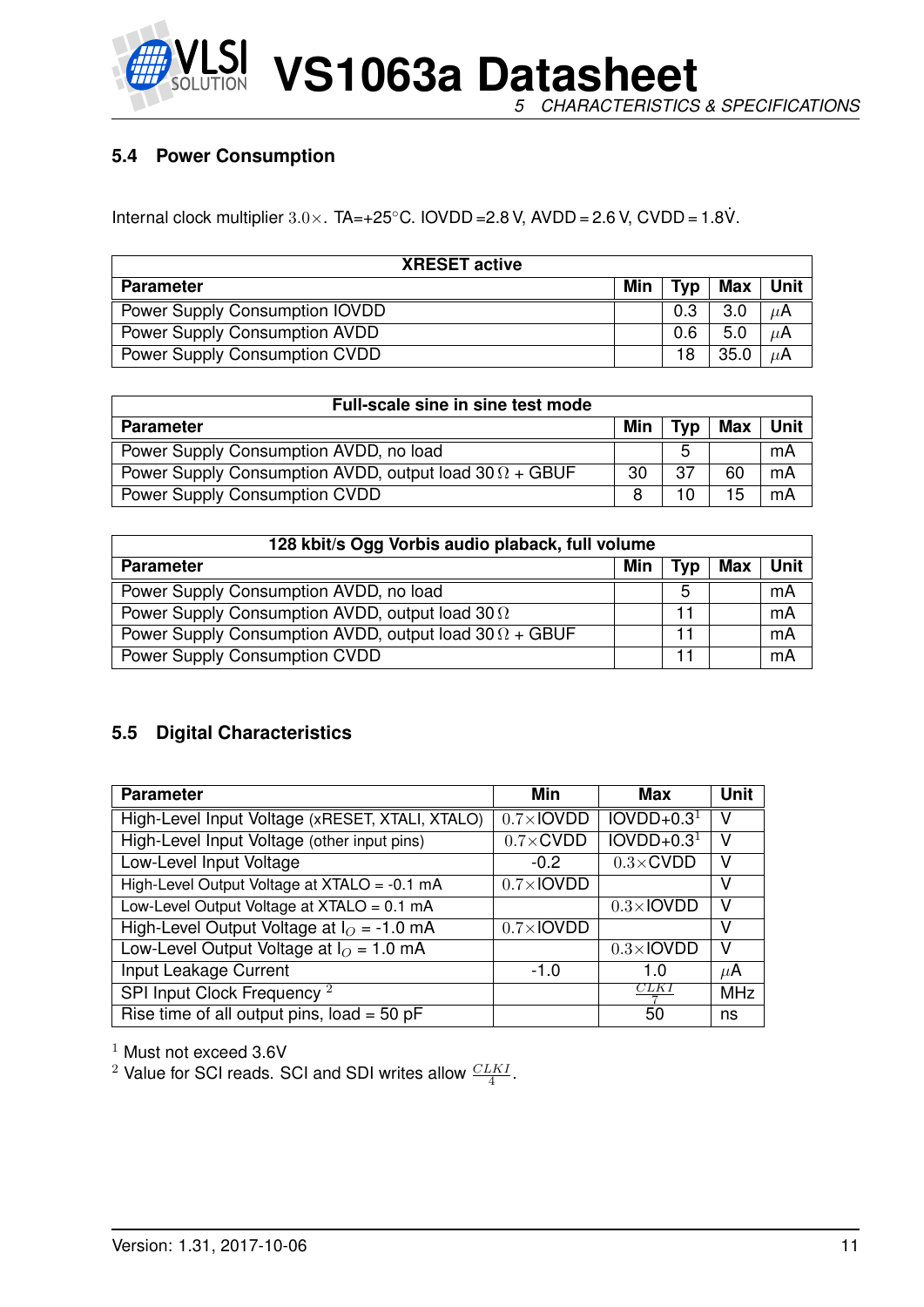### 5.4 Power Consumption

Internal clock multiplier $3.0\times$. TA=+25°C. IOVDD =2.8 V, AVDD = 2.6 V, CVDD = 1.8V.

| XRESET active | | | | |
|---|---|---|---|---|
| **Parameter** | **Min** | **Typ** | **Max** | **Unit** |
| Power Supply Consumption IOVDD | | 0.3 | 3.0 | $\mu$A |
| Power Supply Consumption AVDD | | 0.6 | 5.0 | $\mu$A |
| Power Supply Consumption CVDD | | 18 | 35.0 | $\mu$A |

| Full-scale sine in sine test mode | | | | |
|---|---|---|---|---|
| **Parameter** | **Min** | **Typ** | **Max** | **Unit** |
| Power Supply Consumption AVDD, no load | | 5 | | mA |
| Power Supply Consumption AVDD, output load 30 $\Omega$ + GBUF | 30 | 37 | 60 | mA |
| Power Supply Consumption CVDD | 8 | 10 | 15 | mA |

| 128 kbit/s Ogg Vorbis audio plaback, full volume | | | | |
|---|---|---|---|---|
| **Parameter** | **Min** | **Typ** | **Max** | **Unit** |
| Power Supply Consumption AVDD, no load | | 5 | | mA |
| Power Supply Consumption AVDD, output load 30 $\Omega$ | | 11 | | mA |
| Power Supply Consumption AVDD, output load 30 $\Omega$ + GBUF | | 11 | | mA |
| Power Supply Consumption CVDD | | 11 | | mA |

### 5.5 Digital Characteristics

| Parameter | Min | Max | Unit |
|---|---|---|---|
| High-Level Input Voltage (xRESET, XTALI, XTALO) | $0.7\times$IOVDD | IOVDD+0.3[1] | V |
| High-Level Input Voltage (other input pins) | $0.7\times$CVDD | IOVDD+0.3[1] | V |
| Low-Level Input Voltage | -0.2 | $0.3\times$CVDD | V |
| High-Level Output Voltage at XTALO = -0.1 mA | $0.7\times$IOVDD | | V |
| Low-Level Output Voltage at XTALO = 0.1 mA | | $0.3\times$IOVDD | V |
| High-Level Output Voltage at $I_O$ = -1.0 mA | $0.7\times$IOVDD | | V |
| Low-Level Output Voltage at $I_O$ = 1.0 mA | | $0.3\times$IOVDD | V |
| Input Leakage Current | -1.0 | 1.0 | $\mu$A |
| SPI Input Clock Frequency [2] | | $\frac{CLKI}{7}$ | MHz |
| Rise time of all output pins, load = 50 pF | | 50 | ns |

[1] Must not exceed 3.6V

[2] Value for SCI reads. SCI and SDI writes allow $\frac{CLKI}{4}$.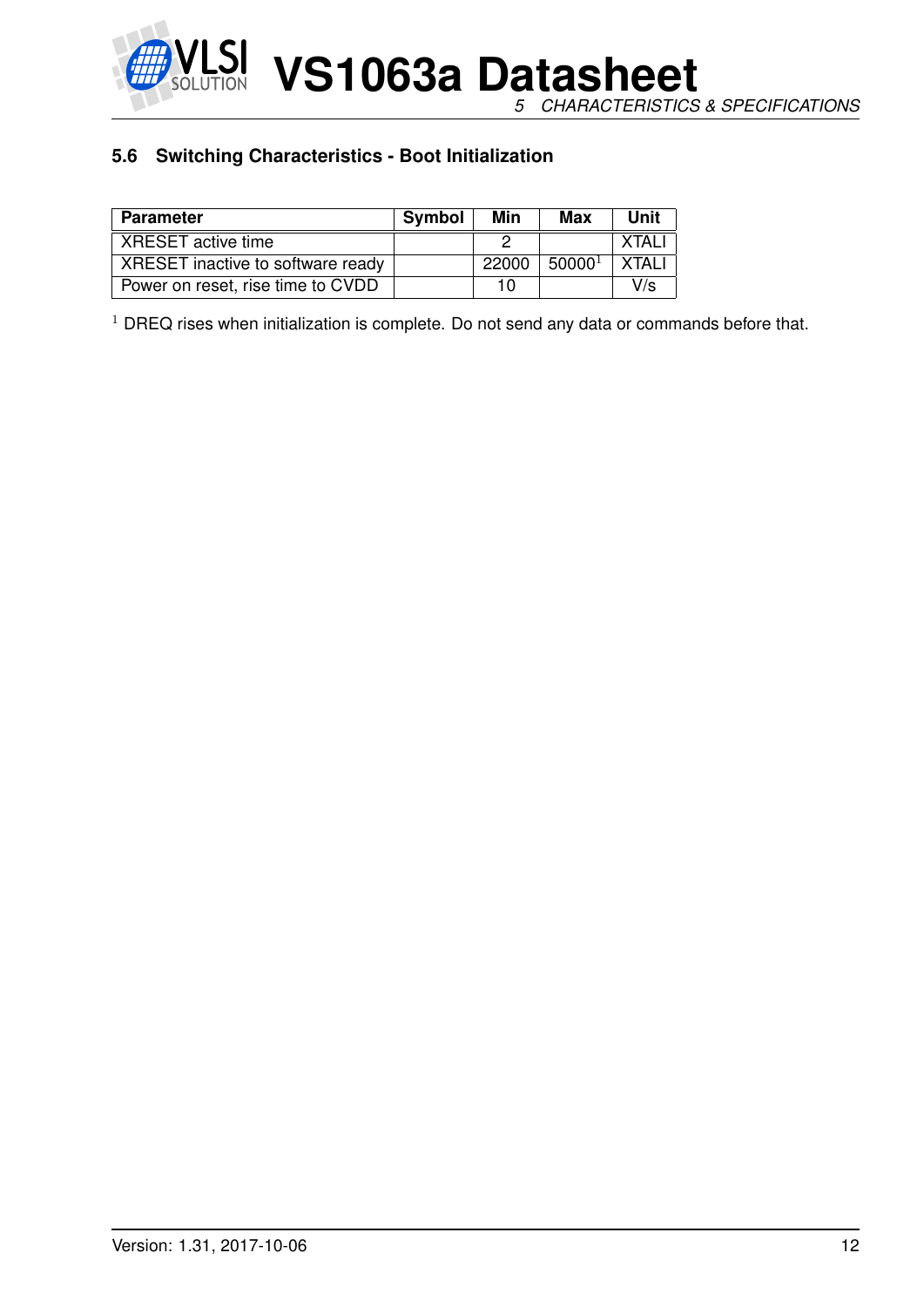## 5.6 Switching Characteristics - Boot Initialization

| Parameter | Symbol | Min | Max | Unit |
|---|---|---|---|---|
| XRESET active time | | 2 | | XTALI |
| XRESET inactive to software ready | | 22000 | 50000[1] | XTALI |
| Power on reset, rise time to CVDD | | 10 | | V/s |

[1] DREQ rises when initialization is complete. Do not send any data or commands before that.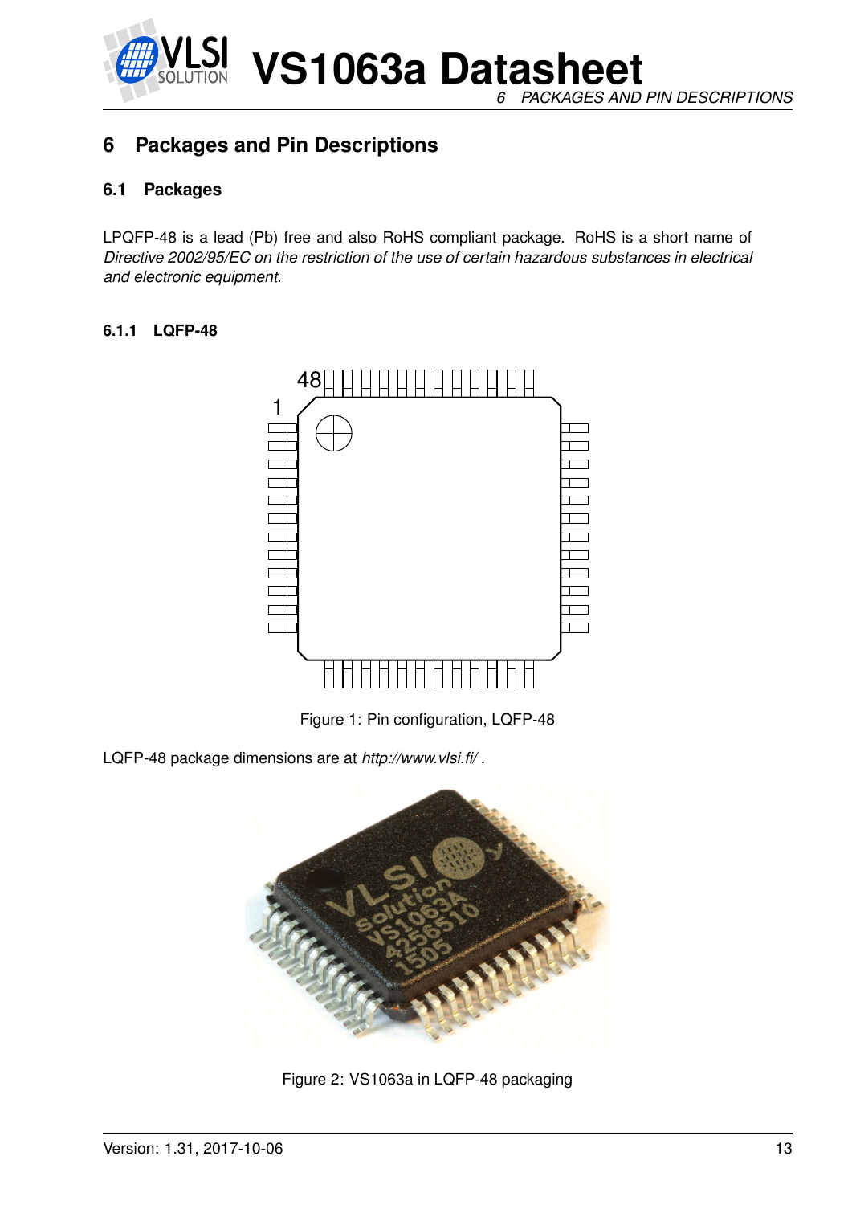# 6 Packages and Pin Descriptions

## 6.1 Packages

LPQFP-48 is a lead (Pb) free and also RoHS compliant package. RoHS is a short name of *Directive 2002/95/EC on the restriction of the use of certain hazardous substances in electrical and electronic equipment*.

### 6.1.1 LQFP-48

Figure 1: Pin configuration, LQFP-48

LQFP-48 package dimensions are at *http://www.vlsi.fi/* .

Figure 2: VS1063a in LQFP-48 packaging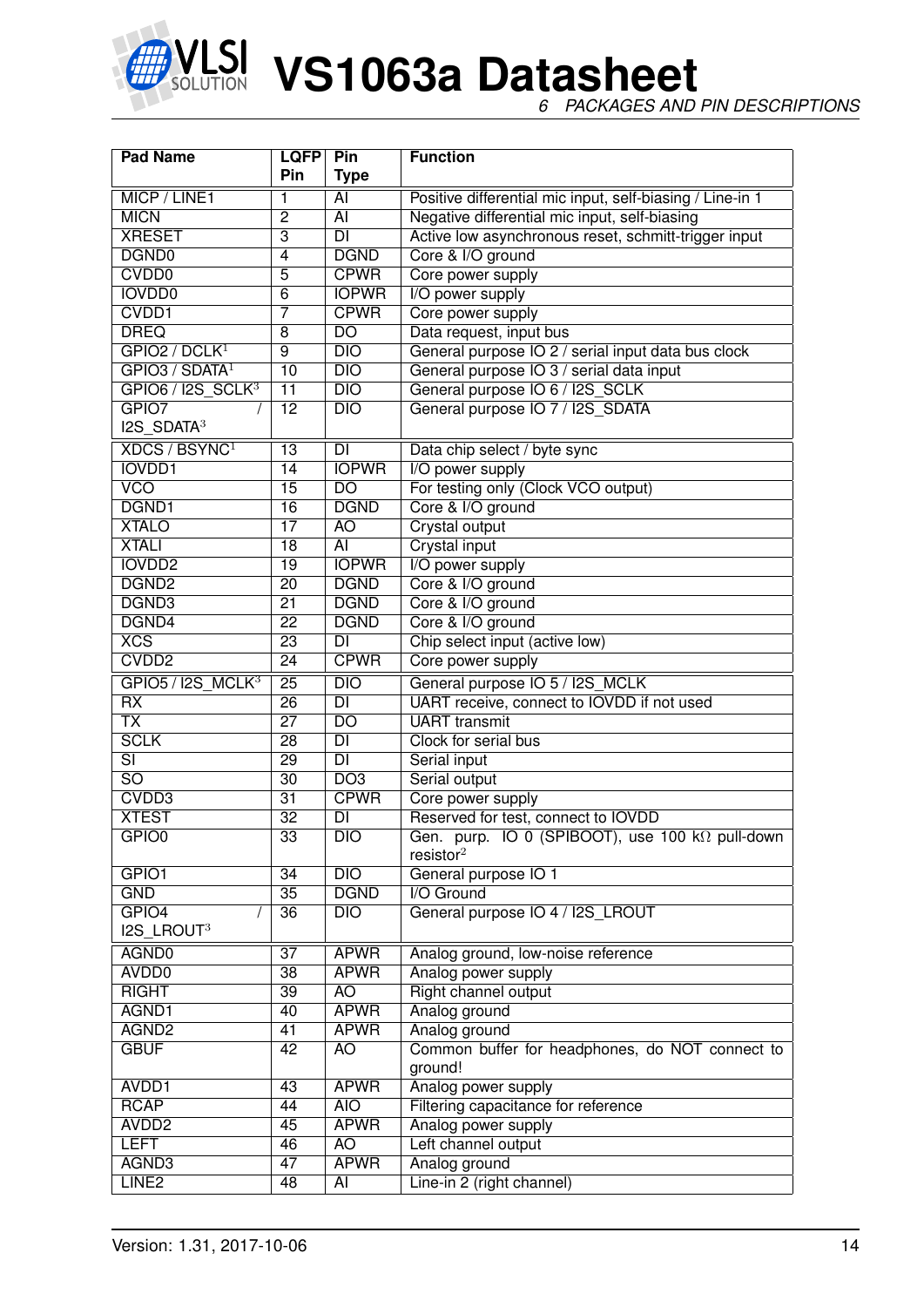| Pad Name | LQFP Pin | Pin Type | Function |
|---|---|---|---|
| MICP / LINE1 | 1 | AI | Positive differential mic input, self-biasing / Line-in 1 |
| MICN | 2 | AI | Negative differential mic input, self-biasing |
| XRESET | 3 | DI | Active low asynchronous reset, schmitt-trigger input |
| DGND0 | 4 | DGND | Core & I/O ground |
| CVDD0 | 5 | CPWR | Core power supply |
| IOVDD0 | 6 | IOPWR | I/O power supply |
| CVDD1 | 7 | CPWR | Core power supply |
| DREQ | 8 | DO | Data request, input bus |
| GPIO2 / DCLK[1] | 9 | DIO | General purpose IO 2 / serial input data bus clock |
| GPIO3 / SDATA[1] | 10 | DIO | General purpose IO 3 / serial data input |
| GPIO6 / I2S_SCLK[3] | 11 | DIO | General purpose IO 6 / I2S_SCLK |
| GPIO7 / I2S_SDATA[3] | 12 | DIO | General purpose IO 7 / I2S_SDATA |
| XDCS / BSYNC[1] | 13 | DI | Data chip select / byte sync |
| IOVDD1 | 14 | IOPWR | I/O power supply |
| VCO | 15 | DO | For testing only (Clock VCO output) |
| DGND1 | 16 | DGND | Core & I/O ground |
| XTALO | 17 | AO | Crystal output |
| XTALI | 18 | AI | Crystal input |
| IOVDD2 | 19 | IOPWR | I/O power supply |
| DGND2 | 20 | DGND | Core & I/O ground |
| DGND3 | 21 | DGND | Core & I/O ground |
| DGND4 | 22 | DGND | Core & I/O ground |
| XCS | 23 | DI | Chip select input (active low) |
| CVDD2 | 24 | CPWR | Core power supply |
| GPIO5 / I2S_MCLK[3] | 25 | DIO | General purpose IO 5 / I2S_MCLK |
| RX | 26 | DI | UART receive, connect to IOVDD if not used |
| TX | 27 | DO | UART transmit |
| SCLK | 28 | DI | Clock for serial bus |
| SI | 29 | DI | Serial input |
| SO | 30 | DO3 | Serial output |
| CVDD3 | 31 | CPWR | Core power supply |
| XTEST | 32 | DI | Reserved for test, connect to IOVDD |
| GPIO0 | 33 | DIO | Gen. purp. IO 0 (SPIBOOT), use 100 kΩ pull-down resistor[2] |
| GPIO1 | 34 | DIO | General purpose IO 1 |
| GND | 35 | DGND | I/O Ground |
| GPIO4 / I2S_LROUT[3] | 36 | DIO | General purpose IO 4 / I2S_LROUT |
| AGND0 | 37 | APWR | Analog ground, low-noise reference |
| AVDD0 | 38 | APWR | Analog power supply |
| RIGHT | 39 | AO | Right channel output |
| AGND1 | 40 | APWR | Analog ground |
| AGND2 | 41 | APWR | Analog ground |
| GBUF | 42 | AO | Common buffer for headphones, do NOT connect to ground! |
| AVDD1 | 43 | APWR | Analog power supply |
| RCAP | 44 | AIO | Filtering capacitance for reference |
| AVDD2 | 45 | APWR | Analog power supply |
| LEFT | 46 | AO | Left channel output |
| AGND3 | 47 | APWR | Analog ground |
| LINE2 | 48 | AI | Line-in 2 (right channel) |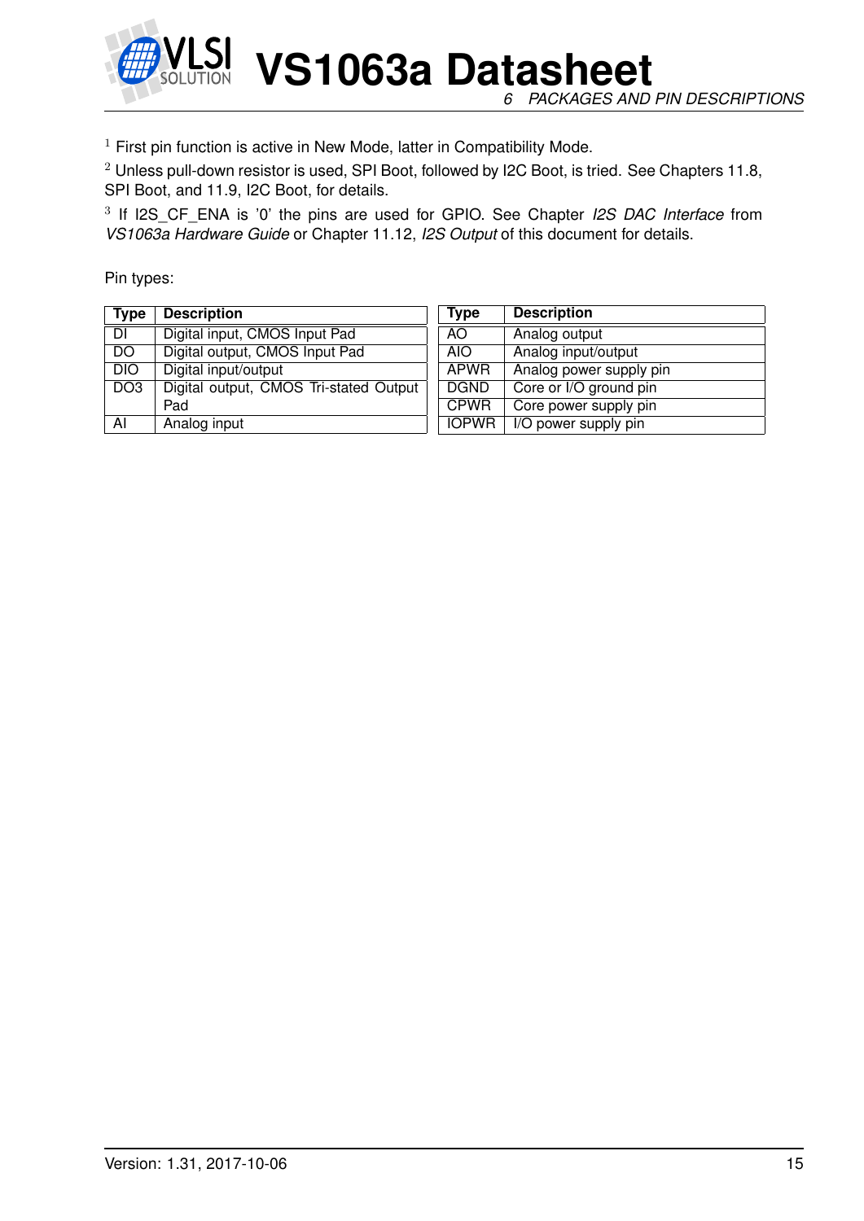[1] First pin function is active in New Mode, latter in Compatibility Mode.

[2] Unless pull-down resistor is used, SPI Boot, followed by I2C Boot, is tried. See Chapters 11.8, SPI Boot, and 11.9, I2C Boot, for details.

[3] If I2S_CF_ENA is '0' the pins are used for GPIO. See Chapter *I2S DAC Interface* from *VS1063a Hardware Guide* or Chapter 11.12, *I2S Output* of this document for details.

Pin types:

| Type | Description |
|---|---|
| DI | Digital input, CMOS Input Pad |
| DO | Digital output, CMOS Input Pad |
| DIO | Digital input/output |
| DO3 | Digital output, CMOS Tri-stated Output Pad |
| AI | Analog input |

| Type | Description |
|---|---|
| AO | Analog output |
| AIO | Analog input/output |
| APWR | Analog power supply pin |
| DGND | Core or I/O ground pin |
| CPWR | Core power supply pin |
| IOPWR | I/O power supply pin |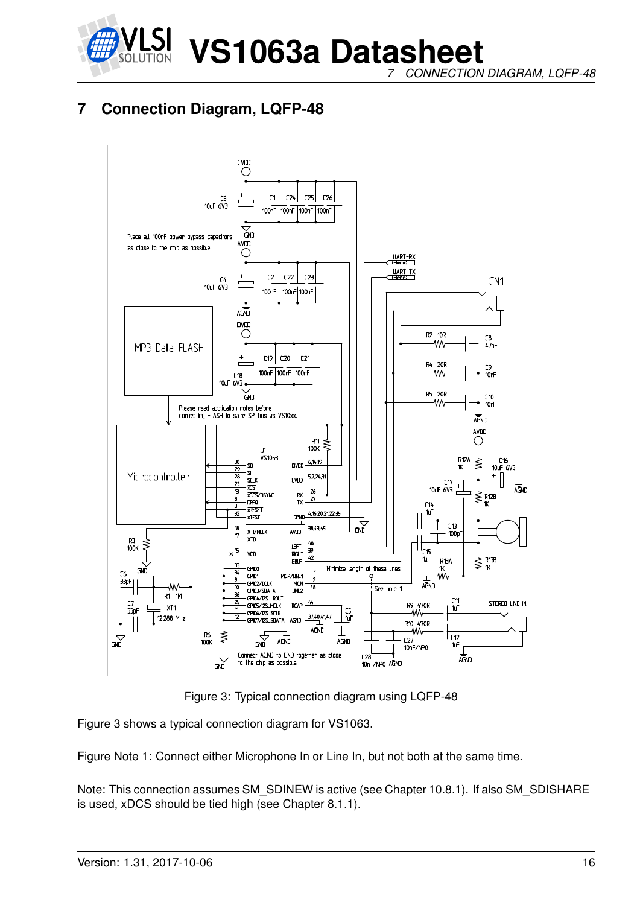# 7 Connection Diagram, LQFP-48

Figure 3: Typical connection diagram using LQFP-48

Figure 3 shows a typical connection diagram for VS1063.

Figure Note 1: Connect either Microphone In or Line In, but not both at the same time.

Note: This connection assumes SM_SDINEW is active (see Chapter 10.8.1). If also SM_SDISHARE is used, xDCS should be tied high (see Chapter 8.1.1).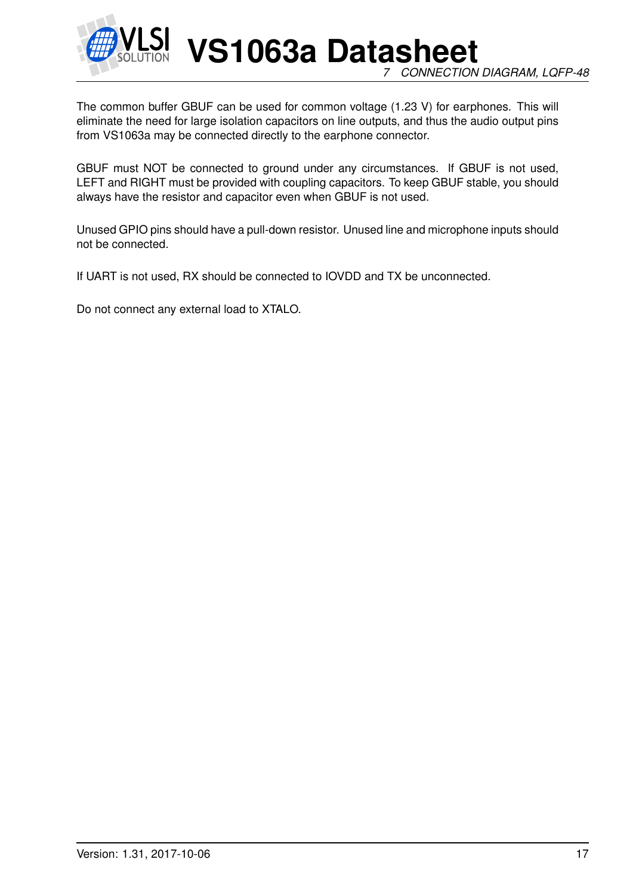The common buffer GBUF can be used for common voltage (1.23 V) for earphones. This will eliminate the need for large isolation capacitors on line outputs, and thus the audio output pins from VS1063a may be connected directly to the earphone connector.

GBUF must NOT be connected to ground under any circumstances. If GBUF is not used, LEFT and RIGHT must be provided with coupling capacitors. To keep GBUF stable, you should always have the resistor and capacitor even when GBUF is not used.

Unused GPIO pins should have a pull-down resistor. Unused line and microphone inputs should not be connected.

If UART is not used, RX should be connected to IOVDD and TX be unconnected.

Do not connect any external load to XTALO.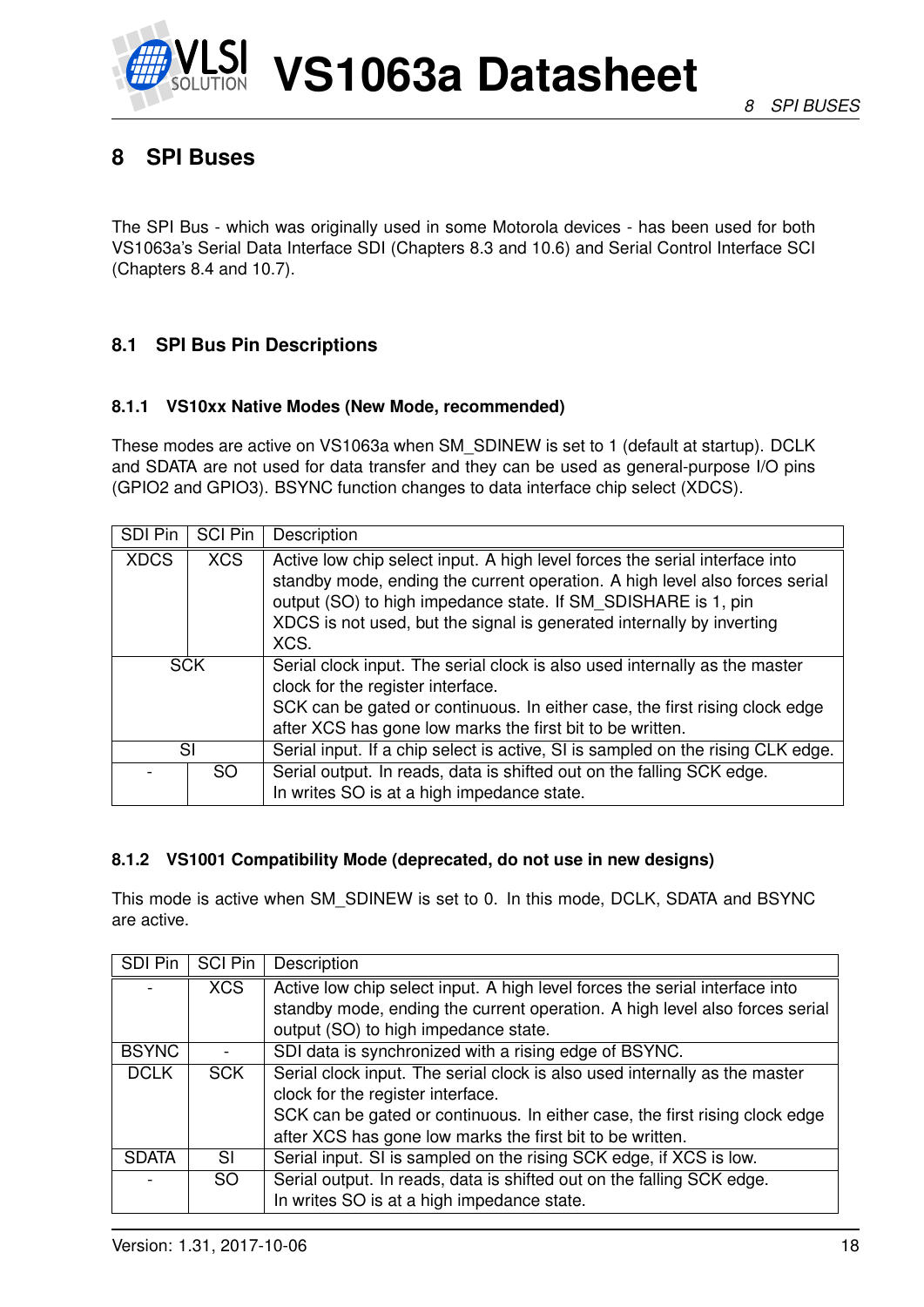# 8 SPI Buses

The SPI Bus - which was originally used in some Motorola devices - has been used for both VS1063a's Serial Data Interface SDI (Chapters 8.3 and 10.6) and Serial Control Interface SCI (Chapters 8.4 and 10.7).

## 8.1 SPI Bus Pin Descriptions

### 8.1.1 VS10xx Native Modes (New Mode, recommended)

These modes are active on VS1063a when SM_SDINEW is set to 1 (default at startup). DCLK and SDATA are not used for data transfer and they can be used as general-purpose I/O pins (GPIO2 and GPIO3). BSYNC function changes to data interface chip select (XDCS).

| SDI Pin | SCI Pin | Description |
|---|---|---|
| XDCS | XCS | Active low chip select input. A high level forces the serial interface into standby mode, ending the current operation. A high level also forces serial output (SO) to high impedance state. If SM_SDISHARE is 1, pin XDCS is not used, but the signal is generated internally by inverting XCS. |
| SCK | | Serial clock input. The serial clock is also used internally as the master clock for the register interface.<br>SCK can be gated or continuous. In either case, the first rising clock edge after XCS has gone low marks the first bit to be written. |
| SI | | Serial input. If a chip select is active, SI is sampled on the rising CLK edge. |
| - | SO | Serial output. In reads, data is shifted out on the falling SCK edge.<br>In writes SO is at a high impedance state. |

### 8.1.2 VS1001 Compatibility Mode (deprecated, do not use in new designs)

This mode is active when SM_SDINEW is set to 0. In this mode, DCLK, SDATA and BSYNC are active.

| SDI Pin | SCI Pin | Description |
|---|---|---|
| - | XCS | Active low chip select input. A high level forces the serial interface into standby mode, ending the current operation. A high level also forces serial output (SO) to high impedance state. |
| BSYNC | - | SDI data is synchronized with a rising edge of BSYNC. |
| DCLK | SCK | Serial clock input. The serial clock is also used internally as the master clock for the register interface.<br>SCK can be gated or continuous. In either case, the first rising clock edge after XCS has gone low marks the first bit to be written. |
| SDATA | SI | Serial input. SI is sampled on the rising SCK edge, if XCS is low. |
| - | SO | Serial output. In reads, data is shifted out on the falling SCK edge.<br>In writes SO is at a high impedance state. |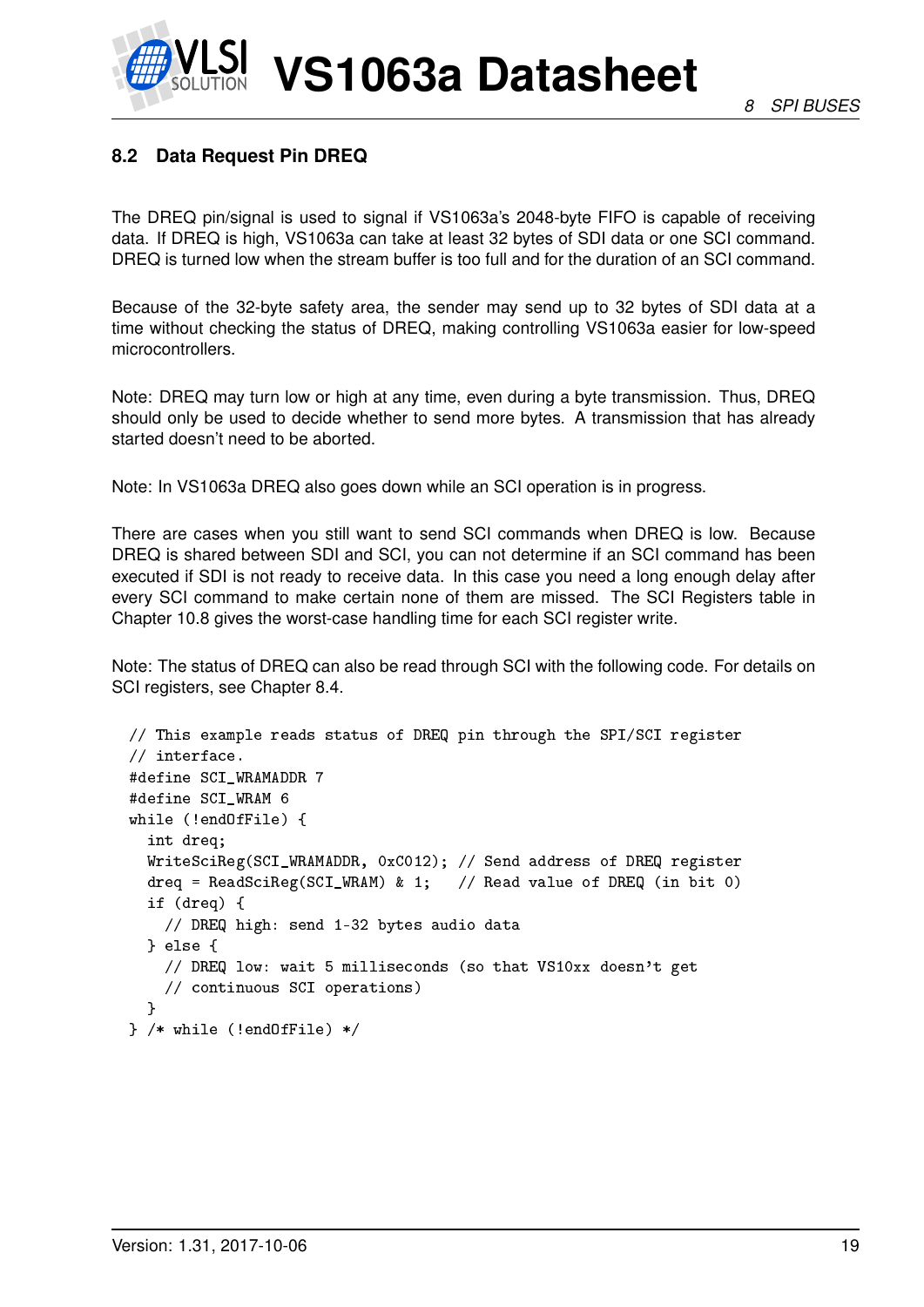### 8.2 Data Request Pin DREQ

The DREQ pin/signal is used to signal if VS1063a's 2048-byte FIFO is capable of receiving data. If DREQ is high, VS1063a can take at least 32 bytes of SDI data or one SCI command. DREQ is turned low when the stream buffer is too full and for the duration of an SCI command.

Because of the 32-byte safety area, the sender may send up to 32 bytes of SDI data at a time without checking the status of DREQ, making controlling VS1063a easier for low-speed microcontrollers.

Note: DREQ may turn low or high at any time, even during a byte transmission. Thus, DREQ should only be used to decide whether to send more bytes. A transmission that has already started doesn't need to be aborted.

Note: In VS1063a DREQ also goes down while an SCI operation is in progress.

There are cases when you still want to send SCI commands when DREQ is low. Because DREQ is shared between SDI and SCI, you can not determine if an SCI command has been executed if SDI is not ready to receive data. In this case you need a long enough delay after every SCI command to make certain none of them are missed. The SCI Registers table in Chapter 10.8 gives the worst-case handling time for each SCI register write.

Note: The status of DREQ can also be read through SCI with the following code. For details on SCI registers, see Chapter 8.4.

```
// This example reads status of DREQ pin through the SPI/SCI register
// interface.
#define SCI_WRAMADDR 7
#define SCI_WRAM 6
while (!endOfFile) {
  int dreq;
  WriteSciReg(SCI_WRAMADDR, 0xC012); // Send address of DREQ register
  dreq = ReadSciReg(SCI_WRAM) & 1;   // Read value of DREQ (in bit 0)
  if (dreq) {
    // DREQ high: send 1-32 bytes audio data
  } else {
    // DREQ low: wait 5 milliseconds (so that VS10xx doesn't get
    // continuous SCI operations)
  }
} /* while (!endOfFile) */
```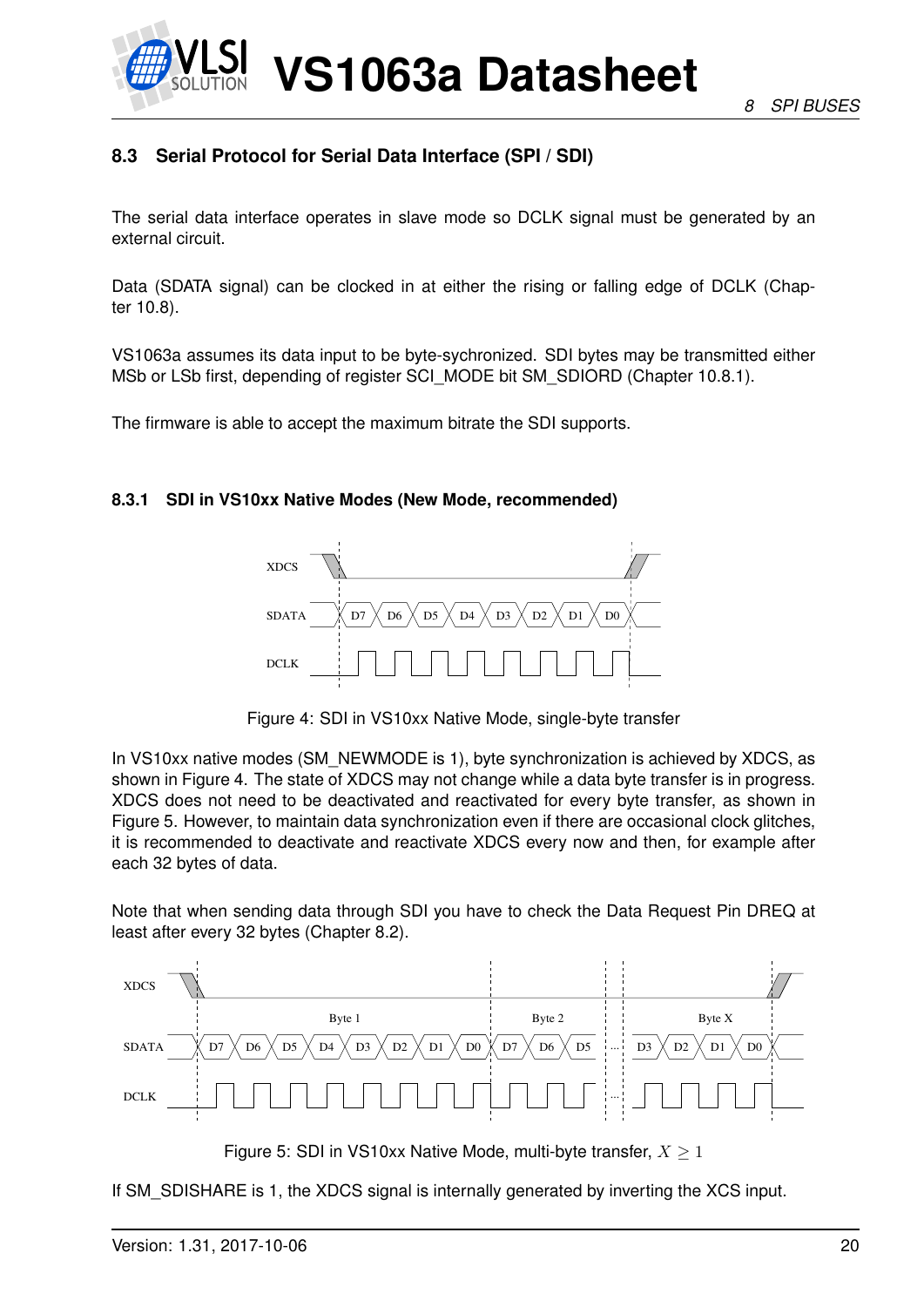### 8.3 Serial Protocol for Serial Data Interface (SPI / SDI)

The serial data interface operates in slave mode so DCLK signal must be generated by an external circuit.

Data (SDATA signal) can be clocked in at either the rising or falling edge of DCLK (Chapter 10.8).

VS1063a assumes its data input to be byte-sychronized. SDI bytes may be transmitted either MSb or LSb first, depending of register SCI_MODE bit SM_SDIORD (Chapter 10.8.1).

The firmware is able to accept the maximum bitrate the SDI supports.

#### 8.3.1 SDI in VS10xx Native Modes (New Mode, recommended)

Figure 4: SDI in VS10xx Native Mode, single-byte transfer

In VS10xx native modes (SM_NEWMODE is 1), byte synchronization is achieved by XDCS, as shown in Figure 4. The state of XDCS may not change while a data byte transfer is in progress. XDCS does not need to be deactivated and reactivated for every byte transfer, as shown in Figure 5. However, to maintain data synchronization even if there are occasional clock glitches, it is recommended to deactivate and reactivate XDCS every now and then, for example after each 32 bytes of data.

Note that when sending data through SDI you have to check the Data Request Pin DREQ at least after every 32 bytes (Chapter 8.2).

Figure 5: SDI in VS10xx Native Mode, multi-byte transfer, $X \geq 1$

If SM_SDISHARE is 1, the XDCS signal is internally generated by inverting the XCS input.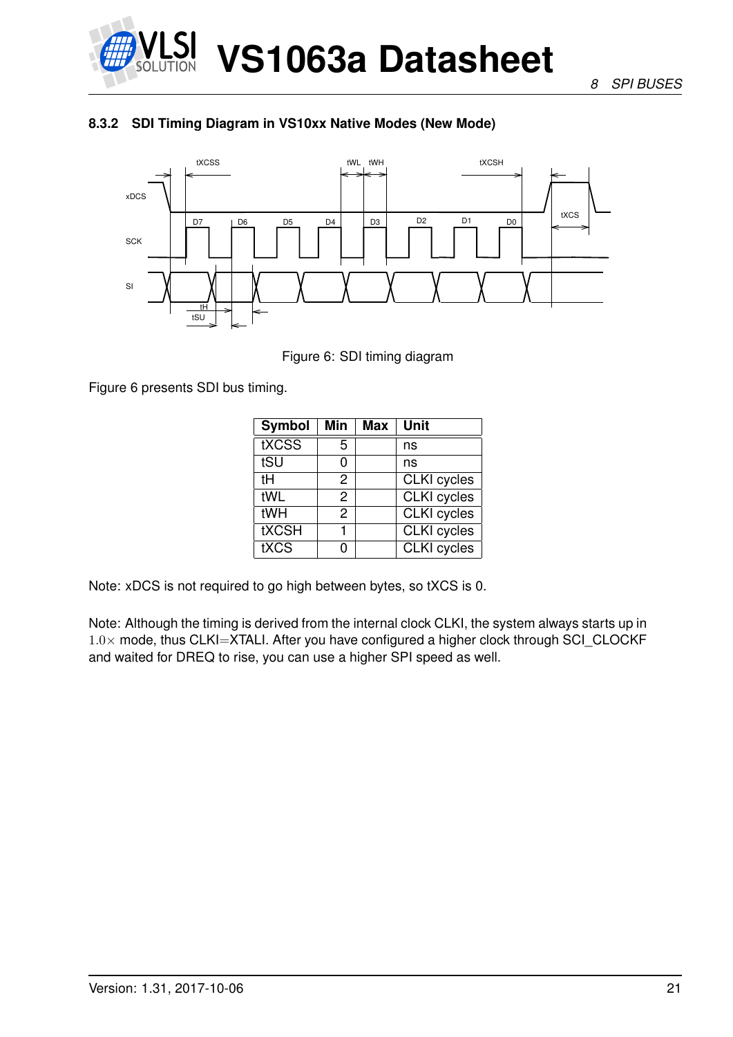### 8.3.2 SDI Timing Diagram in VS10xx Native Modes (New Mode)

Figure 6: SDI timing diagram

Figure 6 presents SDI bus timing.

| Symbol | Min | Max | Unit |
|---|---|---|---|
| tXCSS | 5 | | ns |
| tSU | 0 | | ns |
| tH | 2 | | CLKI cycles |
| tWL | 2 | | CLKI cycles |
| tWH | 2 | | CLKI cycles |
| tXCSH | 1 | | CLKI cycles |
| tXCS | 0 | | CLKI cycles |

Note: xDCS is not required to go high between bytes, so tXCS is 0.

Note: Although the timing is derived from the internal clock CLKI, the system always starts up in $1.0\times$ mode, thus CLKI=XTALI. After you have configured a higher clock through SCI_CLOCKF and waited for DREQ to rise, you can use a higher SPI speed as well.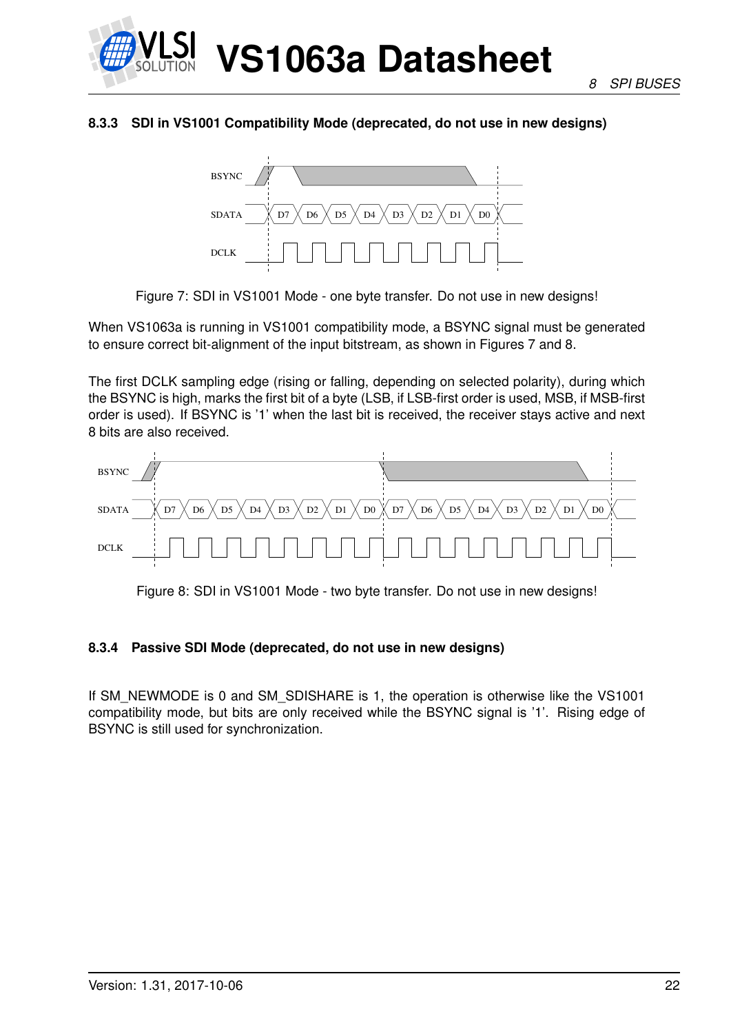#### 8.3.3 SDI in VS1001 Compatibility Mode (deprecated, do not use in new designs)

Figure 7: SDI in VS1001 Mode - one byte transfer. Do not use in new designs!

When VS1063a is running in VS1001 compatibility mode, a BSYNC signal must be generated to ensure correct bit-alignment of the input bitstream, as shown in Figures 7 and 8.

The first DCLK sampling edge (rising or falling, depending on selected polarity), during which the BSYNC is high, marks the first bit of a byte (LSB, if LSB-first order is used, MSB, if MSB-first order is used). If BSYNC is '1' when the last bit is received, the receiver stays active and next 8 bits are also received.

Figure 8: SDI in VS1001 Mode - two byte transfer. Do not use in new designs!

#### 8.3.4 Passive SDI Mode (deprecated, do not use in new designs)

If SM_NEWMODE is 0 and SM_SDISHARE is 1, the operation is otherwise like the VS1001 compatibility mode, but bits are only received while the BSYNC signal is '1'. Rising edge of BSYNC is still used for synchronization.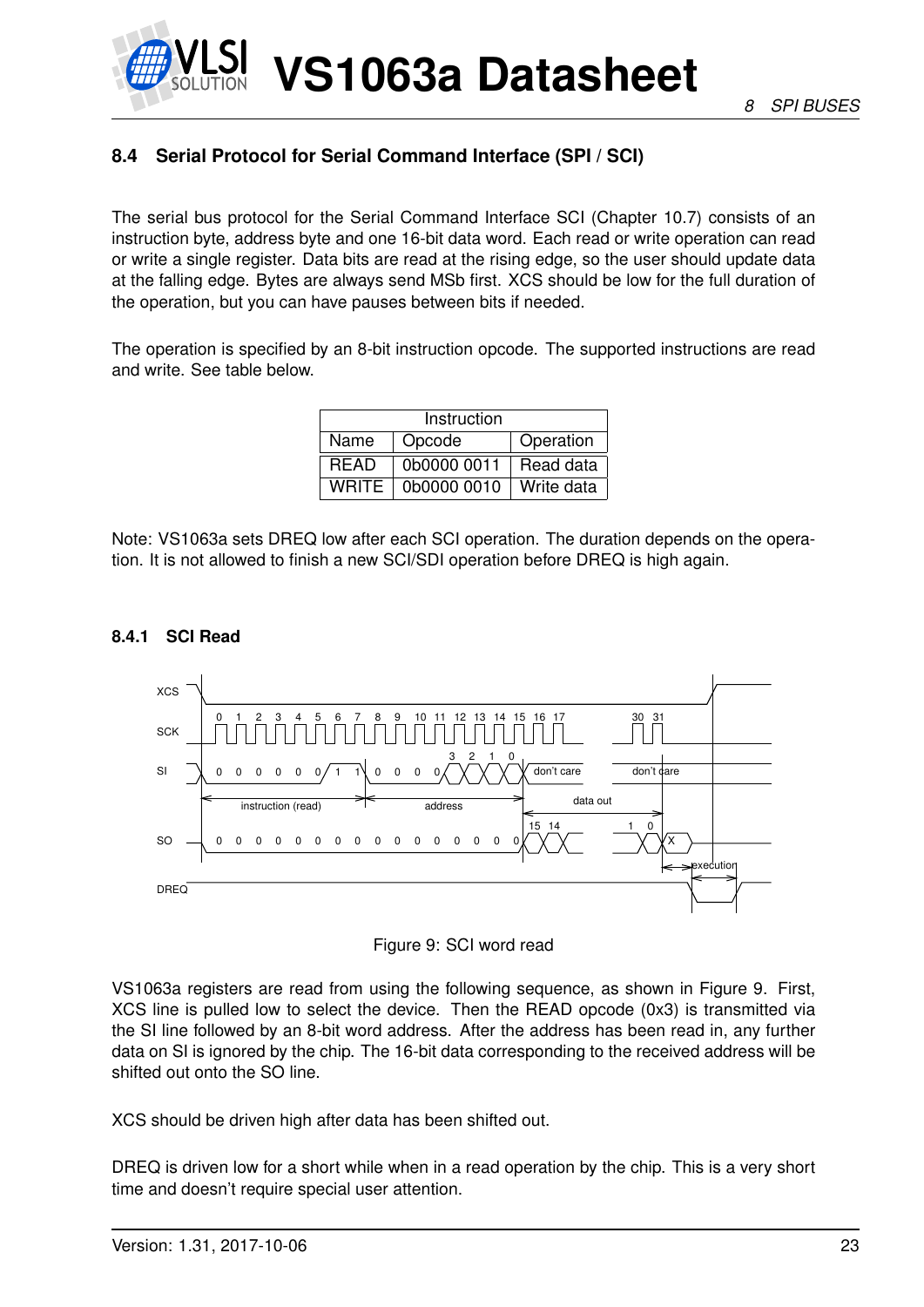## 8.4 Serial Protocol for Serial Command Interface (SPI / SCI)

The serial bus protocol for the Serial Command Interface SCI (Chapter 10.7) consists of an instruction byte, address byte and one 16-bit data word. Each read or write operation can read or write a single register. Data bits are read at the rising edge, so the user should update data at the falling edge. Bytes are always send MSb first. XCS should be low for the full duration of the operation, but you can have pauses between bits if needed.

The operation is specified by an 8-bit instruction opcode. The supported instructions are read and write. See table below.

| Instruction | | |
|---|---|---|
| Name | Opcode | Operation |
| READ | 0b0000 0011 | Read data |
| WRITE | 0b0000 0010 | Write data |

Note: VS1063a sets DREQ low after each SCI operation. The duration depends on the operation. It is not allowed to finish a new SCI/SDI operation before DREQ is high again.

### 8.4.1 SCI Read

Figure 9: SCI word read

VS1063a registers are read from using the following sequence, as shown in Figure 9. First, XCS line is pulled low to select the device. Then the READ opcode (0x3) is transmitted via the SI line followed by an 8-bit word address. After the address has been read in, any further data on SI is ignored by the chip. The 16-bit data corresponding to the received address will be shifted out onto the SO line.

XCS should be driven high after data has been shifted out.

DREQ is driven low for a short while when in a read operation by the chip. This is a very short time and doesn't require special user attention.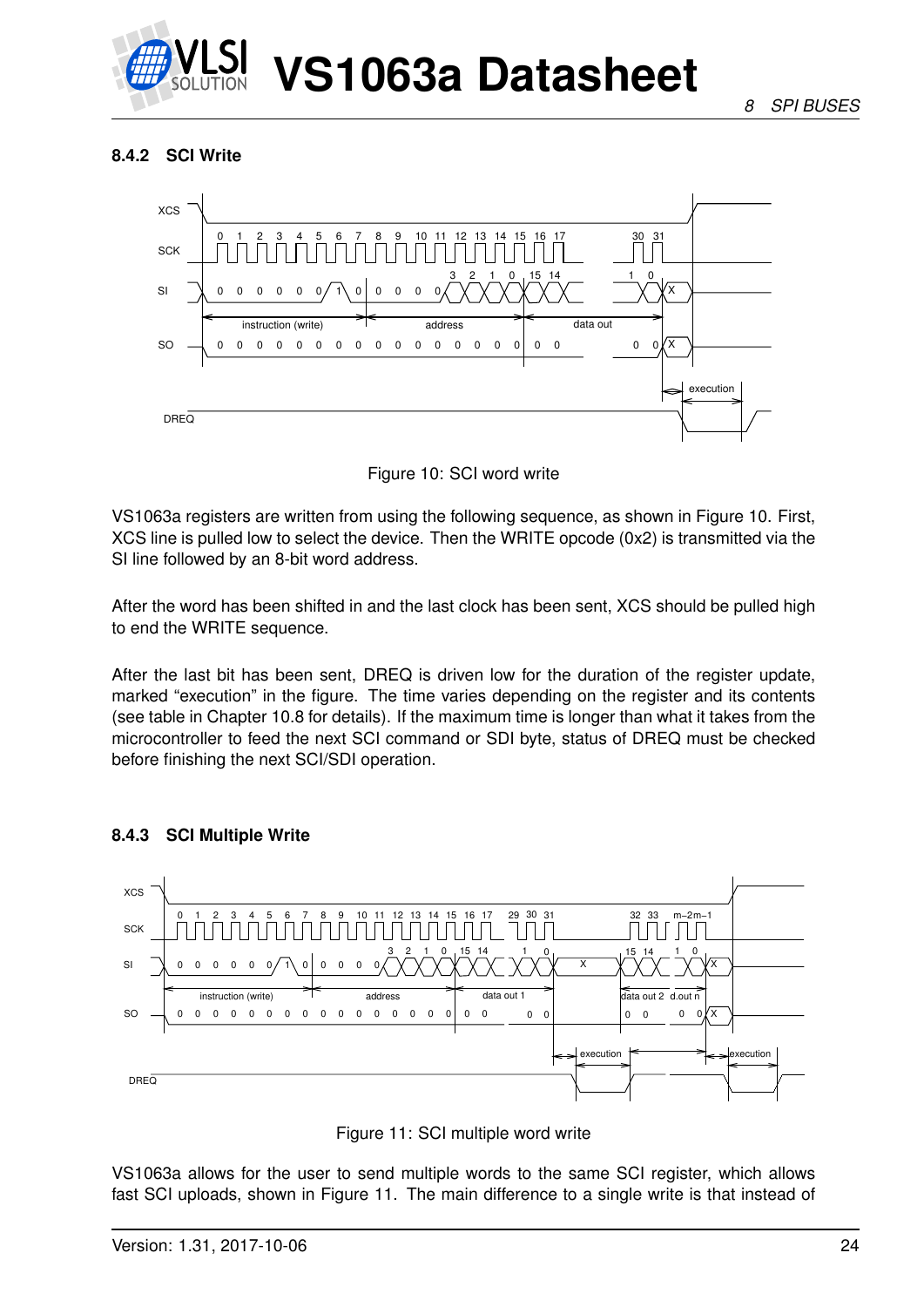#### 8.4.2 SCI Write

Figure 10: SCI word write

VS1063a registers are written from using the following sequence, as shown in Figure 10. First, XCS line is pulled low to select the device. Then the WRITE opcode (0x2) is transmitted via the SI line followed by an 8-bit word address.

After the word has been shifted in and the last clock has been sent, XCS should be pulled high to end the WRITE sequence.

After the last bit has been sent, DREQ is driven low for the duration of the register update, marked “execution” in the figure. The time varies depending on the register and its contents (see table in Chapter 10.8 for details). If the maximum time is longer than what it takes from the microcontroller to feed the next SCI command or SDI byte, status of DREQ must be checked before finishing the next SCI/SDI operation.

#### 8.4.3 SCI Multiple Write

Figure 11: SCI multiple word write

VS1063a allows for the user to send multiple words to the same SCI register, which allows fast SCI uploads, shown in Figure 11. The main difference to a single write is that instead of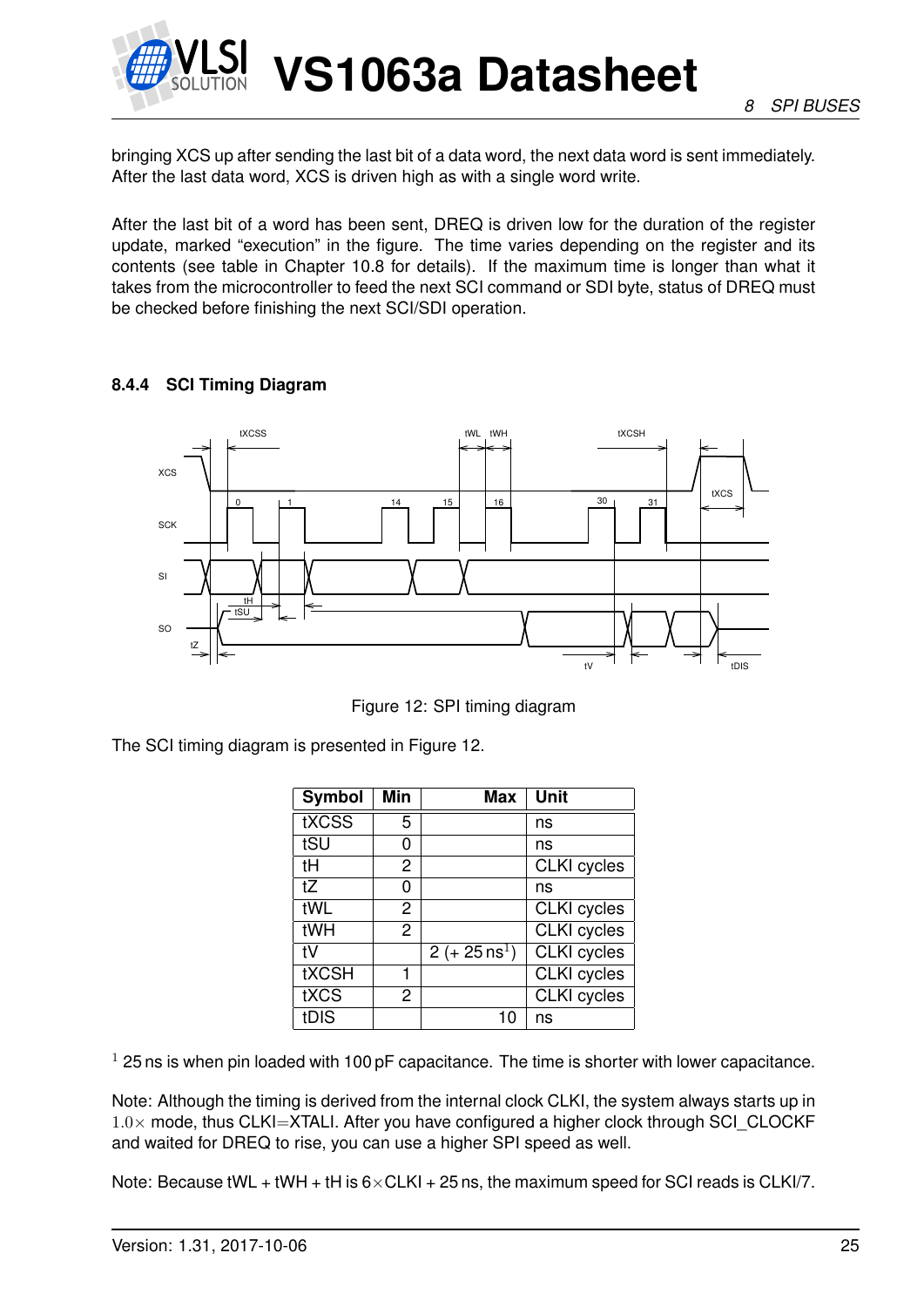bringing XCS up after sending the last bit of a data word, the next data word is sent immediately. After the last data word, XCS is driven high as with a single word write.

After the last bit of a word has been sent, DREQ is driven low for the duration of the register update, marked "execution" in the figure. The time varies depending on the register and its contents (see table in Chapter 10.8 for details). If the maximum time is longer than what it takes from the microcontroller to feed the next SCI command or SDI byte, status of DREQ must be checked before finishing the next SCI/SDI operation.

### 8.4.4 SCI Timing Diagram

Figure 12: SPI timing diagram

The SCI timing diagram is presented in Figure 12.

| Symbol | Min | Max | Unit |
|---|---|---|---|
| tXCSS | 5 | | ns |
| tSU | 0 | | ns |
| tH | 2 | | CLKI cycles |
| tZ | 0 | | ns |
| tWL | 2 | | CLKI cycles |
| tWH | 2 | | CLKI cycles |
| tV | | 2 (+ 25 ns[1]) | CLKI cycles |
| tXCSH | 1 | | CLKI cycles |
| tXCS | 2 | | CLKI cycles |
| tDIS | | 10 | ns |

[1] 25 ns is when pin loaded with 100 pF capacitance. The time is shorter with lower capacitance.

Note: Although the timing is derived from the internal clock CLKI, the system always starts up in $1.0\times$ mode, thus CLKI=XTALI. After you have configured a higher clock through SCI_CLOCKF and waited for DREQ to rise, you can use a higher SPI speed as well.

Note: Because tWL + tWH + tH is $6\times$CLKI + 25 ns, the maximum speed for SCI reads is CLKI/7.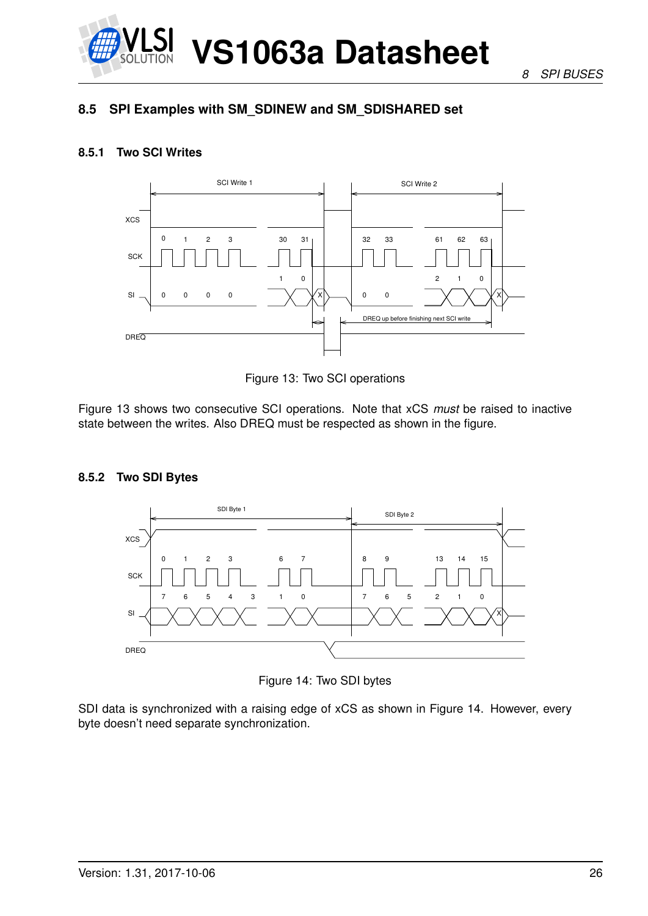## 8.5 SPI Examples with SM_SDINEW and SM_SDISHARED set

### 8.5.1 Two SCI Writes

Figure 13: Two SCI operations

Figure 13 shows two consecutive SCI operations. Note that xCS *must* be raised to inactive state between the writes. Also DREQ must be respected as shown in the figure.

### 8.5.2 Two SDI Bytes

Figure 14: Two SDI bytes

SDI data is synchronized with a raising edge of xCS as shown in Figure 14. However, every byte doesn't need separate synchronization.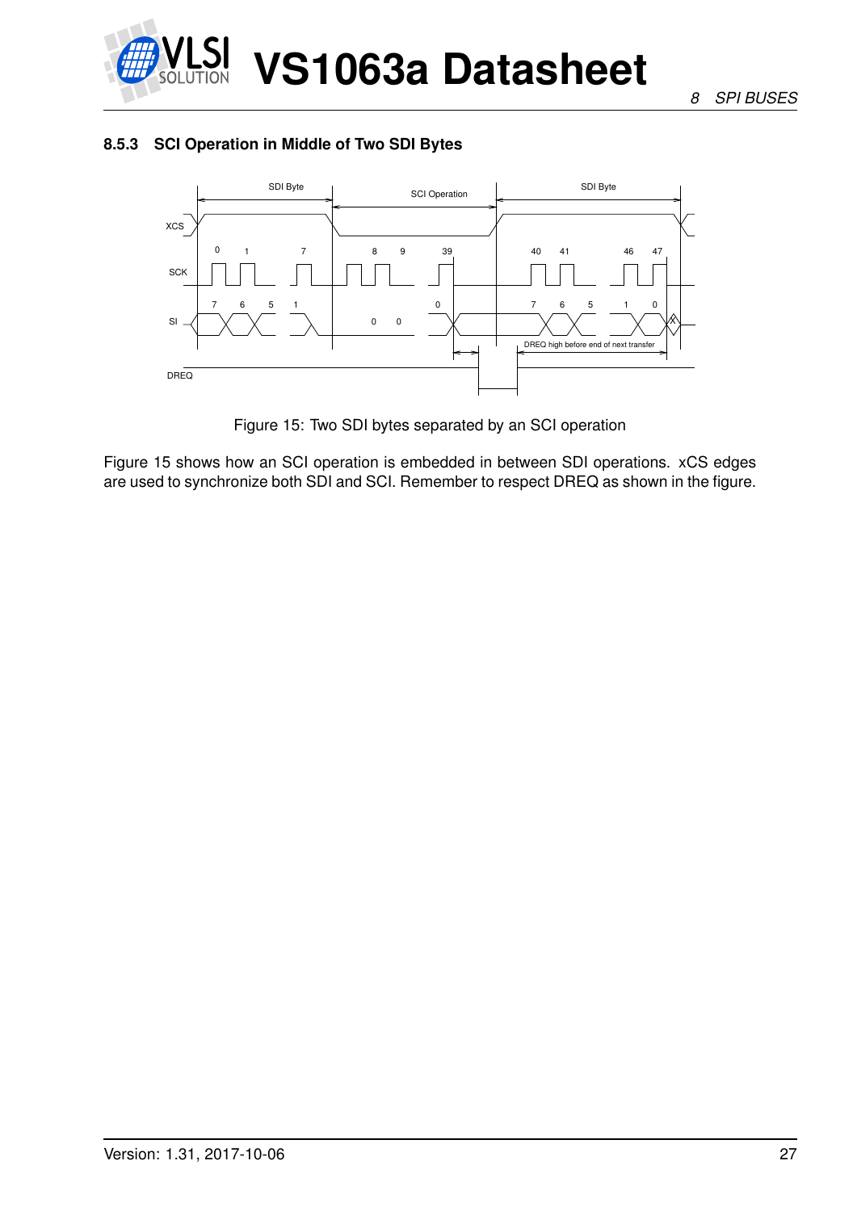### 8.5.3 SCI Operation in Middle of Two SDI Bytes

Figure 15: Two SDI bytes separated by an SCI operation

Figure 15 shows how an SCI operation is embedded in between SDI operations. xCS edges are used to synchronize both SDI and SCI. Remember to respect DREQ as shown in the figure.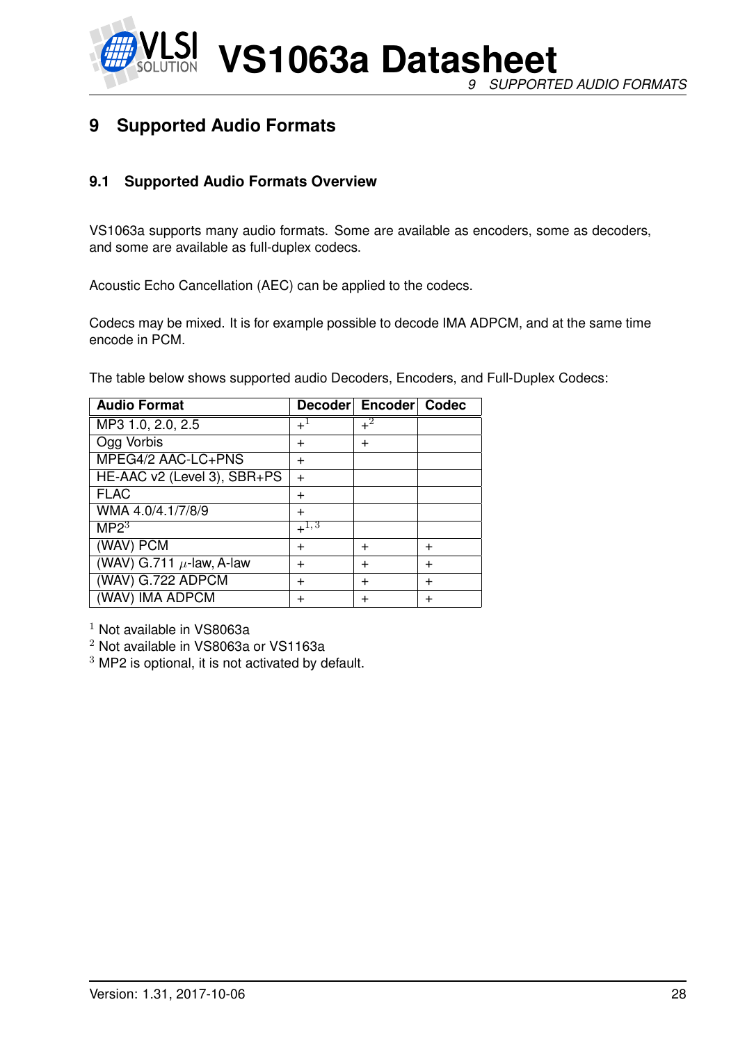# 9 Supported Audio Formats

## 9.1 Supported Audio Formats Overview

VS1063a supports many audio formats. Some are available as encoders, some as decoders, and some are available as full-duplex codecs.

Acoustic Echo Cancellation (AEC) can be applied to the codecs.

Codecs may be mixed. It is for example possible to decode IMA ADPCM, and at the same time encode in PCM.

The table below shows supported audio Decoders, Encoders, and Full-Duplex Codecs:

| Audio Format | Decoder | Encoder | Codec |
|---|---|---|---|
| MP3 1.0, 2.0, 2.5 | +[1] | +[2] | |
| Ogg Vorbis | + | + | |
| MPEG4/2 AAC-LC+PNS | + | | |
| HE-AAC v2 (Level 3), SBR+PS | + | | |
| FLAC | + | | |
| WMA 4.0/4.1/7/8/9 | + | | |
| MP2[3] | +[1,3] | | |
| (WAV) PCM | + | + | + |
| (WAV) G.711 $\mu$-law, A-law | + | + | + |
| (WAV) G.722 ADPCM | + | + | + |
| (WAV) IMA ADPCM | + | + | + |

[1] Not available in VS8063a
[2] Not available in VS8063a or VS1163a
[3] MP2 is optional, it is not activated by default.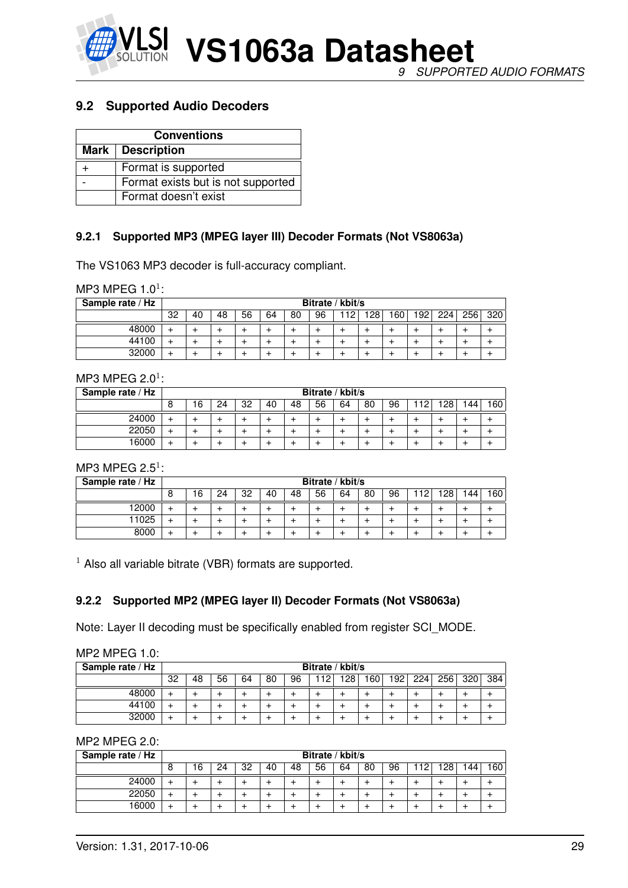## 9.2 Supported Audio Decoders

| Conventions | |
|---|---|
| **Mark** | **Description** |
| + | Format is supported |
| - | Format exists but is not supported |
| | Format doesn't exist |

### 9.2.1 Supported MP3 (MPEG layer III) Decoder Formats (Not VS8063a)

The VS1063 MP3 decoder is full-accuracy compliant.

MP3 MPEG 1.0[1]:

| Sample rate / Hz | Bitrate / kbit/s | | | | | | | | | | | | | |
|---|---|---|---|---|---|---|---|---|---|---|---|---|---|---|
| | 32 | 40 | 48 | 56 | 64 | 80 | 96 | 112 | 128 | 160 | 192 | 224 | 256 | 320 |
| 48000 | + | + | + | + | + | + | + | + | + | + | + | + | + | + |
| 44100 | + | + | + | + | + | + | + | + | + | + | + | + | + | + |
| 32000 | + | + | + | + | + | + | + | + | + | + | + | + | + | + |

MP3 MPEG 2.0[1]:

| Sample rate / Hz | Bitrate / kbit/s | | | | | | | | | | | | | |
|---|---|---|---|---|---|---|---|---|---|---|---|---|---|---|
| | 8 | 16 | 24 | 32 | 40 | 48 | 56 | 64 | 80 | 96 | 112 | 128 | 144 | 160 |
| 24000 | + | + | + | + | + | + | + | + | + | + | + | + | + | + |
| 22050 | + | + | + | + | + | + | + | + | + | + | + | + | + | + |
| 16000 | + | + | + | + | + | + | + | + | + | + | + | + | + | + |

MP3 MPEG 2.5[1]:

| Sample rate / Hz | Bitrate / kbit/s | | | | | | | | | | | | | |
|---|---|---|---|---|---|---|---|---|---|---|---|---|---|---|
| | 8 | 16 | 24 | 32 | 40 | 48 | 56 | 64 | 80 | 96 | 112 | 128 | 144 | 160 |
| 12000 | + | + | + | + | + | + | + | + | + | + | + | + | + | + |
| 11025 | + | + | + | + | + | + | + | + | + | + | + | + | + | + |
| 8000 | + | + | + | + | + | + | + | + | + | + | + | + | + | + |

[1] Also all variable bitrate (VBR) formats are supported.

### 9.2.2 Supported MP2 (MPEG layer II) Decoder Formats (Not VS8063a)

Note: Layer II decoding must be specifically enabled from register SCI_MODE.

MP2 MPEG 1.0:

| Sample rate / Hz | Bitrate / kbit/s | | | | | | | | | | | | | |
|---|---|---|---|---|---|---|---|---|---|---|---|---|---|---|
| | 32 | 48 | 56 | 64 | 80 | 96 | 112 | 128 | 160 | 192 | 224 | 256 | 320 | 384 |
| 48000 | + | + | + | + | + | + | + | + | + | + | + | + | + | + |
| 44100 | + | + | + | + | + | + | + | + | + | + | + | + | + | + |
| 32000 | + | + | + | + | + | + | + | + | + | + | + | + | + | + |

MP2 MPEG 2.0:

| Sample rate / Hz | Bitrate / kbit/s | | | | | | | | | | | | | |
|---|---|---|---|---|---|---|---|---|---|---|---|---|---|---|
| | 8 | 16 | 24 | 32 | 40 | 48 | 56 | 64 | 80 | 96 | 112 | 128 | 144 | 160 |
| 24000 | + | + | + | + | + | + | + | + | + | + | + | + | + | + |
| 22050 | + | + | + | + | + | + | + | + | + | + | + | + | + | + |
| 16000 | + | + | + | + | + | + | + | + | + | + | + | + | + | + |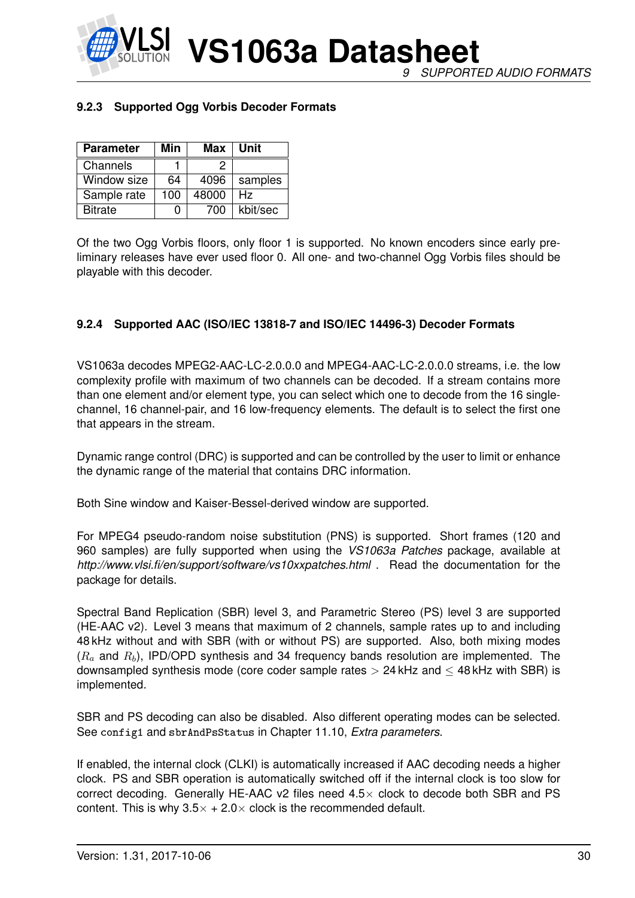### 9.2.3 Supported Ogg Vorbis Decoder Formats

| Parameter | Min | Max | Unit |
|---|---|---|---|
| Channels | 1 | 2 | |
| Window size | 64 | 4096 | samples |
| Sample rate | 100 | 48000 | Hz |
| Bitrate | 0 | 700 | kbit/sec |

Of the two Ogg Vorbis floors, only floor 1 is supported. No known encoders since early preliminary releases have ever used floor 0. All one- and two-channel Ogg Vorbis files should be playable with this decoder.

### 9.2.4 Supported AAC (ISO/IEC 13818-7 and ISO/IEC 14496-3) Decoder Formats

VS1063a decodes MPEG2-AAC-LC-2.0.0.0 and MPEG4-AAC-LC-2.0.0.0 streams, i.e. the low complexity profile with maximum of two channels can be decoded. If a stream contains more than one element and/or element type, you can select which one to decode from the 16 single-channel, 16 channel-pair, and 16 low-frequency elements. The default is to select the first one that appears in the stream.

Dynamic range control (DRC) is supported and can be controlled by the user to limit or enhance the dynamic range of the material that contains DRC information.

Both Sine window and Kaiser-Bessel-derived window are supported.

For MPEG4 pseudo-random noise substitution (PNS) is supported. Short frames (120 and 960 samples) are fully supported when using the *VS1063a Patches* package, available at *http://www.vlsi.fi/en/support/software/vs10xxpatches.html* . Read the documentation for the package for details.

Spectral Band Replication (SBR) level 3, and Parametric Stereo (PS) level 3 are supported (HE-AAC v2). Level 3 means that maximum of 2 channels, sample rates up to and including 48 kHz without and with SBR (with or without PS) are supported. Also, both mixing modes ($R_a$ and $R_b$), IPD/OPD synthesis and 34 frequency bands resolution are implemented. The downsampled synthesis mode (core coder sample rates $>$ 24 kHz and $\leq$ 48 kHz with SBR) is implemented.

SBR and PS decoding can also be disabled. Also different operating modes can be selected. See `config1` and `sbrAndPsStatus` in Chapter 11.10, *Extra parameters*.

If enabled, the internal clock (CLKI) is automatically increased if AAC decoding needs a higher clock. PS and SBR operation is automatically switched off if the internal clock is too slow for correct decoding. Generally HE-AAC v2 files need 4.5× clock to decode both SBR and PS content. This is why 3.5× + 2.0× clock is the recommended default.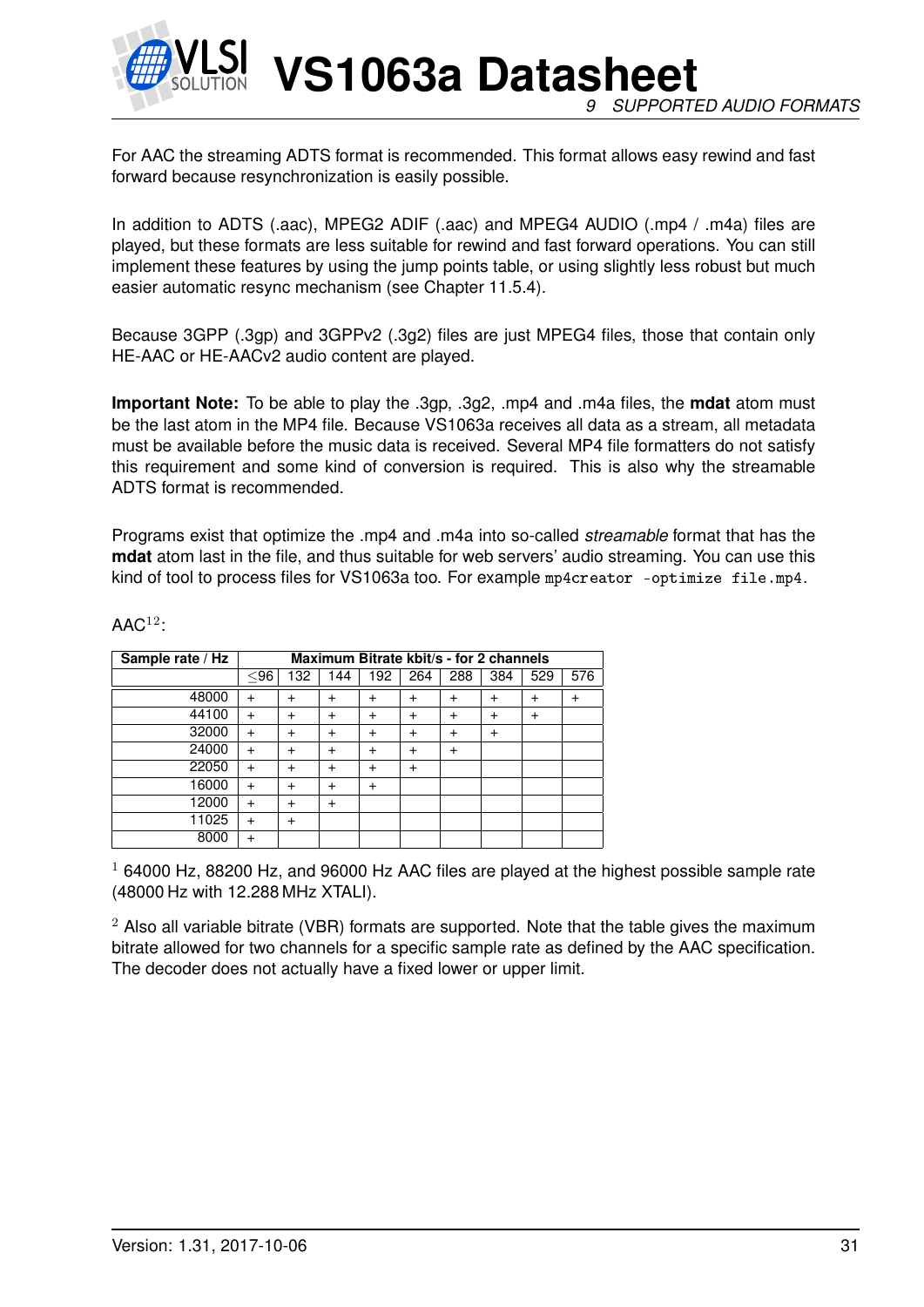For AAC the streaming ADTS format is recommended. This format allows easy rewind and fast forward because resynchronization is easily possible.

In addition to ADTS (.aac), MPEG2 ADIF (.aac) and MPEG4 AUDIO (.mp4 / .m4a) files are played, but these formats are less suitable for rewind and fast forward operations. You can still implement these features by using the jump points table, or using slightly less robust but much easier automatic resync mechanism (see Chapter 11.5.4).

Because 3GPP (.3gp) and 3GPPv2 (.3g2) files are just MPEG4 files, those that contain only HE-AAC or HE-AACv2 audio content are played.

**Important Note:** To be able to play the .3gp, .3g2, .mp4 and .m4a files, the **mdat** atom must be the last atom in the MP4 file. Because VS1063a receives all data as a stream, all metadata must be available before the music data is received. Several MP4 file formatters do not satisfy this requirement and some kind of conversion is required. This is also why the streamable ADTS format is recommended.

Programs exist that optimize the .mp4 and .m4a into so-called *streamable* format that has the **mdat** atom last in the file, and thus suitable for web servers' audio streaming. You can use this kind of tool to process files for VS1063a too. For example `mp4creator -optimize file.mp4`.

AAC[1,2]:

| Sample rate / Hz | Maximum Bitrate kbit/s - for 2 channels | | | | | | | | |
|---|---|---|---|---|---|---|---|---|---|
| | ≤96 | 132 | 144 | 192 | 264 | 288 | 384 | 529 | 576 |
| 48000 | + | + | + | + | + | + | + | + | + |
| 44100 | + | + | + | + | + | + | + | + | |
| 32000 | + | + | + | + | + | + | + | | |
| 24000 | + | + | + | + | + | + | | | |
| 22050 | + | + | + | + | + | | | | |
| 16000 | + | + | + | + | | | | | |
| 12000 | + | + | + | | | | | | |
| 11025 | + | + | | | | | | | |
| 8000 | + | | | | | | | | |

[1] 64000 Hz, 88200 Hz, and 96000 Hz AAC files are played at the highest possible sample rate (48000 Hz with 12.288 MHz XTALI).

[2] Also all variable bitrate (VBR) formats are supported. Note that the table gives the maximum bitrate allowed for two channels for a specific sample rate as defined by the AAC specification. The decoder does not actually have a fixed lower or upper limit.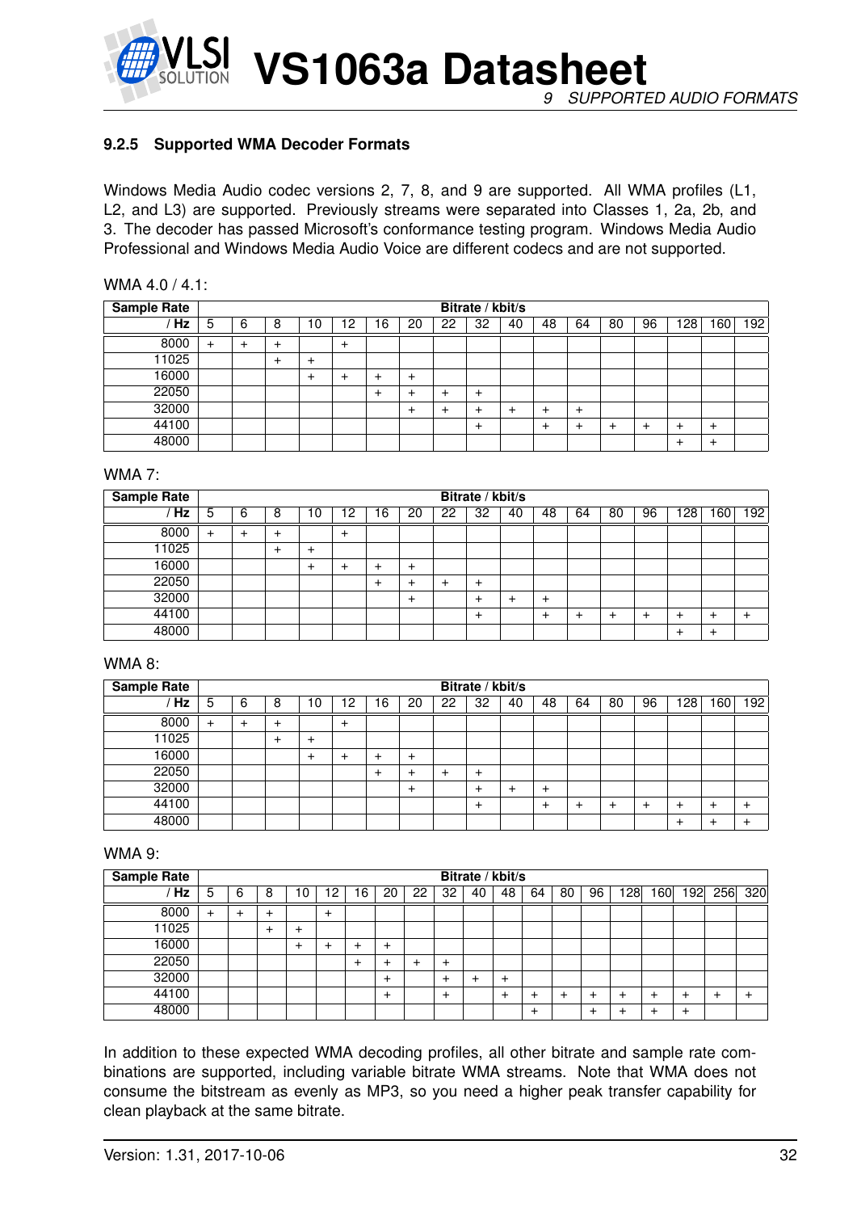### 9.2.5 Supported WMA Decoder Formats

Windows Media Audio codec versions 2, 7, 8, and 9 are supported. All WMA profiles (L1, L2, and L3) are supported. Previously streams were separated into Classes 1, 2a, 2b, and 3. The decoder has passed Microsoft's conformance testing program. Windows Media Audio Professional and Windows Media Audio Voice are different codecs and are not supported.

WMA 4.0 / 4.1:

| **Sample Rate** | **Bitrate / kbit/s** | | | | | | | | | | | | | | | | |
|---|---|---|---|---|---|---|---|---|---|---|---|---|---|---|---|---|---|
| **/ Hz** | 5 | 6 | 8 | 10 | 12 | 16 | 20 | 22 | 32 | 40 | 48 | 64 | 80 | 96 | 128 | 160 | 192 |
| 8000 | + | + | + | | + | | | | | | | | | | | | |
| 11025 | | | + | + | | | | | | | | | | | | | |
| 16000 | | | | + | + | + | + | | | | | | | | | | |
| 22050 | | | | | | + | + | + | + | | | | | | | | |
| 32000 | | | | | | | + | + | + | + | + | + | | | | | |
| 44100 | | | | | | | | | + | | + | + | + | + | + | + | |
| 48000 | | | | | | | | | | | | | | | + | + | |

WMA 7:

| **Sample Rate** | **Bitrate / kbit/s** | | | | | | | | | | | | | | | | |
|---|---|---|---|---|---|---|---|---|---|---|---|---|---|---|---|---|---|
| **/ Hz** | 5 | 6 | 8 | 10 | 12 | 16 | 20 | 22 | 32 | 40 | 48 | 64 | 80 | 96 | 128 | 160 | 192 |
| 8000 | + | + | + | | + | | | | | | | | | | | | |
| 11025 | | | + | + | | | | | | | | | | | | | |
| 16000 | | | | + | + | + | + | | | | | | | | | | |
| 22050 | | | | | | + | + | + | + | | | | | | | | |
| 32000 | | | | | | | + | | + | + | + | | | | | | |
| 44100 | | | | | | | | | + | | + | + | + | + | + | + | + |
| 48000 | | | | | | | | | | | | | | | + | + | |

WMA 8:

| **Sample Rate** | **Bitrate / kbit/s** | | | | | | | | | | | | | | | | |
|---|---|---|---|---|---|---|---|---|---|---|---|---|---|---|---|---|---|
| **/ Hz** | 5 | 6 | 8 | 10 | 12 | 16 | 20 | 22 | 32 | 40 | 48 | 64 | 80 | 96 | 128 | 160 | 192 |
| 8000 | + | + | + | | + | | | | | | | | | | | | |
| 11025 | | | + | + | | | | | | | | | | | | | |
| 16000 | | | | + | + | + | + | | | | | | | | | | |
| 22050 | | | | | | + | + | + | + | | | | | | | | |
| 32000 | | | | | | | + | | + | + | + | | | | | | |
| 44100 | | | | | | | | | + | | + | + | + | + | + | + | + |
| 48000 | | | | | | | | | | | | | | | + | + | + |

WMA 9:

| **Sample Rate** | **Bitrate / kbit/s** | | | | | | | | | | | | | | | | | | |
|---|---|---|---|---|---|---|---|---|---|---|---|---|---|---|---|---|---|---|---|
| **/ Hz** | 5 | 6 | 8 | 10 | 12 | 16 | 20 | 22 | 32 | 40 | 48 | 64 | 80 | 96 | 128 | 160 | 192 | 256 | 320 |
| 8000 | + | + | + | | + | | | | | | | | | | | | | | |
| 11025 | | | + | + | | | | | | | | | | | | | | | |
| 16000 | | | | + | + | + | + | | | | | | | | | | | | |
| 22050 | | | | | | + | + | + | + | | | | | | | | | | |
| 32000 | | | | | | | + | | + | + | + | | | | | | | | |
| 44100 | | | | | | | + | | + | | + | + | + | + | + | + | + | + | + |
| 48000 | | | | | | | | | | | | + | | + | + | + | + | | |

In addition to these expected WMA decoding profiles, all other bitrate and sample rate combinations are supported, including variable bitrate WMA streams. Note that WMA does not consume the bitstream as evenly as MP3, so you need a higher peak transfer capability for clean playback at the same bitrate.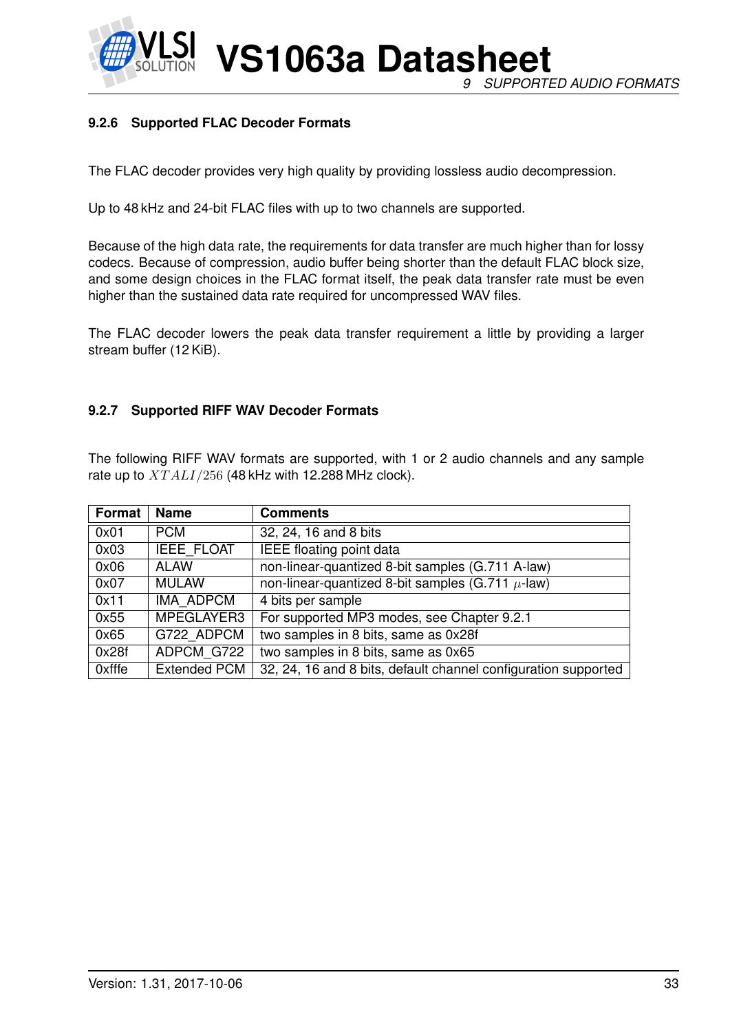### 9.2.6 Supported FLAC Decoder Formats

The FLAC decoder provides very high quality by providing lossless audio decompression.

Up to 48 kHz and 24-bit FLAC files with up to two channels are supported.

Because of the high data rate, the requirements for data transfer are much higher than for lossy codecs. Because of compression, audio buffer being shorter than the default FLAC block size, and some design choices in the FLAC format itself, the peak data transfer rate must be even higher than the sustained data rate required for uncompressed WAV files.

The FLAC decoder lowers the peak data transfer requirement a little by providing a larger stream buffer (12 KiB).

### 9.2.7 Supported RIFF WAV Decoder Formats

The following RIFF WAV formats are supported, with 1 or 2 audio channels and any sample rate up to $XTALI/256$ (48 kHz with 12.288 MHz clock).

| Format | Name | Comments |
|---|---|---|
| 0x01 | PCM | 32, 24, 16 and 8 bits |
| 0x03 | IEEE_FLOAT | IEEE floating point data |
| 0x06 | ALAW | non-linear-quantized 8-bit samples (G.711 A-law) |
| 0x07 | MULAW | non-linear-quantized 8-bit samples (G.711 $\mu$-law) |
| 0x11 | IMA_ADPCM | 4 bits per sample |
| 0x55 | MPEGLAYER3 | For supported MP3 modes, see Chapter 9.2.1 |
| 0x65 | G722_ADPCM | two samples in 8 bits, same as 0x28f |
| 0x28f | ADPCM_G722 | two samples in 8 bits, same as 0x65 |
| 0xfffe | Extended PCM | 32, 24, 16 and 8 bits, default channel configuration supported |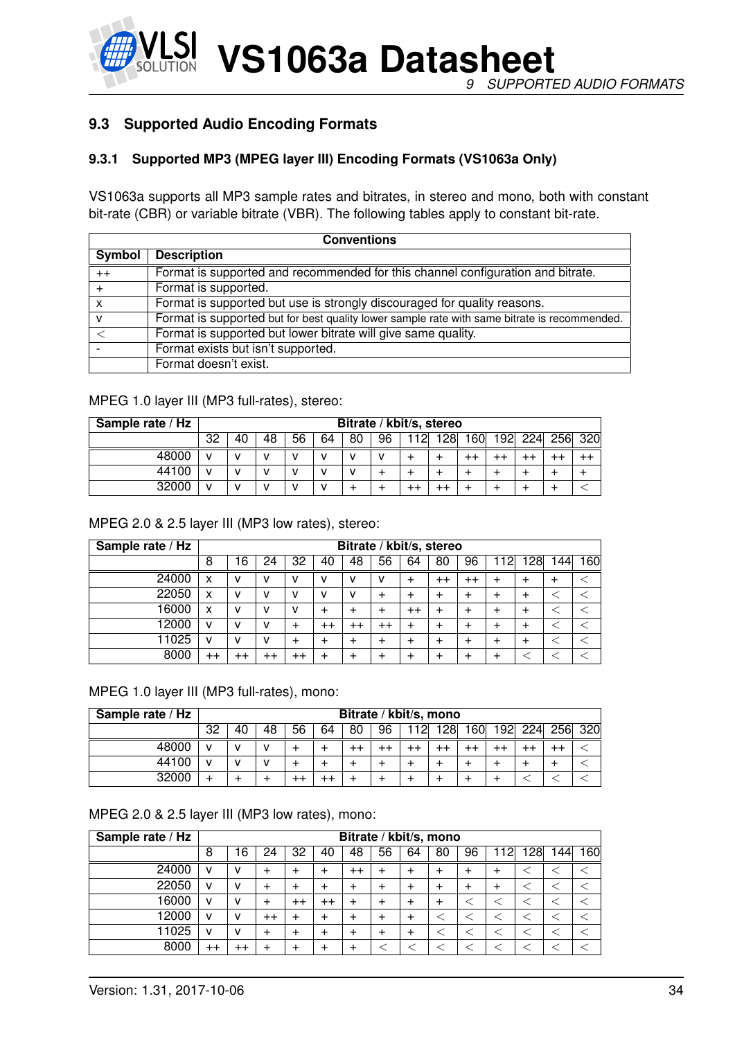### 9.3 Supported Audio Encoding Formats

#### 9.3.1 Supported MP3 (MPEG layer III) Encoding Formats (VS1063a Only)

VS1063a supports all MP3 sample rates and bitrates, in stereo and mono, both with constant bit-rate (CBR) or variable bitrate (VBR). The following tables apply to constant bit-rate.

| Conventions | |
|---|---|
| **Symbol** | **Description** |
| ++ | Format is supported and recommended for this channel configuration and bitrate. |
| + | Format is supported. |
| x | Format is supported but use is strongly discouraged for quality reasons. |
| v | Format is supported but for best quality lower sample rate with same bitrate is recommended. |
| < | Format is supported but lower bitrate will give same quality. |
| - | Format exists but isn't supported. |
| | Format doesn't exist. |

MPEG 1.0 layer III (MP3 full-rates), stereo:

| Sample rate / Hz | Bitrate / kbit/s, stereo | | | | | | | | | | | | | |
|---|---|---|---|---|---|---|---|---|---|---|---|---|---|---|
| | 32 | 40 | 48 | 56 | 64 | 80 | 96 | 112 | 128 | 160 | 192 | 224 | 256 | 320 |
| 48000 | v | v | v | v | v | v | v | + | + | ++ | ++ | ++ | ++ | ++ |
| 44100 | v | v | v | v | v | v | + | + | + | + | + | + | + | + |
| 32000 | v | v | v | v | v | + | + | ++ | ++ | + | + | + | + | < |

MPEG 2.0 & 2.5 layer III (MP3 low rates), stereo:

| Sample rate / Hz | Bitrate / kbit/s, stereo | | | | | | | | | | | | | |
|---|---|---|---|---|---|---|---|---|---|---|---|---|---|---|
| | 8 | 16 | 24 | 32 | 40 | 48 | 56 | 64 | 80 | 96 | 112 | 128 | 144 | 160 |
| 24000 | x | v | v | v | v | v | v | + | ++ | ++ | + | + | + | < |
| 22050 | x | v | v | v | v | v | + | + | + | + | + | + | < | < |
| 16000 | x | v | v | v | + | + | + | ++ | + | + | + | + | < | < |
| 12000 | v | v | v | + | ++ | ++ | ++ | + | + | + | + | + | < | < |
| 11025 | v | v | v | + | + | + | + | + | + | + | + | + | < | < |
| 8000 | ++ | ++ | ++ | ++ | + | + | + | + | + | + | + | < | < | < |

MPEG 1.0 layer III (MP3 full-rates), mono:

| Sample rate / Hz | Bitrate / kbit/s, mono | | | | | | | | | | | | | |
|---|---|---|---|---|---|---|---|---|---|---|---|---|---|---|
| | 32 | 40 | 48 | 56 | 64 | 80 | 96 | 112 | 128 | 160 | 192 | 224 | 256 | 320 |
| 48000 | v | v | v | + | + | ++ | ++ | ++ | ++ | ++ | ++ | ++ | ++ | < |
| 44100 | v | v | v | + | + | + | + | + | + | + | + | + | + | < |
| 32000 | + | + | + | ++ | ++ | + | + | + | + | + | + | < | < | < |

MPEG 2.0 & 2.5 layer III (MP3 low rates), mono:

| Sample rate / Hz | Bitrate / kbit/s, mono | | | | | | | | | | | | | |
|---|---|---|---|---|---|---|---|---|---|---|---|---|---|---|
| | 8 | 16 | 24 | 32 | 40 | 48 | 56 | 64 | 80 | 96 | 112 | 128 | 144 | 160 |
| 24000 | v | v | + | + | + | ++ | + | + | + | + | + | < | < | < |
| 22050 | v | v | + | + | + | + | + | + | + | + | + | < | < | < |
| 16000 | v | v | + | ++ | ++ | + | + | + | + | < | < | < | < | < |
| 12000 | v | v | ++ | + | + | + | + | + | < | < | < | < | < | < |
| 11025 | v | v | + | + | + | + | + | + | < | < | < | < | < | < |
| 8000 | ++ | ++ | + | + | + | + | < | < | < | < | < | < | < | < |

Version: 1.31, 2017-10-06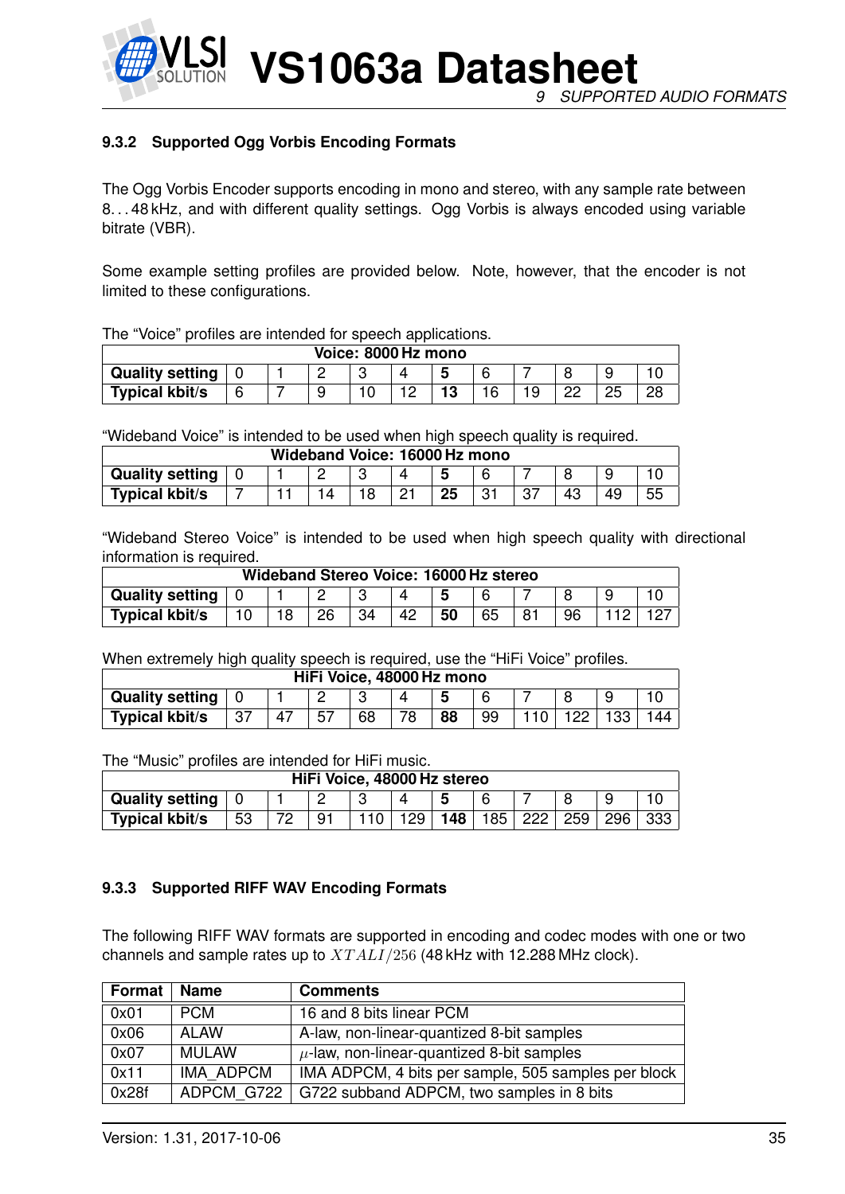### 9.3.2 Supported Ogg Vorbis Encoding Formats

The Ogg Vorbis Encoder supports encoding in mono and stereo, with any sample rate between 8. . . 48 kHz, and with different quality settings. Ogg Vorbis is always encoded using variable bitrate (VBR).

Some example setting profiles are provided below. Note, however, that the encoder is not limited to these configurations.

The "Voice" profiles are intended for speech applications.

| **Voice: 8000 Hz mono** | | | | | | | | | | | |
|---|---|---|---|---|---|---|---|---|---|---|---|
| **Quality setting** | 0 | 1 | 2 | 3 | 4 | **5** | 6 | 7 | 8 | 9 | 10 |
| **Typical kbit/s** | 6 | 7 | 9 | 10 | 12 | **13** | 16 | 19 | 22 | 25 | 28 |

"Wideband Voice" is intended to be used when high speech quality is required.

| **Wideband Voice: 16000 Hz mono** | | | | | | | | | | | |
|---|---|---|---|---|---|---|---|---|---|---|---|
| **Quality setting** | 0 | 1 | 2 | 3 | 4 | **5** | 6 | 7 | 8 | 9 | 10 |
| **Typical kbit/s** | 7 | 11 | 14 | 18 | 21 | **25** | 31 | 37 | 43 | 49 | 55 |

"Wideband Stereo Voice" is intended to be used when high speech quality with directional information is required.

| **Wideband Stereo Voice: 16000 Hz stereo** | | | | | | | | | | | |
|---|---|---|---|---|---|---|---|---|---|---|---|
| **Quality setting** | 0 | 1 | 2 | 3 | 4 | **5** | 6 | 7 | 8 | 9 | 10 |
| **Typical kbit/s** | 10 | 18 | 26 | 34 | 42 | **50** | 65 | 81 | 96 | 112 | 127 |

When extremely high quality speech is required, use the "HiFi Voice" profiles.

| **HiFi Voice, 48000 Hz mono** | | | | | | | | | | | |
|---|---|---|---|---|---|---|---|---|---|---|---|
| **Quality setting** | 0 | 1 | 2 | 3 | 4 | **5** | 6 | 7 | 8 | 9 | 10 |
| **Typical kbit/s** | 37 | 47 | 57 | 68 | 78 | **88** | 99 | 110 | 122 | 133 | 144 |

The "Music" profiles are intended for HiFi music.

| **HiFi Voice, 48000 Hz stereo** | | | | | | | | | | | |
|---|---|---|---|---|---|---|---|---|---|---|---|
| **Quality setting** | 0 | 1 | 2 | 3 | 4 | **5** | 6 | 7 | 8 | 9 | 10 |
| **Typical kbit/s** | 53 | 72 | 91 | 110 | 129 | **148** | 185 | 222 | 259 | 296 | 333 |

### 9.3.3 Supported RIFF WAV Encoding Formats

The following RIFF WAV formats are supported in encoding and codec modes with one or two channels and sample rates up to $XTALI/256$ (48 kHz with 12.288 MHz clock).

| Format | Name | Comments |
|---|---|---|
| 0x01 | PCM | 16 and 8 bits linear PCM |
| 0x06 | ALAW | A-law, non-linear-quantized 8-bit samples |
| 0x07 | MULAW | $\mu$-law, non-linear-quantized 8-bit samples |
| 0x11 | IMA_ADPCM | IMA ADPCM, 4 bits per sample, 505 samples per block |
| 0x28f | ADPCM_G722 | G722 subband ADPCM, two samples in 8 bits |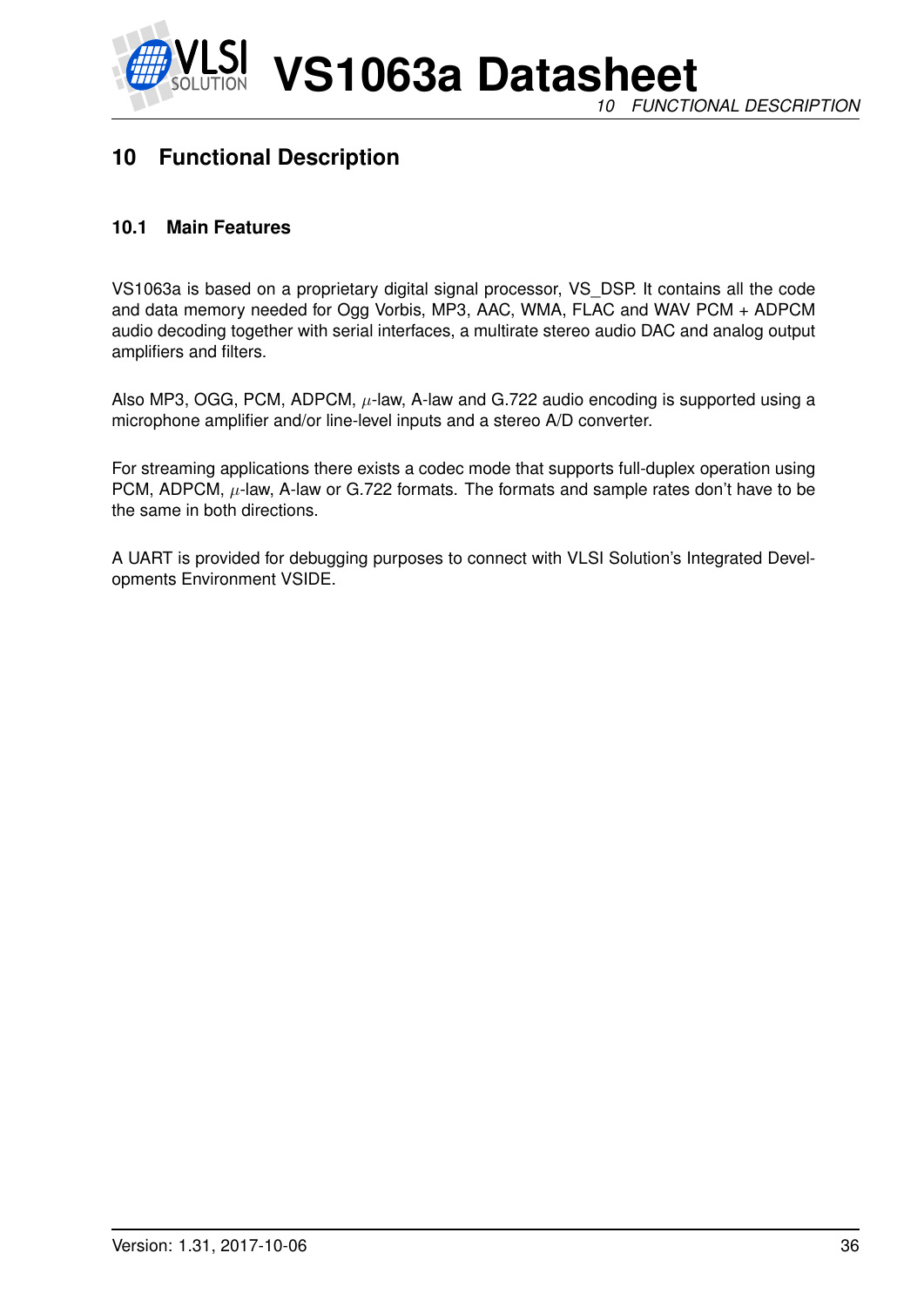# 10 Functional Description

## 10.1 Main Features

VS1063a is based on a proprietary digital signal processor, VS_DSP. It contains all the code and data memory needed for Ogg Vorbis, MP3, AAC, WMA, FLAC and WAV PCM + ADPCM audio decoding together with serial interfaces, a multirate stereo audio DAC and analog output amplifiers and filters.

Also MP3, OGG, PCM, ADPCM, $\mu$-law, A-law and G.722 audio encoding is supported using a microphone amplifier and/or line-level inputs and a stereo A/D converter.

For streaming applications there exists a codec mode that supports full-duplex operation using PCM, ADPCM, $\mu$-law, A-law or G.722 formats. The formats and sample rates don't have to be the same in both directions.

A UART is provided for debugging purposes to connect with VLSI Solution's Integrated Developments Environment VSIDE.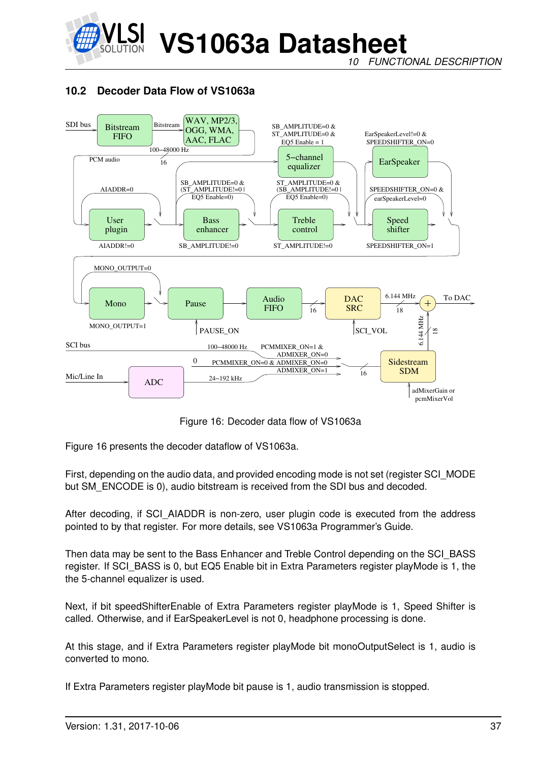## 10.2 Decoder Data Flow of VS1063a

Figure 16: Decoder data flow of VS1063a

Figure 16 presents the decoder dataflow of VS1063a.

First, depending on the audio data, and provided encoding mode is not set (register SCI_MODE but SM_ENCODE is 0), audio bitstream is received from the SDI bus and decoded.

After decoding, if SCI_AIADDR is non-zero, user plugin code is executed from the address pointed to by that register. For more details, see VS1063a Programmer's Guide.

Then data may be sent to the Bass Enhancer and Treble Control depending on the SCI_BASS register. If SCI_BASS is 0, but EQ5 Enable bit in Extra Parameters register playMode is 1, the the 5-channel equalizer is used.

Next, if bit speedShifterEnable of Extra Parameters register playMode is 1, Speed Shifter is called. Otherwise, and if EarSpeakerLevel is not 0, headphone processing is done.

At this stage, and if Extra Parameters register playMode bit monoOutputSelect is 1, audio is converted to mono.

If Extra Parameters register playMode bit pause is 1, audio transmission is stopped.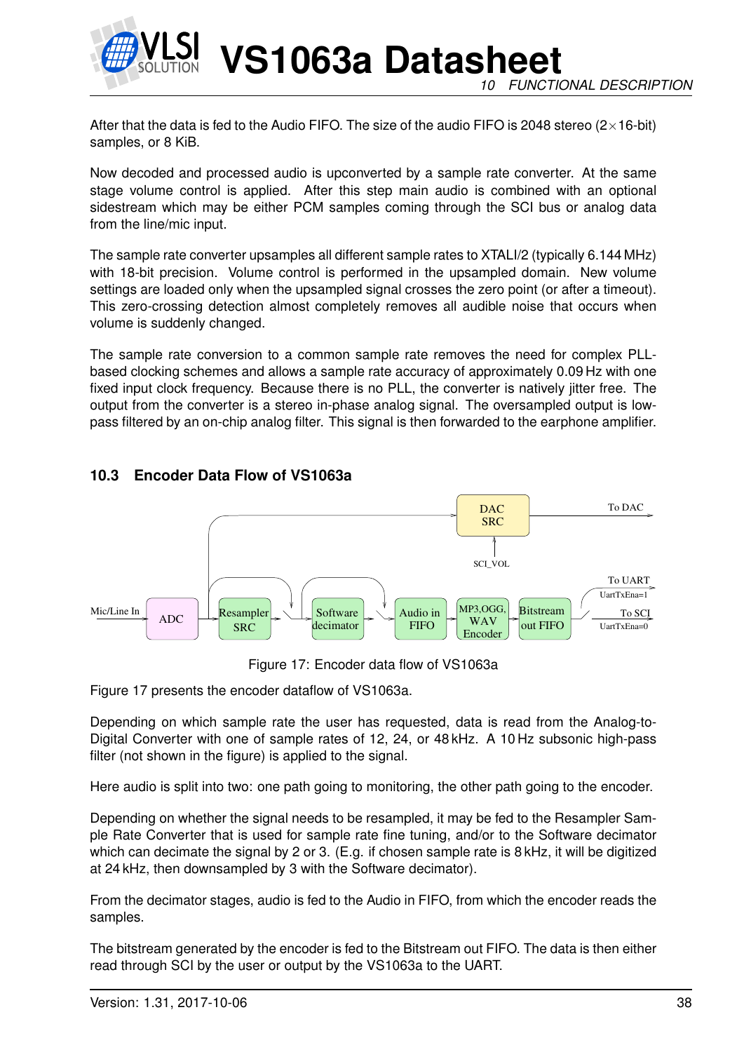After that the data is fed to the Audio FIFO. The size of the audio FIFO is 2048 stereo (2×16-bit) samples, or 8 KiB.

Now decoded and processed audio is upconverted by a sample rate converter. At the same stage volume control is applied. After this step main audio is combined with an optional sidestream which may be either PCM samples coming through the SCI bus or analog data from the line/mic input.

The sample rate converter upsamples all different sample rates to XTALI/2 (typically 6.144 MHz) with 18-bit precision. Volume control is performed in the upsampled domain. New volume settings are loaded only when the upsampled signal crosses the zero point (or after a timeout). This zero-crossing detection almost completely removes all audible noise that occurs when volume is suddenly changed.

The sample rate conversion to a common sample rate removes the need for complex PLL-based clocking schemes and allows a sample rate accuracy of approximately 0.09 Hz with one fixed input clock frequency. Because there is no PLL, the converter is natively jitter free. The output from the converter is a stereo in-phase analog signal. The oversampled output is low-pass filtered by an on-chip analog filter. This signal is then forwarded to the earphone amplifier.

## 10.3 Encoder Data Flow of VS1063a

Mic/Line In → ADC → Resampler SRC → Software decimator → Audio in FIFO → MP3,OGG, WAV Encoder → Bitstream out FIFO → To UART (UartTxEna=1) / To SCI (UartTxEna=0)

ADC → DAC SRC (SCI_VOL) → To DAC

Figure 17: Encoder data flow of VS1063a

Figure 17 presents the encoder dataflow of VS1063a.

Depending on which sample rate the user has requested, data is read from the Analog-to-Digital Converter with one of sample rates of 12, 24, or 48 kHz. A 10 Hz subsonic high-pass filter (not shown in the figure) is applied to the signal.

Here audio is split into two: one path going to monitoring, the other path going to the encoder.

Depending on whether the signal needs to be resampled, it may be fed to the Resampler Sample Rate Converter that is used for sample rate fine tuning, and/or to the Software decimator which can decimate the signal by 2 or 3. (E.g. if chosen sample rate is 8 kHz, it will be digitized at 24 kHz, then downsampled by 3 with the Software decimator).

From the decimator stages, audio is fed to the Audio in FIFO, from which the encoder reads the samples.

The bitstream generated by the encoder is fed to the Bitstream out FIFO. The data is then either read through SCI by the user or output by the VS1063a to the UART.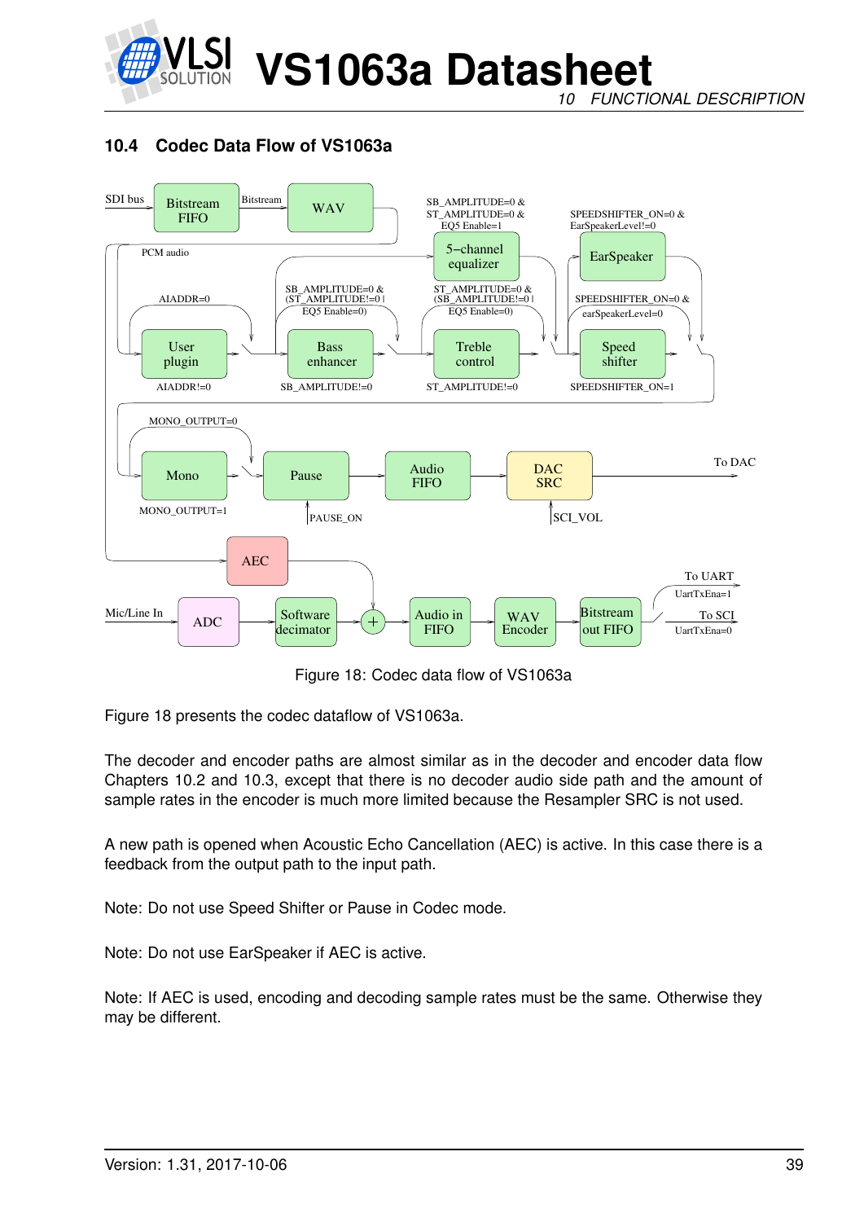## 10.4 Codec Data Flow of VS1063a

Figure 18: Codec data flow of VS1063a

Figure 18 presents the codec dataflow of VS1063a.

The decoder and encoder paths are almost similar as in the decoder and encoder data flow Chapters 10.2 and 10.3, except that there is no decoder audio side path and the amount of sample rates in the encoder is much more limited because the Resampler SRC is not used.

A new path is opened when Acoustic Echo Cancellation (AEC) is active. In this case there is a feedback from the output path to the input path.

Note: Do not use Speed Shifter or Pause in Codec mode.

Note: Do not use EarSpeaker if AEC is active.

Note: If AEC is used, encoding and decoding sample rates must be the same. Otherwise they may be different.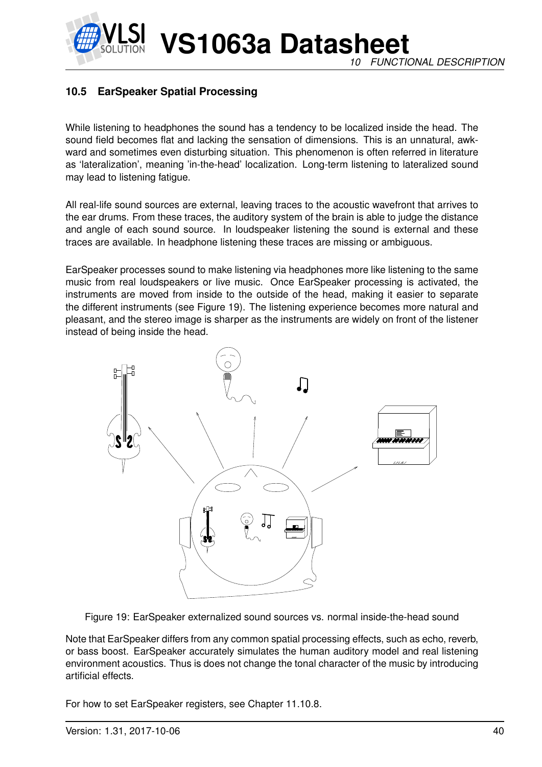## 10.5 EarSpeaker Spatial Processing

While listening to headphones the sound has a tendency to be localized inside the head. The sound field becomes flat and lacking the sensation of dimensions. This is an unnatural, awkward and sometimes even disturbing situation. This phenomenon is often referred in literature as 'lateralization', meaning 'in-the-head' localization. Long-term listening to lateralized sound may lead to listening fatigue.

All real-life sound sources are external, leaving traces to the acoustic wavefront that arrives to the ear drums. From these traces, the auditory system of the brain is able to judge the distance and angle of each sound source. In loudspeaker listening the sound is external and these traces are available. In headphone listening these traces are missing or ambiguous.

EarSpeaker processes sound to make listening via headphones more like listening to the same music from real loudspeakers or live music. Once EarSpeaker processing is activated, the instruments are moved from inside to the outside of the head, making it easier to separate the different instruments (see Figure 19). The listening experience becomes more natural and pleasant, and the stereo image is sharper as the instruments are widely on front of the listener instead of being inside the head.

Figure 19: EarSpeaker externalized sound sources vs. normal inside-the-head sound

Note that EarSpeaker differs from any common spatial processing effects, such as echo, reverb, or bass boost. EarSpeaker accurately simulates the human auditory model and real listening environment acoustics. Thus is does not change the tonal character of the music by introducing artificial effects.

For how to set EarSpeaker registers, see Chapter 11.10.8.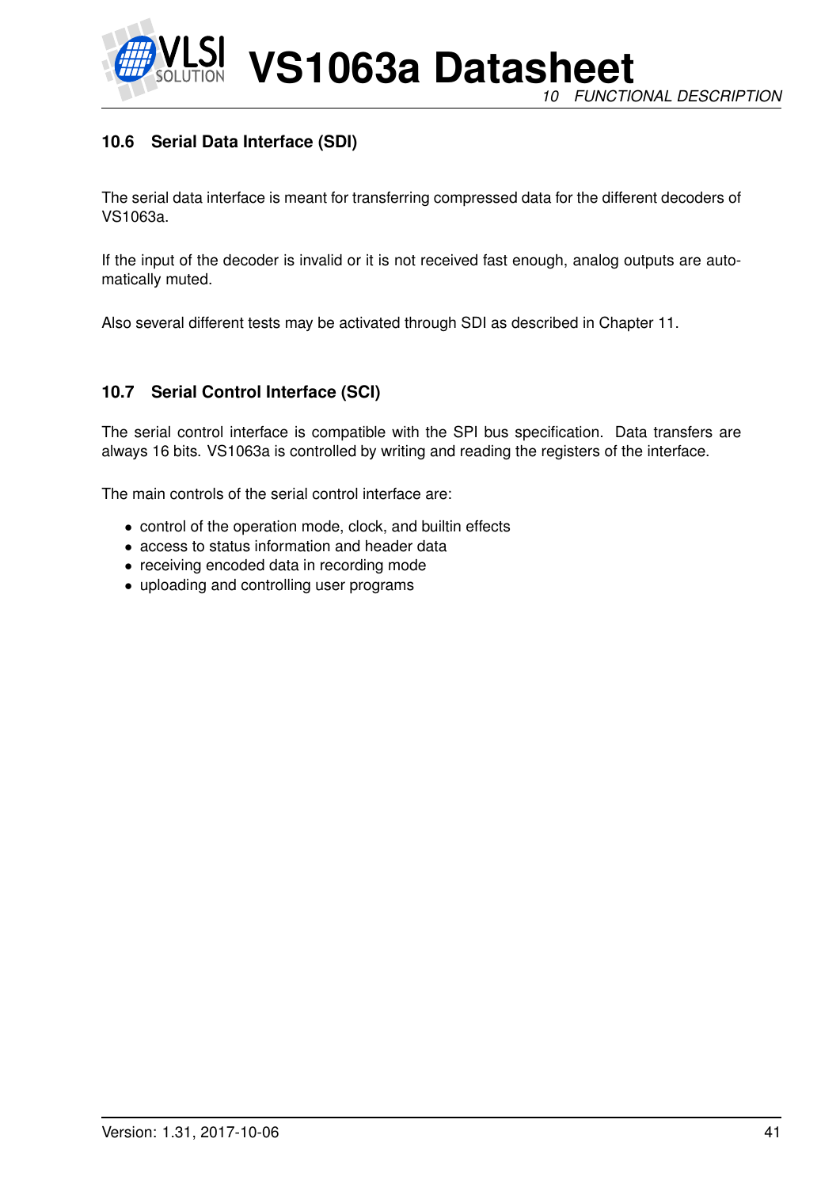## 10.6 Serial Data Interface (SDI)

The serial data interface is meant for transferring compressed data for the different decoders of VS1063a.

If the input of the decoder is invalid or it is not received fast enough, analog outputs are automatically muted.

Also several different tests may be activated through SDI as described in Chapter 11.

## 10.7 Serial Control Interface (SCI)

The serial control interface is compatible with the SPI bus specification. Data transfers are always 16 bits. VS1063a is controlled by writing and reading the registers of the interface.

The main controls of the serial control interface are:

- control of the operation mode, clock, and builtin effects
- access to status information and header data
- receiving encoded data in recording mode
- uploading and controlling user programs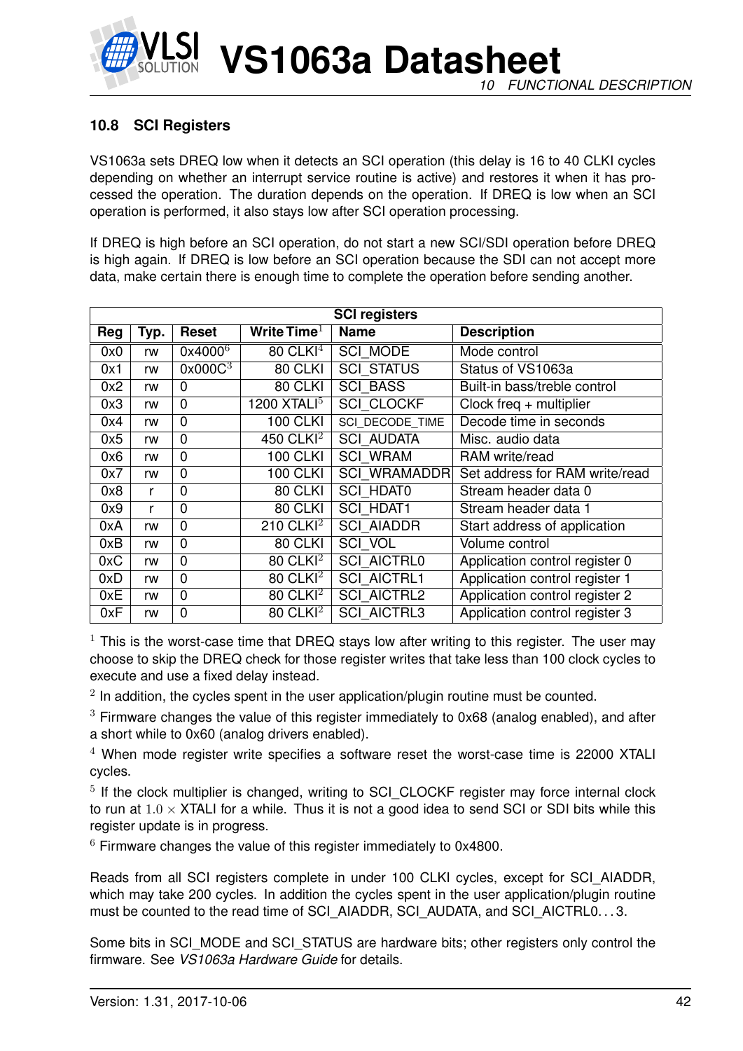## 10.8 SCI Registers

VS1063a sets DREQ low when it detects an SCI operation (this delay is 16 to 40 CLKI cycles depending on whether an interrupt service routine is active) and restores it when it has processed the operation. The duration depends on the operation. If DREQ is low when an SCI operation is performed, it also stays low after SCI operation processing.

If DREQ is high before an SCI operation, do not start a new SCI/SDI operation before DREQ is high again. If DREQ is low before an SCI operation because the SDI can not accept more data, make certain there is enough time to complete the operation before sending another.

| SCI registers | | | | | |
|---|---|---|---|---|---|
| **Reg** | **Typ.** | **Reset** | **Write Time**[1] | **Name** | **Description** |
| 0x0 | rw | 0x4000[6] | 80 CLKI[4] | SCI_MODE | Mode control |
| 0x1 | rw | 0x000C[3] | 80 CLKI | SCI_STATUS | Status of VS1063a |
| 0x2 | rw | 0 | 80 CLKI | SCI_BASS | Built-in bass/treble control |
| 0x3 | rw | 0 | 1200 XTALI[5] | SCI_CLOCKF | Clock freq + multiplier |
| 0x4 | rw | 0 | 100 CLKI | SCI_DECODE_TIME | Decode time in seconds |
| 0x5 | rw | 0 | 450 CLKI[2] | SCI_AUDATA | Misc. audio data |
| 0x6 | rw | 0 | 100 CLKI | SCI_WRAM | RAM write/read |
| 0x7 | rw | 0 | 100 CLKI | SCI_WRAMADDR | Set address for RAM write/read |
| 0x8 | r | 0 | 80 CLKI | SCI_HDAT0 | Stream header data 0 |
| 0x9 | r | 0 | 80 CLKI | SCI_HDAT1 | Stream header data 1 |
| 0xA | rw | 0 | 210 CLKI[2] | SCI_AIADDR | Start address of application |
| 0xB | rw | 0 | 80 CLKI | SCI_VOL | Volume control |
| 0xC | rw | 0 | 80 CLKI[2] | SCI_AICTRL0 | Application control register 0 |
| 0xD | rw | 0 | 80 CLKI[2] | SCI_AICTRL1 | Application control register 1 |
| 0xE | rw | 0 | 80 CLKI[2] | SCI_AICTRL2 | Application control register 2 |
| 0xF | rw | 0 | 80 CLKI[2] | SCI_AICTRL3 | Application control register 3 |

[1] This is the worst-case time that DREQ stays low after writing to this register. The user may choose to skip the DREQ check for those register writes that take less than 100 clock cycles to execute and use a fixed delay instead.

[2] In addition, the cycles spent in the user application/plugin routine must be counted.

[3] Firmware changes the value of this register immediately to 0x68 (analog enabled), and after a short while to 0x60 (analog drivers enabled).

[4] When mode register write specifies a software reset the worst-case time is 22000 XTALI cycles.

[5] If the clock multiplier is changed, writing to SCI_CLOCKF register may force internal clock to run at $1.0 \times$ XTALI for a while. Thus it is not a good idea to send SCI or SDI bits while this register update is in progress.

[6] Firmware changes the value of this register immediately to 0x4800.

Reads from all SCI registers complete in under 100 CLKI cycles, except for SCI_AIADDR, which may take 200 cycles. In addition the cycles spent in the user application/plugin routine must be counted to the read time of SCI_AIADDR, SCI_AUDATA, and SCI_AICTRL0...3.

Some bits in SCI_MODE and SCI_STATUS are hardware bits; other registers only control the firmware. See *VS1063a Hardware Guide* for details.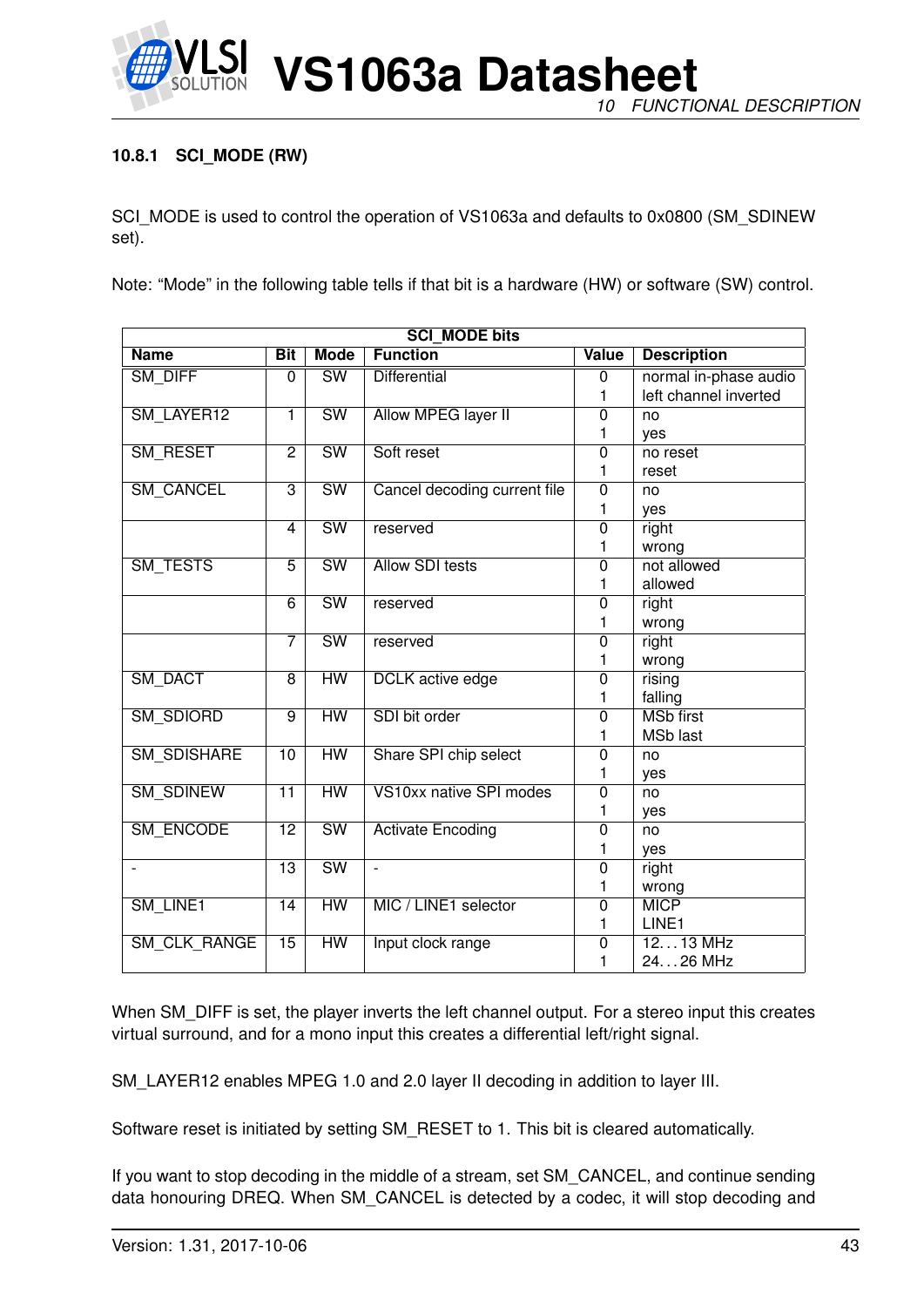### 10.8.1 SCI_MODE (RW)

SCI_MODE is used to control the operation of VS1063a and defaults to 0x0800 (SM_SDINEW set).

Note: "Mode" in the following table tells if that bit is a hardware (HW) or software (SW) control.

| SCI_MODE bits | | | | | |
|---|---|---|---|---|---|
| **Name** | **Bit** | **Mode** | **Function** | **Value** | **Description** |
| SM_DIFF | 0 | SW | Differential | 0 | normal in-phase audio |
| | | | | 1 | left channel inverted |
| SM_LAYER12 | 1 | SW | Allow MPEG layer II | 0 | no |
| | | | | 1 | yes |
| SM_RESET | 2 | SW | Soft reset | 0 | no reset |
| | | | | 1 | reset |
| SM_CANCEL | 3 | SW | Cancel decoding current file | 0 | no |
| | | | | 1 | yes |
| | 4 | SW | reserved | 0 | right |
| | | | | 1 | wrong |
| SM_TESTS | 5 | SW | Allow SDI tests | 0 | not allowed |
| | | | | 1 | allowed |
| | 6 | SW | reserved | 0 | right |
| | | | | 1 | wrong |
| | 7 | SW | reserved | 0 | right |
| | | | | 1 | wrong |
| SM_DACT | 8 | HW | DCLK active edge | 0 | rising |
| | | | | 1 | falling |
| SM_SDIORD | 9 | HW | SDI bit order | 0 | MSb first |
| | | | | 1 | MSb last |
| SM_SDISHARE | 10 | HW | Share SPI chip select | 0 | no |
| | | | | 1 | yes |
| SM_SDINEW | 11 | HW | VS10xx native SPI modes | 0 | no |
| | | | | 1 | yes |
| SM_ENCODE | 12 | SW | Activate Encoding | 0 | no |
| | | | | 1 | yes |
| - | 13 | SW | - | 0 | right |
| | | | | 1 | wrong |
| SM_LINE1 | 14 | HW | MIC / LINE1 selector | 0 | MICP |
| | | | | 1 | LINE1 |
| SM_CLK_RANGE | 15 | HW | Input clock range | 0 | 12…13 MHz |
| | | | | 1 | 24…26 MHz |

When SM_DIFF is set, the player inverts the left channel output. For a stereo input this creates virtual surround, and for a mono input this creates a differential left/right signal.

SM_LAYER12 enables MPEG 1.0 and 2.0 layer II decoding in addition to layer III.

Software reset is initiated by setting SM_RESET to 1. This bit is cleared automatically.

If you want to stop decoding in the middle of a stream, set SM_CANCEL, and continue sending data honouring DREQ. When SM_CANCEL is detected by a codec, it will stop decoding and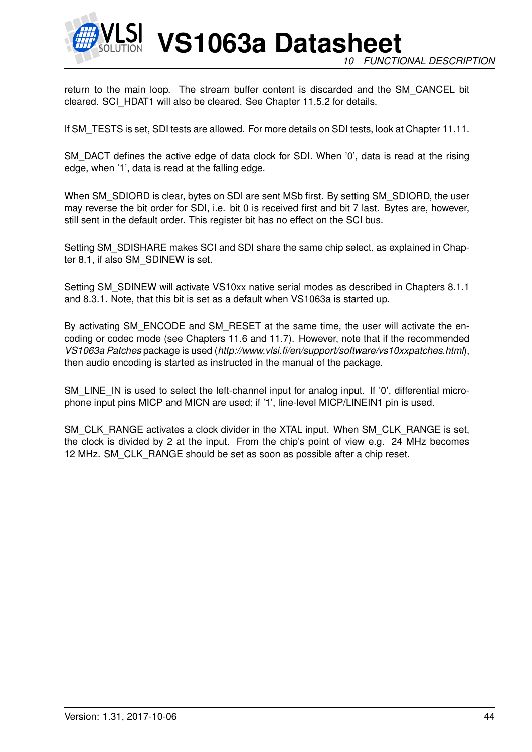return to the main loop. The stream buffer content is discarded and the SM_CANCEL bit cleared. SCI_HDAT1 will also be cleared. See Chapter 11.5.2 for details.

If SM_TESTS is set, SDI tests are allowed. For more details on SDI tests, look at Chapter 11.11.

SM_DACT defines the active edge of data clock for SDI. When '0', data is read at the rising edge, when '1', data is read at the falling edge.

When SM_SDIORD is clear, bytes on SDI are sent MSb first. By setting SM_SDIORD, the user may reverse the bit order for SDI, i.e. bit 0 is received first and bit 7 last. Bytes are, however, still sent in the default order. This register bit has no effect on the SCI bus.

Setting SM_SDISHARE makes SCI and SDI share the same chip select, as explained in Chapter 8.1, if also SM_SDINEW is set.

Setting SM_SDINEW will activate VS10xx native serial modes as described in Chapters 8.1.1 and 8.3.1. Note, that this bit is set as a default when VS1063a is started up.

By activating SM_ENCODE and SM_RESET at the same time, the user will activate the encoding or codec mode (see Chapters 11.6 and 11.7). However, note that if the recommended *VS1063a Patches* package is used (*http://www.vlsi.fi/en/support/software/vs10xxpatches.html*), then audio encoding is started as instructed in the manual of the package.

SM_LINE_IN is used to select the left-channel input for analog input. If '0', differential microphone input pins MICP and MICN are used; if '1', line-level MICP/LINEIN1 pin is used.

SM_CLK_RANGE activates a clock divider in the XTAL input. When SM_CLK_RANGE is set, the clock is divided by 2 at the input. From the chip's point of view e.g. 24 MHz becomes 12 MHz. SM_CLK_RANGE should be set as soon as possible after a chip reset.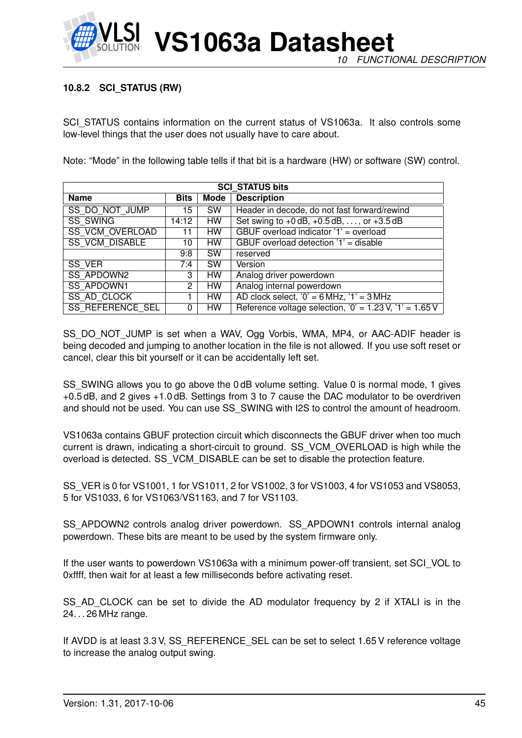### 10.8.2 SCI_STATUS (RW)

SCI_STATUS contains information on the current status of VS1063a. It also controls some low-level things that the user does not usually have to care about.

Note: “Mode” in the following table tells if that bit is a hardware (HW) or software (SW) control.

| SCI_STATUS bits | | | |
|---|---|---|---|
| **Name** | **Bits** | **Mode** | **Description** |
| SS_DO_NOT_JUMP | 15 | SW | Header in decode, do not fast forward/rewind |
| SS_SWING | 14:12 | HW | Set swing to +0 dB, +0.5 dB, . . . , or +3.5 dB |
| SS_VCM_OVERLOAD | 11 | HW | GBUF overload indicator ’1’ = overload |
| SS_VCM_DISABLE | 10 | HW | GBUF overload detection ’1’ = disable |
| | 9:8 | SW | reserved |
| SS_VER | 7:4 | SW | Version |
| SS_APDOWN2 | 3 | HW | Analog driver powerdown |
| SS_APDOWN1 | 2 | HW | Analog internal powerdown |
| SS_AD_CLOCK | 1 | HW | AD clock select, ’0’ = 6 MHz, ’1’ = 3 MHz |
| SS_REFERENCE_SEL | 0 | HW | Reference voltage selection, ’0’ = 1.23 V, ’1’ = 1.65 V |

SS_DO_NOT_JUMP is set when a WAV, Ogg Vorbis, WMA, MP4, or AAC-ADIF header is being decoded and jumping to another location in the file is not allowed. If you use soft reset or cancel, clear this bit yourself or it can be accidentally left set.

SS_SWING allows you to go above the 0 dB volume setting. Value 0 is normal mode, 1 gives +0.5 dB, and 2 gives +1.0 dB. Settings from 3 to 7 cause the DAC modulator to be overdriven and should not be used. You can use SS_SWING with I2S to control the amount of headroom.

VS1063a contains GBUF protection circuit which disconnects the GBUF driver when too much current is drawn, indicating a short-circuit to ground. SS_VCM_OVERLOAD is high while the overload is detected. SS_VCM_DISABLE can be set to disable the protection feature.

SS_VER is 0 for VS1001, 1 for VS1011, 2 for VS1002, 3 for VS1003, 4 for VS1053 and VS8053, 5 for VS1033, 6 for VS1063/VS1163, and 7 for VS1103.

SS_APDOWN2 controls analog driver powerdown. SS_APDOWN1 controls internal analog powerdown. These bits are meant to be used by the system firmware only.

If the user wants to powerdown VS1063a with a minimum power-off transient, set SCI_VOL to 0xffff, then wait for at least a few milliseconds before activating reset.

SS_AD_CLOCK can be set to divide the AD modulator frequency by 2 if XTALI is in the 24. . . 26 MHz range.

If AVDD is at least 3.3 V, SS_REFERENCE_SEL can be set to select 1.65 V reference voltage to increase the analog output swing.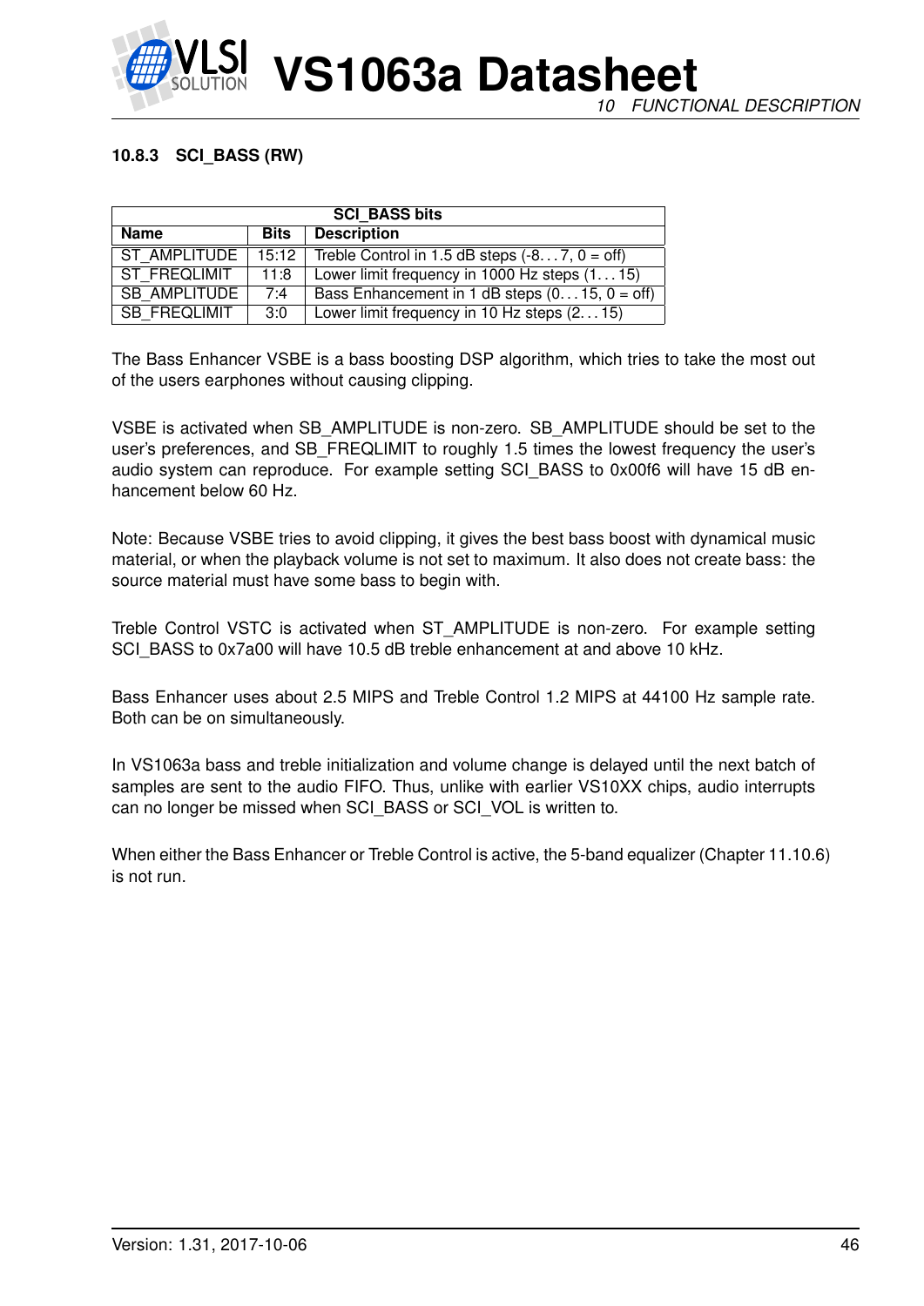### 10.8.3 SCI_BASS (RW)

| SCI_BASS bits | | |
|---|---|---|
| **Name** | **Bits** | **Description** |
| ST_AMPLITUDE | 15:12 | Treble Control in 1.5 dB steps (-8. . . 7, 0 = off) |
| ST_FREQLIMIT | 11:8 | Lower limit frequency in 1000 Hz steps (1. . . 15) |
| SB_AMPLITUDE | 7:4 | Bass Enhancement in 1 dB steps (0. . . 15, 0 = off) |
| SB_FREQLIMIT | 3:0 | Lower limit frequency in 10 Hz steps (2. . . 15) |

The Bass Enhancer VSBE is a bass boosting DSP algorithm, which tries to take the most out of the users earphones without causing clipping.

VSBE is activated when SB_AMPLITUDE is non-zero. SB_AMPLITUDE should be set to the user's preferences, and SB_FREQLIMIT to roughly 1.5 times the lowest frequency the user's audio system can reproduce. For example setting SCI_BASS to 0x00f6 will have 15 dB enhancement below 60 Hz.

Note: Because VSBE tries to avoid clipping, it gives the best bass boost with dynamical music material, or when the playback volume is not set to maximum. It also does not create bass: the source material must have some bass to begin with.

Treble Control VSTC is activated when ST_AMPLITUDE is non-zero. For example setting SCI_BASS to 0x7a00 will have 10.5 dB treble enhancement at and above 10 kHz.

Bass Enhancer uses about 2.5 MIPS and Treble Control 1.2 MIPS at 44100 Hz sample rate. Both can be on simultaneously.

In VS1063a bass and treble initialization and volume change is delayed until the next batch of samples are sent to the audio FIFO. Thus, unlike with earlier VS10XX chips, audio interrupts can no longer be missed when SCI_BASS or SCI_VOL is written to.

When either the Bass Enhancer or Treble Control is active, the 5-band equalizer (Chapter 11.10.6) is not run.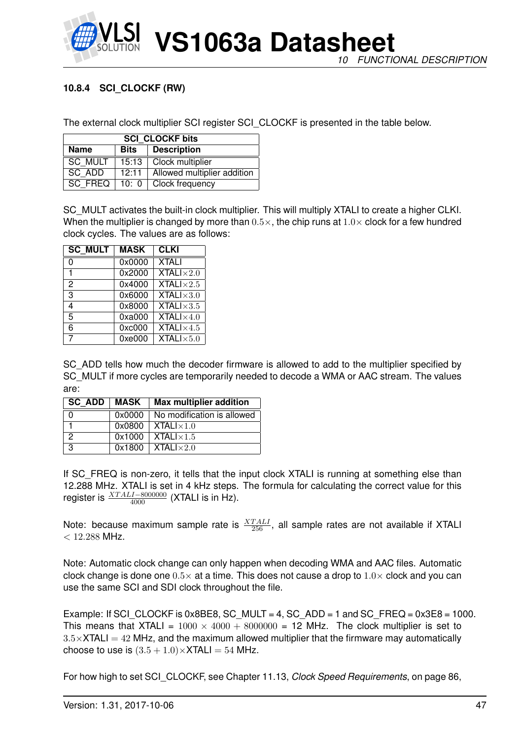### 10.8.4 SCI_CLOCKF (RW)

The external clock multiplier SCI register SCI_CLOCKF is presented in the table below.

| SCI_CLOCKF bits | | |
|---|---|---|
| **Name** | **Bits** | **Description** |
| SC_MULT | 15:13 | Clock multiplier |
| SC_ADD | 12:11 | Allowed multiplier addition |
| SC_FREQ | 10: 0 | Clock frequency |

SC_MULT activates the built-in clock multiplier. This will multiply XTALI to create a higher CLKI. When the multiplier is changed by more than $0.5\times$, the chip runs at $1.0\times$ clock for a few hundred clock cycles. The values are as follows:

| SC_MULT | MASK | CLKI |
|---|---|---|
| 0 | 0x0000 | XTALI |
| 1 | 0x2000 | XTALI$\times 2.0$ |
| 2 | 0x4000 | XTALI$\times 2.5$ |
| 3 | 0x6000 | XTALI$\times 3.0$ |
| 4 | 0x8000 | XTALI$\times 3.5$ |
| 5 | 0xa000 | XTALI$\times 4.0$ |
| 6 | 0xc000 | XTALI$\times 4.5$ |
| 7 | 0xe000 | XTALI$\times 5.0$ |

SC_ADD tells how much the decoder firmware is allowed to add to the multiplier specified by SC_MULT if more cycles are temporarily needed to decode a WMA or AAC stream. The values are:

| SC_ADD | MASK | Max multiplier addition |
|---|---|---|
| 0 | 0x0000 | No modification is allowed |
| 1 | 0x0800 | XTALI$\times 1.0$ |
| 2 | 0x1000 | XTALI$\times 1.5$ |
| 3 | 0x1800 | XTALI$\times 2.0$ |

If SC_FREQ is non-zero, it tells that the input clock XTALI is running at something else than 12.288 MHz. XTALI is set in 4 kHz steps. The formula for calculating the correct value for this register is $\frac{XTALI-8000000}{4000}$ (XTALI is in Hz).

Note: because maximum sample rate is $\frac{XTALI}{256}$, all sample rates are not available if XTALI $< 12.288$ MHz.

Note: Automatic clock change can only happen when decoding WMA and AAC files. Automatic clock change is done one $0.5\times$ at a time. This does not cause a drop to $1.0\times$ clock and you can use the same SCI and SDI clock throughout the file.

Example: If SCI_CLOCKF is 0x8BE8, SC_MULT = 4, SC_ADD = 1 and SC_FREQ = 0x3E8 = 1000. This means that XTALI = $1000 \times 4000 + 8000000$ = 12 MHz. The clock multiplier is set to $3.5\times$XTALI $= 42$ MHz, and the maximum allowed multiplier that the firmware may automatically choose to use is $(3.5 + 1.0)\times$XTALI $= 54$ MHz.

For how high to set SCI_CLOCKF, see Chapter 11.13, *Clock Speed Requirements*, on page 86,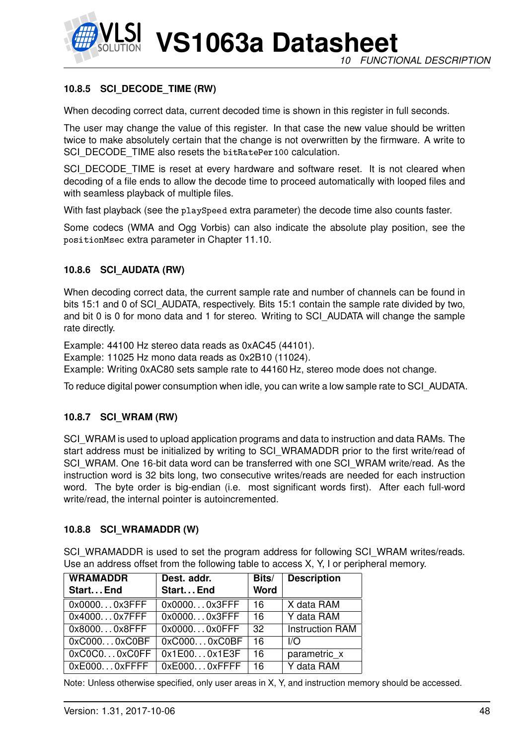### 10.8.5 SCI_DECODE_TIME (RW)

When decoding correct data, current decoded time is shown in this register in full seconds.

The user may change the value of this register. In that case the new value should be written twice to make absolutely certain that the change is not overwritten by the firmware. A write to SCI_DECODE_TIME also resets the `bitRatePer100` calculation.

SCI_DECODE_TIME is reset at every hardware and software reset. It is not cleared when decoding of a file ends to allow the decode time to proceed automatically with looped files and with seamless playback of multiple files.

With fast playback (see the `playSpeed` extra parameter) the decode time also counts faster.

Some codecs (WMA and Ogg Vorbis) can also indicate the absolute play position, see the `positionMsec` extra parameter in Chapter 11.10.

### 10.8.6 SCI_AUDATA (RW)

When decoding correct data, the current sample rate and number of channels can be found in bits 15:1 and 0 of SCI_AUDATA, respectively. Bits 15:1 contain the sample rate divided by two, and bit 0 is 0 for mono data and 1 for stereo. Writing to SCI_AUDATA will change the sample rate directly.

Example: 44100 Hz stereo data reads as 0xAC45 (44101).
Example: 11025 Hz mono data reads as 0x2B10 (11024).
Example: Writing 0xAC80 sets sample rate to 44160 Hz, stereo mode does not change.

To reduce digital power consumption when idle, you can write a low sample rate to SCI_AUDATA.

### 10.8.7 SCI_WRAM (RW)

SCI_WRAM is used to upload application programs and data to instruction and data RAMs. The start address must be initialized by writing to SCI_WRAMADDR prior to the first write/read of SCI_WRAM. One 16-bit data word can be transferred with one SCI_WRAM write/read. As the instruction word is 32 bits long, two consecutive writes/reads are needed for each instruction word. The byte order is big-endian (i.e. most significant words first). After each full-word write/read, the internal pointer is autoincremented.

### 10.8.8 SCI_WRAMADDR (W)

SCI_WRAMADDR is used to set the program address for following SCI_WRAM writes/reads. Use an address offset from the following table to access X, Y, I or peripheral memory.

| WRAMADDR Start...End | Dest. addr. Start...End | Bits/ Word | Description |
|---|---|---|---|
| 0x0000...0x3FFF | 0x0000...0x3FFF | 16 | X data RAM |
| 0x4000...0x7FFF | 0x0000...0x3FFF | 16 | Y data RAM |
| 0x8000...0x8FFF | 0x0000...0x0FFF | 32 | Instruction RAM |
| 0xC000...0xC0BF | 0xC000...0xC0BF | 16 | I/O |
| 0xC0C0...0xC0FF | 0x1E00...0x1E3F | 16 | parametric_x |
| 0xE000...0xFFFF | 0xE000...0xFFFF | 16 | Y data RAM |

Note: Unless otherwise specified, only user areas in X, Y, and instruction memory should be accessed.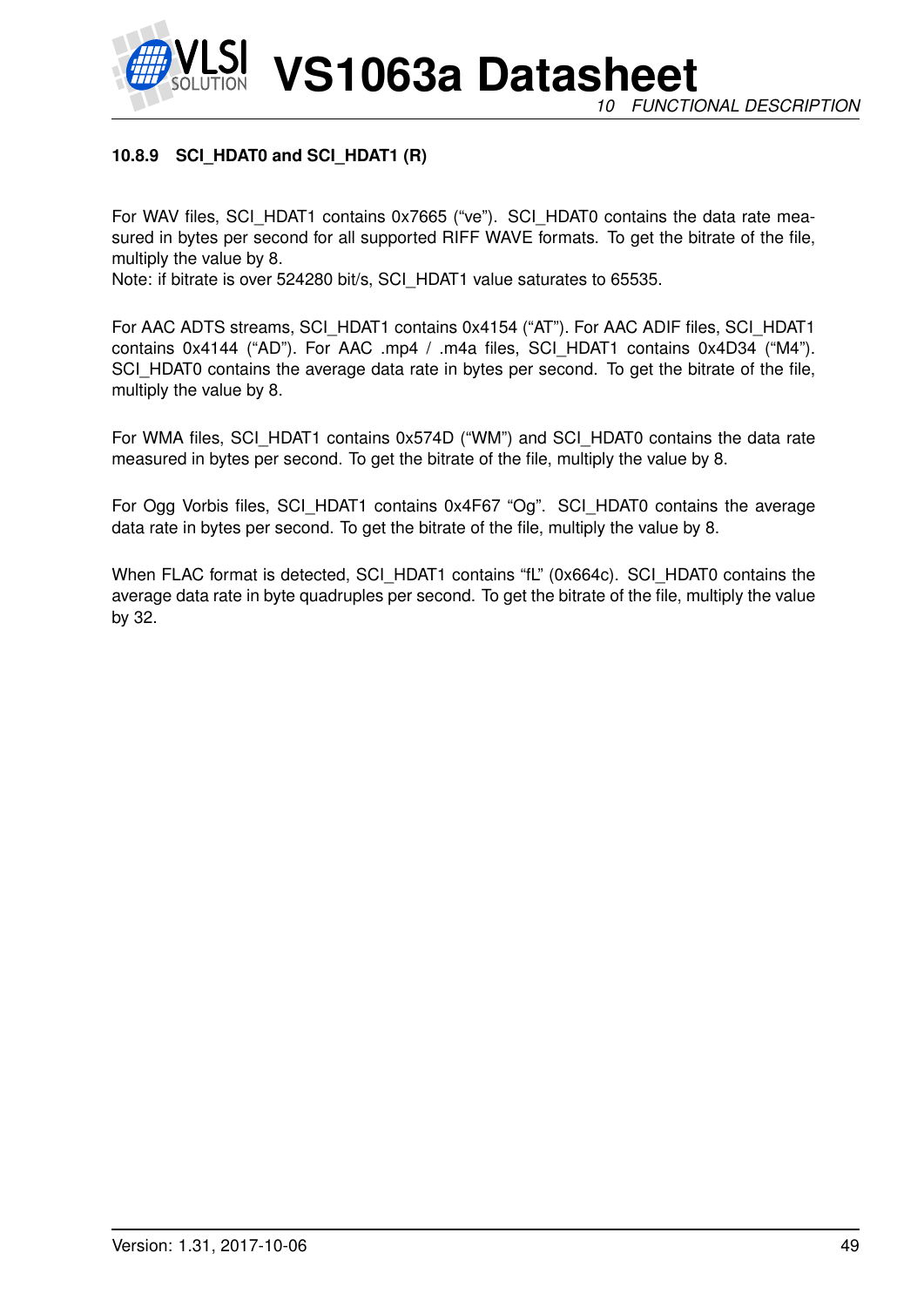#### 10.8.9 SCI_HDAT0 and SCI_HDAT1 (R)

For WAV files, SCI_HDAT1 contains 0x7665 ("ve"). SCI_HDAT0 contains the data rate measured in bytes per second for all supported RIFF WAVE formats. To get the bitrate of the file, multiply the value by 8.
Note: if bitrate is over 524280 bit/s, SCI_HDAT1 value saturates to 65535.

For AAC ADTS streams, SCI_HDAT1 contains 0x4154 ("AT"). For AAC ADIF files, SCI_HDAT1 contains 0x4144 ("AD"). For AAC .mp4 / .m4a files, SCI_HDAT1 contains 0x4D34 ("M4"). SCI_HDAT0 contains the average data rate in bytes per second. To get the bitrate of the file, multiply the value by 8.

For WMA files, SCI_HDAT1 contains 0x574D ("WM") and SCI_HDAT0 contains the data rate measured in bytes per second. To get the bitrate of the file, multiply the value by 8.

For Ogg Vorbis files, SCI_HDAT1 contains 0x4F67 "Og". SCI_HDAT0 contains the average data rate in bytes per second. To get the bitrate of the file, multiply the value by 8.

When FLAC format is detected, SCI_HDAT1 contains "fL" (0x664c). SCI_HDAT0 contains the average data rate in byte quadruples per second. To get the bitrate of the file, multiply the value by 32.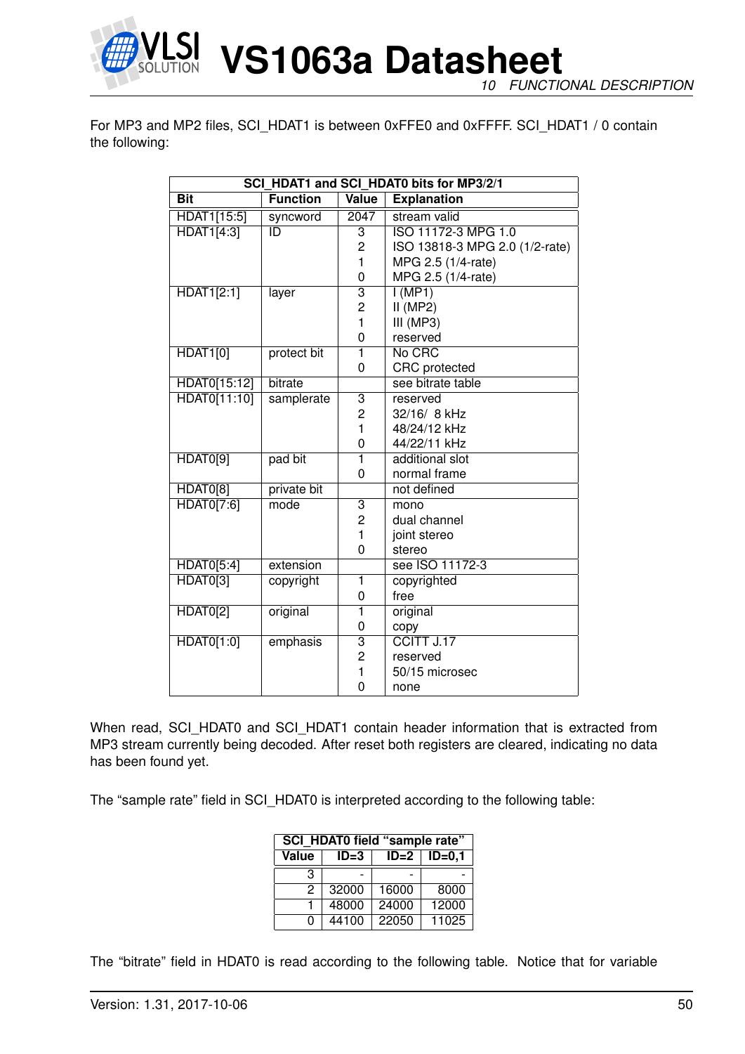For MP3 and MP2 files, SCI_HDAT1 is between 0xFFE0 and 0xFFFF. SCI_HDAT1 / 0 contain the following:

| SCI_HDAT1 and SCI_HDAT0 bits for MP3/2/1 | | | |
|---|---|---|---|
| **Bit** | **Function** | **Value** | **Explanation** |
| HDAT1[15:5] | syncword | 2047 | stream valid |
| HDAT1[4:3] | ID | 3 | ISO 11172-3 MPG 1.0 |
| | | 2 | ISO 13818-3 MPG 2.0 (1/2-rate) |
| | | 1 | MPG 2.5 (1/4-rate) |
| | | 0 | MPG 2.5 (1/4-rate) |
| HDAT1[2:1] | layer | 3 | I (MP1) |
| | | 2 | II (MP2) |
| | | 1 | III (MP3) |
| | | 0 | reserved |
| HDAT1[0] | protect bit | 1 | No CRC |
| | | 0 | CRC protected |
| HDAT0[15:12] | bitrate | | see bitrate table |
| HDAT0[11:10] | samplerate | 3 | reserved |
| | | 2 | 32/16/ 8 kHz |
| | | 1 | 48/24/12 kHz |
| | | 0 | 44/22/11 kHz |
| HDAT0[9] | pad bit | 1 | additional slot |
| | | 0 | normal frame |
| HDAT0[8] | private bit | | not defined |
| HDAT0[7:6] | mode | 3 | mono |
| | | 2 | dual channel |
| | | 1 | joint stereo |
| | | 0 | stereo |
| HDAT0[5:4] | extension | | see ISO 11172-3 |
| HDAT0[3] | copyright | 1 | copyrighted |
| | | 0 | free |
| HDAT0[2] | original | 1 | original |
| | | 0 | copy |
| HDAT0[1:0] | emphasis | 3 | CCITT J.17 |
| | | 2 | reserved |
| | | 1 | 50/15 microsec |
| | | 0 | none |

When read, SCI_HDAT0 and SCI_HDAT1 contain header information that is extracted from MP3 stream currently being decoded. After reset both registers are cleared, indicating no data has been found yet.

The “sample rate” field in SCI_HDAT0 is interpreted according to the following table:

| SCI_HDAT0 field “sample rate” | | | |
|---|---|---|---|
| **Value** | **ID=3** | **ID=2** | **ID=0,1** |
| 3 | - | - | - |
| 2 | 32000 | 16000 | 8000 |
| 1 | 48000 | 24000 | 12000 |
| 0 | 44100 | 22050 | 11025 |

The “bitrate” field in HDAT0 is read according to the following table. Notice that for variable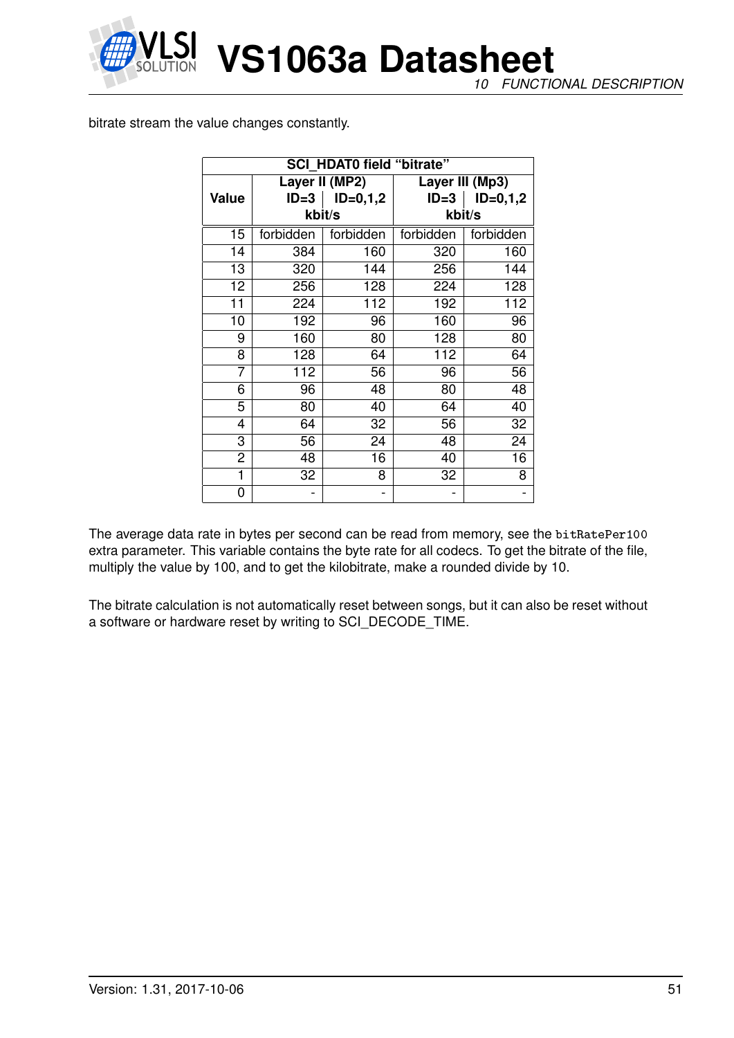bitrate stream the value changes constantly.

| SCI_HDAT0 field "bitrate" | | | | |
|---|---|---|---|---|
| Value | Layer II (MP2) | | Layer III (Mp3) | |
| | ID=3 | ID=0,1,2 | ID=3 | ID=0,1,2 |
| | kbit/s | | kbit/s | |
| 15 | forbidden | forbidden | forbidden | forbidden |
| 14 | 384 | 160 | 320 | 160 |
| 13 | 320 | 144 | 256 | 144 |
| 12 | 256 | 128 | 224 | 128 |
| 11 | 224 | 112 | 192 | 112 |
| 10 | 192 | 96 | 160 | 96 |
| 9 | 160 | 80 | 128 | 80 |
| 8 | 128 | 64 | 112 | 64 |
| 7 | 112 | 56 | 96 | 56 |
| 6 | 96 | 48 | 80 | 48 |
| 5 | 80 | 40 | 64 | 40 |
| 4 | 64 | 32 | 56 | 32 |
| 3 | 56 | 24 | 48 | 24 |
| 2 | 48 | 16 | 40 | 16 |
| 1 | 32 | 8 | 32 | 8 |
| 0 | - | - | - | - |

The average data rate in bytes per second can be read from memory, see the `bitRatePer100` extra parameter. This variable contains the byte rate for all codecs. To get the bitrate of the file, multiply the value by 100, and to get the kilobitrate, make a rounded divide by 10.

The bitrate calculation is not automatically reset between songs, but it can also be reset without a software or hardware reset by writing to SCI_DECODE_TIME.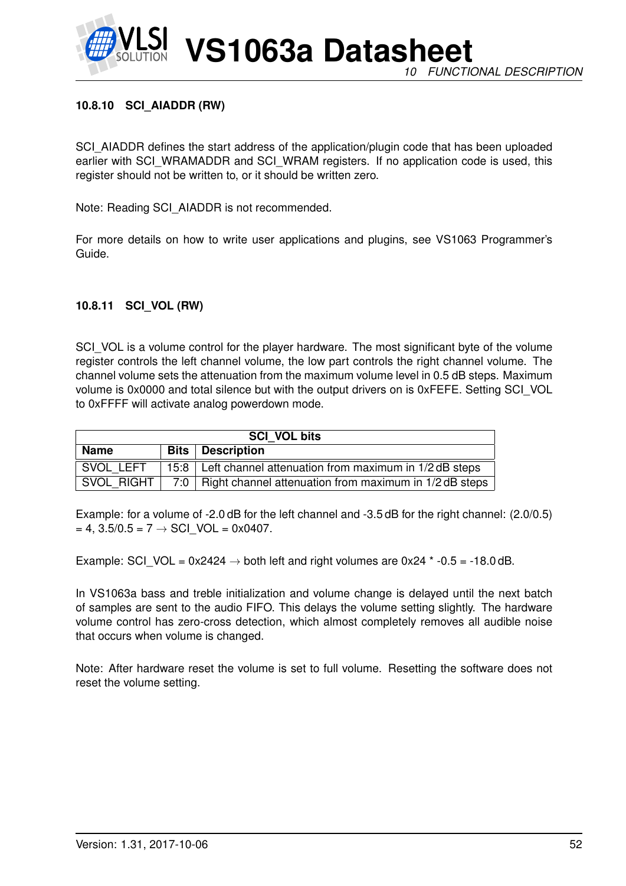#### 10.8.10 SCI_AIADDR (RW)

SCI_AIADDR defines the start address of the application/plugin code that has been uploaded earlier with SCI_WRAMADDR and SCI_WRAM registers. If no application code is used, this register should not be written to, or it should be written zero.

Note: Reading SCI_AIADDR is not recommended.

For more details on how to write user applications and plugins, see VS1063 Programmer's Guide.

#### 10.8.11 SCI_VOL (RW)

SCI_VOL is a volume control for the player hardware. The most significant byte of the volume register controls the left channel volume, the low part controls the right channel volume. The channel volume sets the attenuation from the maximum volume level in 0.5 dB steps. Maximum volume is 0x0000 and total silence but with the output drivers on is 0xFEFE. Setting SCI_VOL to 0xFFFF will activate analog powerdown mode.

| SCI_VOL bits | | |
|---|---|---|
| **Name** | **Bits** | **Description** |
| SVOL_LEFT | 15:8 | Left channel attenuation from maximum in 1/2 dB steps |
| SVOL_RIGHT | 7:0 | Right channel attenuation from maximum in 1/2 dB steps |

Example: for a volume of -2.0 dB for the left channel and -3.5 dB for the right channel: (2.0/0.5) = 4, 3.5/0.5 = 7 → SCI_VOL = 0x0407.

Example: SCI_VOL = 0x2424 → both left and right volumes are 0x24 * -0.5 = -18.0 dB.

In VS1063a bass and treble initialization and volume change is delayed until the next batch of samples are sent to the audio FIFO. This delays the volume setting slightly. The hardware volume control has zero-cross detection, which almost completely removes all audible noise that occurs when volume is changed.

Note: After hardware reset the volume is set to full volume. Resetting the software does not reset the volume setting.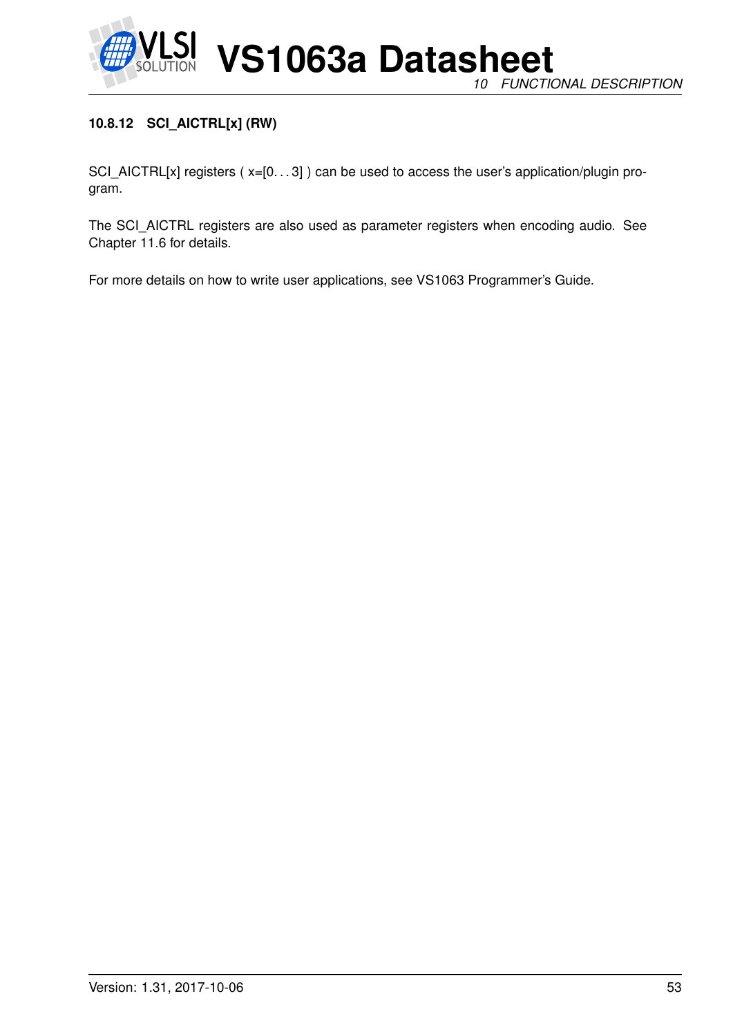#### 10.8.12 SCI_AICTRL[x] (RW)

SCI_AICTRL[x] registers ( x=[0. . . 3] ) can be used to access the user's application/plugin program.

The SCI_AICTRL registers are also used as parameter registers when encoding audio. See Chapter 11.6 for details.

For more details on how to write user applications, see VS1063 Programmer's Guide.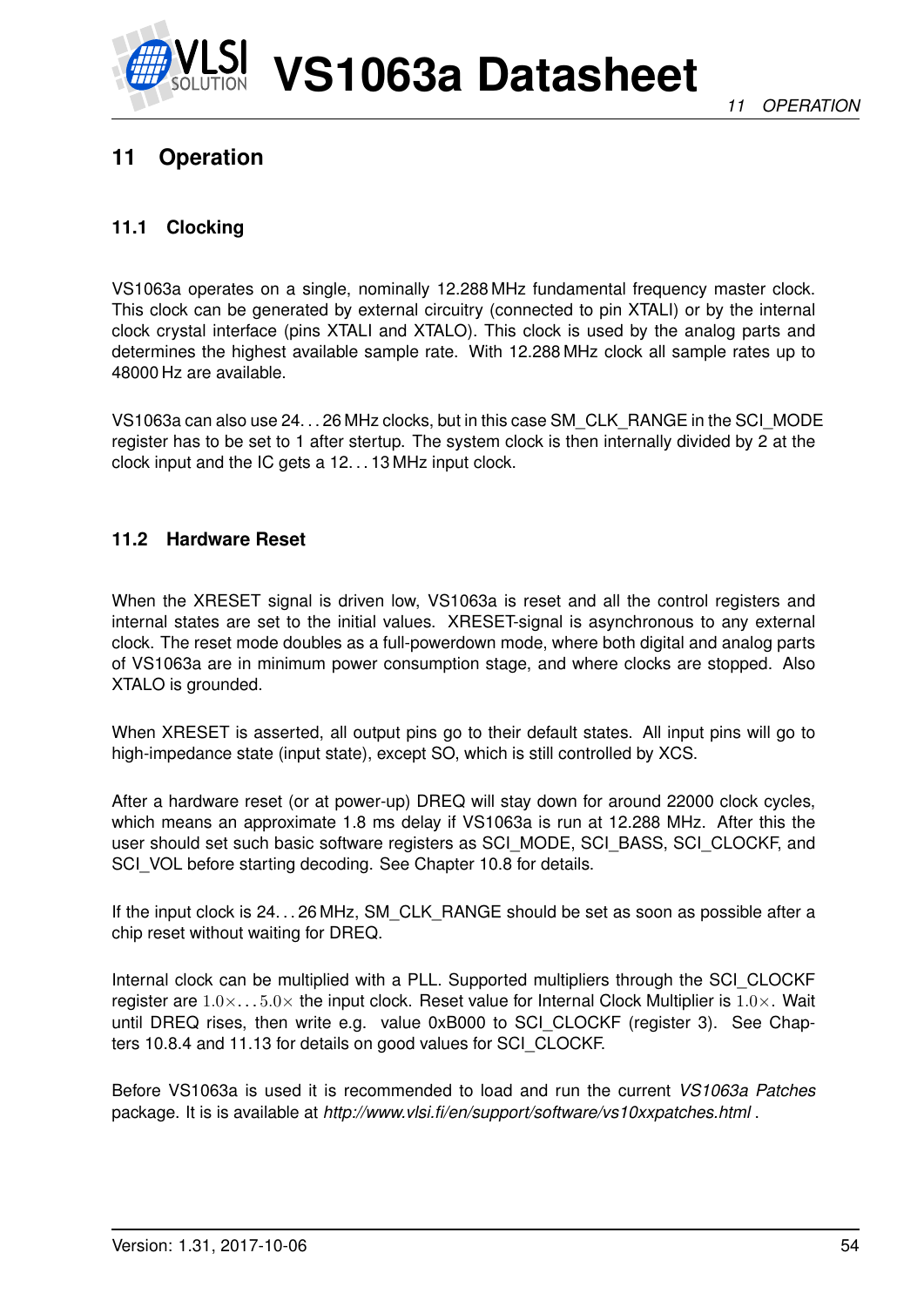# 11 Operation

## 11.1 Clocking

VS1063a operates on a single, nominally 12.288 MHz fundamental frequency master clock. This clock can be generated by external circuitry (connected to pin XTALI) or by the internal clock crystal interface (pins XTALI and XTALO). This clock is used by the analog parts and determines the highest available sample rate. With 12.288 MHz clock all sample rates up to 48000 Hz are available.

VS1063a can also use 24. . . 26 MHz clocks, but in this case SM_CLK_RANGE in the SCI_MODE register has to be set to 1 after startup. The system clock is then internally divided by 2 at the clock input and the IC gets a 12. . . 13 MHz input clock.

## 11.2 Hardware Reset

When the XRESET signal is driven low, VS1063a is reset and all the control registers and internal states are set to the initial values. XRESET-signal is asynchronous to any external clock. The reset mode doubles as a full-powerdown mode, where both digital and analog parts of VS1063a are in minimum power consumption stage, and where clocks are stopped. Also XTALO is grounded.

When XRESET is asserted, all output pins go to their default states. All input pins will go to high-impedance state (input state), except SO, which is still controlled by XCS.

After a hardware reset (or at power-up) DREQ will stay down for around 22000 clock cycles, which means an approximate 1.8 ms delay if VS1063a is run at 12.288 MHz. After this the user should set such basic software registers as SCI_MODE, SCI_BASS, SCI_CLOCKF, and SCI_VOL before starting decoding. See Chapter 10.8 for details.

If the input clock is 24. . . 26 MHz, SM_CLK_RANGE should be set as soon as possible after a chip reset without waiting for DREQ.

Internal clock can be multiplied with a PLL. Supported multipliers through the SCI_CLOCKF register are $1.0\times \ldots 5.0\times$ the input clock. Reset value for Internal Clock Multiplier is $1.0\times$. Wait until DREQ rises, then write e.g. value 0xB000 to SCI_CLOCKF (register 3). See Chapters 10.8.4 and 11.13 for details on good values for SCI_CLOCKF.

Before VS1063a is used it is recommended to load and run the current *VS1063a Patches* package. It is is available at *http://www.vlsi.fi/en/support/software/vs10xxpatches.html* .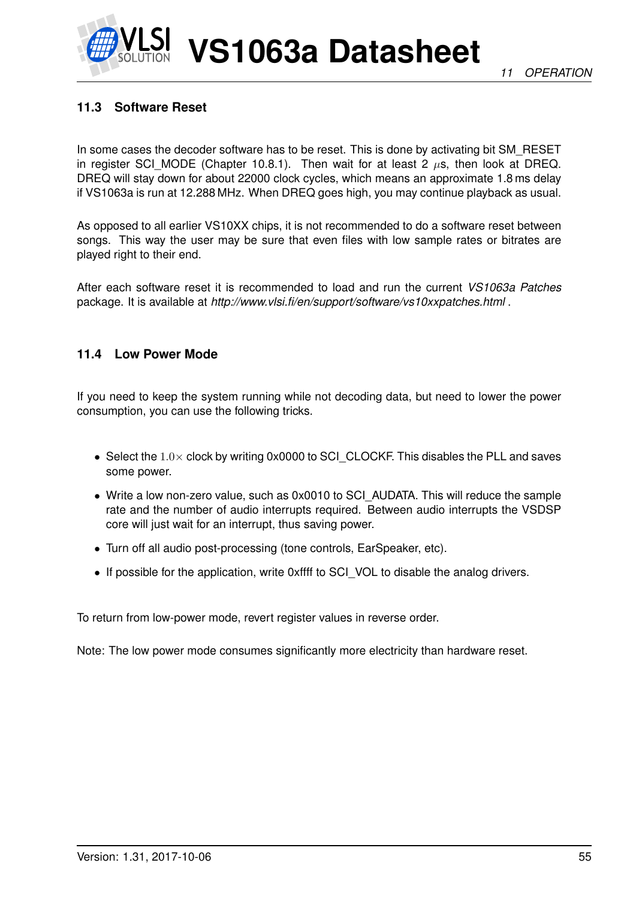### 11.3 Software Reset

In some cases the decoder software has to be reset. This is done by activating bit SM_RESET in register SCI_MODE (Chapter 10.8.1). Then wait for at least 2 $\mu$s, then look at DREQ. DREQ will stay down for about 22000 clock cycles, which means an approximate 1.8 ms delay if VS1063a is run at 12.288 MHz. When DREQ goes high, you may continue playback as usual.

As opposed to all earlier VS10XX chips, it is not recommended to do a software reset between songs. This way the user may be sure that even files with low sample rates or bitrates are played right to their end.

After each software reset it is recommended to load and run the current *VS1063a Patches* package. It is available at *http://www.vlsi.fi/en/support/software/vs10xxpatches.html* .

### 11.4 Low Power Mode

If you need to keep the system running while not decoding data, but need to lower the power consumption, you can use the following tricks.

- Select the $1.0\times$ clock by writing 0x0000 to SCI_CLOCKF. This disables the PLL and saves some power.
- Write a low non-zero value, such as 0x0010 to SCI_AUDATA. This will reduce the sample rate and the number of audio interrupts required. Between audio interrupts the VSDSP core will just wait for an interrupt, thus saving power.
- Turn off all audio post-processing (tone controls, EarSpeaker, etc).
- If possible for the application, write 0xffff to SCI_VOL to disable the analog drivers.

To return from low-power mode, revert register values in reverse order.

Note: The low power mode consumes significantly more electricity than hardware reset.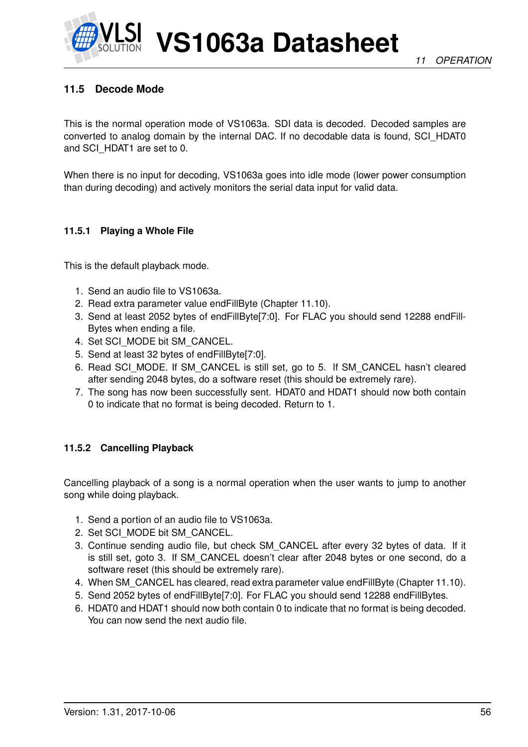### 11.5 Decode Mode

This is the normal operation mode of VS1063a. SDI data is decoded. Decoded samples are converted to analog domain by the internal DAC. If no decodable data is found, SCI_HDAT0 and SCI_HDAT1 are set to 0.

When there is no input for decoding, VS1063a goes into idle mode (lower power consumption than during decoding) and actively monitors the serial data input for valid data.

#### 11.5.1 Playing a Whole File

This is the default playback mode.

1. Send an audio file to VS1063a.
2. Read extra parameter value endFillByte (Chapter 11.10).
3. Send at least 2052 bytes of endFillByte[7:0]. For FLAC you should send 12288 endFillBytes when ending a file.
4. Set SCI_MODE bit SM_CANCEL.
5. Send at least 32 bytes of endFillByte[7:0].
6. Read SCI_MODE. If SM_CANCEL is still set, go to 5. If SM_CANCEL hasn't cleared after sending 2048 bytes, do a software reset (this should be extremely rare).
7. The song has now been successfully sent. HDAT0 and HDAT1 should now both contain 0 to indicate that no format is being decoded. Return to 1.

#### 11.5.2 Cancelling Playback

Cancelling playback of a song is a normal operation when the user wants to jump to another song while doing playback.

1. Send a portion of an audio file to VS1063a.
2. Set SCI_MODE bit SM_CANCEL.
3. Continue sending audio file, but check SM_CANCEL after every 32 bytes of data. If it is still set, goto 3. If SM_CANCEL doesn't clear after 2048 bytes or one second, do a software reset (this should be extremely rare).
4. When SM_CANCEL has cleared, read extra parameter value endFillByte (Chapter 11.10).
5. Send 2052 bytes of endFillByte[7:0]. For FLAC you should send 12288 endFillBytes.
6. HDAT0 and HDAT1 should now both contain 0 to indicate that no format is being decoded. You can now send the next audio file.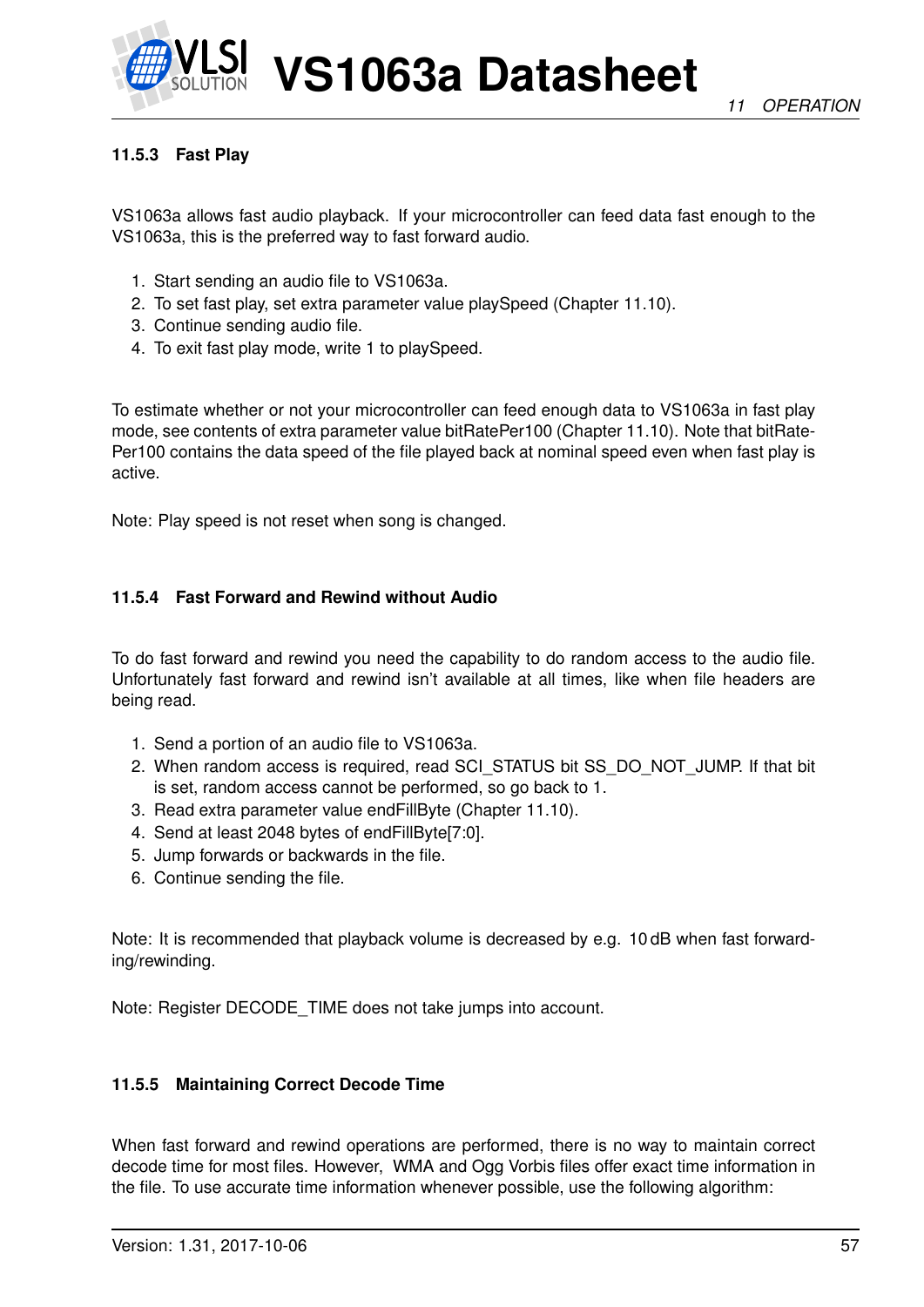### 11.5.3 Fast Play

VS1063a allows fast audio playback. If your microcontroller can feed data fast enough to the VS1063a, this is the preferred way to fast forward audio.

1. Start sending an audio file to VS1063a.
2. To set fast play, set extra parameter value playSpeed (Chapter 11.10).
3. Continue sending audio file.
4. To exit fast play mode, write 1 to playSpeed.

To estimate whether or not your microcontroller can feed enough data to VS1063a in fast play mode, see contents of extra parameter value bitRatePer100 (Chapter 11.10). Note that bitRatePer100 contains the data speed of the file played back at nominal speed even when fast play is active.

Note: Play speed is not reset when song is changed.

### 11.5.4 Fast Forward and Rewind without Audio

To do fast forward and rewind you need the capability to do random access to the audio file. Unfortunately fast forward and rewind isn't available at all times, like when file headers are being read.

1. Send a portion of an audio file to VS1063a.
2. When random access is required, read SCI_STATUS bit SS_DO_NOT_JUMP. If that bit is set, random access cannot be performed, so go back to 1.
3. Read extra parameter value endFillByte (Chapter 11.10).
4. Send at least 2048 bytes of endFillByte[7:0].
5. Jump forwards or backwards in the file.
6. Continue sending the file.

Note: It is recommended that playback volume is decreased by e.g. 10 dB when fast forwarding/rewinding.

Note: Register DECODE_TIME does not take jumps into account.

### 11.5.5 Maintaining Correct Decode Time

When fast forward and rewind operations are performed, there is no way to maintain correct decode time for most files. However, WMA and Ogg Vorbis files offer exact time information in the file. To use accurate time information whenever possible, use the following algorithm: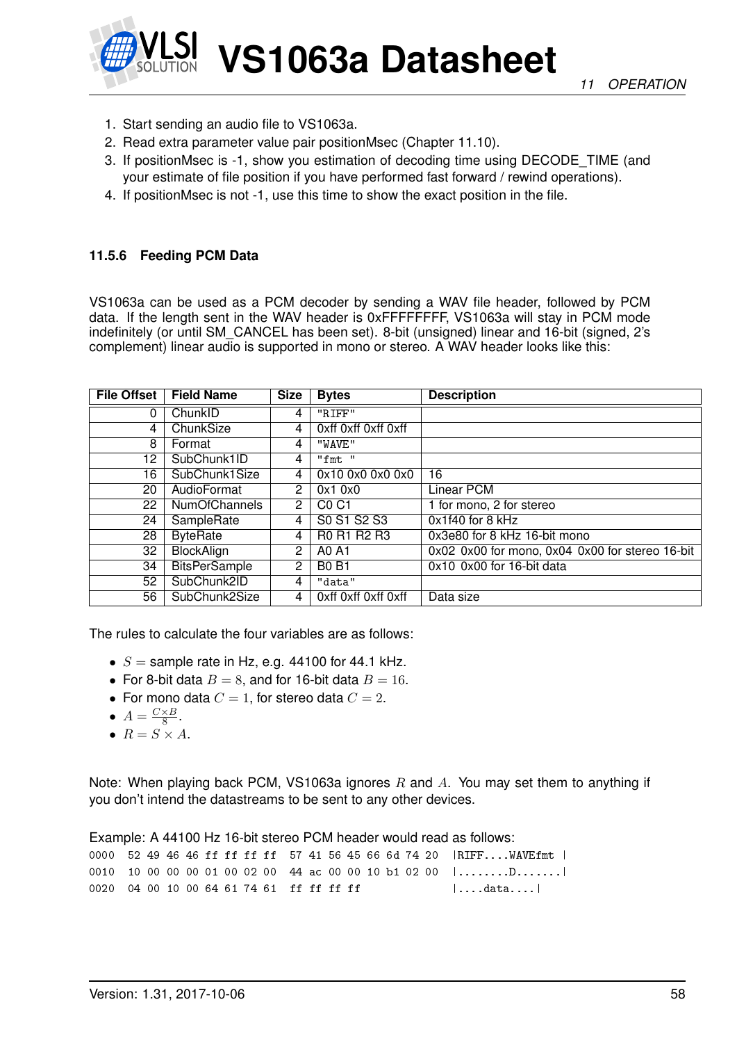1. Start sending an audio file to VS1063a.
2. Read extra parameter value pair positionMsec (Chapter 11.10).
3. If positionMsec is -1, show you estimation of decoding time using DECODE_TIME (and your estimate of file position if you have performed fast forward / rewind operations).
4. If positionMsec is not -1, use this time to show the exact position in the file.

### 11.5.6 Feeding PCM Data

VS1063a can be used as a PCM decoder by sending a WAV file header, followed by PCM data. If the length sent in the WAV header is 0xFFFFFFFF, VS1063a will stay in PCM mode indefinitely (or until SM_CANCEL has been set). 8-bit (unsigned) linear and 16-bit (signed, 2's complement) linear audio is supported in mono or stereo. A WAV header looks like this:

| File Offset | Field Name | Size | Bytes | Description |
|---:|---|---:|---|---|
| 0 | ChunkID | 4 | `"RIFF"` | |
| 4 | ChunkSize | 4 | 0xff 0xff 0xff 0xff | |
| 8 | Format | 4 | `"WAVE"` | |
| 12 | SubChunk1ID | 4 | `"fmt "` | |
| 16 | SubChunk1Size | 4 | 0x10 0x0 0x0 0x0 | 16 |
| 20 | AudioFormat | 2 | 0x1 0x0 | Linear PCM |
| 22 | NumOfChannels | 2 | C0 C1 | 1 for mono, 2 for stereo |
| 24 | SampleRate | 4 | S0 S1 S2 S3 | 0x1f40 for 8 kHz |
| 28 | ByteRate | 4 | R0 R1 R2 R3 | 0x3e80 for 8 kHz 16-bit mono |
| 32 | BlockAlign | 2 | A0 A1 | 0x02 0x00 for mono, 0x04 0x00 for stereo 16-bit |
| 34 | BitsPerSample | 2 | B0 B1 | 0x10 0x00 for 16-bit data |
| 52 | SubChunk2ID | 4 | `"data"` | |
| 56 | SubChunk2Size | 4 | 0xff 0xff 0xff 0xff | Data size |

The rules to calculate the four variables are as follows:

- $S =$ sample rate in Hz, e.g. 44100 for 44.1 kHz.
- For 8-bit data $B = 8$, and for 16-bit data $B = 16$.
- For mono data $C = 1$, for stereo data $C = 2$.
- $A = \frac{C \times B}{8}$.
- $R = S \times A$.

Note: When playing back PCM, VS1063a ignores $R$ and $A$. You may set them to anything if you don't intend the datastreams to be sent to any other devices.

Example: A 44100 Hz 16-bit stereo PCM header would read as follows:

```
0000   52 49 46 46 ff ff ff ff  57 41 56 45 66 6d 74 20  |RIFF....WAVEfmt |
0010   10 00 00 00 01 00 02 00  44 ac 00 00 10 b1 02 00  |........D.......|
0020   04 00 10 00 64 61 74 61  ff ff ff ff              |....data....|
```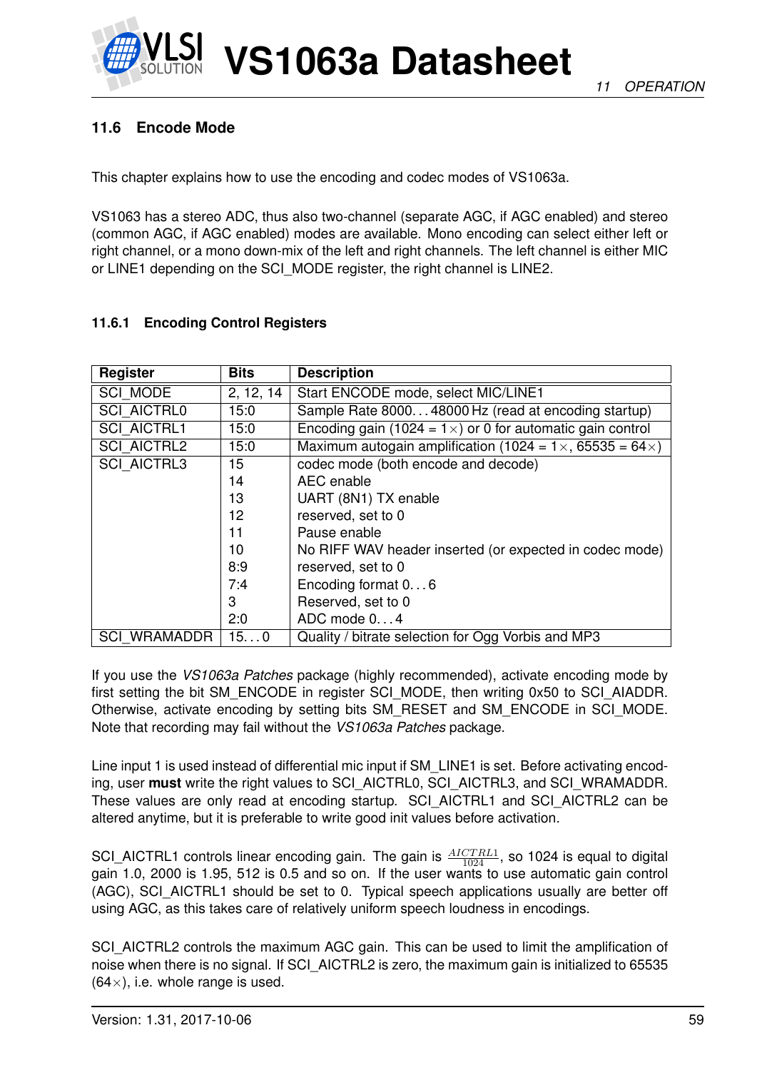### 11.6 Encode Mode

This chapter explains how to use the encoding and codec modes of VS1063a.

VS1063 has a stereo ADC, thus also two-channel (separate AGC, if AGC enabled) and stereo (common AGC, if AGC enabled) modes are available. Mono encoding can select either left or right channel, or a mono down-mix of the left and right channels. The left channel is either MIC or LINE1 depending on the SCI_MODE register, the right channel is LINE2.

#### 11.6.1 Encoding Control Registers

| Register | Bits | Description |
|---|---|---|
| SCI_MODE | 2, 12, 14 | Start ENCODE mode, select MIC/LINE1 |
| SCI_AICTRL0 | 15:0 | Sample Rate 8000. . . 48000 Hz (read at encoding startup) |
| SCI_AICTRL1 | 15:0 | Encoding gain (1024 = 1×) or 0 for automatic gain control |
| SCI_AICTRL2 | 15:0 | Maximum autogain amplification (1024 = 1×, 65535 = 64×) |
| SCI_AICTRL3 | 15 | codec mode (both encode and decode) |
| | 14 | AEC enable |
| | 13 | UART (8N1) TX enable |
| | 12 | reserved, set to 0 |
| | 11 | Pause enable |
| | 10 | No RIFF WAV header inserted (or expected in codec mode) |
| | 8:9 | reserved, set to 0 |
| | 7:4 | Encoding format 0. . . 6 |
| | 3 | Reserved, set to 0 |
| | 2:0 | ADC mode 0. . . 4 |
| SCI_WRAMADDR | 15. . . 0 | Quality / bitrate selection for Ogg Vorbis and MP3 |

If you use the *VS1063a Patches* package (highly recommended), activate encoding mode by first setting the bit SM_ENCODE in register SCI_MODE, then writing 0x50 to SCI_AIADDR. Otherwise, activate encoding by setting bits SM_RESET and SM_ENCODE in SCI_MODE. Note that recording may fail without the *VS1063a Patches* package.

Line input 1 is used instead of differential mic input if SM_LINE1 is set. Before activating encoding, user **must** write the right values to SCI_AICTRL0, SCI_AICTRL3, and SCI_WRAMADDR. These values are only read at encoding startup. SCI_AICTRL1 and SCI_AICTRL2 can be altered anytime, but it is preferable to write good init values before activation.

SCI_AICTRL1 controls linear encoding gain. The gain is $\frac{AICTRL1}{1024}$, so 1024 is equal to digital gain 1.0, 2000 is 1.95, 512 is 0.5 and so on. If the user wants to use automatic gain control (AGC), SCI_AICTRL1 should be set to 0. Typical speech applications usually are better off using AGC, as this takes care of relatively uniform speech loudness in encodings.

SCI_AICTRL2 controls the maximum AGC gain. This can be used to limit the amplification of noise when there is no signal. If SCI_AICTRL2 is zero, the maximum gain is initialized to 65535 (64×), i.e. whole range is used.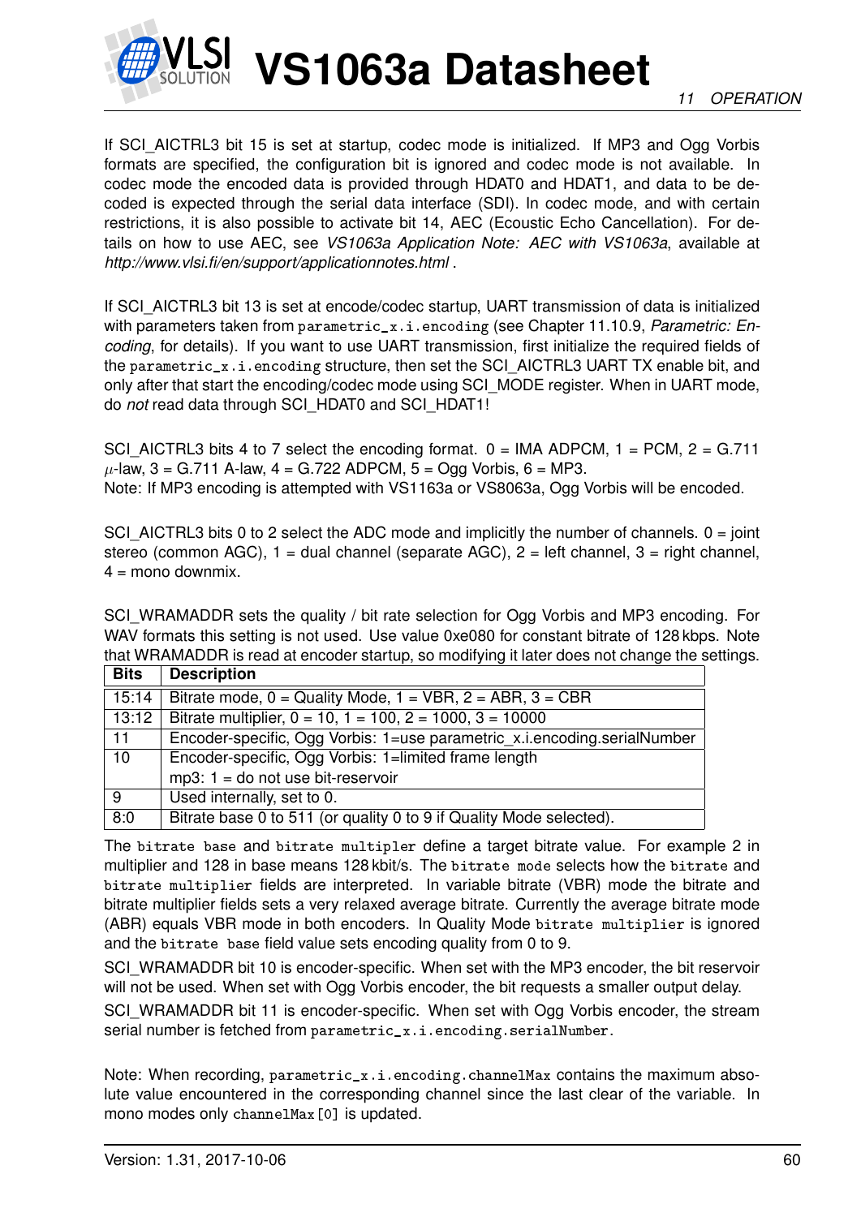If SCI_AICTRL3 bit 15 is set at startup, codec mode is initialized. If MP3 and Ogg Vorbis formats are specified, the configuration bit is ignored and codec mode is not available. In codec mode the encoded data is provided through HDAT0 and HDAT1, and data to be decoded is expected through the serial data interface (SDI). In codec mode, and with certain restrictions, it is also possible to activate bit 14, AEC (Ecoustic Echo Cancellation). For details on how to use AEC, see *VS1063a Application Note: AEC with VS1063a*, available at *http://www.vlsi.fi/en/support/applicationnotes.html* .

If SCI_AICTRL3 bit 13 is set at encode/codec startup, UART transmission of data is initialized with parameters taken from `parametric_x.i.encoding` (see Chapter 11.10.9, *Parametric: Encoding*, for details). If you want to use UART transmission, first initialize the required fields of the `parametric_x.i.encoding` structure, then set the SCI_AICTRL3 UART TX enable bit, and only after that start the encoding/codec mode using SCI_MODE register. When in UART mode, do *not* read data through SCI_HDAT0 and SCI_HDAT1!

SCI_AICTRL3 bits 4 to 7 select the encoding format. 0 = IMA ADPCM, 1 = PCM, 2 = G.711 $\mu$-law, 3 = G.711 A-law, 4 = G.722 ADPCM, 5 = Ogg Vorbis, 6 = MP3.
Note: If MP3 encoding is attempted with VS1163a or VS8063a, Ogg Vorbis will be encoded.

SCI_AICTRL3 bits 0 to 2 select the ADC mode and implicitly the number of channels. 0 = joint stereo (common AGC), 1 = dual channel (separate AGC), 2 = left channel, 3 = right channel, 4 = mono downmix.

SCI_WRAMADDR sets the quality / bit rate selection for Ogg Vorbis and MP3 encoding. For WAV formats this setting is not used. Use value 0xe080 for constant bitrate of 128 kbps. Note that WRAMADDR is read at encoder startup, so modifying it later does not change the settings.

| Bits | Description |
|---|---|
| 15:14 | Bitrate mode, 0 = Quality Mode, 1 = VBR, 2 = ABR, 3 = CBR |
| 13:12 | Bitrate multiplier, 0 = 10, 1 = 100, 2 = 1000, 3 = 10000 |
| 11 | Encoder-specific, Ogg Vorbis: 1=use parametric_x.i.encoding.serialNumber |
| 10 | Encoder-specific, Ogg Vorbis: 1=limited frame length<br>mp3: 1 = do not use bit-reservoir |
| 9 | Used internally, set to 0. |
| 8:0 | Bitrate base 0 to 511 (or quality 0 to 9 if Quality Mode selected). |

The `bitrate base` and `bitrate multipler` define a target bitrate value. For example 2 in multiplier and 128 in base means 128 kbit/s. The `bitrate mode` selects how the `bitrate` and `bitrate multiplier` fields are interpreted. In variable bitrate (VBR) mode the bitrate and bitrate multiplier fields sets a very relaxed average bitrate. Currently the average bitrate mode (ABR) equals VBR mode in both encoders. In Quality Mode `bitrate multiplier` is ignored and the `bitrate base` field value sets encoding quality from 0 to 9.

SCI_WRAMADDR bit 10 is encoder-specific. When set with the MP3 encoder, the bit reservoir will not be used. When set with Ogg Vorbis encoder, the bit requests a smaller output delay.

SCI_WRAMADDR bit 11 is encoder-specific. When set with Ogg Vorbis encoder, the stream serial number is fetched from `parametric_x.i.encoding.serialNumber`.

Note: When recording, `parametric_x.i.encoding.channelMax` contains the maximum absolute value encountered in the corresponding channel since the last clear of the variable. In mono modes only `channelMax[0]` is updated.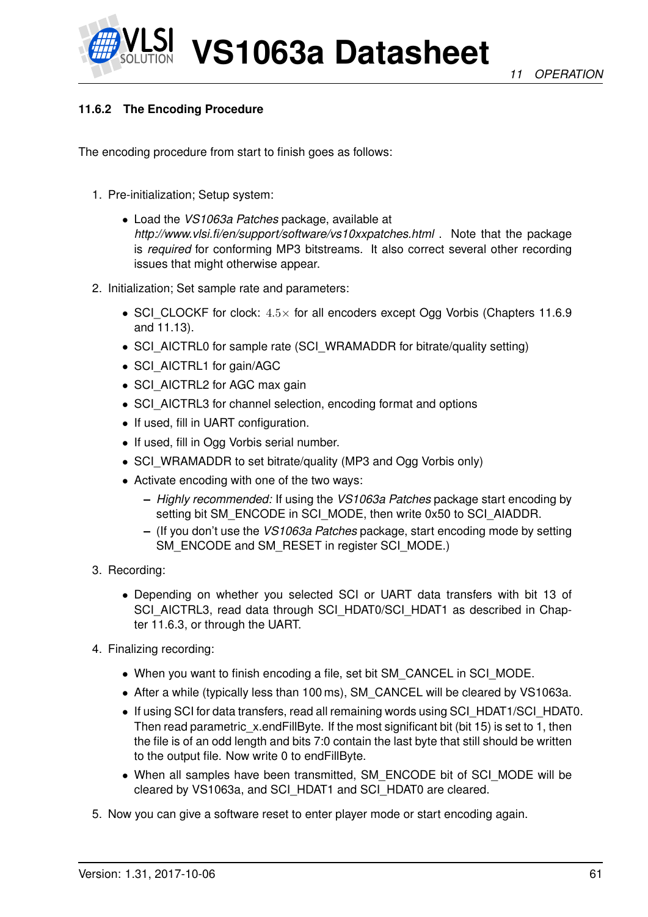### 11.6.2 The Encoding Procedure

The encoding procedure from start to finish goes as follows:

1. Pre-initialization; Setup system:
   - Load the *VS1063a Patches* package, available at *http://www.vlsi.fi/en/support/software/vs10xxpatches.html* . Note that the package is *required* for conforming MP3 bitstreams. It also correct several other recording issues that might otherwise appear.
2. Initialization; Set sample rate and parameters:
   - SCI_CLOCKF for clock: $4.5\times$ for all encoders except Ogg Vorbis (Chapters 11.6.9 and 11.13).
   - SCI_AICTRL0 for sample rate (SCI_WRAMADDR for bitrate/quality setting)
   - SCI_AICTRL1 for gain/AGC
   - SCI_AICTRL2 for AGC max gain
   - SCI_AICTRL3 for channel selection, encoding format and options
   - If used, fill in UART configuration.
   - If used, fill in Ogg Vorbis serial number.
   - SCI_WRAMADDR to set bitrate/quality (MP3 and Ogg Vorbis only)
   - Activate encoding with one of the two ways:
     - *Highly recommended:* If using the *VS1063a Patches* package start encoding by setting bit SM_ENCODE in SCI_MODE, then write 0x50 to SCI_AIADDR.
     - (If you don't use the *VS1063a Patches* package, start encoding mode by setting SM_ENCODE and SM_RESET in register SCI_MODE.)
3. Recording:
   - Depending on whether you selected SCI or UART data transfers with bit 13 of SCI_AICTRL3, read data through SCI_HDAT0/SCI_HDAT1 as described in Chapter 11.6.3, or through the UART.
4. Finalizing recording:
   - When you want to finish encoding a file, set bit SM_CANCEL in SCI_MODE.
   - After a while (typically less than 100 ms), SM_CANCEL will be cleared by VS1063a.
   - If using SCI for data transfers, read all remaining words using SCI_HDAT1/SCI_HDAT0. Then read parametric_x.endFillByte. If the most significant bit (bit 15) is set to 1, then the file is of an odd length and bits 7:0 contain the last byte that still should be written to the output file. Now write 0 to endFillByte.
   - When all samples have been transmitted, SM_ENCODE bit of SCI_MODE will be cleared by VS1063a, and SCI_HDAT1 and SCI_HDAT0 are cleared.
5. Now you can give a software reset to enter player mode or start encoding again.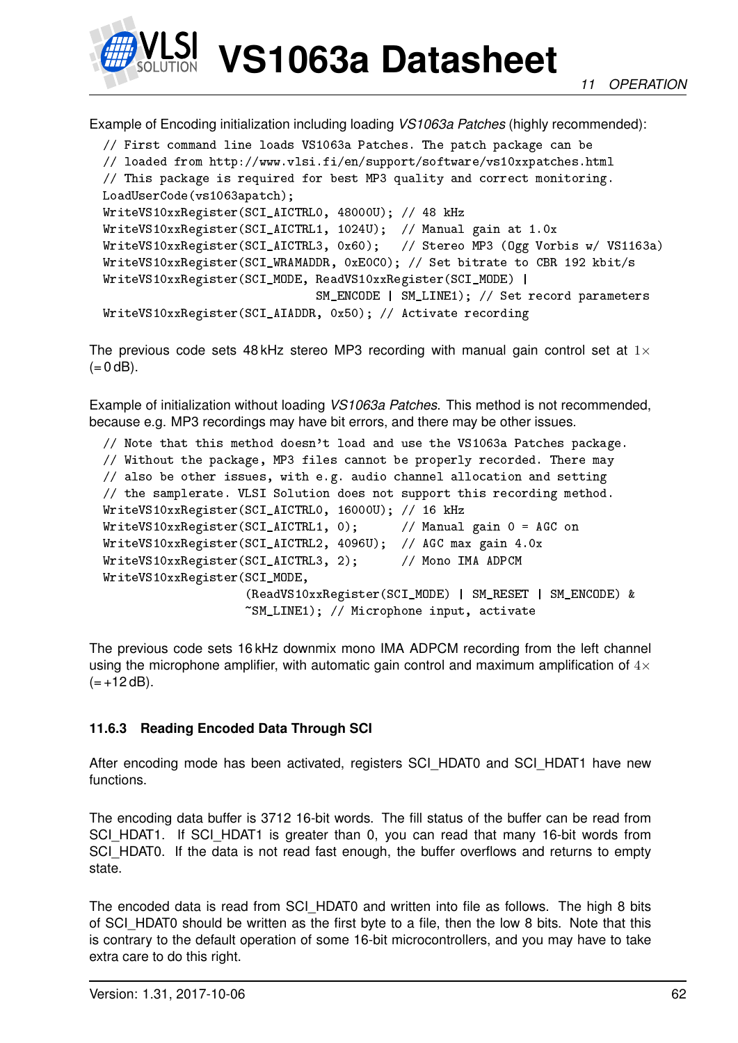Example of Encoding initialization including loading *VS1063a Patches* (highly recommended):

```
// First command line loads VS1063a Patches. The patch package can be
// loaded from http://www.vlsi.fi/en/support/software/vs10xxpatches.html
// This package is required for best MP3 quality and correct monitoring.
LoadUserCode(vs1063apatch);
WriteVS10xxRegister(SCI_AICTRL0, 48000U); // 48 kHz
WriteVS10xxRegister(SCI_AICTRL1, 1024U);  // Manual gain at 1.0x
WriteVS10xxRegister(SCI_AICTRL3, 0x60);   // Stereo MP3 (Ogg Vorbis w/ VS1163a)
WriteVS10xxRegister(SCI_WRAMADDR, 0xE0C0); // Set bitrate to CBR 192 kbit/s
WriteVS10xxRegister(SCI_MODE, ReadVS10xxRegister(SCI_MODE) |
                              SM_ENCODE | SM_LINE1); // Set record parameters
WriteVS10xxRegister(SCI_AIADDR, 0x50); // Activate recording
```

The previous code sets 48 kHz stereo MP3 recording with manual gain control set at $1\times$ (= 0 dB).

Example of initialization without loading *VS1063a Patches*. This method is not recommended, because e.g. MP3 recordings may have bit errors, and there may be other issues.

```
// Note that this method doesn't load and use the VS1063a Patches package.
// Without the package, MP3 files cannot be properly recorded. There may
// also be other issues, with e.g. audio channel allocation and setting
// the samplerate. VLSI Solution does not support this recording method.
WriteVS10xxRegister(SCI_AICTRL0, 16000U); // 16 kHz
WriteVS10xxRegister(SCI_AICTRL1, 0);      // Manual gain 0 = AGC on
WriteVS10xxRegister(SCI_AICTRL2, 4096U);  // AGC max gain 4.0x
WriteVS10xxRegister(SCI_AICTRL3, 2);      // Mono IMA ADPCM
WriteVS10xxRegister(SCI_MODE,
                    (ReadVS10xxRegister(SCI_MODE) | SM_RESET | SM_ENCODE) &
                    ~SM_LINE1); // Microphone input, activate
```

The previous code sets 16 kHz downmix mono IMA ADPCM recording from the left channel using the microphone amplifier, with automatic gain control and maximum amplification of $4\times$ (= +12 dB).

### 11.6.3 Reading Encoded Data Through SCI

After encoding mode has been activated, registers SCI_HDAT0 and SCI_HDAT1 have new functions.

The encoding data buffer is 3712 16-bit words. The fill status of the buffer can be read from SCI_HDAT1. If SCI_HDAT1 is greater than 0, you can read that many 16-bit words from SCI_HDAT0. If the data is not read fast enough, the buffer overflows and returns to empty state.

The encoded data is read from SCI_HDAT0 and written into file as follows. The high 8 bits of SCI_HDAT0 should be written as the first byte to a file, then the low 8 bits. Note that this is contrary to the default operation of some 16-bit microcontrollers, and you may have to take extra care to do this right.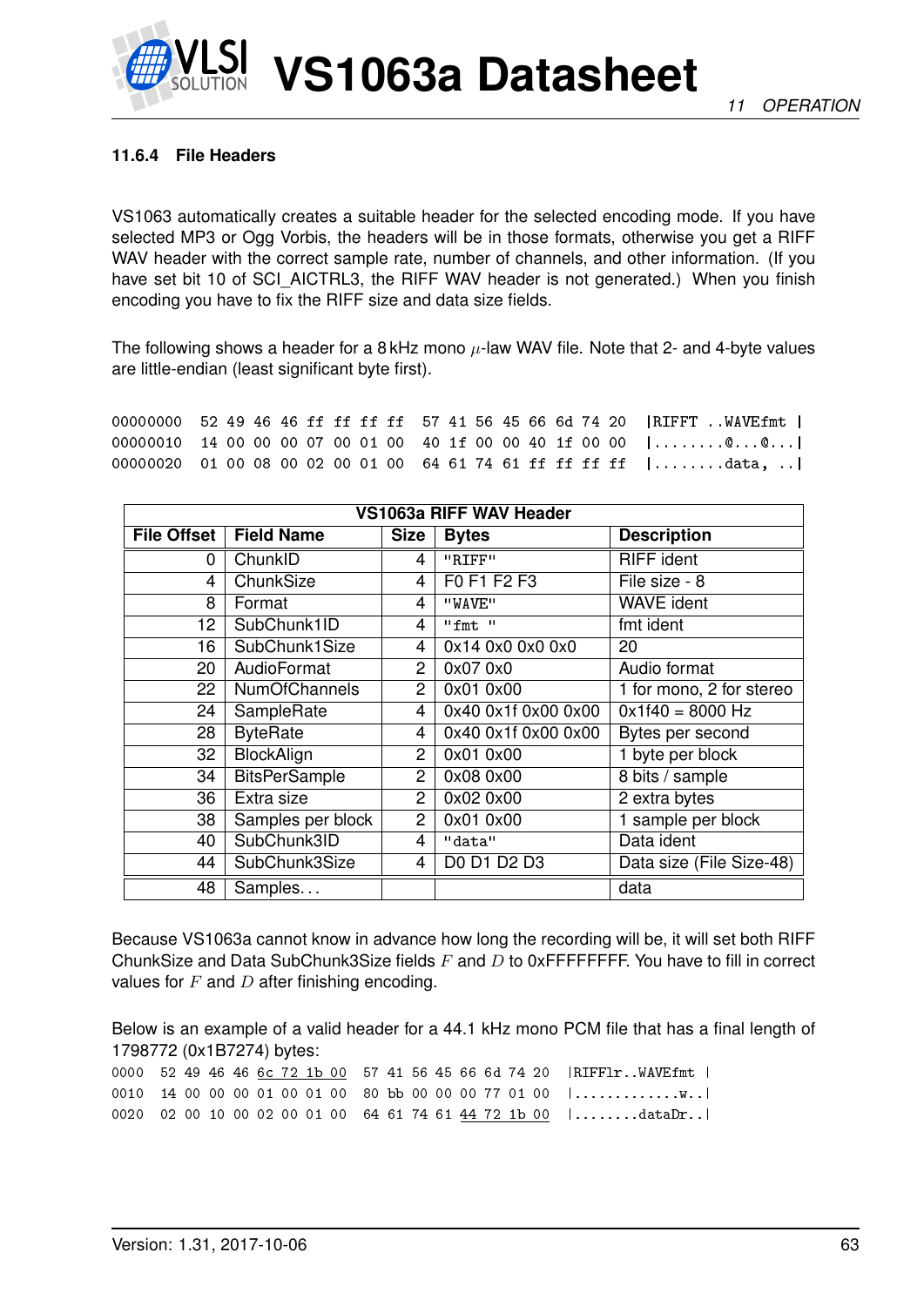### 11.6.4 File Headers

VS1063 automatically creates a suitable header for the selected encoding mode. If you have selected MP3 or Ogg Vorbis, the headers will be in those formats, otherwise you get a RIFF WAV header with the correct sample rate, number of channels, and other information. (If you have set bit 10 of SCI_AICTRL3, the RIFF WAV header is not generated.) When you finish encoding you have to fix the RIFF size and data size fields.

The following shows a header for a 8 kHz mono $\mu$-law WAV file. Note that 2- and 4-byte values are little-endian (least significant byte first).

```
00000000  52 49 46 46 ff ff ff ff  57 41 56 45 66 6d 74 20  |RIFFT ..WAVEfmt |
00000010  14 00 00 00 07 00 01 00  40 1f 00 00 40 1f 00 00  |........@...@...|
00000020  01 00 08 00 02 00 01 00  64 61 74 61 ff ff ff ff  |........data, ..|
```

| VS1063a RIFF WAV Header | | | | |
|---|---|---|---|---|
| **File Offset** | **Field Name** | **Size** | **Bytes** | **Description** |
| 0 | ChunkID | 4 | "RIFF" | RIFF ident |
| 4 | ChunkSize | 4 | F0 F1 F2 F3 | File size - 8 |
| 8 | Format | 4 | "WAVE" | WAVE ident |
| 12 | SubChunk1ID | 4 | "fmt " | fmt ident |
| 16 | SubChunk1Size | 4 | 0x14 0x0 0x0 0x0 | 20 |
| 20 | AudioFormat | 2 | 0x07 0x0 | Audio format |
| 22 | NumOfChannels | 2 | 0x01 0x00 | 1 for mono, 2 for stereo |
| 24 | SampleRate | 4 | 0x40 0x1f 0x00 0x00 | 0x1f40 = 8000 Hz |
| 28 | ByteRate | 4 | 0x40 0x1f 0x00 0x00 | Bytes per second |
| 32 | BlockAlign | 2 | 0x01 0x00 | 1 byte per block |
| 34 | BitsPerSample | 2 | 0x08 0x00 | 8 bits / sample |
| 36 | Extra size | 2 | 0x02 0x00 | 2 extra bytes |
| 38 | Samples per block | 2 | 0x01 0x00 | 1 sample per block |
| 40 | SubChunk3ID | 4 | "data" | Data ident |
| 44 | SubChunk3Size | 4 | D0 D1 D2 D3 | Data size (File Size-48) |
| 48 | Samples... | | | data |

Because VS1063a cannot know in advance how long the recording will be, it will set both RIFF ChunkSize and Data SubChunk3Size fields $F$ and $D$ to 0xFFFFFFFF. You have to fill in correct values for $F$ and $D$ after finishing encoding.

Below is an example of a valid header for a 44.1 kHz mono PCM file that has a final length of 1798772 (0x1B7274) bytes:

```
0000  52 49 46 46 6c 72 1b 00  57 41 56 45 66 6d 74 20  |RIFFlr..WAVEfmt |
0010  14 00 00 00 01 00 01 00  80 bb 00 00 00 77 01 00  |.............w..|
0020  02 00 10 00 02 00 01 00  64 61 74 61 44 72 1b 00  |........dataDr..|
```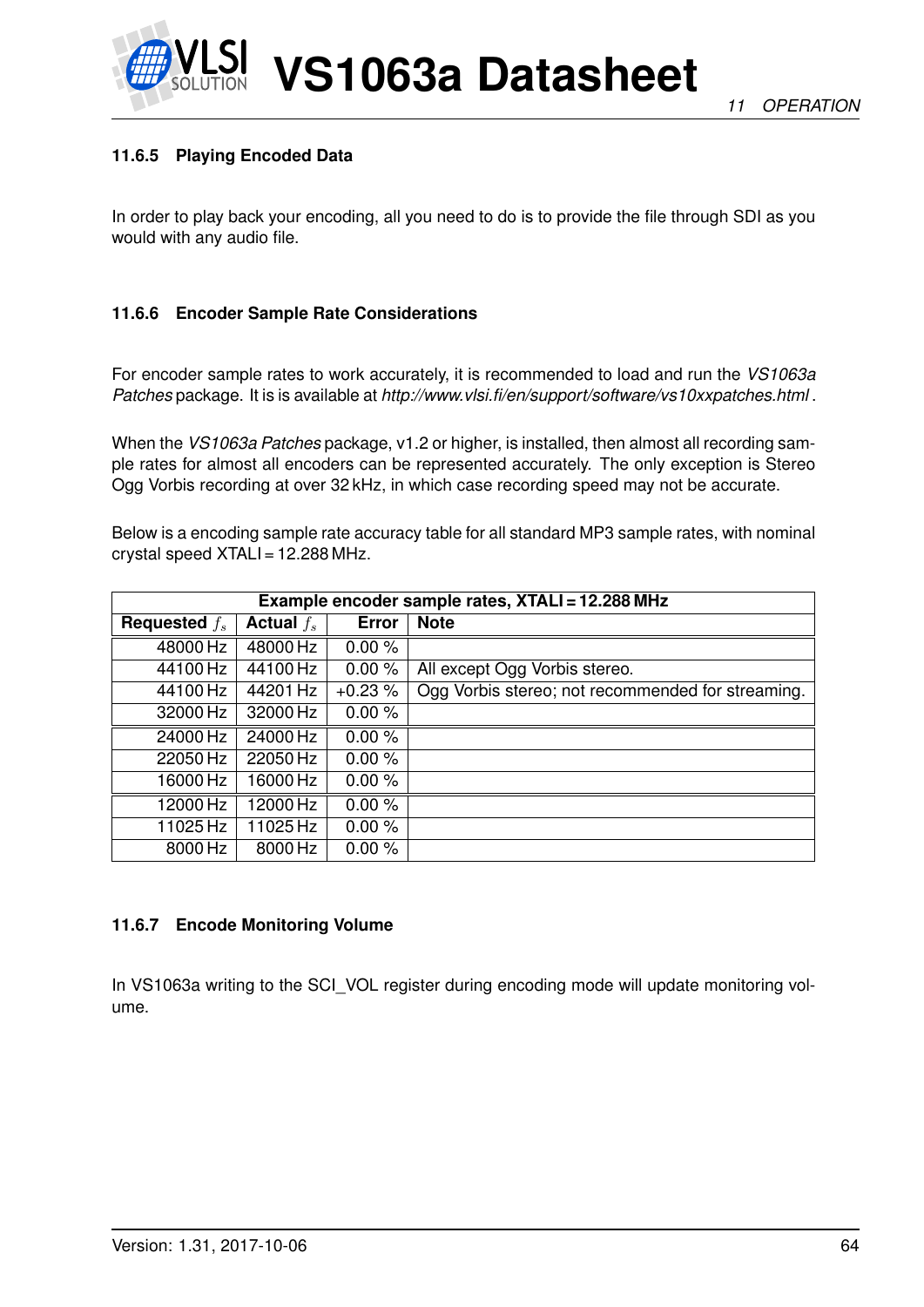#### 11.6.5 Playing Encoded Data

In order to play back your encoding, all you need to do is to provide the file through SDI as you would with any audio file.

#### 11.6.6 Encoder Sample Rate Considerations

For encoder sample rates to work accurately, it is recommended to load and run the *VS1063a Patches* package. It is is available at *http://www.vlsi.fi/en/support/software/vs10xxpatches.html* .

When the *VS1063a Patches* package, v1.2 or higher, is installed, then almost all recording sample rates for almost all encoders can be represented accurately. The only exception is Stereo Ogg Vorbis recording at over 32 kHz, in which case recording speed may not be accurate.

Below is a encoding sample rate accuracy table for all standard MP3 sample rates, with nominal crystal speed XTALI = 12.288 MHz.

| **Example encoder sample rates, XTALI = 12.288 MHz** | | | |
|---|---|---|---|
| **Requested $f_s$** | **Actual $f_s$** | **Error** | **Note** |
| 48000 Hz | 48000 Hz | 0.00 % | |
| 44100 Hz | 44100 Hz | 0.00 % | All except Ogg Vorbis stereo. |
| 44100 Hz | 44201 Hz | +0.23 % | Ogg Vorbis stereo; not recommended for streaming. |
| 32000 Hz | 32000 Hz | 0.00 % | |
| 24000 Hz | 24000 Hz | 0.00 % | |
| 22050 Hz | 22050 Hz | 0.00 % | |
| 16000 Hz | 16000 Hz | 0.00 % | |
| 12000 Hz | 12000 Hz | 0.00 % | |
| 11025 Hz | 11025 Hz | 0.00 % | |
| 8000 Hz | 8000 Hz | 0.00 % | |

#### 11.6.7 Encode Monitoring Volume

In VS1063a writing to the SCI_VOL register during encoding mode will update monitoring volume.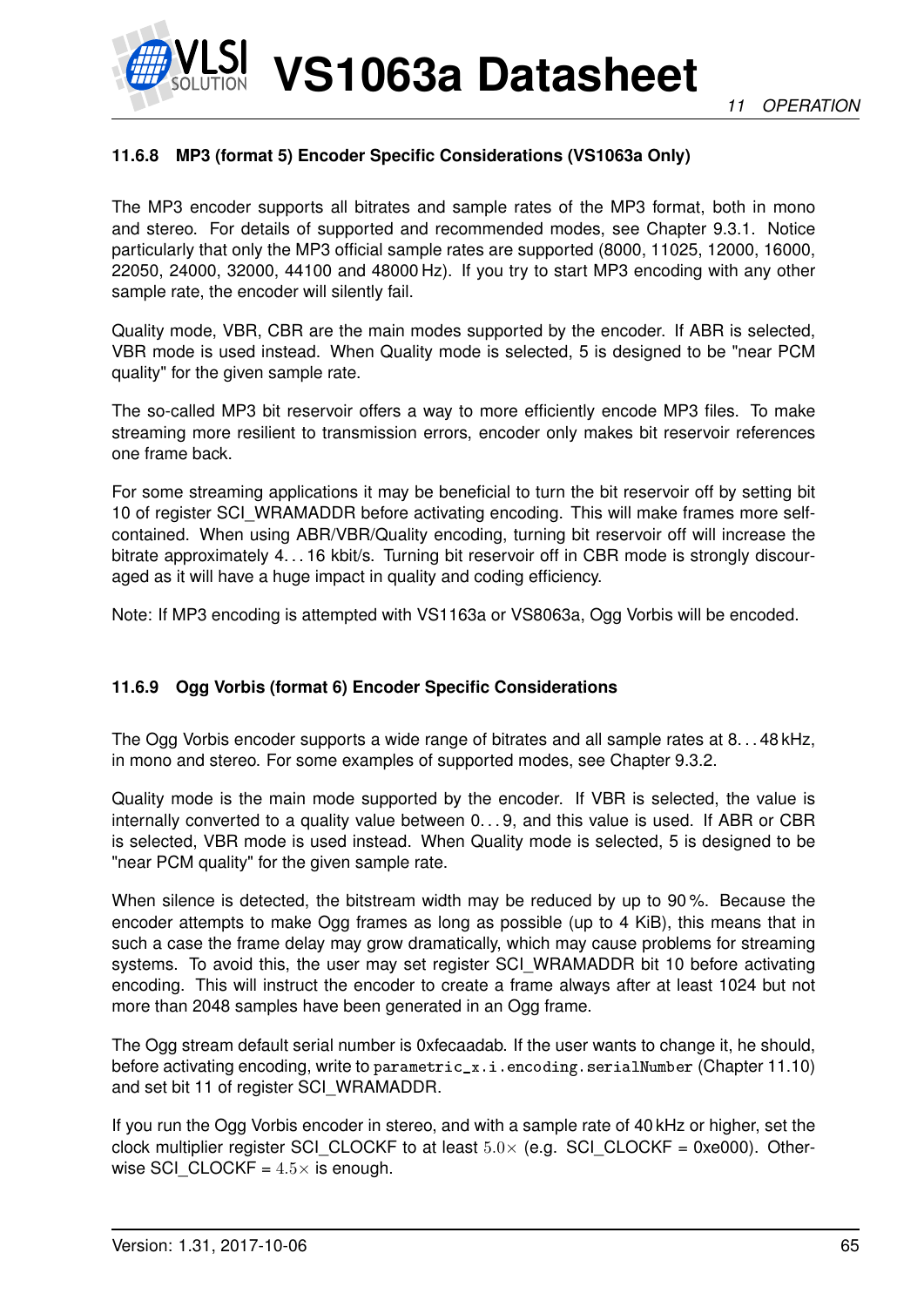### 11.6.8 MP3 (format 5) Encoder Specific Considerations (VS1063a Only)

The MP3 encoder supports all bitrates and sample rates of the MP3 format, both in mono and stereo. For details of supported and recommended modes, see Chapter 9.3.1. Notice particularly that only the MP3 official sample rates are supported (8000, 11025, 12000, 16000, 22050, 24000, 32000, 44100 and 48000 Hz). If you try to start MP3 encoding with any other sample rate, the encoder will silently fail.

Quality mode, VBR, CBR are the main modes supported by the encoder. If ABR is selected, VBR mode is used instead. When Quality mode is selected, 5 is designed to be "near PCM quality" for the given sample rate.

The so-called MP3 bit reservoir offers a way to more efficiently encode MP3 files. To make streaming more resilient to transmission errors, encoder only makes bit reservoir references one frame back.

For some streaming applications it may be beneficial to turn the bit reservoir off by setting bit 10 of register SCI_WRAMADDR before activating encoding. This will make frames more self-contained. When using ABR/VBR/Quality encoding, turning bit reservoir off will increase the bitrate approximately 4. . . 16 kbit/s. Turning bit reservoir off in CBR mode is strongly discouraged as it will have a huge impact in quality and coding efficiency.

Note: If MP3 encoding is attempted with VS1163a or VS8063a, Ogg Vorbis will be encoded.

### 11.6.9 Ogg Vorbis (format 6) Encoder Specific Considerations

The Ogg Vorbis encoder supports a wide range of bitrates and all sample rates at 8. . . 48 kHz, in mono and stereo. For some examples of supported modes, see Chapter 9.3.2.

Quality mode is the main mode supported by the encoder. If VBR is selected, the value is internally converted to a quality value between 0. . . 9, and this value is used. If ABR or CBR is selected, VBR mode is used instead. When Quality mode is selected, 5 is designed to be "near PCM quality" for the given sample rate.

When silence is detected, the bitstream width may be reduced by up to 90 %. Because the encoder attempts to make Ogg frames as long as possible (up to 4 KiB), this means that in such a case the frame delay may grow dramatically, which may cause problems for streaming systems. To avoid this, the user may set register SCI_WRAMADDR bit 10 before activating encoding. This will instruct the encoder to create a frame always after at least 1024 but not more than 2048 samples have been generated in an Ogg frame.

The Ogg stream default serial number is 0xfecaadab. If the user wants to change it, he should, before activating encoding, write to `parametric_x.i.encoding.serialNumber` (Chapter 11.10) and set bit 11 of register SCI_WRAMADDR.

If you run the Ogg Vorbis encoder in stereo, and with a sample rate of 40 kHz or higher, set the clock multiplier register SCI_CLOCKF to at least $5.0\times$ (e.g. SCI_CLOCKF = 0xe000). Otherwise SCI_CLOCKF = $4.5\times$ is enough.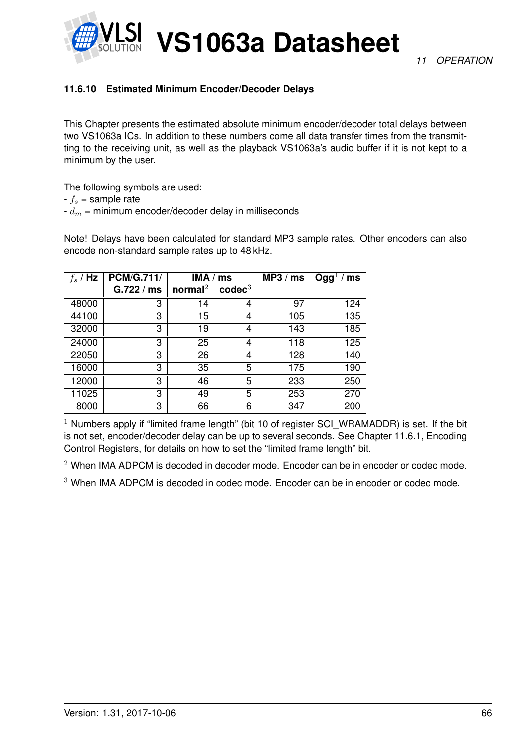### 11.6.10 Estimated Minimum Encoder/Decoder Delays

This Chapter presents the estimated absolute minimum encoder/decoder total delays between two VS1063a ICs. In addition to these numbers come all data transfer times from the transmitting to the receiving unit, as well as the playback VS1063a's audio buffer if it is not kept to a minimum by the user.

The following symbols are used:
- $f_s$ = sample rate
- $d_m$ = minimum encoder/decoder delay in milliseconds

Note! Delays have been calculated for standard MP3 sample rates. Other encoders can also encode non-standard sample rates up to 48 kHz.

| $f_s$ / Hz | PCM/G.711/ G.722 / ms | IMA / ms normal[2] | IMA / ms codec[3] | MP3 / ms | Ogg[1] / ms |
|---|---|---|---|---|---|
| 48000 | 3 | 14 | 4 | 97 | 124 |
| 44100 | 3 | 15 | 4 | 105 | 135 |
| 32000 | 3 | 19 | 4 | 143 | 185 |
| 24000 | 3 | 25 | 4 | 118 | 125 |
| 22050 | 3 | 26 | 4 | 128 | 140 |
| 16000 | 3 | 35 | 5 | 175 | 190 |
| 12000 | 3 | 46 | 5 | 233 | 250 |
| 11025 | 3 | 49 | 5 | 253 | 270 |
| 8000 | 3 | 66 | 6 | 347 | 200 |

[1] Numbers apply if "limited frame length" (bit 10 of register SCI_WRAMADDR) is set. If the bit is not set, encoder/decoder delay can be up to several seconds. See Chapter 11.6.1, Encoding Control Registers, for details on how to set the "limited frame length" bit.

[2] When IMA ADPCM is decoded in decoder mode. Encoder can be in encoder or codec mode.

[3] When IMA ADPCM is decoded in codec mode. Encoder can be in encoder or codec mode.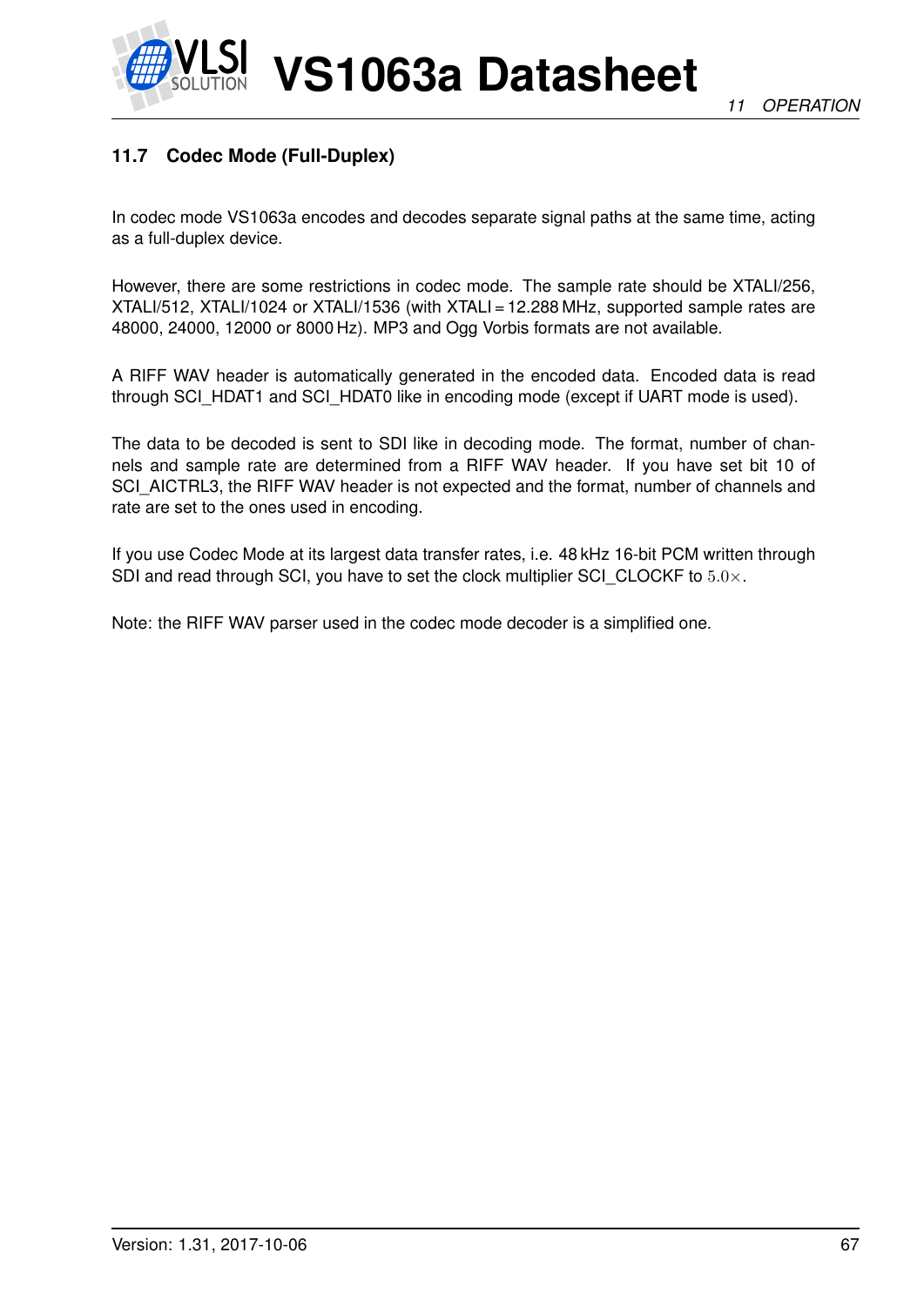### 11.7 Codec Mode (Full-Duplex)

In codec mode VS1063a encodes and decodes separate signal paths at the same time, acting as a full-duplex device.

However, there are some restrictions in codec mode. The sample rate should be XTALI/256, XTALI/512, XTALI/1024 or XTALI/1536 (with XTALI = 12.288 MHz, supported sample rates are 48000, 24000, 12000 or 8000 Hz). MP3 and Ogg Vorbis formats are not available.

A RIFF WAV header is automatically generated in the encoded data. Encoded data is read through SCI_HDAT1 and SCI_HDAT0 like in encoding mode (except if UART mode is used).

The data to be decoded is sent to SDI like in decoding mode. The format, number of channels and sample rate are determined from a RIFF WAV header. If you have set bit 10 of SCI_AICTRL3, the RIFF WAV header is not expected and the format, number of channels and rate are set to the ones used in encoding.

If you use Codec Mode at its largest data transfer rates, i.e. 48 kHz 16-bit PCM written through SDI and read through SCI, you have to set the clock multiplier SCI_CLOCKF to $5.0\times$.

Note: the RIFF WAV parser used in the codec mode decoder is a simplified one.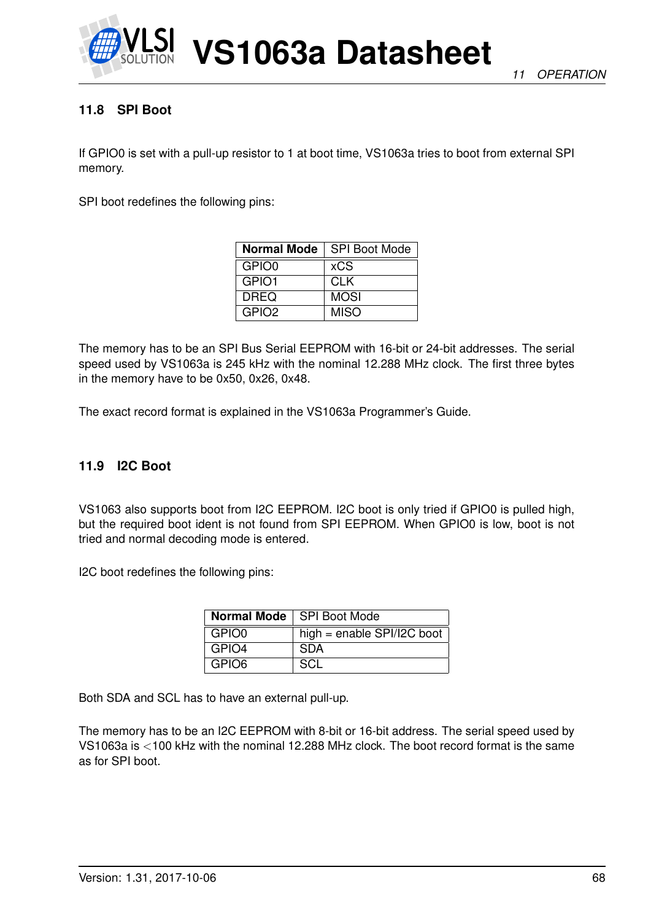### 11.8 SPI Boot

If GPIO0 is set with a pull-up resistor to 1 at boot time, VS1063a tries to boot from external SPI memory.

SPI boot redefines the following pins:

| **Normal Mode** | SPI Boot Mode |
|---|---|
| GPIO0 | xCS |
| GPIO1 | CLK |
| DREQ | MOSI |
| GPIO2 | MISO |

The memory has to be an SPI Bus Serial EEPROM with 16-bit or 24-bit addresses. The serial speed used by VS1063a is 245 kHz with the nominal 12.288 MHz clock. The first three bytes in the memory have to be 0x50, 0x26, 0x48.

The exact record format is explained in the VS1063a Programmer's Guide.

### 11.9 I2C Boot

VS1063 also supports boot from I2C EEPROM. I2C boot is only tried if GPIO0 is pulled high, but the required boot ident is not found from SPI EEPROM. When GPIO0 is low, boot is not tried and normal decoding mode is entered.

I2C boot redefines the following pins:

| **Normal Mode** | SPI Boot Mode |
|---|---|
| GPIO0 | high = enable SPI/I2C boot |
| GPIO4 | SDA |
| GPIO6 | SCL |

Both SDA and SCL has to have an external pull-up.

The memory has to be an I2C EEPROM with 8-bit or 16-bit address. The serial speed used by VS1063a is <100 kHz with the nominal 12.288 MHz clock. The boot record format is the same as for SPI boot.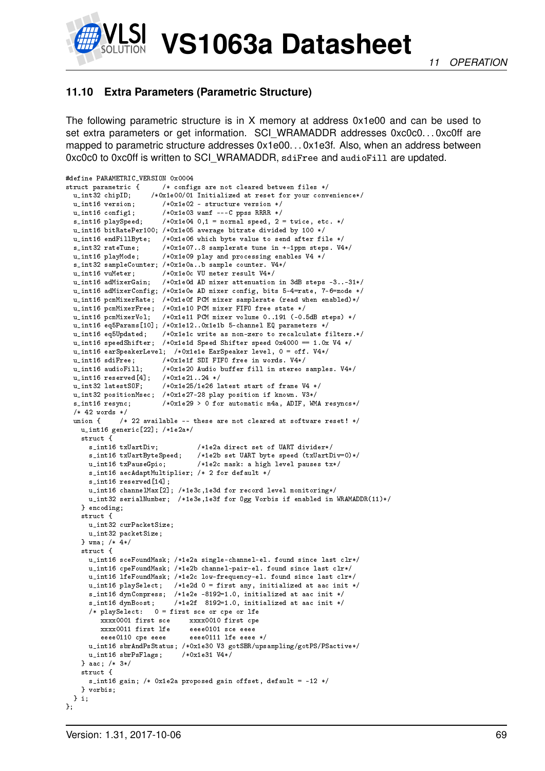## 11.10 Extra Parameters (Parametric Structure)

The following parametric structure is in X memory at address 0x1e00 and can be used to set extra parameters or get information. SCI_WRAMADDR addresses 0xc0c0. . . 0xc0ff are mapped to parametric structure addresses 0x1e00. . . 0x1e3f. Also, when an address between 0xc0c0 to 0xc0ff is written to SCI_WRAMADDR, `sdiFree` and `audioFill` are updated.

```
#define PARAMETRIC_VERSION 0x0004
struct parametric {      /* configs are not cleared between files */
  u_int32 chipID;      /*0x1e00/01 Initialized at reset for your convenience*/
  u_int16 version;       /*0x1e02 - structure version */
  u_int16 config1;       /*0x1e03 wamf ---C ppss RRRR */
  s_int16 playSpeed;     /*0x1e04 0,1 = normal speed, 2 = twice, etc. */
  u_int16 bitRatePer100; /*0x1e05 average bitrate divided by 100 */
  u_int16 endFillByte;   /*0x1e06 which byte value to send after file */
  s_int32 rateTune;      /*0x1e07..8 samplerate tune in +-1ppm steps. V4*/
  u_int16 playMode;      /*0x1e09 play and processing enables V4 */
  s_int32 sampleCounter; /*0x1e0a..b sample counter. V4*/
  u_int16 vuMeter;       /*0x1e0c VU meter result V4*/
  u_int16 adMixerGain;   /*0x1e0d AD mixer attenuation in 3dB steps -3..-31*/
  u_int16 adMixerConfig; /*0x1e0e AD mixer config, bits 5-4=rate, 7-6=mode */
  u_int16 pcmMixerRate;  /*0x1e0f PCM mixer samplerate (read when enabled)*/
  u_int16 pcmMixerFree;  /*0x1e10 PCM mixer FIFO free state */
  u_int16 pcmMixerVol;   /*0x1e11 PCM mixer volume 0..191 (-0.5dB steps) */
  u_int16 eq5Params[10]; /*0x1e12..0x1e1b 5-channel EQ parameters */
  u_int16 eq5Updated;    /*0x1e1c write as non-zero to recalculate filters.*/
  u_int16 speedShifter;  /*0x1e1d Speed Shifter speed 0x4000 == 1.0x V4 */
  u_int16 earSpeakerLevel;  /*0x1e1e EarSpeaker level, 0 = off. V4*/
  u_int16 sdiFree;       /*0x1e1f SDI FIFO free in words. V4*/
  u_int16 audioFill;     /*0x1e20 Audio buffer fill in stereo samples. V4*/
  u_int16 reserved[4];   /*0x1e21..24 */
  u_int32 latestSOF;     /*0x1e25/1e26 latest start of frame V4 */
  u_int32 positionMsec;  /*0x1e27-28 play position if known. V3*/
  s_int16 resync;        /*0x1e29 > 0 for automatic m4a, ADIF, WMA resyncs*/
  /* 42 words */
  union {     /* 22 available -- these are not cleared at software reset! */
    u_int16 generic[22]; /*1e2a*/
    struct {
      s_int16 txUartDiv;          /*1e2a direct set of UART divider*/
      s_int16 txUartByteSpeed;    /*1e2b set UART byte speed (txUartDiv=0)*/
      u_int16 txPauseGpio;        /*1e2c mask: a high level pauses tx*/
      s_int16 aecAdaptMultiplier; /* 2 for default */
      s_int16 reserved[14];
      u_int16 channelMax[2]; /*1e3c,1e3d for record level monitoring*/
      u_int32 serialNumber;  /*1e3e,1e3f for Ogg Vorbis if enabled in WRAMADDR(11)*/
    } encoding;
    struct {
      u_int32 curPacketSize;
      u_int32 packetSize;
    } wma; /* 4*/
    struct {
      u_int16 sceFoundMask; /*1e2a single-channel-el. found since last clr*/
      u_int16 cpeFoundMask; /*1e2b channel-pair-el. found since last clr*/
      u_int16 lfeFoundMask; /*1e2c low-frequency-el. found since last clr*/
      u_int16 playSelect;   /*1e2d 0 = first any, initialized at aac init */
      s_int16 dynCompress;  /*1e2e -8192=1.0, initialized at aac init */
      s_int16 dynBoost;     /*1e2f  8192=1.0, initialized at aac init */
      /* playSelect:   0 = first sce or cpe or lfe
         xxxx0001 first sce      xxxx0010 first cpe
         xxxx0011 first lfe      eeee0101 sce eeee
         eeee0110 cpe eeee       eeee0111 lfe eeee */
      u_int16 sbrAndPsStatus; /*0x1e30 V3 gotSBR/upsampling/gotPS/PSactive*/
      u_int16 sbrPsFlags;     /*0x1e31 V4*/
    } aac; /* 3*/
    struct {
      s_int16 gain; /* 0x1e2a proposed gain offset, default = -12 */
    } vorbis;
  } i;
};
```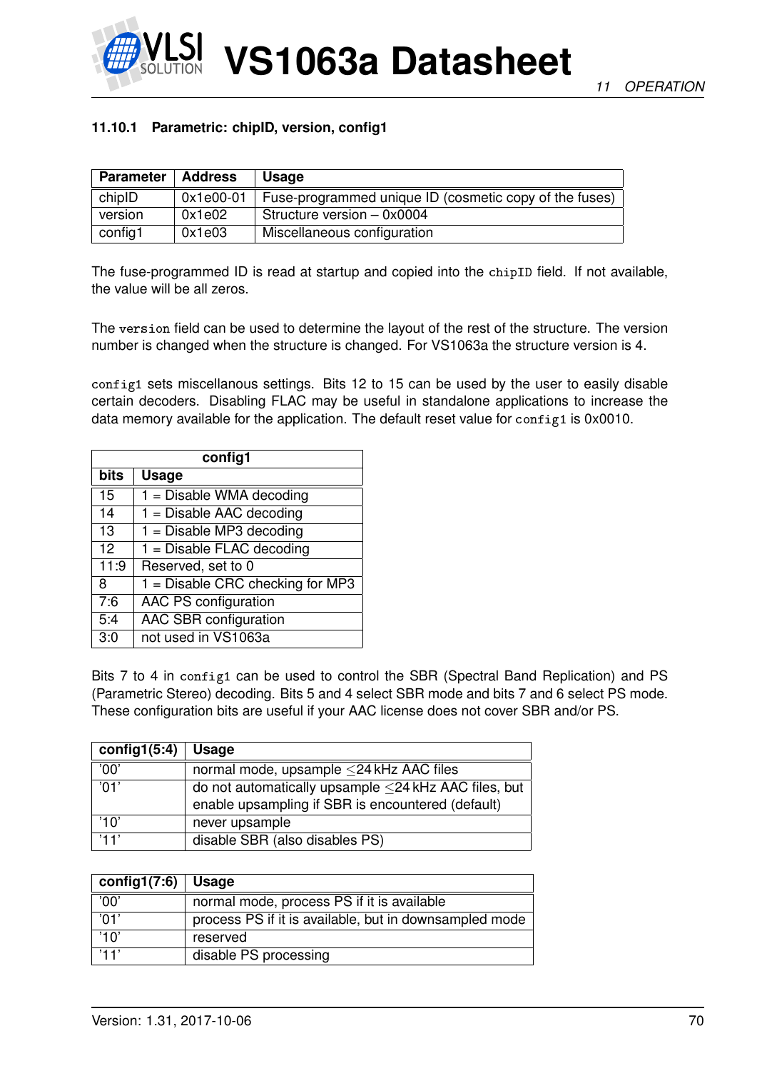#### 11.10.1 Parametric: chipID, version, config1

| Parameter | Address | Usage |
|---|---|---|
| chipID | 0x1e00-01 | Fuse-programmed unique ID (cosmetic copy of the fuses) |
| version | 0x1e02 | Structure version – 0x0004 |
| config1 | 0x1e03 | Miscellaneous configuration |

The fuse-programmed ID is read at startup and copied into the `chipID` field. If not available, the value will be all zeros.

The `version` field can be used to determine the layout of the rest of the structure. The version number is changed when the structure is changed. For VS1063a the structure version is 4.

`config1` sets miscellanous settings. Bits 12 to 15 can be used by the user to easily disable certain decoders. Disabling FLAC may be useful in standalone applications to increase the data memory available for the application. The default reset value for `config1` is 0x0010.

| config1 | |
|---|---|
| **bits** | **Usage** |
| 15 | 1 = Disable WMA decoding |
| 14 | 1 = Disable AAC decoding |
| 13 | 1 = Disable MP3 decoding |
| 12 | 1 = Disable FLAC decoding |
| 11:9 | Reserved, set to 0 |
| 8 | 1 = Disable CRC checking for MP3 |
| 7:6 | AAC PS configuration |
| 5:4 | AAC SBR configuration |
| 3:0 | not used in VS1063a |

Bits 7 to 4 in `config1` can be used to control the SBR (Spectral Band Replication) and PS (Parametric Stereo) decoding. Bits 5 and 4 select SBR mode and bits 7 and 6 select PS mode. These configuration bits are useful if your AAC license does not cover SBR and/or PS.

| config1(5:4) | Usage |
|---|---|
| '00' | normal mode, upsample ≤24 kHz AAC files |
| '01' | do not automatically upsample ≤24 kHz AAC files, but enable upsampling if SBR is encountered (default) |
| '10' | never upsample |
| '11' | disable SBR (also disables PS) |

| config1(7:6) | Usage |
|---|---|
| '00' | normal mode, process PS if it is available |
| '01' | process PS if it is available, but in downsampled mode |
| '10' | reserved |
| '11' | disable PS processing |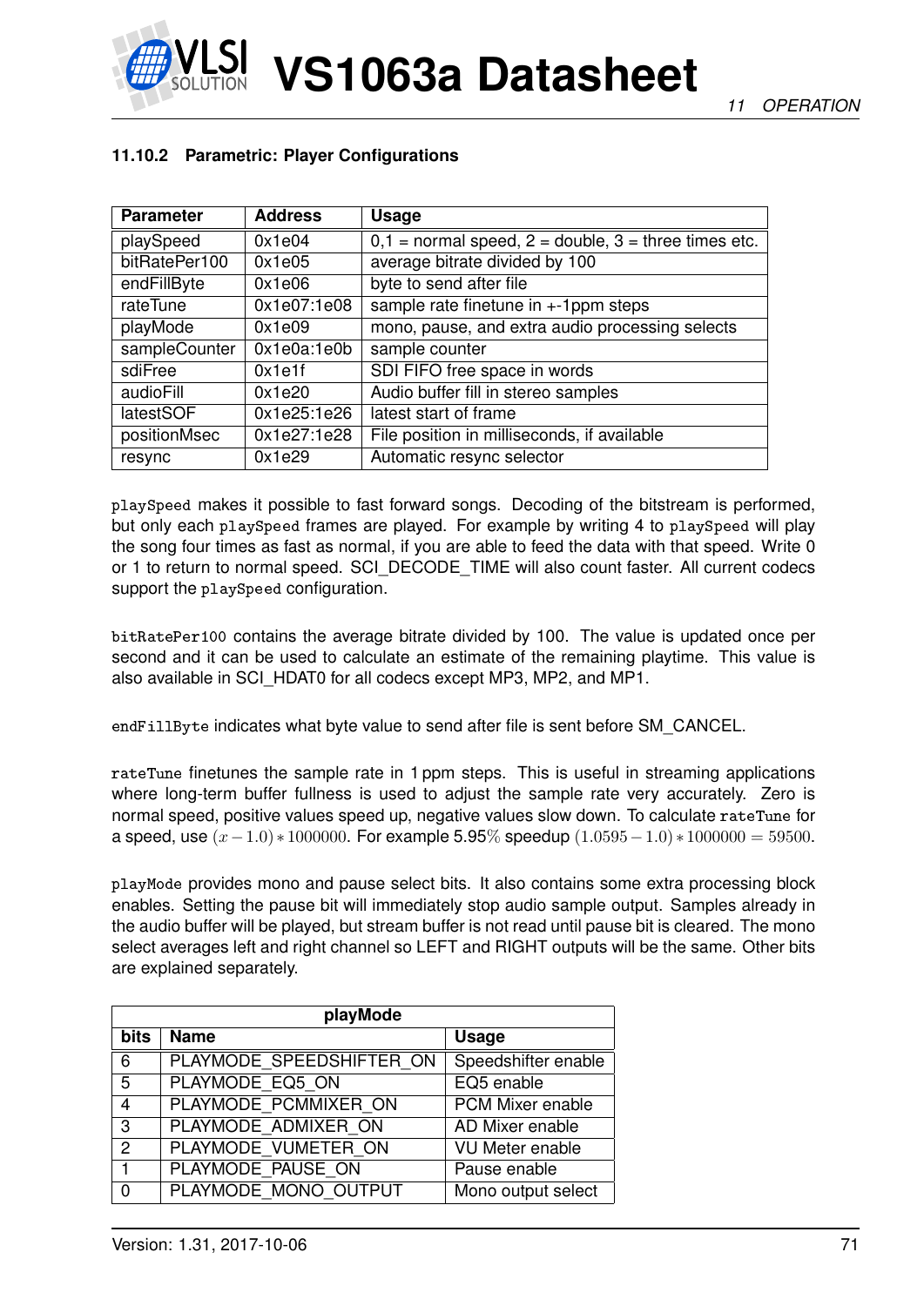### 11.10.2 Parametric: Player Configurations

| Parameter | Address | Usage |
|---|---|---|
| playSpeed | 0x1e04 | 0,1 = normal speed, 2 = double, 3 = three times etc. |
| bitRatePer100 | 0x1e05 | average bitrate divided by 100 |
| endFillByte | 0x1e06 | byte to send after file |
| rateTune | 0x1e07:1e08 | sample rate finetune in +-1ppm steps |
| playMode | 0x1e09 | mono, pause, and extra audio processing selects |
| sampleCounter | 0x1e0a:1e0b | sample counter |
| sdiFree | 0x1e1f | SDI FIFO free space in words |
| audioFill | 0x1e20 | Audio buffer fill in stereo samples |
| latestSOF | 0x1e25:1e26 | latest start of frame |
| positionMsec | 0x1e27:1e28 | File position in milliseconds, if available |
| resync | 0x1e29 | Automatic resync selector |

`playSpeed` makes it possible to fast forward songs. Decoding of the bitstream is performed, but only each `playSpeed` frames are played. For example by writing 4 to `playSpeed` will play the song four times as fast as normal, if you are able to feed the data with that speed. Write 0 or 1 to return to normal speed. SCI_DECODE_TIME will also count faster. All current codecs support the `playSpeed` configuration.

`bitRatePer100` contains the average bitrate divided by 100. The value is updated once per second and it can be used to calculate an estimate of the remaining playtime. This value is also available in SCI_HDAT0 for all codecs except MP3, MP2, and MP1.

`endFillByte` indicates what byte value to send after file is sent before SM_CANCEL.

`rateTune` finetunes the sample rate in 1 ppm steps. This is useful in streaming applications where long-term buffer fullness is used to adjust the sample rate very accurately. Zero is normal speed, positive values speed up, negative values slow down. To calculate `rateTune` for a speed, use $(x - 1.0) * 1000000$. For example 5.95% speedup $(1.0595 - 1.0) * 1000000 = 59500$.

`playMode` provides mono and pause select bits. It also contains some extra processing block enables. Setting the pause bit will immediately stop audio sample output. Samples already in the audio buffer will be played, but stream buffer is not read until pause bit is cleared. The mono select averages left and right channel so LEFT and RIGHT outputs will be the same. Other bits are explained separately.

| playMode | | |
|---|---|---|
| **bits** | **Name** | **Usage** |
| 6 | PLAYMODE_SPEEDSHIFTER_ON | Speedshifter enable |
| 5 | PLAYMODE_EQ5_ON | EQ5 enable |
| 4 | PLAYMODE_PCMMIXER_ON | PCM Mixer enable |
| 3 | PLAYMODE_ADMIXER_ON | AD Mixer enable |
| 2 | PLAYMODE_VUMETER_ON | VU Meter enable |
| 1 | PLAYMODE_PAUSE_ON | Pause enable |
| 0 | PLAYMODE_MONO_OUTPUT | Mono output select |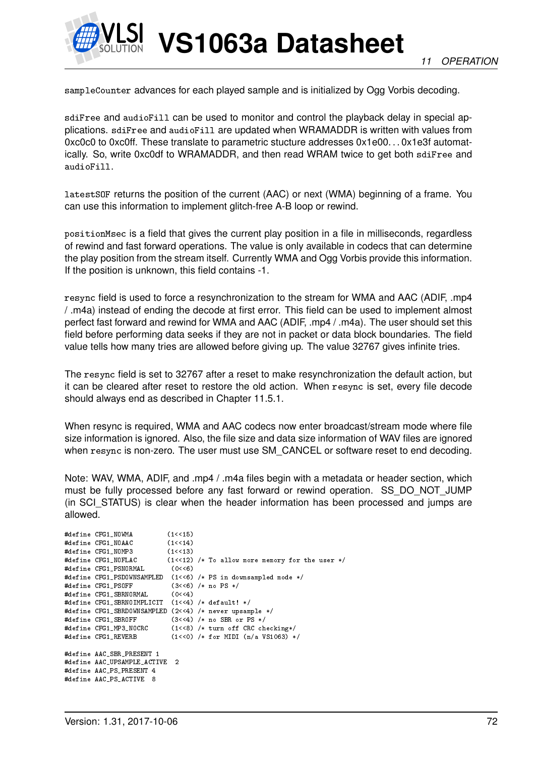`sampleCounter` advances for each played sample and is initialized by Ogg Vorbis decoding.

`sdiFree` and `audioFill` can be used to monitor and control the playback delay in special applications. `sdiFree` and `audioFill` are updated when WRAMADDR is written with values from 0xc0c0 to 0xc0ff. These translate to parametric stucture addresses 0x1e00. . . 0x1e3f automatically. So, write 0xc0df to WRAMADDR, and then read WRAM twice to get both `sdiFree` and `audioFill`.

`latestSOF` returns the position of the current (AAC) or next (WMA) beginning of a frame. You can use this information to implement glitch-free A-B loop or rewind.

`positionMsec` is a field that gives the current play position in a file in milliseconds, regardless of rewind and fast forward operations. The value is only available in codecs that can determine the play position from the stream itself. Currently WMA and Ogg Vorbis provide this information. If the position is unknown, this field contains -1.

`resync` field is used to force a resynchronization to the stream for WMA and AAC (ADIF, .mp4 / .m4a) instead of ending the decode at first error. This field can be used to implement almost perfect fast forward and rewind for WMA and AAC (ADIF, .mp4 / .m4a). The user should set this field before performing data seeks if they are not in packet or data block boundaries. The field value tells how many tries are allowed before giving up. The value 32767 gives infinite tries.

The `resync` field is set to 32767 after a reset to make resynchronization the default action, but it can be cleared after reset to restore the old action. When `resync` is set, every file decode should always end as described in Chapter 11.5.1.

When resync is required, WMA and AAC codecs now enter broadcast/stream mode where file size information is ignored. Also, the file size and data size information of WAV files are ignored when `resync` is non-zero. The user must use SM_CANCEL or software reset to end decoding.

Note: WAV, WMA, ADIF, and .mp4 / .m4a files begin with a metadata or header section, which must be fully processed before any fast forward or rewind operation. SS_DO_NOT_JUMP (in SCI_STATUS) is clear when the header information has been processed and jumps are allowed.

```
#define CFG1_NOWMA          (1<<15)
#define CFG1_NOAAC          (1<<14)
#define CFG1_NOMP3          (1<<13)
#define CFG1_NOFLAC         (1<<12) /* To allow more memory for the user */
#define CFG1_PSNORMAL        (0<<6)
#define CFG1_PSDOWNSAMPLED   (1<<6) /* PS in downsampled mode */
#define CFG1_PSOFF           (3<<6) /* no PS */
#define CFG1_SBRNORMAL       (0<<4)
#define CFG1_SBRNOIMPLICIT   (1<<4) /* default! */
#define CFG1_SBRDOWNSAMPLED  (2<<4) /* never upsample */
#define CFG1_SBROFF          (3<<4) /* no SBR or PS */
#define CFG1_MP3_NOCRC       (1<<8) /* turn off CRC checking*/
#define CFG1_REVERB          (1<<0) /* for MIDI (n/a VS1063) */

#define AAC_SBR_PRESENT 1
#define AAC_UPSAMPLE_ACTIVE  2
#define AAC_PS_PRESENT 4
#define AAC_PS_ACTIVE  8
```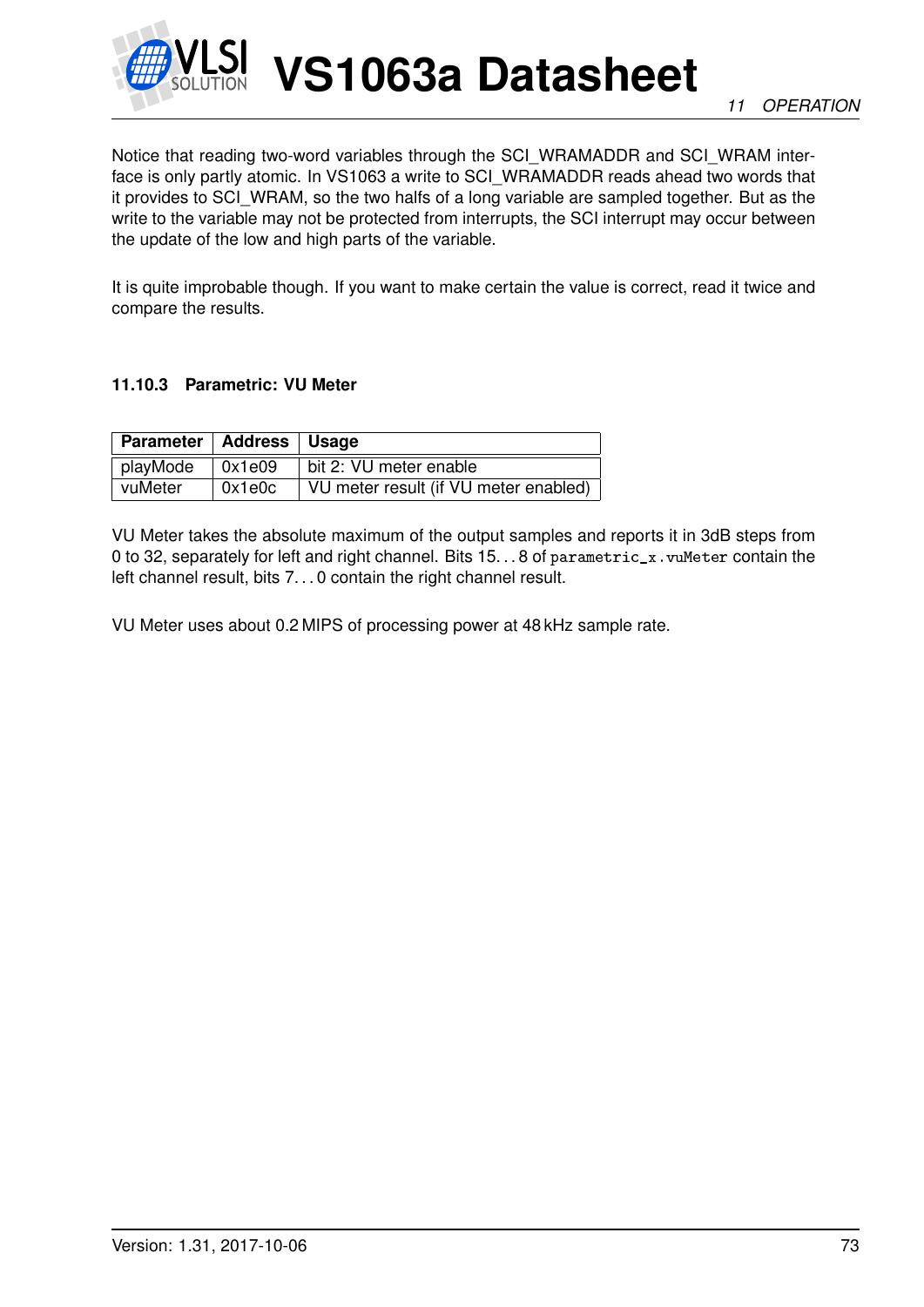Notice that reading two-word variables through the SCI_WRAMADDR and SCI_WRAM interface is only partly atomic. In VS1063 a write to SCI_WRAMADDR reads ahead two words that it provides to SCI_WRAM, so the two halfs of a long variable are sampled together. But as the write to the variable may not be protected from interrupts, the SCI interrupt may occur between the update of the low and high parts of the variable.

It is quite improbable though. If you want to make certain the value is correct, read it twice and compare the results.

### 11.10.3 Parametric: VU Meter

| Parameter | Address | Usage |
|---|---|---|
| playMode | 0x1e09 | bit 2: VU meter enable |
| vuMeter | 0x1e0c | VU meter result (if VU meter enabled) |

VU Meter takes the absolute maximum of the output samples and reports it in 3dB steps from 0 to 32, separately for left and right channel. Bits 15. . . 8 of `parametric_x.vuMeter` contain the left channel result, bits 7. . . 0 contain the right channel result.

VU Meter uses about 0.2 MIPS of processing power at 48 kHz sample rate.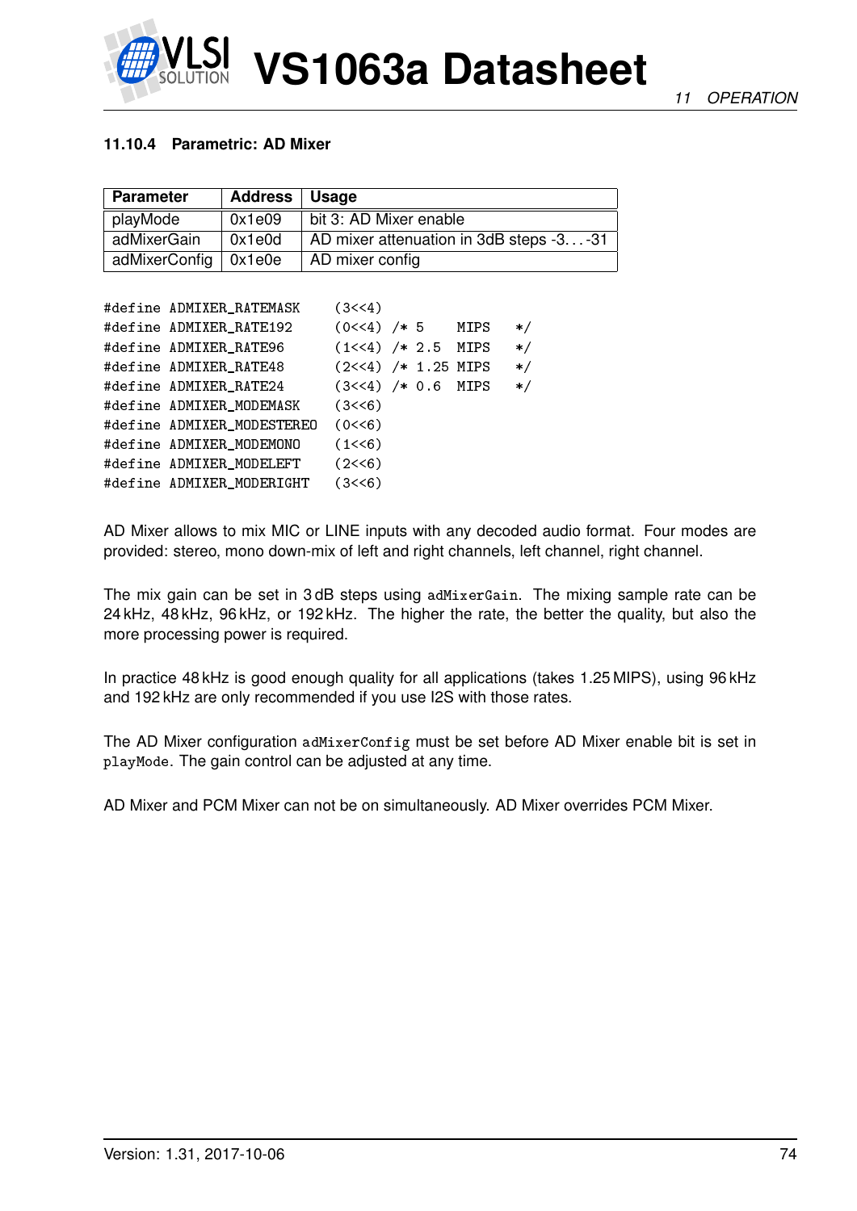#### 11.10.4 Parametric: AD Mixer

| Parameter | Address | Usage |
|---|---|---|
| playMode | 0x1e09 | bit 3: AD Mixer enable |
| adMixerGain | 0x1e0d | AD mixer attenuation in 3dB steps -3. . . -31 |
| adMixerConfig | 0x1e0e | AD mixer config |

```
#define ADMIXER_RATEMASK     (3<<4)
#define ADMIXER_RATE192      (0<<4) /* 5    MIPS  */
#define ADMIXER_RATE96       (1<<4) /* 2.5  MIPS  */
#define ADMIXER_RATE48       (2<<4) /* 1.25 MIPS  */
#define ADMIXER_RATE24       (3<<4) /* 0.6  MIPS  */
#define ADMIXER_MODEMASK     (3<<6)
#define ADMIXER_MODESTEREO   (0<<6)
#define ADMIXER_MODEMONO     (1<<6)
#define ADMIXER_MODELEFT     (2<<6)
#define ADMIXER_MODERIGHT    (3<<6)
```

AD Mixer allows to mix MIC or LINE inputs with any decoded audio format. Four modes are provided: stereo, mono down-mix of left and right channels, left channel, right channel.

The mix gain can be set in 3 dB steps using `adMixerGain`. The mixing sample rate can be 24 kHz, 48 kHz, 96 kHz, or 192 kHz. The higher the rate, the better the quality, but also the more processing power is required.

In practice 48 kHz is good enough quality for all applications (takes 1.25 MIPS), using 96 kHz and 192 kHz are only recommended if you use I2S with those rates.

The AD Mixer configuration `adMixerConfig` must be set before AD Mixer enable bit is set in `playMode`. The gain control can be adjusted at any time.

AD Mixer and PCM Mixer can not be on simultaneously. AD Mixer overrides PCM Mixer.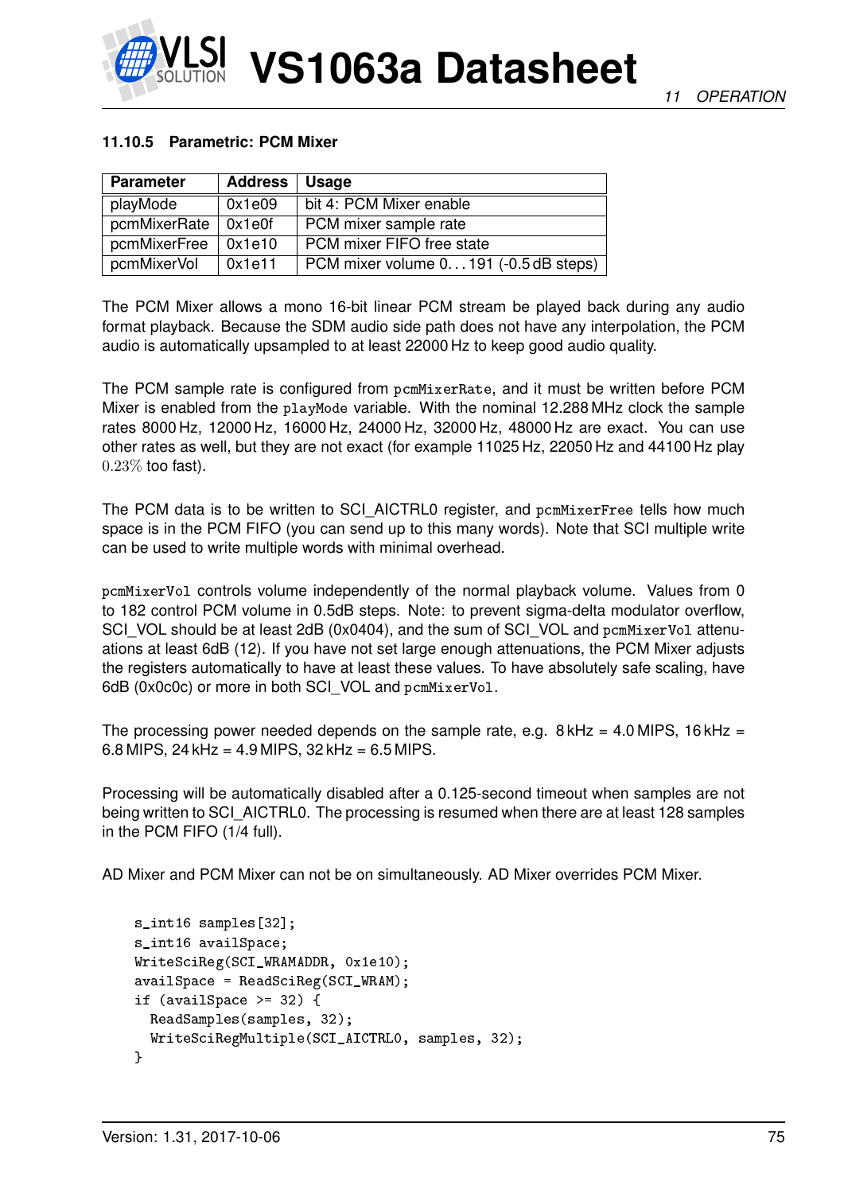### 11.10.5 Parametric: PCM Mixer

| Parameter | Address | Usage |
|---|---|---|
| playMode | 0x1e09 | bit 4: PCM Mixer enable |
| pcmMixerRate | 0x1e0f | PCM mixer sample rate |
| pcmMixerFree | 0x1e10 | PCM mixer FIFO free state |
| pcmMixerVol | 0x1e11 | PCM mixer volume 0. . . 191 (-0.5 dB steps) |

The PCM Mixer allows a mono 16-bit linear PCM stream be played back during any audio format playback. Because the SDM audio side path does not have any interpolation, the PCM audio is automatically upsampled to at least 22000 Hz to keep good audio quality.

The PCM sample rate is configured from `pcmMixerRate`, and it must be written before PCM Mixer is enabled from the `playMode` variable. With the nominal 12.288 MHz clock the sample rates 8000 Hz, 12000 Hz, 16000 Hz, 24000 Hz, 32000 Hz, 48000 Hz are exact. You can use other rates as well, but they are not exact (for example 11025 Hz, 22050 Hz and 44100 Hz play $0.23\%$ too fast).

The PCM data is to be written to SCI_AICTRL0 register, and `pcmMixerFree` tells how much space is in the PCM FIFO (you can send up to this many words). Note that SCI multiple write can be used to write multiple words with minimal overhead.

`pcmMixerVol` controls volume independently of the normal playback volume. Values from 0 to 182 control PCM volume in 0.5dB steps. Note: to prevent sigma-delta modulator overflow, SCI_VOL should be at least 2dB (0x0404), and the sum of SCI_VOL and `pcmMixerVol` attenuations at least 6dB (12). If you have not set large enough attenuations, the PCM Mixer adjusts the registers automatically to have at least these values. To have absolutely safe scaling, have 6dB (0x0c0c) or more in both SCI_VOL and `pcmMixerVol`.

The processing power needed depends on the sample rate, e.g. 8 kHz = 4.0 MIPS, 16 kHz = 6.8 MIPS, 24 kHz = 4.9 MIPS, 32 kHz = 6.5 MIPS.

Processing will be automatically disabled after a 0.125-second timeout when samples are not being written to SCI_AICTRL0. The processing is resumed when there are at least 128 samples in the PCM FIFO (1/4 full).

AD Mixer and PCM Mixer can not be on simultaneously. AD Mixer overrides PCM Mixer.

```
s_int16 samples[32];
s_int16 availSpace;
WriteSciReg(SCI_WRAMADDR, 0x1e10);
availSpace = ReadSciReg(SCI_WRAM);
if (availSpace >= 32) {
  ReadSamples(samples, 32);
  WriteSciRegMultiple(SCI_AICTRL0, samples, 32);
}
```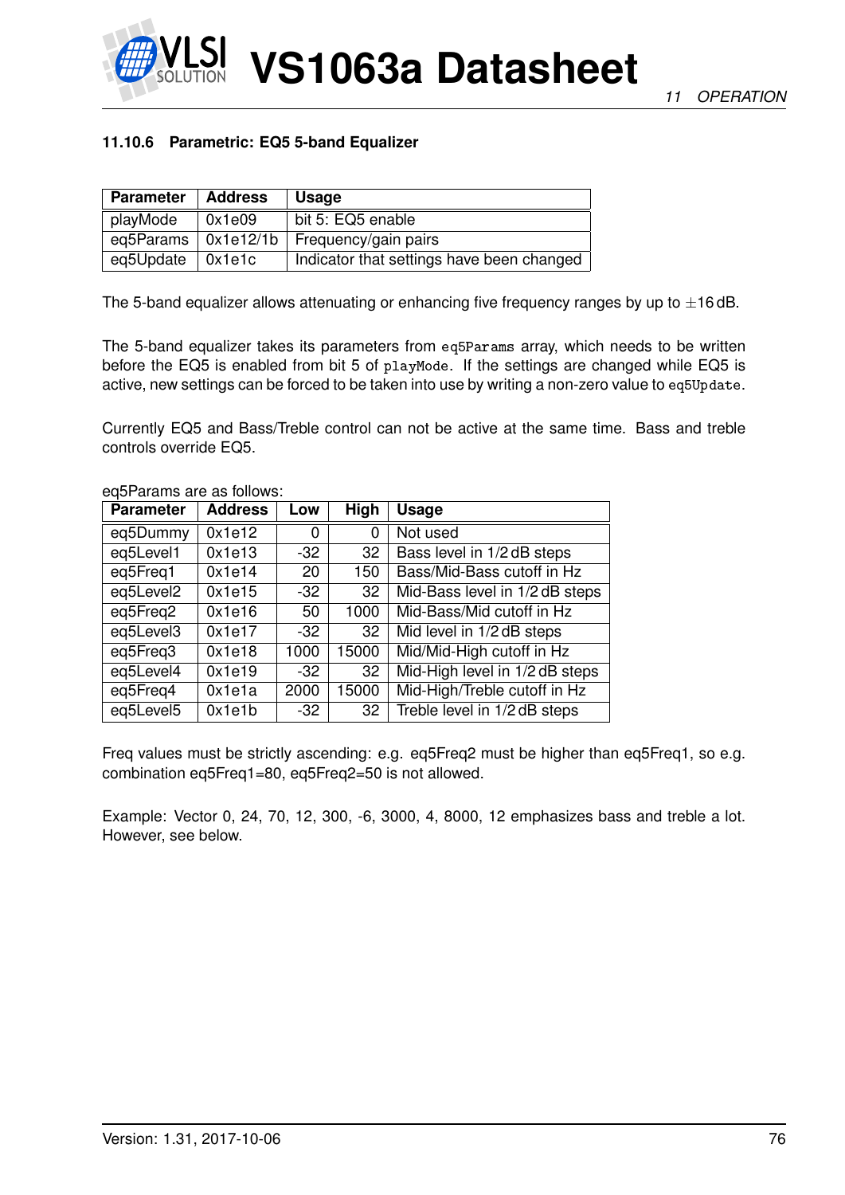### 11.10.6 Parametric: EQ5 5-band Equalizer

| Parameter | Address | Usage |
|---|---|---|
| playMode | 0x1e09 | bit 5: EQ5 enable |
| eq5Params | 0x1e12/1b | Frequency/gain pairs |
| eq5Update | 0x1e1c | Indicator that settings have been changed |

The 5-band equalizer allows attenuating or enhancing five frequency ranges by up to ±16 dB.

The 5-band equalizer takes its parameters from `eq5Params` array, which needs to be written before the EQ5 is enabled from bit 5 of `playMode`. If the settings are changed while EQ5 is active, new settings can be forced to be taken into use by writing a non-zero value to `eq5Update`.

Currently EQ5 and Bass/Treble control can not be active at the same time. Bass and treble controls override EQ5.

eq5Params are as follows:

| Parameter | Address | Low | High | Usage |
|---|---|---|---|---|
| eq5Dummy | 0x1e12 | 0 | 0 | Not used |
| eq5Level1 | 0x1e13 | -32 | 32 | Bass level in 1/2 dB steps |
| eq5Freq1 | 0x1e14 | 20 | 150 | Bass/Mid-Bass cutoff in Hz |
| eq5Level2 | 0x1e15 | -32 | 32 | Mid-Bass level in 1/2 dB steps |
| eq5Freq2 | 0x1e16 | 50 | 1000 | Mid-Bass/Mid cutoff in Hz |
| eq5Level3 | 0x1e17 | -32 | 32 | Mid level in 1/2 dB steps |
| eq5Freq3 | 0x1e18 | 1000 | 15000 | Mid/Mid-High cutoff in Hz |
| eq5Level4 | 0x1e19 | -32 | 32 | Mid-High level in 1/2 dB steps |
| eq5Freq4 | 0x1e1a | 2000 | 15000 | Mid-High/Treble cutoff in Hz |
| eq5Level5 | 0x1e1b | -32 | 32 | Treble level in 1/2 dB steps |

Freq values must be strictly ascending: e.g. eq5Freq2 must be higher than eq5Freq1, so e.g. combination eq5Freq1=80, eq5Freq2=50 is not allowed.

Example: Vector 0, 24, 70, 12, 300, -6, 3000, 4, 8000, 12 emphasizes bass and treble a lot. However, see below.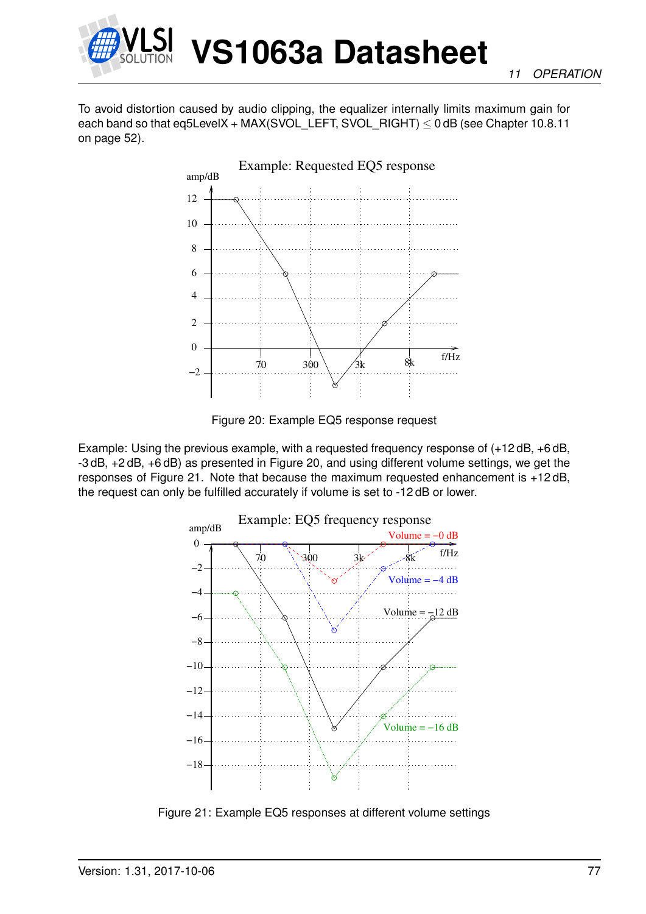To avoid distortion caused by audio clipping, the equalizer internally limits maximum gain for each band so that eq5LevelX + MAX(SVOL_LEFT, SVOL_RIGHT) ≤ 0 dB (see Chapter 10.8.11 on page 52).

Figure 20: Example EQ5 response request

Example: Using the previous example, with a requested frequency response of (+12 dB, +6 dB, -3 dB, +2 dB, +6 dB) as presented in Figure 20, and using different volume settings, we get the responses of Figure 21. Note that because the maximum requested enhancement is +12 dB, the request can only be fulfilled accurately if volume is set to -12 dB or lower.

Figure 21: Example EQ5 responses at different volume settings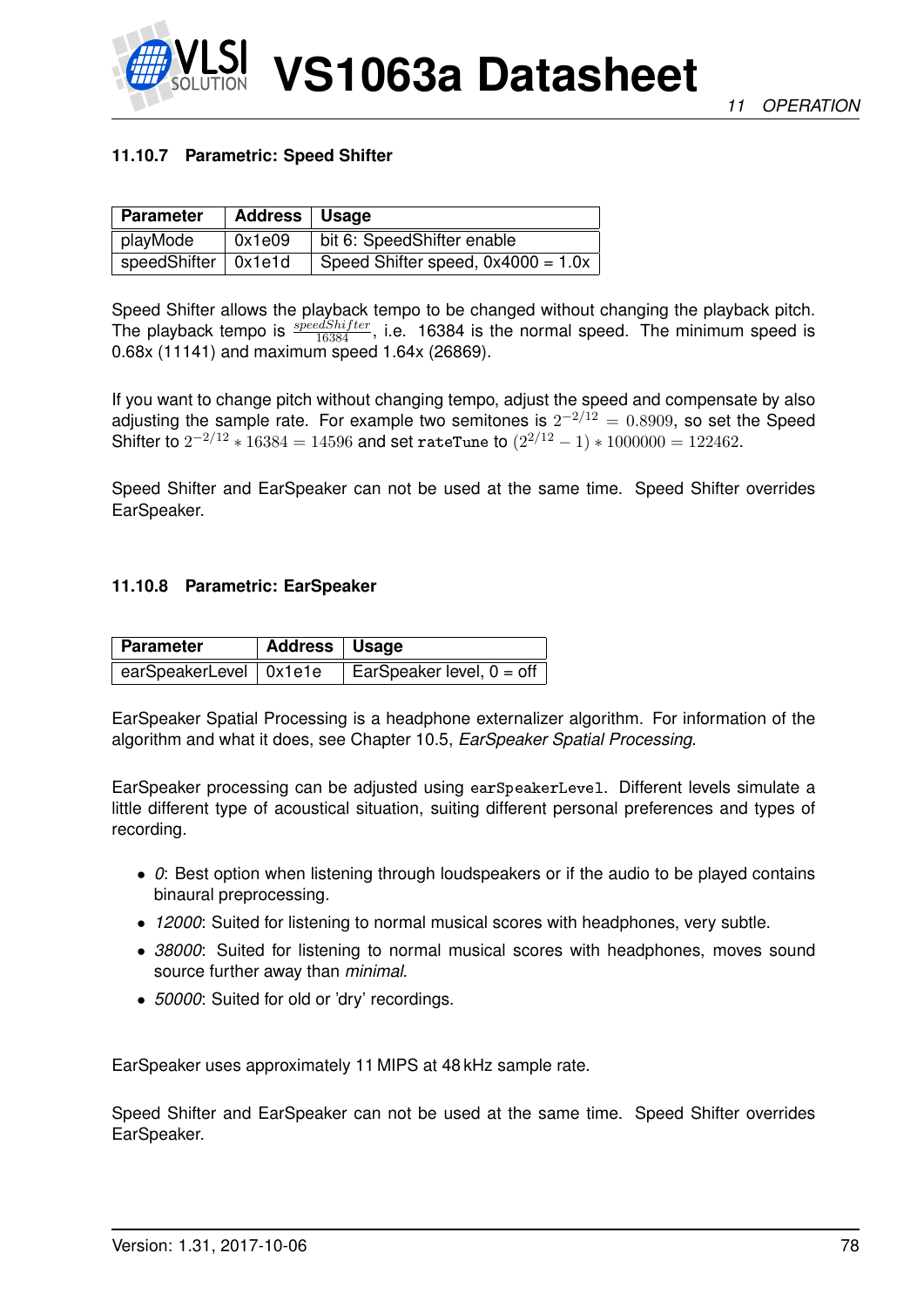### 11.10.7 Parametric: Speed Shifter

| Parameter | Address | Usage |
|---|---|---|
| playMode | 0x1e09 | bit 6: SpeedShifter enable |
| speedShifter | 0x1e1d | Speed Shifter speed, 0x4000 = 1.0x |

Speed Shifter allows the playback tempo to be changed without changing the playback pitch. The playback tempo is $\frac{speedShifter}{16384}$, i.e. 16384 is the normal speed. The minimum speed is 0.68x (11141) and maximum speed 1.64x (26869).

If you want to change pitch without changing tempo, adjust the speed and compensate by also adjusting the sample rate. For example two semitones is $2^{-2/12} = 0.8909$, so set the Speed Shifter to $2^{-2/12} * 16384 = 14596$ and set `rateTune` to $(2^{2/12} - 1) * 1000000 = 122462$.

Speed Shifter and EarSpeaker can not be used at the same time. Speed Shifter overrides EarSpeaker.

### 11.10.8 Parametric: EarSpeaker

| Parameter | Address | Usage |
|---|---|---|
| earSpeakerLevel | 0x1e1e | EarSpeaker level, 0 = off |

EarSpeaker Spatial Processing is a headphone externalizer algorithm. For information of the algorithm and what it does, see Chapter 10.5, *EarSpeaker Spatial Processing*.

EarSpeaker processing can be adjusted using `earSpeakerLevel`. Different levels simulate a little different type of acoustical situation, suiting different personal preferences and types of recording.

- *0*: Best option when listening through loudspeakers or if the audio to be played contains binaural preprocessing.
- *12000*: Suited for listening to normal musical scores with headphones, very subtle.
- *38000*: Suited for listening to normal musical scores with headphones, moves sound source further away than *minimal*.
- *50000*: Suited for old or 'dry' recordings.

EarSpeaker uses approximately 11 MIPS at 48 kHz sample rate.

Speed Shifter and EarSpeaker can not be used at the same time. Speed Shifter overrides EarSpeaker.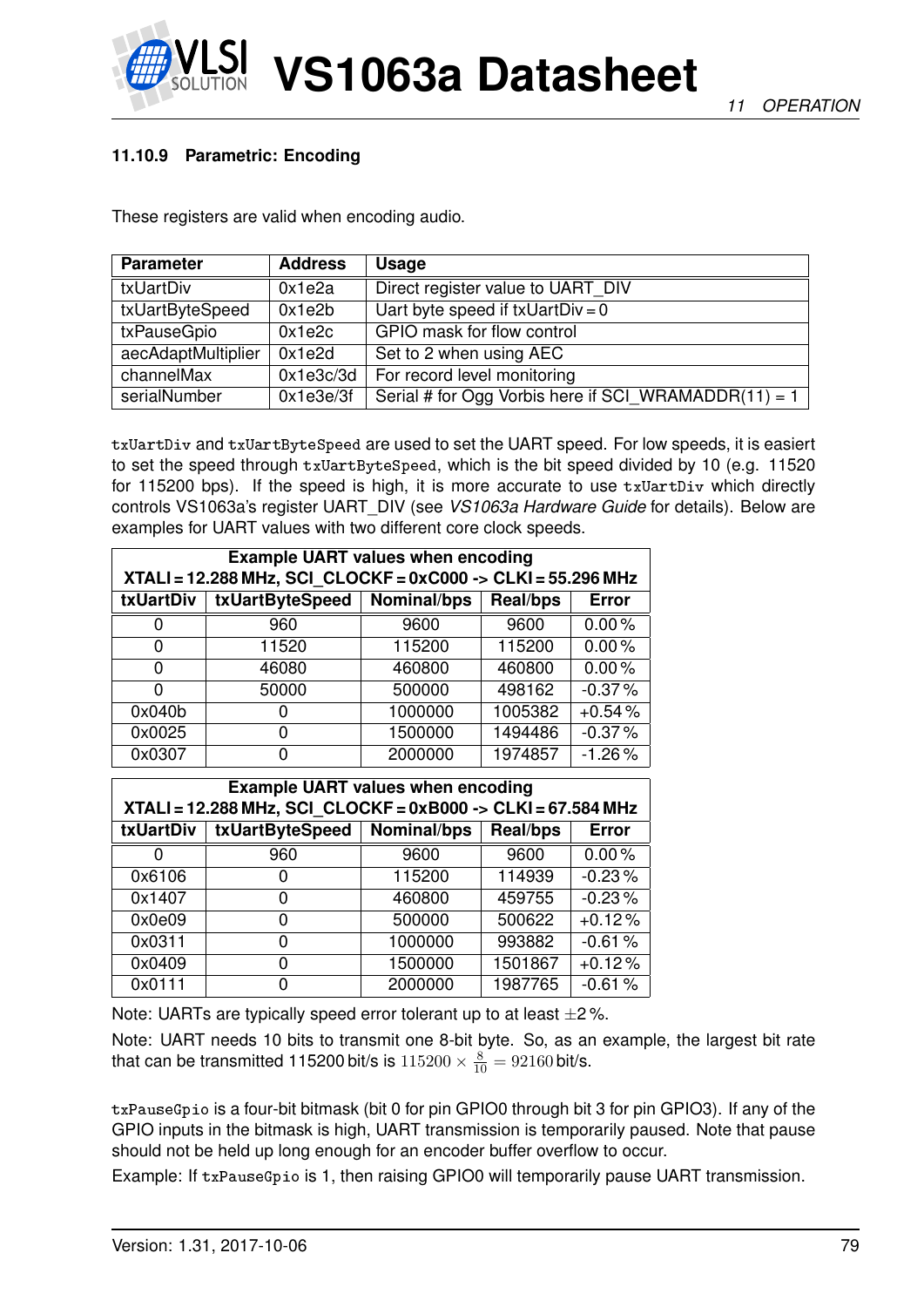### 11.10.9 Parametric: Encoding

These registers are valid when encoding audio.

| Parameter | Address | Usage |
|---|---|---|
| txUartDiv | 0x1e2a | Direct register value to UART_DIV |
| txUartByteSpeed | 0x1e2b | Uart byte speed if txUartDiv = 0 |
| txPauseGpio | 0x1e2c | GPIO mask for flow control |
| aecAdaptMultiplier | 0x1e2d | Set to 2 when using AEC |
| channelMax | 0x1e3c/3d | For record level monitoring |
| serialNumber | 0x1e3e/3f | Serial # for Ogg Vorbis here if SCI_WRAMADDR(11) = 1 |

`txUartDiv` and `txUartByteSpeed` are used to set the UART speed. For low speeds, it is easiest to set the speed through `txUartByteSpeed`, which is the bit speed divided by 10 (e.g. 11520 for 115200 bps). If the speed is high, it is more accurate to use `txUartDiv` which directly controls VS1063a's register UART_DIV (see *VS1063a Hardware Guide* for details). Below are examples for UART values with two different core clock speeds.

| Example UART values when encoding XTALI = 12.288 MHz, SCI_CLOCKF = 0xC000 -> CLKI = 55.296 MHz | | | | |
|---|---|---|---|---|
| **txUartDiv** | **txUartByteSpeed** | **Nominal/bps** | **Real/bps** | **Error** |
| 0 | 960 | 9600 | 9600 | 0.00 % |
| 0 | 11520 | 115200 | 115200 | 0.00 % |
| 0 | 46080 | 460800 | 460800 | 0.00 % |
| 0 | 50000 | 500000 | 498162 | -0.37 % |
| 0x040b | 0 | 1000000 | 1005382 | +0.54 % |
| 0x0025 | 0 | 1500000 | 1494486 | -0.37 % |
| 0x0307 | 0 | 2000000 | 1974857 | -1.26 % |

| Example UART values when encoding XTALI = 12.288 MHz, SCI_CLOCKF = 0xB000 -> CLKI = 67.584 MHz | | | | |
|---|---|---|---|---|
| **txUartDiv** | **txUartByteSpeed** | **Nominal/bps** | **Real/bps** | **Error** |
| 0 | 960 | 9600 | 9600 | 0.00 % |
| 0x6106 | 0 | 115200 | 114939 | -0.23 % |
| 0x1407 | 0 | 460800 | 459755 | -0.23 % |
| 0x0e09 | 0 | 500000 | 500622 | +0.12 % |
| 0x0311 | 0 | 1000000 | 993882 | -0.61 % |
| 0x0409 | 0 | 1500000 | 1501867 | +0.12 % |
| 0x0111 | 0 | 2000000 | 1987765 | -0.61 % |

Note: UARTs are typically speed error tolerant up to at least $\pm 2$ %.

Note: UART needs 10 bits to transmit one 8-bit byte. So, as an example, the largest bit rate that can be transmitted 115200 bit/s is $115200 \times \frac{8}{10} = 92160$ bit/s.

`txPauseGpio` is a four-bit bitmask (bit 0 for pin GPIO0 through bit 3 for pin GPIO3). If any of the GPIO inputs in the bitmask is high, UART transmission is temporarily paused. Note that pause should not be held up long enough for an encoder buffer overflow to occur.

Example: If `txPauseGpio` is 1, then raising GPIO0 will temporarily pause UART transmission.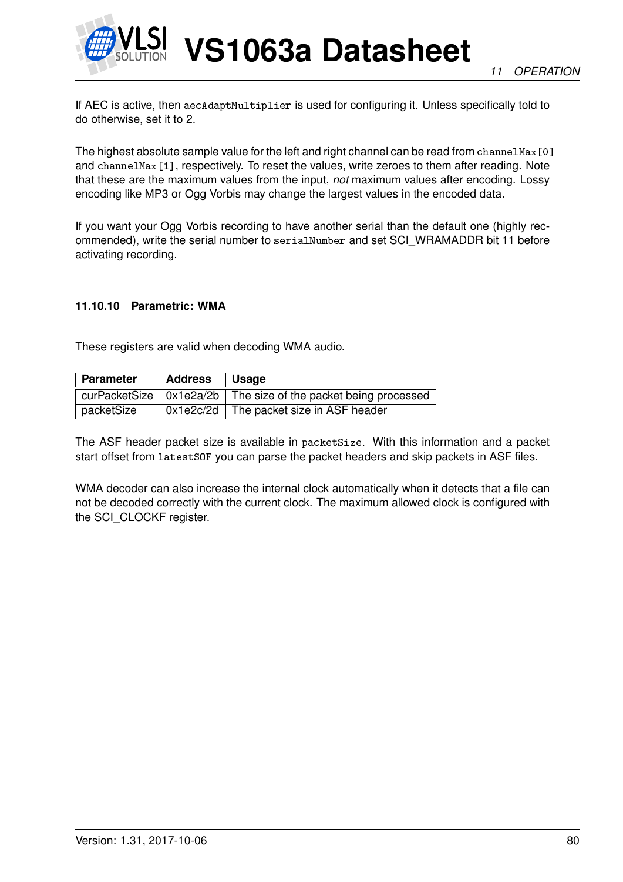If AEC is active, then `aecAdaptMultiplier` is used for configuring it. Unless specifically told to do otherwise, set it to 2.

The highest absolute sample value for the left and right channel can be read from `channelMax[0]` and `channelMax[1]`, respectively. To reset the values, write zeroes to them after reading. Note that these are the maximum values from the input, *not* maximum values after encoding. Lossy encoding like MP3 or Ogg Vorbis may change the largest values in the encoded data.

If you want your Ogg Vorbis recording to have another serial than the default one (highly recommended), write the serial number to `serialNumber` and set SCI_WRAMADDR bit 11 before activating recording.

#### 11.10.10 Parametric: WMA

These registers are valid when decoding WMA audio.

| Parameter | Address | Usage |
|---|---|---|
| curPacketSize | 0x1e2a/2b | The size of the packet being processed |
| packetSize | 0x1e2c/2d | The packet size in ASF header |

The ASF header packet size is available in `packetSize`. With this information and a packet start offset from `latestSOF` you can parse the packet headers and skip packets in ASF files.

WMA decoder can also increase the internal clock automatically when it detects that a file can not be decoded correctly with the current clock. The maximum allowed clock is configured with the SCI_CLOCKF register.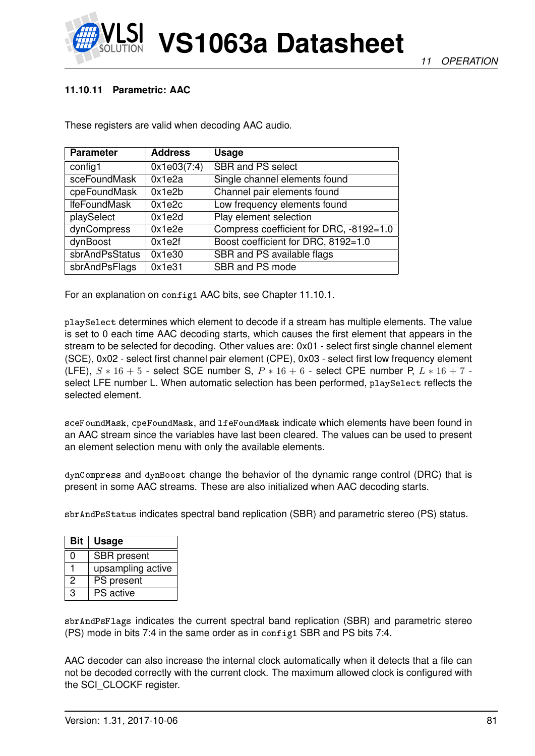#### 11.10.11 Parametric: AAC

These registers are valid when decoding AAC audio.

| Parameter | Address | Usage |
|---|---|---|
| config1 | 0x1e03(7:4) | SBR and PS select |
| sceFoundMask | 0x1e2a | Single channel elements found |
| cpeFoundMask | 0x1e2b | Channel pair elements found |
| lfeFoundMask | 0x1e2c | Low frequency elements found |
| playSelect | 0x1e2d | Play element selection |
| dynCompress | 0x1e2e | Compress coefficient for DRC, -8192=1.0 |
| dynBoost | 0x1e2f | Boost coefficient for DRC, 8192=1.0 |
| sbrAndPsStatus | 0x1e30 | SBR and PS available flags |
| sbrAndPsFlags | 0x1e31 | SBR and PS mode |

For an explanation on `config1` AAC bits, see Chapter 11.10.1.

`playSelect` determines which element to decode if a stream has multiple elements. The value is set to 0 each time AAC decoding starts, which causes the first element that appears in the stream to be selected for decoding. Other values are: 0x01 - select first single channel element (SCE), 0x02 - select first channel pair element (CPE), 0x03 - select first low frequency element (LFE), $S * 16 + 5$ - select SCE number S, $P * 16 + 6$ - select CPE number P, $L * 16 + 7$ - select LFE number L. When automatic selection has been performed, `playSelect` reflects the selected element.

`sceFoundMask`, `cpeFoundMask`, and `lfeFoundMask` indicate which elements have been found in an AAC stream since the variables have last been cleared. The values can be used to present an element selection menu with only the available elements.

`dynCompress` and `dynBoost` change the behavior of the dynamic range control (DRC) that is present in some AAC streams. These are also initialized when AAC decoding starts.

`sbrAndPsStatus` indicates spectral band replication (SBR) and parametric stereo (PS) status.

| Bit | Usage |
|---|---|
| 0 | SBR present |
| 1 | upsampling active |
| 2 | PS present |
| 3 | PS active |

`sbrAndPsFlags` indicates the current spectral band replication (SBR) and parametric stereo (PS) mode in bits 7:4 in the same order as in `config1` SBR and PS bits 7:4.

AAC decoder can also increase the internal clock automatically when it detects that a file can not be decoded correctly with the current clock. The maximum allowed clock is configured with the SCI_CLOCKF register.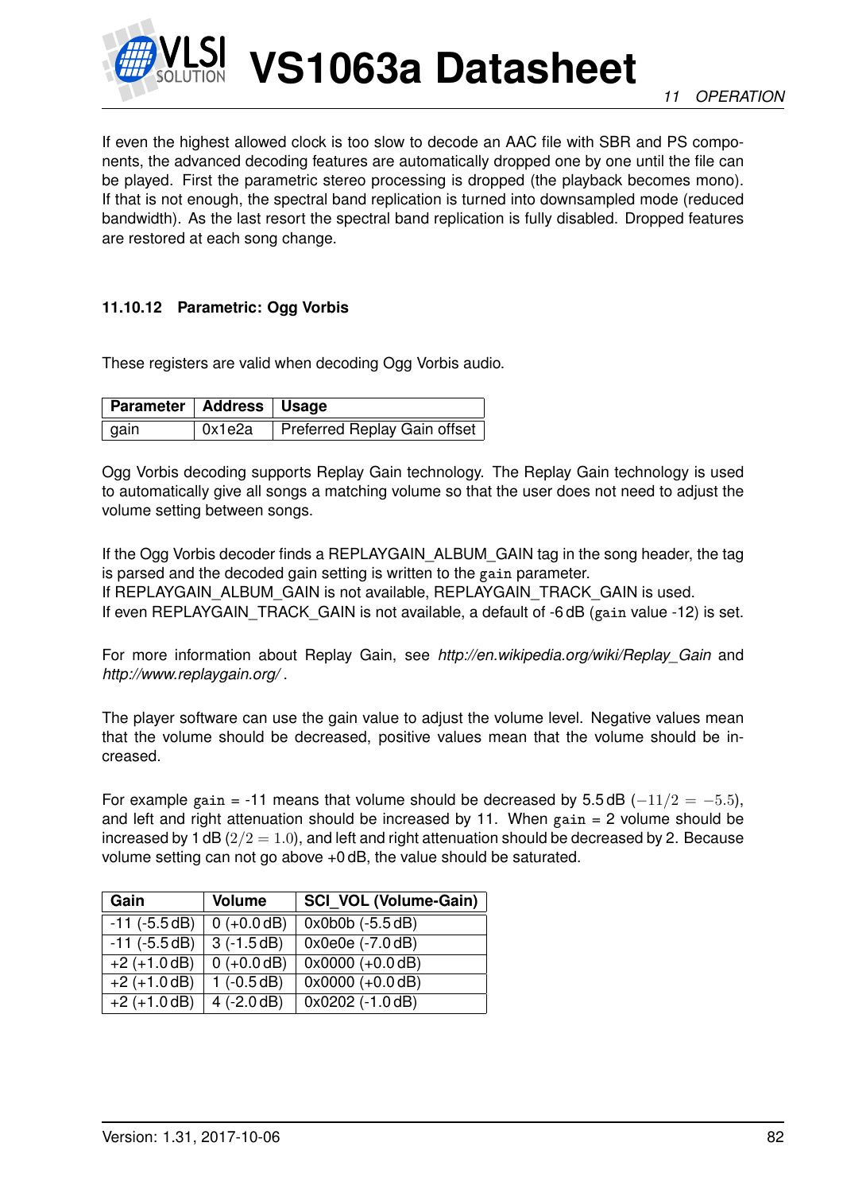If even the highest allowed clock is too slow to decode an AAC file with SBR and PS components, the advanced decoding features are automatically dropped one by one until the file can be played. First the parametric stereo processing is dropped (the playback becomes mono). If that is not enough, the spectral band replication is turned into downsampled mode (reduced bandwidth). As the last resort the spectral band replication is fully disabled. Dropped features are restored at each song change.

### 11.10.12 Parametric: Ogg Vorbis

These registers are valid when decoding Ogg Vorbis audio.

| Parameter | Address | Usage |
|---|---|---|
| gain | 0x1e2a | Preferred Replay Gain offset |

Ogg Vorbis decoding supports Replay Gain technology. The Replay Gain technology is used to automatically give all songs a matching volume so that the user does not need to adjust the volume setting between songs.

If the Ogg Vorbis decoder finds a REPLAYGAIN_ALBUM_GAIN tag in the song header, the tag is parsed and the decoded gain setting is written to the `gain` parameter.
If REPLAYGAIN_ALBUM_GAIN is not available, REPLAYGAIN_TRACK_GAIN is used.
If even REPLAYGAIN_TRACK_GAIN is not available, a default of -6 dB (`gain` value -12) is set.

For more information about Replay Gain, see *http://en.wikipedia.org/wiki/Replay_Gain* and *http://www.replaygain.org/* .

The player software can use the gain value to adjust the volume level. Negative values mean that the volume should be decreased, positive values mean that the volume should be increased.

For example `gain` = -11 means that volume should be decreased by 5.5 dB ($-11/2 = -5.5$), and left and right attenuation should be increased by 11. When `gain` = 2 volume should be increased by 1 dB ($2/2 = 1.0$), and left and right attenuation should be decreased by 2. Because volume setting can not go above +0 dB, the value should be saturated.

| Gain | Volume | SCI_VOL (Volume-Gain) |
|---|---|---|
| -11 (-5.5 dB) | 0 (+0.0 dB) | 0x0b0b (-5.5 dB) |
| -11 (-5.5 dB) | 3 (-1.5 dB) | 0x0e0e (-7.0 dB) |
| +2 (+1.0 dB) | 0 (+0.0 dB) | 0x0000 (+0.0 dB) |
| +2 (+1.0 dB) | 1 (-0.5 dB) | 0x0000 (+0.0 dB) |
| +2 (+1.0 dB) | 4 (-2.0 dB) | 0x0202 (-1.0 dB) |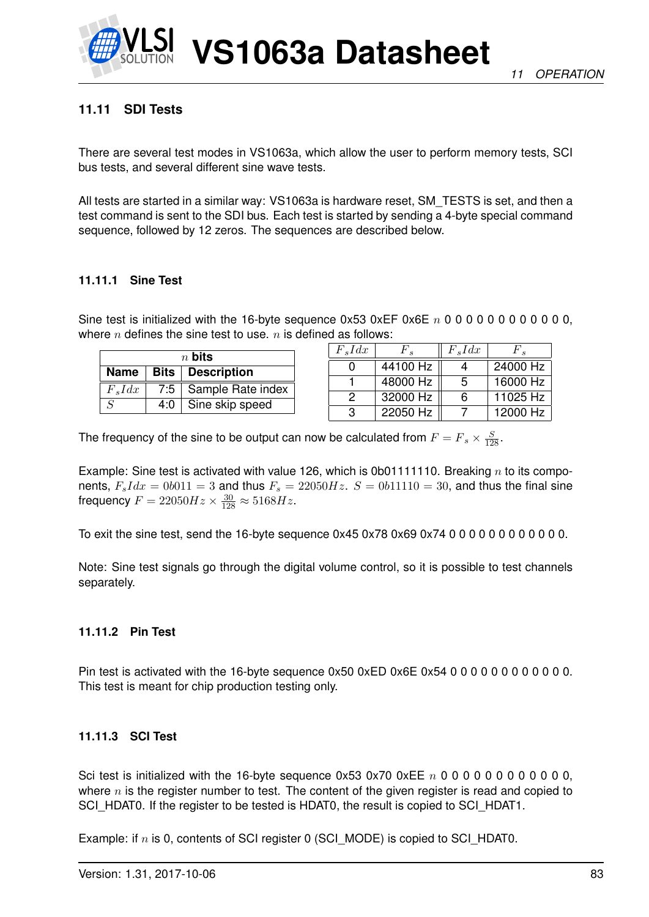### 11.11 SDI Tests

There are several test modes in VS1063a, which allow the user to perform memory tests, SCI bus tests, and several different sine wave tests.

All tests are started in a similar way: VS1063a is hardware reset, SM_TESTS is set, and then a test command is sent to the SDI bus. Each test is started by sending a 4-byte special command sequence, followed by 12 zeros. The sequences are described below.

#### 11.11.1 Sine Test

Sine test is initialized with the 16-byte sequence 0x53 0xEF 0x6E $n$ 0 0 0 0 0 0 0 0 0 0 0 0, where $n$ defines the sine test to use. $n$ is defined as follows:

| $n$ bits | | |
|---|---|---|
| **Name** | **Bits** | **Description** |
| $F_sIdx$ | 7:5 | Sample Rate index |
| $S$ | 4:0 | Sine skip speed |

| $F_sIdx$ | $F_s$ | $F_sIdx$ | $F_s$ |
|---|---|---|---|
| 0 | 44100 Hz | 4 | 24000 Hz |
| 1 | 48000 Hz | 5 | 16000 Hz |
| 2 | 32000 Hz | 6 | 11025 Hz |
| 3 | 22050 Hz | 7 | 12000 Hz |

The frequency of the sine to be output can now be calculated from $F = F_s \times \frac{S}{128}$.

Example: Sine test is activated with value 126, which is 0b01111110. Breaking $n$ to its components, $F_sIdx = 0b011 = 3$ and thus $F_s = 22050Hz$. $S = 0b11110 = 30$, and thus the final sine frequency $F = 22050Hz \times \frac{30}{128} \approx 5168Hz$.

To exit the sine test, send the 16-byte sequence 0x45 0x78 0x69 0x74 0 0 0 0 0 0 0 0 0 0 0 0.

Note: Sine test signals go through the digital volume control, so it is possible to test channels separately.

#### 11.11.2 Pin Test

Pin test is activated with the 16-byte sequence 0x50 0xED 0x6E 0x54 0 0 0 0 0 0 0 0 0 0 0 0. This test is meant for chip production testing only.

#### 11.11.3 SCI Test

Sci test is initialized with the 16-byte sequence 0x53 0x70 0xEE $n$ 0 0 0 0 0 0 0 0 0 0 0 0, where $n$ is the register number to test. The content of the given register is read and copied to SCI_HDAT0. If the register to be tested is HDAT0, the result is copied to SCI_HDAT1.

Example: if $n$ is 0, contents of SCI register 0 (SCI_MODE) is copied to SCI_HDAT0.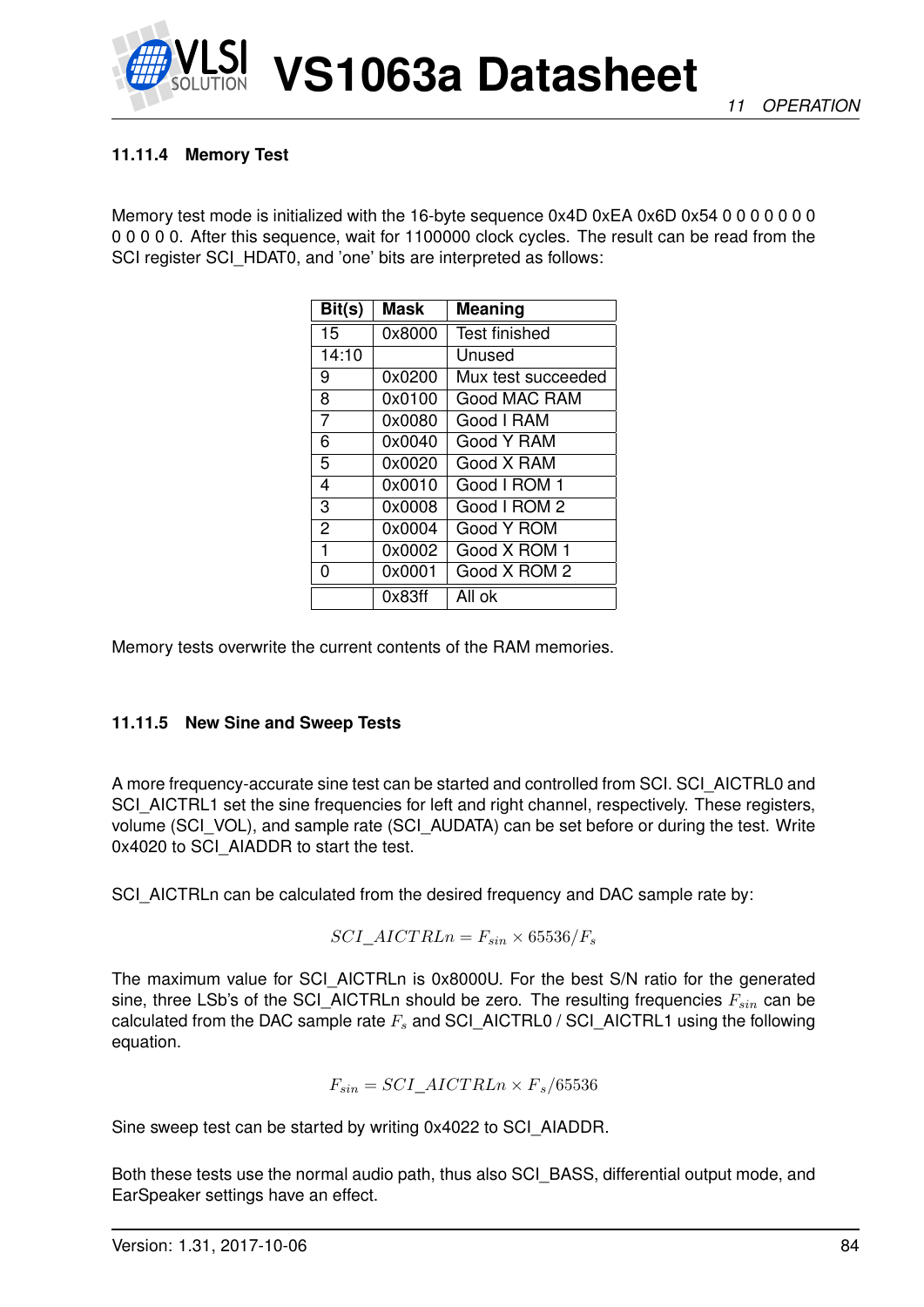### 11.11.4 Memory Test

Memory test mode is initialized with the 16-byte sequence 0x4D 0xEA 0x6D 0x54 0 0 0 0 0 0 0 0 0 0 0 0. After this sequence, wait for 1100000 clock cycles. The result can be read from the SCI register SCI_HDAT0, and 'one' bits are interpreted as follows:

| Bit(s) | Mask | Meaning |
|---|---|---|
| 15 | 0x8000 | Test finished |
| 14:10 | | Unused |
| 9 | 0x0200 | Mux test succeeded |
| 8 | 0x0100 | Good MAC RAM |
| 7 | 0x0080 | Good I RAM |
| 6 | 0x0040 | Good Y RAM |
| 5 | 0x0020 | Good X RAM |
| 4 | 0x0010 | Good I ROM 1 |
| 3 | 0x0008 | Good I ROM 2 |
| 2 | 0x0004 | Good Y ROM |
| 1 | 0x0002 | Good X ROM 1 |
| 0 | 0x0001 | Good X ROM 2 |
| | 0x83ff | All ok |

Memory tests overwrite the current contents of the RAM memories.

### 11.11.5 New Sine and Sweep Tests

A more frequency-accurate sine test can be started and controlled from SCI. SCI_AICTRL0 and SCI_AICTRL1 set the sine frequencies for left and right channel, respectively. These registers, volume (SCI_VOL), and sample rate (SCI_AUDATA) can be set before or during the test. Write 0x4020 to SCI_AIADDR to start the test.

SCI_AICTRLn can be calculated from the desired frequency and DAC sample rate by:

$$SCI\_AICTRLn = F_{sin} \times 65536/F_s$$

The maximum value for SCI_AICTRLn is 0x8000U. For the best S/N ratio for the generated sine, three LSb's of the SCI_AICTRLn should be zero. The resulting frequencies $F_{sin}$ can be calculated from the DAC sample rate $F_s$ and SCI_AICTRL0 / SCI_AICTRL1 using the following equation.

$$F_{sin} = SCI\_AICTRLn \times F_s/65536$$

Sine sweep test can be started by writing 0x4022 to SCI_AIADDR.

Both these tests use the normal audio path, thus also SCI_BASS, differential output mode, and EarSpeaker settings have an effect.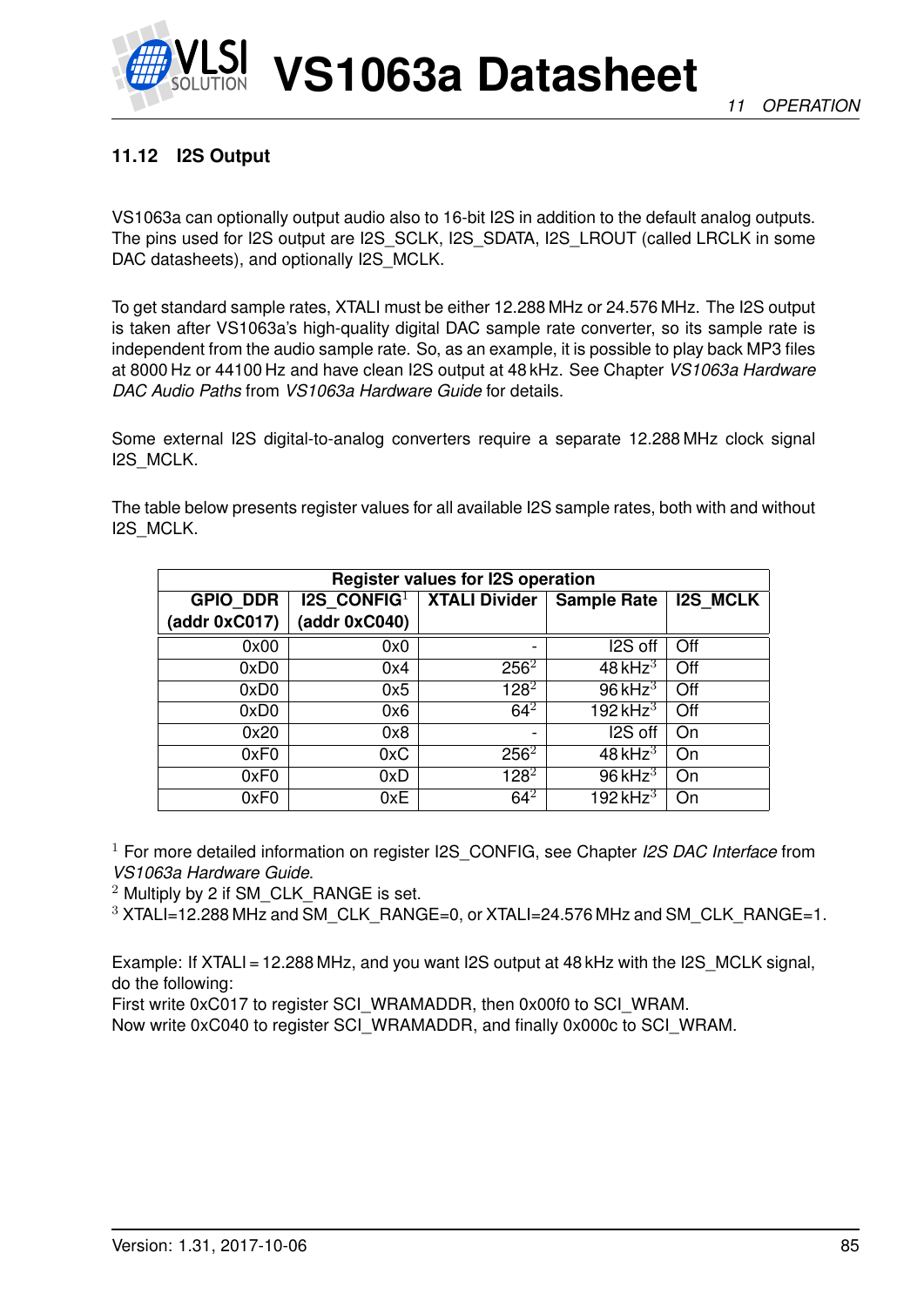## 11.12 I2S Output

VS1063a can optionally output audio also to 16-bit I2S in addition to the default analog outputs. The pins used for I2S output are I2S_SCLK, I2S_SDATA, I2S_LROUT (called LRCLK in some DAC datasheets), and optionally I2S_MCLK.

To get standard sample rates, XTALI must be either 12.288 MHz or 24.576 MHz. The I2S output is taken after VS1063a's high-quality digital DAC sample rate converter, so its sample rate is independent from the audio sample rate. So, as an example, it is possible to play back MP3 files at 8000 Hz or 44100 Hz and have clean I2S output at 48 kHz. See Chapter *VS1063a Hardware DAC Audio Paths* from *VS1063a Hardware Guide* for details.

Some external I2S digital-to-analog converters require a separate 12.288 MHz clock signal I2S_MCLK.

The table below presents register values for all available I2S sample rates, both with and without I2S_MCLK.

**Register values for I2S operation**

| GPIO_DDR (addr 0xC017) | I2S_CONFIG[1] (addr 0xC040) | XTALI Divider | Sample Rate | I2S_MCLK |
|---|---|---|---|---|
| 0x00 | 0x0 | - | I2S off | Off |
| 0xD0 | 0x4 | 256[2] | 48 kHz[3] | Off |
| 0xD0 | 0x5 | 128[2] | 96 kHz[3] | Off |
| 0xD0 | 0x6 | 64[2] | 192 kHz[3] | Off |
| 0x20 | 0x8 | - | I2S off | On |
| 0xF0 | 0xC | 256[2] | 48 kHz[3] | On |
| 0xF0 | 0xD | 128[2] | 96 kHz[3] | On |
| 0xF0 | 0xE | 64[2] | 192 kHz[3] | On |

[1] For more detailed information on register I2S_CONFIG, see Chapter *I2S DAC Interface* from *VS1063a Hardware Guide*.
[2] Multiply by 2 if SM_CLK_RANGE is set.
[3] XTALI=12.288 MHz and SM_CLK_RANGE=0, or XTALI=24.576 MHz and SM_CLK_RANGE=1.

Example: If XTALI = 12.288 MHz, and you want I2S output at 48 kHz with the I2S_MCLK signal, do the following:
First write 0xC017 to register SCI_WRAMADDR, then 0x00f0 to SCI_WRAM.
Now write 0xC040 to register SCI_WRAMADDR, and finally 0x000c to SCI_WRAM.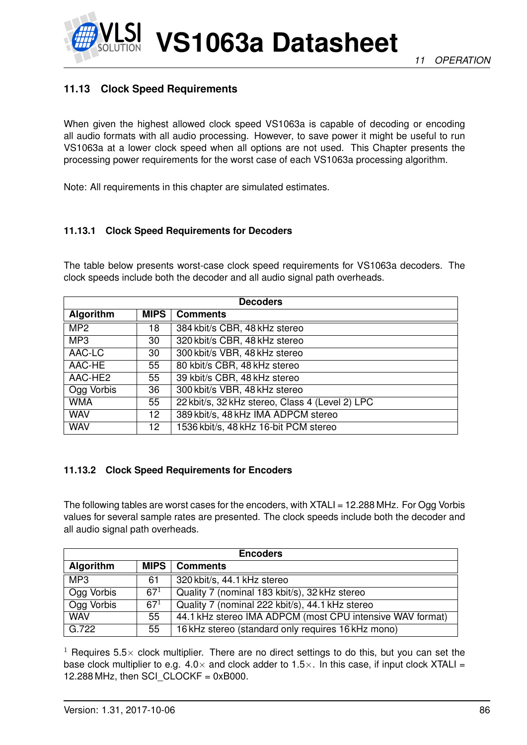## 11.13 Clock Speed Requirements

When given the highest allowed clock speed VS1063a is capable of decoding or encoding all audio formats with all audio processing. However, to save power it might be useful to run VS1063a at a lower clock speed when all options are not used. This Chapter presents the processing power requirements for the worst case of each VS1063a processing algorithm.

Note: All requirements in this chapter are simulated estimates.

### 11.13.1 Clock Speed Requirements for Decoders

The table below presents worst-case clock speed requirements for VS1063a decoders. The clock speeds include both the decoder and all audio signal path overheads.

| Decoders | | |
|---|---|---|
| **Algorithm** | **MIPS** | **Comments** |
| MP2 | 18 | 384 kbit/s CBR, 48 kHz stereo |
| MP3 | 30 | 320 kbit/s CBR, 48 kHz stereo |
| AAC-LC | 30 | 300 kbit/s VBR, 48 kHz stereo |
| AAC-HE | 55 | 80 kbit/s CBR, 48 kHz stereo |
| AAC-HE2 | 55 | 39 kbit/s CBR, 48 kHz stereo |
| Ogg Vorbis | 36 | 300 kbit/s VBR, 48 kHz stereo |
| WMA | 55 | 22 kbit/s, 32 kHz stereo, Class 4 (Level 2) LPC |
| WAV | 12 | 389 kbit/s, 48 kHz IMA ADPCM stereo |
| WAV | 12 | 1536 kbit/s, 48 kHz 16-bit PCM stereo |

### 11.13.2 Clock Speed Requirements for Encoders

The following tables are worst cases for the encoders, with XTALI = 12.288 MHz. For Ogg Vorbis values for several sample rates are presented. The clock speeds include both the decoder and all audio signal path overheads.

| Encoders | | |
|---|---|---|
| **Algorithm** | **MIPS** | **Comments** |
| MP3 | 61 | 320 kbit/s, 44.1 kHz stereo |
| Ogg Vorbis | 67[1] | Quality 7 (nominal 183 kbit/s), 32 kHz stereo |
| Ogg Vorbis | 67[1] | Quality 7 (nominal 222 kbit/s), 44.1 kHz stereo |
| WAV | 55 | 44.1 kHz stereo IMA ADPCM (most CPU intensive WAV format) |
| G.722 | 55 | 16 kHz stereo (standard only requires 16 kHz mono) |

[1] Requires 5.5× clock multiplier. There are no direct settings to do this, but you can set the base clock multiplier to e.g. 4.0× and clock adder to 1.5×. In this case, if input clock XTALI = 12.288 MHz, then SCI_CLOCKF = 0xB000.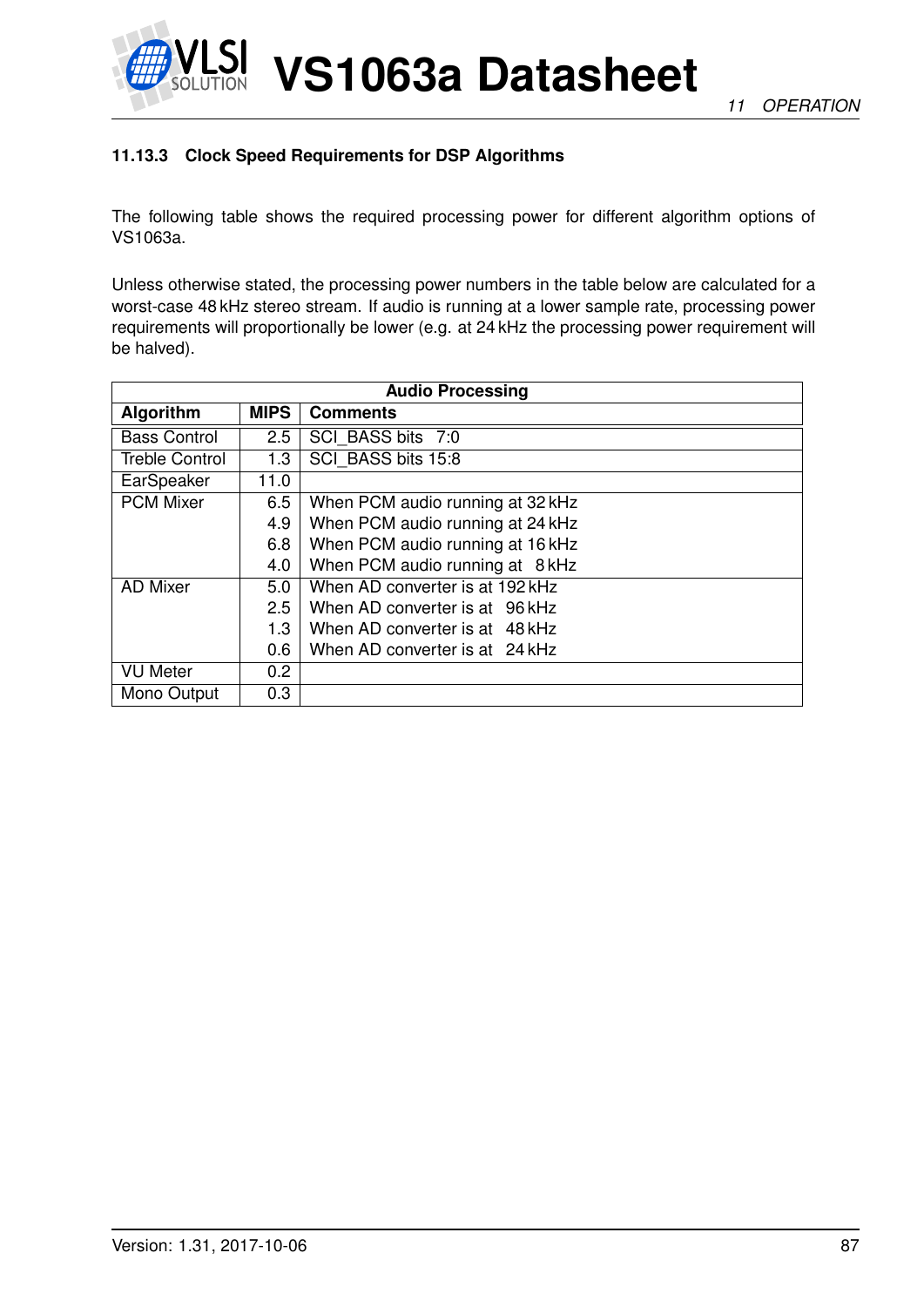### 11.13.3 Clock Speed Requirements for DSP Algorithms

The following table shows the required processing power for different algorithm options of VS1063a.

Unless otherwise stated, the processing power numbers in the table below are calculated for a worst-case 48 kHz stereo stream. If audio is running at a lower sample rate, processing power requirements will proportionally be lower (e.g. at 24 kHz the processing power requirement will be halved).

| Audio Processing | | |
|---|---|---|
| **Algorithm** | **MIPS** | **Comments** |
| Bass Control | 2.5 | SCI_BASS bits 7:0 |
| Treble Control | 1.3 | SCI_BASS bits 15:8 |
| EarSpeaker | 11.0 | |
| PCM Mixer | 6.5 | When PCM audio running at 32 kHz |
| | 4.9 | When PCM audio running at 24 kHz |
| | 6.8 | When PCM audio running at 16 kHz |
| | 4.0 | When PCM audio running at 8 kHz |
| AD Mixer | 5.0 | When AD converter is at 192 kHz |
| | 2.5 | When AD converter is at 96 kHz |
| | 1.3 | When AD converter is at 48 kHz |
| | 0.6 | When AD converter is at 24 kHz |
| VU Meter | 0.2 | |
| Mono Output | 0.3 | |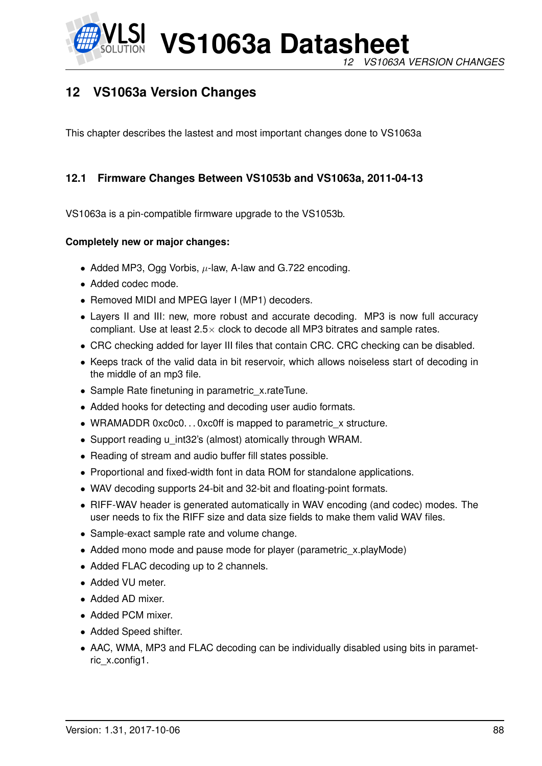# 12 VS1063a Version Changes

This chapter describes the lastest and most important changes done to VS1063a

## 12.1 Firmware Changes Between VS1053b and VS1063a, 2011-04-13

VS1063a is a pin-compatible firmware upgrade to the VS1053b.

**Completely new or major changes:**

- Added MP3, Ogg Vorbis, $\mu$-law, A-law and G.722 encoding.
- Added codec mode.
- Removed MIDI and MPEG layer I (MP1) decoders.
- Layers II and III: new, more robust and accurate decoding. MP3 is now full accuracy compliant. Use at least 2.5× clock to decode all MP3 bitrates and sample rates.
- CRC checking added for layer III files that contain CRC. CRC checking can be disabled.
- Keeps track of the valid data in bit reservoir, which allows noiseless start of decoding in the middle of an mp3 file.
- Sample Rate finetuning in parametric_x.rateTune.
- Added hooks for detecting and decoding user audio formats.
- WRAMADDR 0xc0c0. . . 0xc0ff is mapped to parametric_x structure.
- Support reading u_int32's (almost) atomically through WRAM.
- Reading of stream and audio buffer fill states possible.
- Proportional and fixed-width font in data ROM for standalone applications.
- WAV decoding supports 24-bit and 32-bit and floating-point formats.
- RIFF-WAV header is generated automatically in WAV encoding (and codec) modes. The user needs to fix the RIFF size and data size fields to make them valid WAV files.
- Sample-exact sample rate and volume change.
- Added mono mode and pause mode for player (parametric_x.playMode)
- Added FLAC decoding up to 2 channels.
- Added VU meter.
- Added AD mixer.
- Added PCM mixer.
- Added Speed shifter.
- AAC, WMA, MP3 and FLAC decoding can be individually disabled using bits in parametric_x.config1.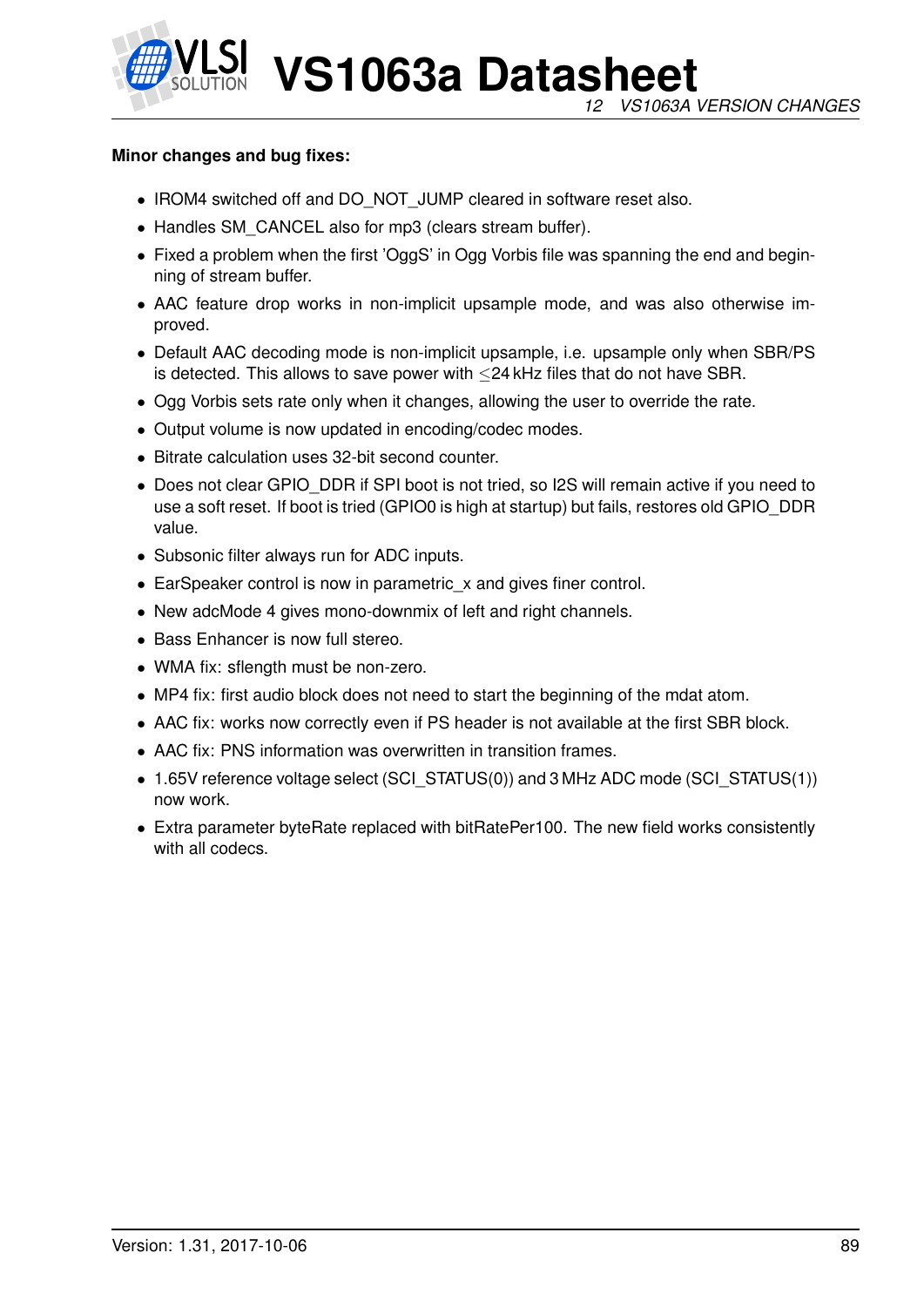**Minor changes and bug fixes:**

- IROM4 switched off and DO_NOT_JUMP cleared in software reset also.
- Handles SM_CANCEL also for mp3 (clears stream buffer).
- Fixed a problem when the first 'OggS' in Ogg Vorbis file was spanning the end and beginning of stream buffer.
- AAC feature drop works in non-implicit upsample mode, and was also otherwise improved.
- Default AAC decoding mode is non-implicit upsample, i.e. upsample only when SBR/PS is detected. This allows to save power with ≤24 kHz files that do not have SBR.
- Ogg Vorbis sets rate only when it changes, allowing the user to override the rate.
- Output volume is now updated in encoding/codec modes.
- Bitrate calculation uses 32-bit second counter.
- Does not clear GPIO_DDR if SPI boot is not tried, so I2S will remain active if you need to use a soft reset. If boot is tried (GPIO0 is high at startup) but fails, restores old GPIO_DDR value.
- Subsonic filter always run for ADC inputs.
- EarSpeaker control is now in parametric_x and gives finer control.
- New adcMode 4 gives mono-downmix of left and right channels.
- Bass Enhancer is now full stereo.
- WMA fix: sflength must be non-zero.
- MP4 fix: first audio block does not need to start the beginning of the mdat atom.
- AAC fix: works now correctly even if PS header is not available at the first SBR block.
- AAC fix: PNS information was overwritten in transition frames.
- 1.65V reference voltage select (SCI_STATUS(0)) and 3 MHz ADC mode (SCI_STATUS(1)) now work.
- Extra parameter byteRate replaced with bitRatePer100. The new field works consistently with all codecs.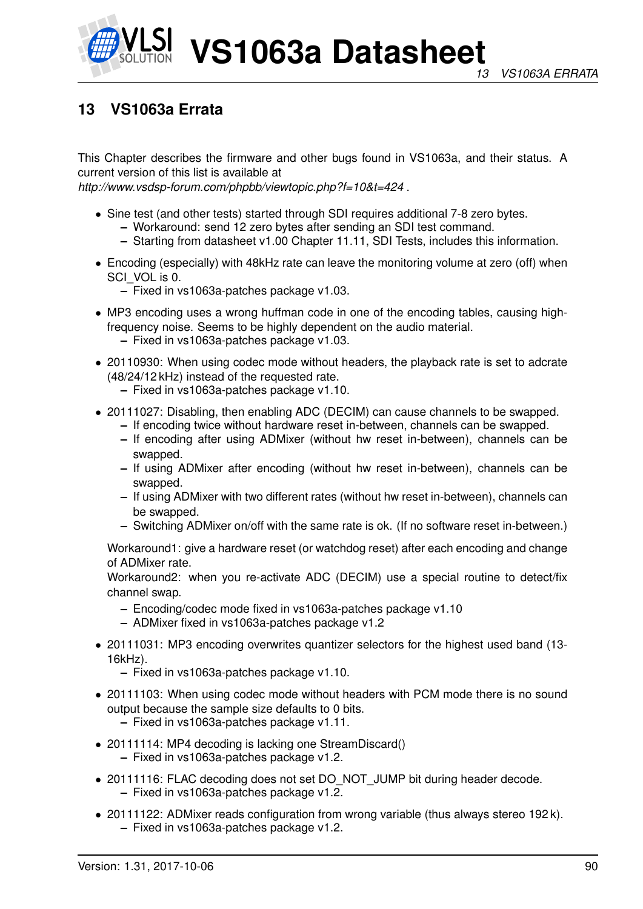# 13 VS1063a Errata

This Chapter describes the firmware and other bugs found in VS1063a, and their status. A current version of this list is available at *http://www.vsdsp-forum.com/phpbb/viewtopic.php?f=10&t=424* .

- Sine test (and other tests) started through SDI requires additional 7-8 zero bytes.
  - Workaround: send 12 zero bytes after sending an SDI test command.
  - Starting from datasheet v1.00 Chapter 11.11, SDI Tests, includes this information.
- Encoding (especially) with 48kHz rate can leave the monitoring volume at zero (off) when SCI_VOL is 0.
  - Fixed in vs1063a-patches package v1.03.
- MP3 encoding uses a wrong huffman code in one of the encoding tables, causing high-frequency noise. Seems to be highly dependent on the audio material.
  - Fixed in vs1063a-patches package v1.03.
- 20110930: When using codec mode without headers, the playback rate is set to adcrate (48/24/12 kHz) instead of the requested rate.
  - Fixed in vs1063a-patches package v1.10.
- 20111027: Disabling, then enabling ADC (DECIM) can cause channels to be swapped.
  - If encoding twice without hardware reset in-between, channels can be swapped.
  - If encoding after using ADMixer (without hw reset in-between), channels can be swapped.
  - If using ADMixer after encoding (without hw reset in-between), channels can be swapped.
  - If using ADMixer with two different rates (without hw reset in-between), channels can be swapped.
  - Switching ADMixer on/off with the same rate is ok. (If no software reset in-between.)

  Workaround1: give a hardware reset (or watchdog reset) after each encoding and change of ADMixer rate.
  Workaround2: when you re-activate ADC (DECIM) use a special routine to detect/fix channel swap.
  - Encoding/codec mode fixed in vs1063a-patches package v1.10
  - ADMixer fixed in vs1063a-patches package v1.2
- 20111031: MP3 encoding overwrites quantizer selectors for the highest used band (13-16kHz).
  - Fixed in vs1063a-patches package v1.10.
- 20111103: When using codec mode without headers with PCM mode there is no sound output because the sample size defaults to 0 bits.
  - Fixed in vs1063a-patches package v1.11.
- 20111114: MP4 decoding is lacking one StreamDiscard()
  - Fixed in vs1063a-patches package v1.2.
- 20111116: FLAC decoding does not set DO_NOT_JUMP bit during header decode.
  - Fixed in vs1063a-patches package v1.2.
- 20111122: ADMixer reads configuration from wrong variable (thus always stereo 192 k).
  - Fixed in vs1063a-patches package v1.2.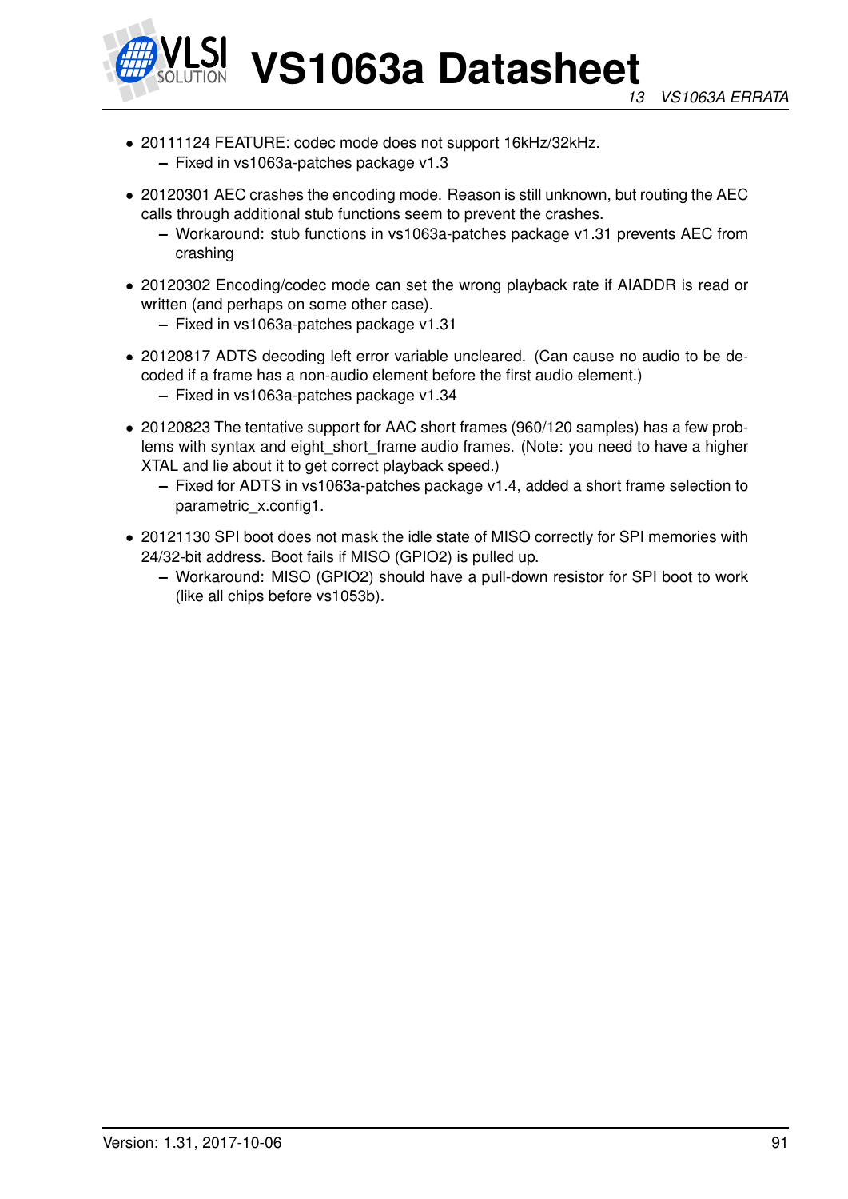- 20111124 FEATURE: codec mode does not support 16kHz/32kHz.
  - Fixed in vs1063a-patches package v1.3
- 20120301 AEC crashes the encoding mode. Reason is still unknown, but routing the AEC calls through additional stub functions seem to prevent the crashes.
  - Workaround: stub functions in vs1063a-patches package v1.31 prevents AEC from crashing
- 20120302 Encoding/codec mode can set the wrong playback rate if AIADDR is read or written (and perhaps on some other case).
  - Fixed in vs1063a-patches package v1.31
- 20120817 ADTS decoding left error variable uncleared. (Can cause no audio to be decoded if a frame has a non-audio element before the first audio element.)
  - Fixed in vs1063a-patches package v1.34
- 20120823 The tentative support for AAC short frames (960/120 samples) has a few problems with syntax and eight_short_frame audio frames. (Note: you need to have a higher XTAL and lie about it to get correct playback speed.)
  - Fixed for ADTS in vs1063a-patches package v1.4, added a short frame selection to parametric_x.config1.
- 20121130 SPI boot does not mask the idle state of MISO correctly for SPI memories with 24/32-bit address. Boot fails if MISO (GPIO2) is pulled up.
  - Workaround: MISO (GPIO2) should have a pull-down resistor for SPI boot to work (like all chips before vs1053b).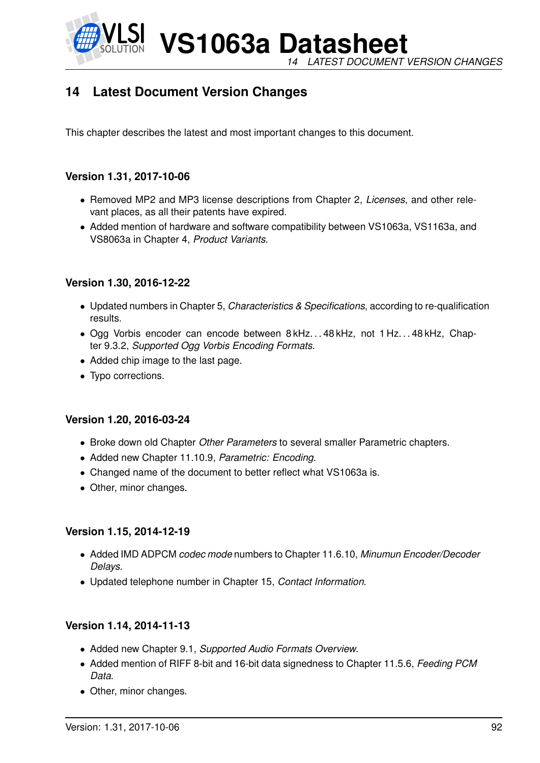# 14 Latest Document Version Changes

This chapter describes the latest and most important changes to this document.

### Version 1.31, 2017-10-06

- Removed MP2 and MP3 license descriptions from Chapter 2, *Licenses*, and other relevant places, as all their patents have expired.
- Added mention of hardware and software compatibility between VS1063a, VS1163a, and VS8063a in Chapter 4, *Product Variants*.

### Version 1.30, 2016-12-22

- Updated numbers in Chapter 5, *Characteristics & Specifications*, according to re-qualification results.
- Ogg Vorbis encoder can encode between 8 kHz. . . 48 kHz, not 1 Hz. . . 48 kHz, Chapter 9.3.2, *Supported Ogg Vorbis Encoding Formats*.
- Added chip image to the last page.
- Typo corrections.

### Version 1.20, 2016-03-24

- Broke down old Chapter *Other Parameters* to several smaller Parametric chapters.
- Added new Chapter 11.10.9, *Parametric: Encoding*.
- Changed name of the document to better reflect what VS1063a is.
- Other, minor changes.

### Version 1.15, 2014-12-19

- Added IMD ADPCM *codec mode* numbers to Chapter 11.6.10, *Minumun Encoder/Decoder Delays*.
- Updated telephone number in Chapter 15, *Contact Information*.

### Version 1.14, 2014-11-13

- Added new Chapter 9.1, *Supported Audio Formats Overview*.
- Added mention of RIFF 8-bit and 16-bit data signedness to Chapter 11.5.6, *Feeding PCM Data*.
- Other, minor changes.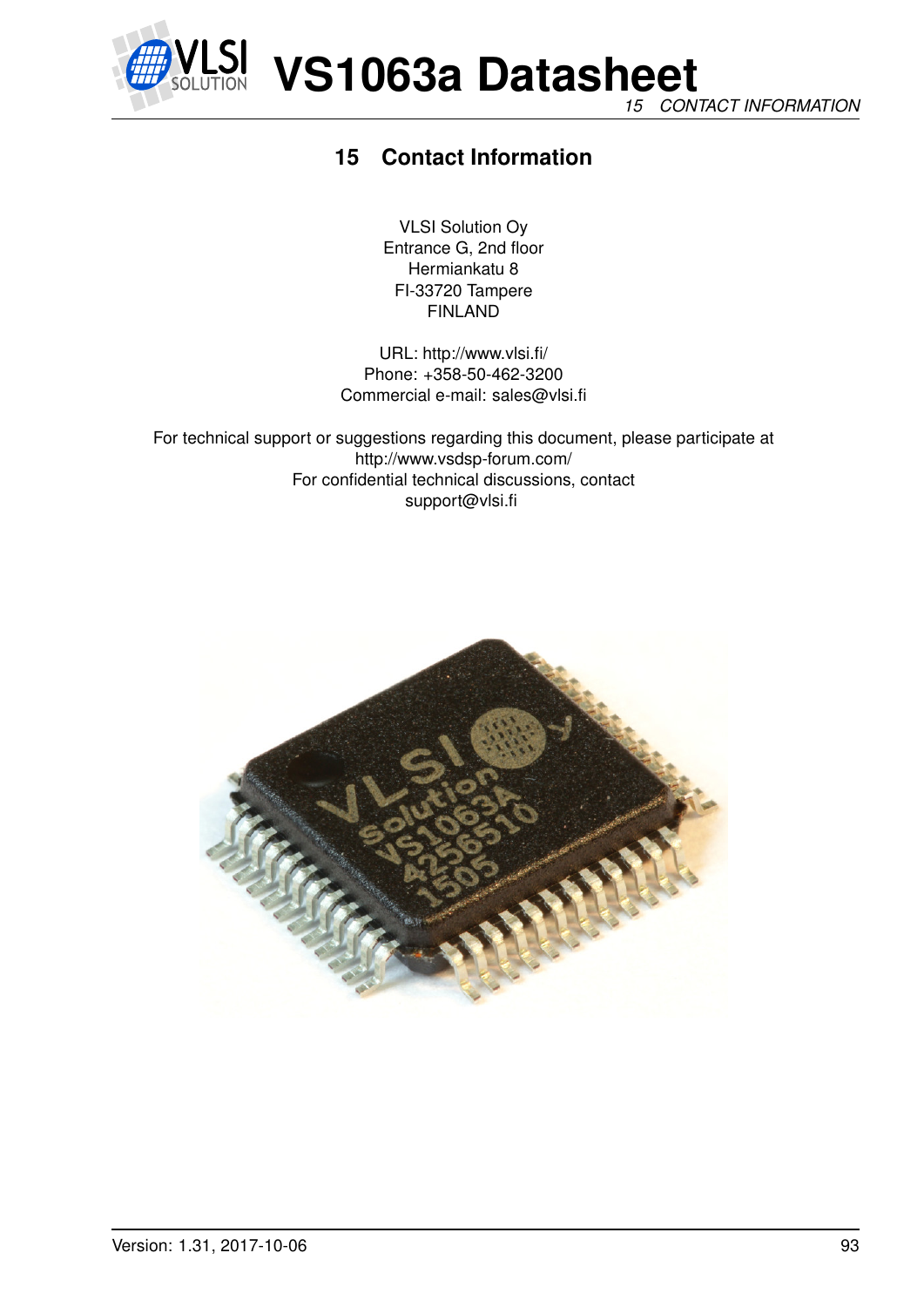# 15 Contact Information

VLSI Solution Oy
Entrance G, 2nd floor
Hermiankatu 8
FI-33720 Tampere
FINLAND

URL: http://www.vlsi.fi/
Phone: +358-50-462-3200
Commercial e-mail: sales@vlsi.fi

For technical support or suggestions regarding this document, please participate at
http://www.vsdsp-forum.com/
For confidential technical discussions, contact
support@vlsi.fi